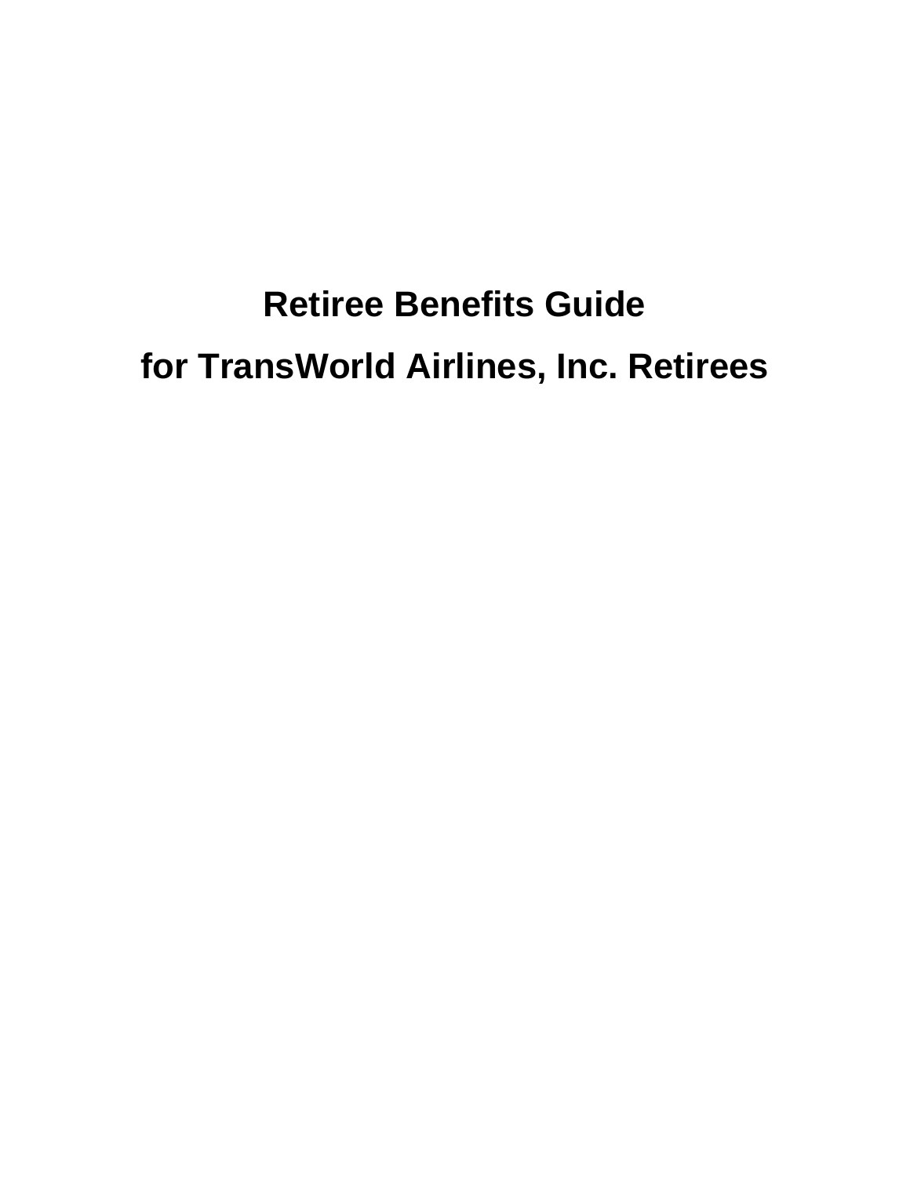# Retiree Benefits Guide

# for TransWorld Airlines, Inc. Retirees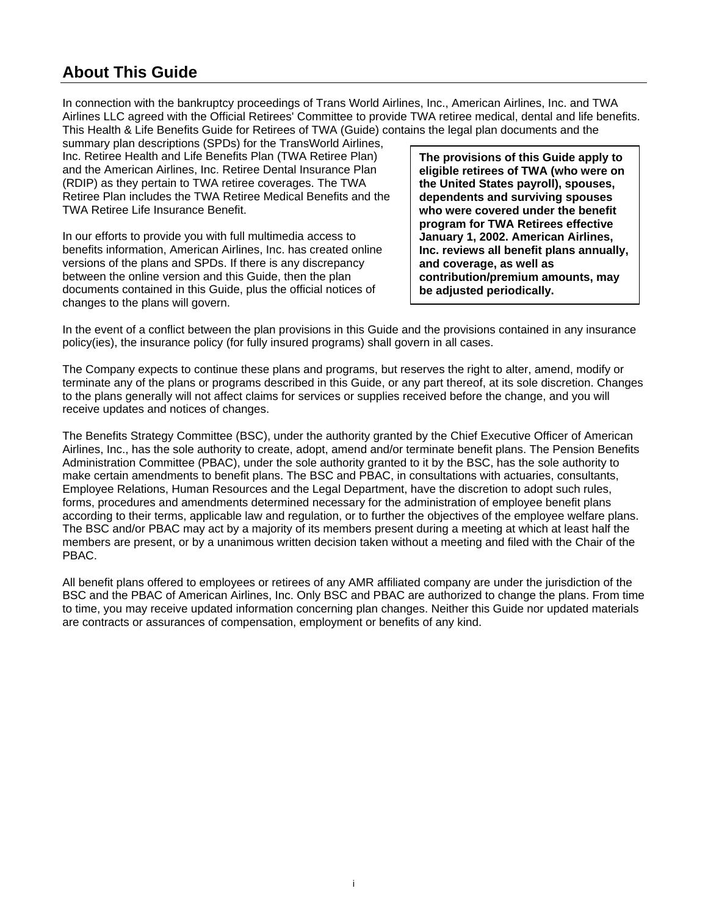## About This Guide

In connection with the bankruptcy proceedings of Trans World Airlines, Inc., American Airlines, Inc. and TWA Airlines LLC agreed with the Official Retirees' Committee to provide TWA retiree medical, dental and life benefits. This Health & Life Benefits Guide for Retirees of TWA (Guide) contains the legal plan documents and the summary plan descriptions (SPDs) for the TransWorld Airlines, Inc. Retiree Health and Life Benefits Plan (TWA Retiree Plan) and the American Airlines, Inc. Retiree Dental Insurance Plan (RDIP) as they pertain to TWA retiree coverages. The TWA Retiree Plan includes the TWA Retiree Medical Benefits and the TWA Retiree Life Insurance Benefit.

**The provisions of this Guide apply to eligible retirees of TWA (who were on the United States payroll), spouses, dependents and surviving spouses who were covered under the benefit program for TWA Retirees effective January 1, 2002. American Airlines, Inc. reviews all benefit plans annually, and coverage, as well as contribution/premium amounts, may be adjusted periodically.**

In our efforts to provide you with full multimedia access to benefits information, American Airlines, Inc. has created online versions of the plans and SPDs. If there is any discrepancy between the online version and this Guide, then the plan documents contained in this Guide, plus the official notices of changes to the plans will govern.

In the event of a conflict between the plan provisions in this Guide and the provisions contained in any insurance policy(ies), the insurance policy (for fully insured programs) shall govern in all cases.

The Company expects to continue these plans and programs, but reserves the right to alter, amend, modify or terminate any of the plans or programs described in this Guide, or any part thereof, at its sole discretion. Changes to the plans generally will not affect claims for services or supplies received before the change, and you will receive updates and notices of changes.

The Benefits Strategy Committee (BSC), under the authority granted by the Chief Executive Officer of American Airlines, Inc., has the sole authority to create, adopt, amend and/or terminate benefit plans. The Pension Benefits Administration Committee (PBAC), under the sole authority granted to it by the BSC, has the sole authority to make certain amendments to benefit plans. The BSC and PBAC, in consultations with actuaries, consultants, Employee Relations, Human Resources and the Legal Department, have the discretion to adopt such rules, forms, procedures and amendments determined necessary for the administration of employee benefit plans according to their terms, applicable law and regulation, or to further the objectives of the employee welfare plans. The BSC and/or PBAC may act by a majority of its members present during a meeting at which at least half the members are present, or by a unanimous written decision taken without a meeting and filed with the Chair of the PBAC.

All benefit plans offered to employees or retirees of any AMR affiliated company are under the jurisdiction of the BSC and the PBAC of American Airlines, Inc. Only BSC and PBAC are authorized to change the plans. From time to time, you may receive updated information concerning plan changes. Neither this Guide nor updated materials are contracts or assurances of compensation, employment or benefits of any kind.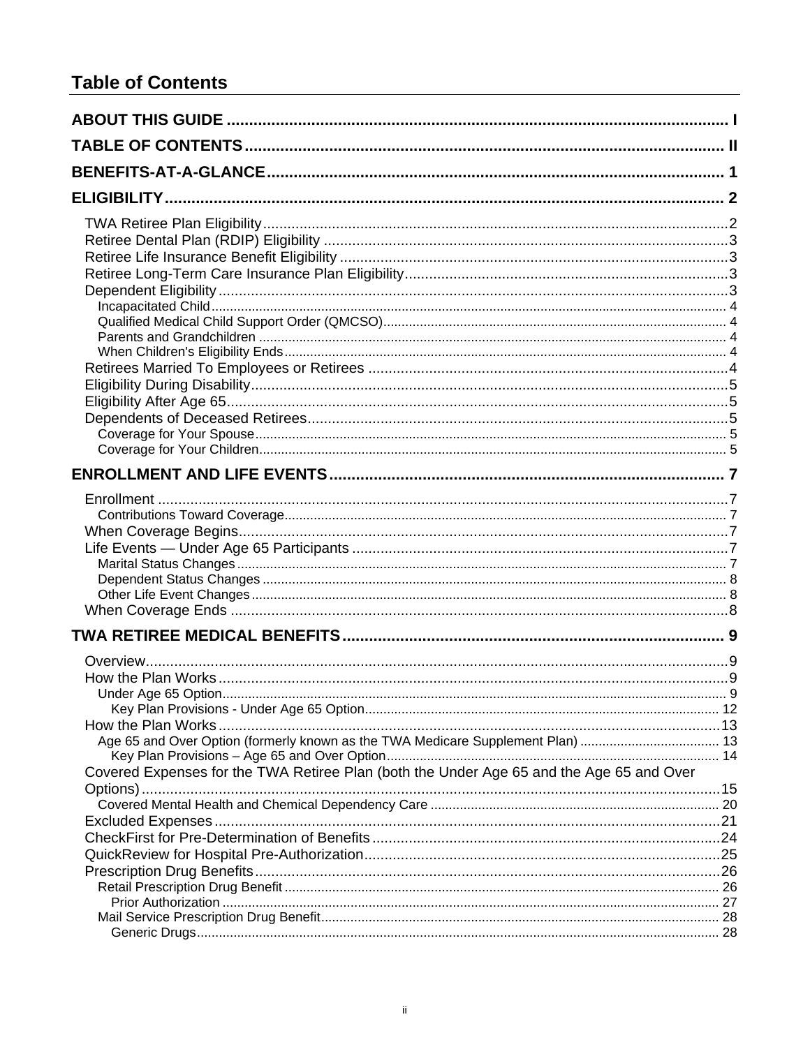## Table of Contents

**ABOUT THIS GUIDE** .......... I

**TABLE OF CONTENTS** .......... II

**BENEFITS-AT-A-GLANCE** .......... 1

**ELIGIBILITY** .......... 2

- TWA Retiree Plan Eligibility .......... 2
- Retiree Dental Plan (RDIP) Eligibility .......... 3
- Retiree Life Insurance Benefit Eligibility .......... 3
- Retiree Long-Term Care Insurance Plan Eligibility .......... 3
- Dependent Eligibility .......... 3
  - Incapacitated Child .......... 4
  - Qualified Medical Child Support Order (QMCSO) .......... 4
  - Parents and Grandchildren .......... 4
  - When Children's Eligibility Ends .......... 4
- Retirees Married To Employees or Retirees .......... 4
- Eligibility During Disability .......... 5
- Eligibility After Age 65 .......... 5
- Dependents of Deceased Retirees .......... 5
  - Coverage for Your Spouse .......... 5
  - Coverage for Your Children .......... 5

**ENROLLMENT AND LIFE EVENTS** .......... 7

- Enrollment .......... 7
  - Contributions Toward Coverage .......... 7
- When Coverage Begins .......... 7
- Life Events — Under Age 65 Participants .......... 7
  - Marital Status Changes .......... 7
  - Dependent Status Changes .......... 8
  - Other Life Event Changes .......... 8
- When Coverage Ends .......... 8

**TWA RETIREE MEDICAL BENEFITS** .......... 9

- Overview .......... 9
- How the Plan Works .......... 9
  - Under Age 65 Option .......... 9
    - Key Plan Provisions - Under Age 65 Option .......... 12
- How the Plan Works .......... 13
  - Age 65 and Over Option (formerly known as the TWA Medicare Supplement Plan) .......... 13
    - Key Plan Provisions – Age 65 and Over Option .......... 14
- Covered Expenses for the TWA Retiree Plan (both the Under Age 65 and the Age 65 and Over Options) .......... 15
  - Covered Mental Health and Chemical Dependency Care .......... 20
- Excluded Expenses .......... 21
- CheckFirst for Pre-Determination of Benefits .......... 24
- QuickReview for Hospital Pre-Authorization .......... 25
- Prescription Drug Benefits .......... 26
  - Retail Prescription Drug Benefit .......... 26
    - Prior Authorization .......... 27
  - Mail Service Prescription Drug Benefit .......... 28
    - Generic Drugs .......... 28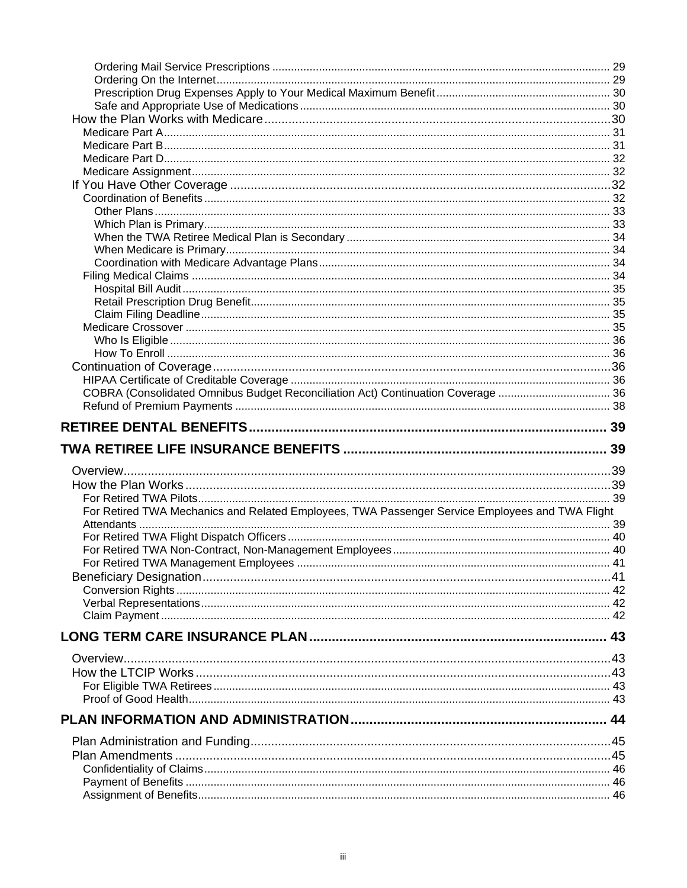Ordering Mail Service Prescriptions ... 29
Ordering On the Internet ... 29
Prescription Drug Expenses Apply to Your Medical Maximum Benefit ... 30
Safe and Appropriate Use of Medications ... 30

How the Plan Works with Medicare ... 30
Medicare Part A ... 31
Medicare Part B ... 31
Medicare Part D ... 32
Medicare Assignment ... 32

If You Have Other Coverage ... 32
Coordination of Benefits ... 32
Other Plans ... 33
Which Plan is Primary ... 33
When the TWA Retiree Medical Plan is Secondary ... 34
When Medicare is Primary ... 34
Coordination with Medicare Advantage Plans ... 34
Filing Medical Claims ... 34
Hospital Bill Audit ... 35
Retail Prescription Drug Benefit ... 35
Claim Filing Deadline ... 35
Medicare Crossover ... 35
Who Is Eligible ... 36
How To Enroll ... 36

Continuation of Coverage ... 36
HIPAA Certificate of Creditable Coverage ... 36
COBRA (Consolidated Omnibus Budget Reconciliation Act) Continuation Coverage ... 36
Refund of Premium Payments ... 38

**RETIREE DENTAL BENEFITS ... 39**

**TWA RETIREE LIFE INSURANCE BENEFITS ... 39**

Overview ... 39
How the Plan Works ... 39
For Retired TWA Pilots ... 39
For Retired TWA Mechanics and Related Employees, TWA Passenger Service Employees and TWA Flight Attendants ... 39
For Retired TWA Flight Dispatch Officers ... 40
For Retired TWA Non-Contract, Non-Management Employees ... 40
For Retired TWA Management Employees ... 41
Beneficiary Designation ... 41
Conversion Rights ... 42
Verbal Representations ... 42
Claim Payment ... 42

**LONG TERM CARE INSURANCE PLAN ... 43**

Overview ... 43
How the LTCIP Works ... 43
For Eligible TWA Retirees ... 43
Proof of Good Health ... 43

**PLAN INFORMATION AND ADMINISTRATION ... 44**

Plan Administration and Funding ... 45
Plan Amendments ... 45
Confidentiality of Claims ... 46
Payment of Benefits ... 46
Assignment of Benefits ... 46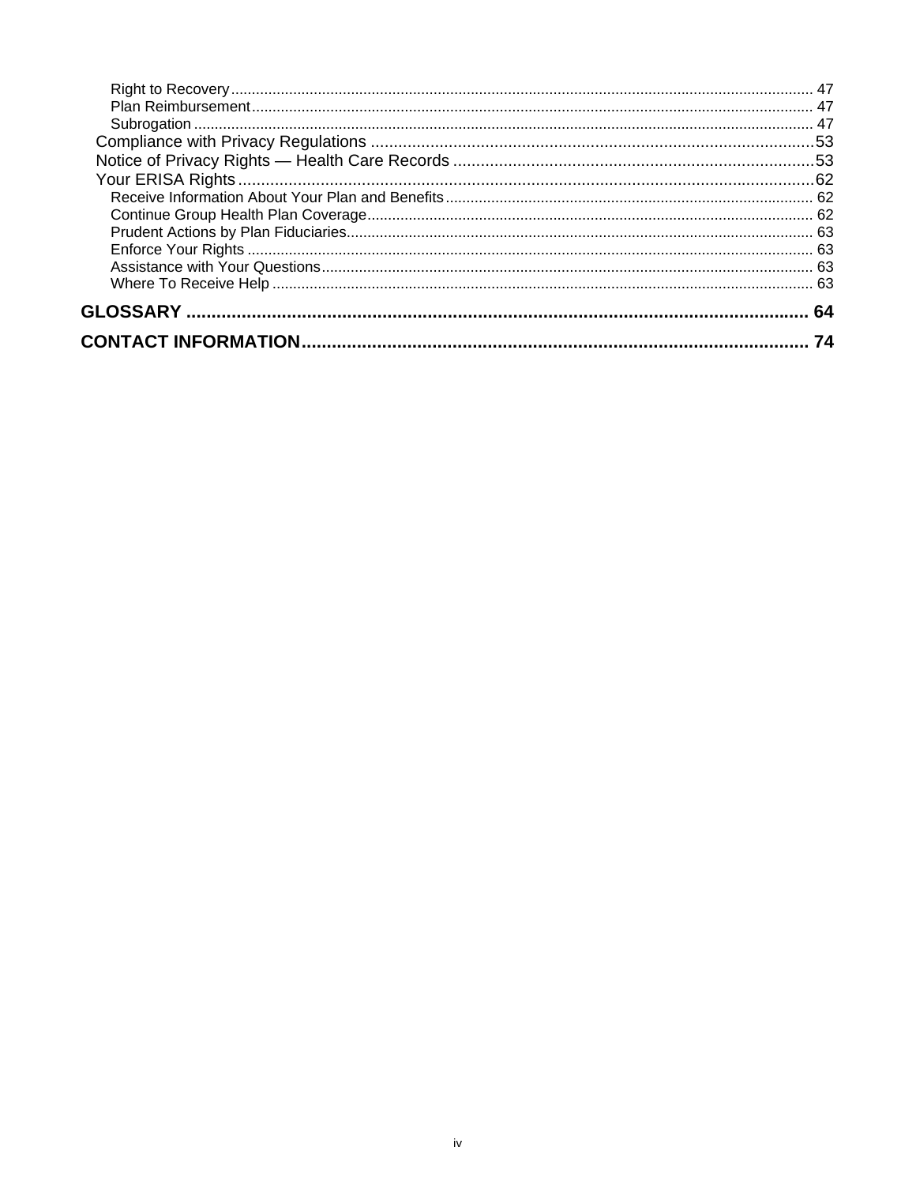Right to Recovery ........................................................................................................................................ 47
Plan Reimbursement ..................................................................................................................................... 47
Subrogation .................................................................................................................................................. 47

Compliance with Privacy Regulations ................................................................................................53

Notice of Privacy Rights — Health Care Records ..............................................................................53

Your ERISA Rights ...............................................................................................................................62

Receive Information About Your Plan and Benefits ...................................................................................... 62
Continue Group Health Plan Coverage .......................................................................................................... 62
Prudent Actions by Plan Fiduciaries ............................................................................................................... 63
Enforce Your Rights ....................................................................................................................................... 63
Assistance with Your Questions ..................................................................................................................... 63
Where To Receive Help .................................................................................................................................. 63

**GLOSSARY ........................................................................................................................ 64**

**CONTACT INFORMATION ................................................................................................ 74**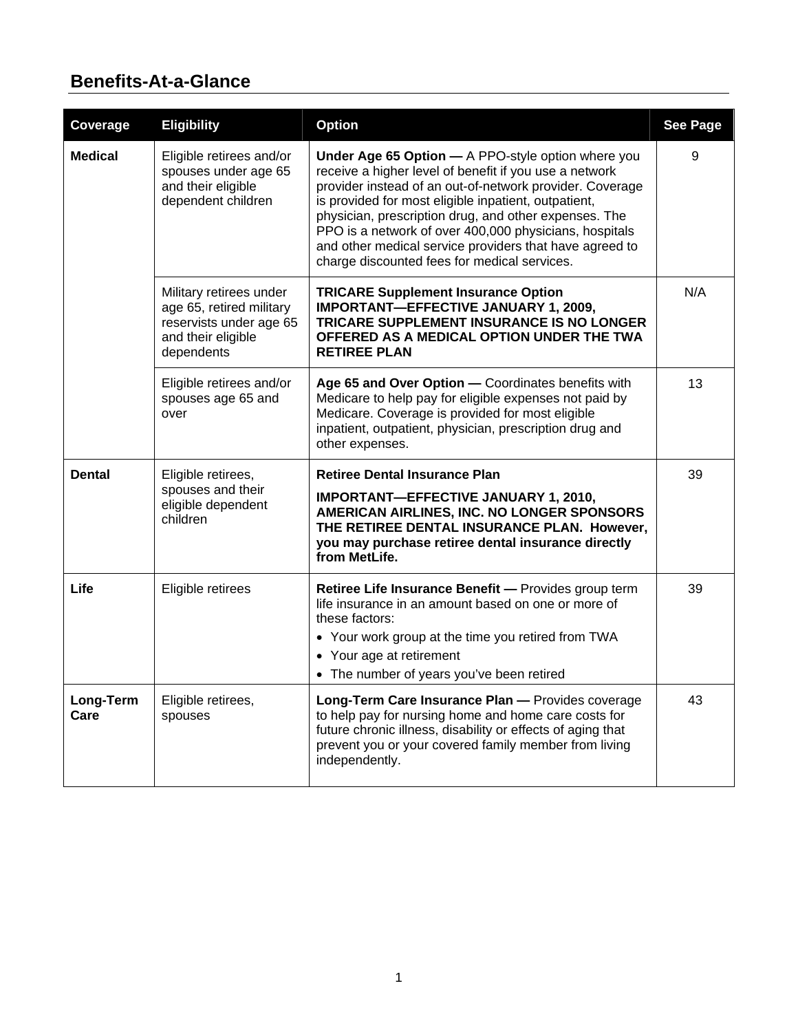## Benefits-At-a-Glance

| Coverage | Eligibility | Option | See Page |
|---|---|---|---|
| **Medical** | Eligible retirees and/or spouses under age 65 and their eligible dependent children | **Under Age 65 Option —** A PPO-style option where you receive a higher level of benefit if you use a network provider instead of an out-of-network provider. Coverage is provided for most eligible inpatient, outpatient, physician, prescription drug, and other expenses. The PPO is a network of over 400,000 physicians, hospitals and other medical service providers that have agreed to charge discounted fees for medical services. | 9 |
| | Military retirees under age 65, retired military reservists under age 65 and their eligible dependents | **TRICARE Supplement Insurance Option IMPORTANT—EFFECTIVE JANUARY 1, 2009, TRICARE SUPPLEMENT INSURANCE IS NO LONGER OFFERED AS A MEDICAL OPTION UNDER THE TWA RETIREE PLAN** | N/A |
| | Eligible retirees and/or spouses age 65 and over | **Age 65 and Over Option —** Coordinates benefits with Medicare to help pay for eligible expenses not paid by Medicare. Coverage is provided for most eligible inpatient, outpatient, physician, prescription drug and other expenses. | 13 |
| **Dental** | Eligible retirees, spouses and their eligible dependent children | **Retiree Dental Insurance Plan** **IMPORTANT—EFFECTIVE JANUARY 1, 2010, AMERICAN AIRLINES, INC. NO LONGER SPONSORS THE RETIREE DENTAL INSURANCE PLAN. However, you may purchase retiree dental insurance directly from MetLife.** | 39 |
| **Life** | Eligible retirees | **Retiree Life Insurance Benefit —** Provides group term life insurance in an amount based on one or more of these factors: • Your work group at the time you retired from TWA • Your age at retirement • The number of years you've been retired | 39 |
| **Long-Term Care** | Eligible retirees, spouses | **Long-Term Care Insurance Plan —** Provides coverage to help pay for nursing home and home care costs for future chronic illness, disability or effects of aging that prevent you or your covered family member from living independently. | 43 |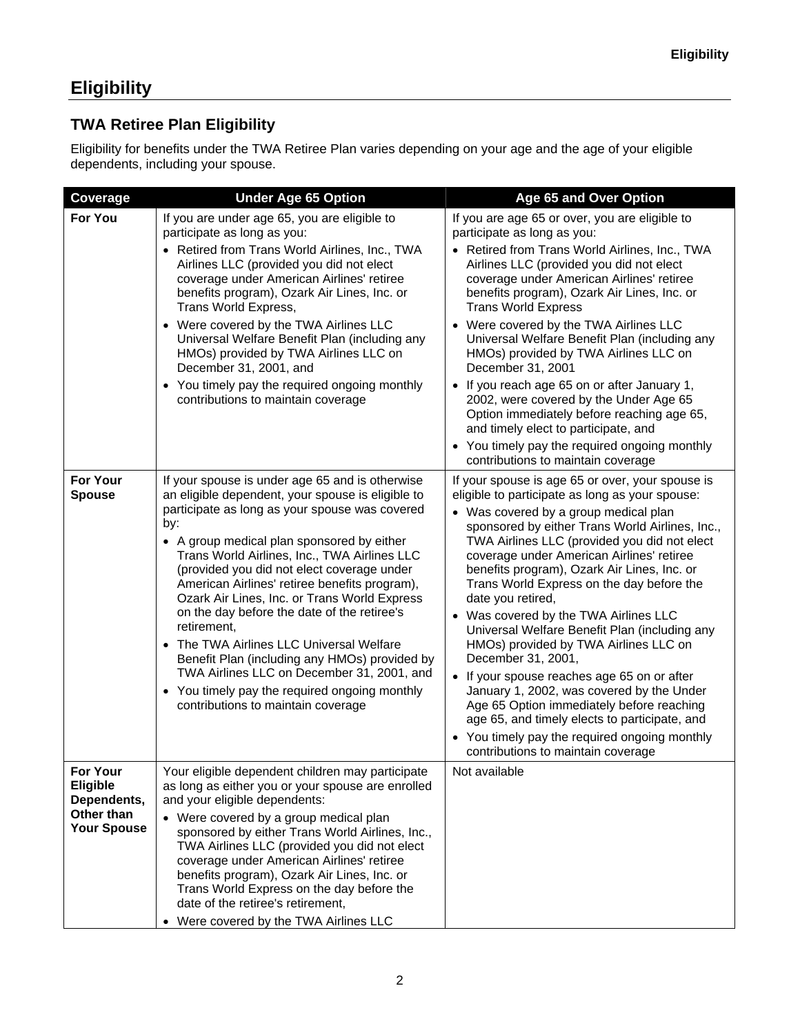# Eligibility

## TWA Retiree Plan Eligibility

Eligibility for benefits under the TWA Retiree Plan varies depending on your age and the age of your eligible dependents, including your spouse.

| Coverage | Under Age 65 Option | Age 65 and Over Option |
|---|---|---|
| **For You** | If you are under age 65, you are eligible to participate as long as you:<br>• Retired from Trans World Airlines, Inc., TWA Airlines LLC (provided you did not elect coverage under American Airlines' retiree benefits program), Ozark Air Lines, Inc. or Trans World Express,<br>• Were covered by the TWA Airlines LLC Universal Welfare Benefit Plan (including any HMOs) provided by TWA Airlines LLC on December 31, 2001, and<br>• You timely pay the required ongoing monthly contributions to maintain coverage | If you are age 65 or over, you are eligible to participate as long as you:<br>• Retired from Trans World Airlines, Inc., TWA Airlines LLC (provided you did not elect coverage under American Airlines' retiree benefits program), Ozark Air Lines, Inc. or Trans World Express<br>• Were covered by the TWA Airlines LLC Universal Welfare Benefit Plan (including any HMOs) provided by TWA Airlines LLC on December 31, 2001<br>• If you reach age 65 on or after January 1, 2002, were covered by the Under Age 65 Option immediately before reaching age 65, and timely elect to participate, and<br>• You timely pay the required ongoing monthly contributions to maintain coverage |
| **For Your Spouse** | If your spouse is under age 65 and is otherwise an eligible dependent, your spouse is eligible to participate as long as your spouse was covered by:<br>• A group medical plan sponsored by either Trans World Airlines, Inc., TWA Airlines LLC (provided you did not elect coverage under American Airlines' retiree benefits program), Ozark Air Lines, Inc. or Trans World Express on the day before the date of the retiree's retirement,<br>• The TWA Airlines LLC Universal Welfare Benefit Plan (including any HMOs) provided by TWA Airlines LLC on December 31, 2001, and<br>• You timely pay the required ongoing monthly contributions to maintain coverage | If your spouse is age 65 or over, your spouse is eligible to participate as long as your spouse:<br>• Was covered by a group medical plan sponsored by either Trans World Airlines, Inc., TWA Airlines LLC (provided you did not elect coverage under American Airlines' retiree benefits program), Ozark Air Lines, Inc. or Trans World Express on the day before the date you retired,<br>• Was covered by the TWA Airlines LLC Universal Welfare Benefit Plan (including any HMOs) provided by TWA Airlines LLC on December 31, 2001,<br>• If your spouse reaches age 65 on or after January 1, 2002, was covered by the Under Age 65 Option immediately before reaching age 65, and timely elects to participate, and<br>• You timely pay the required ongoing monthly contributions to maintain coverage |
| **For Your Eligible Dependents, Other than Your Spouse** | Your eligible dependent children may participate as long as either you or your spouse are enrolled and your eligible dependents:<br>• Were covered by a group medical plan sponsored by either Trans World Airlines, Inc., TWA Airlines LLC (provided you did not elect coverage under American Airlines' retiree benefits program), Ozark Air Lines, Inc. or Trans World Express on the day before the date of the retiree's retirement,<br>• Were covered by the TWA Airlines LLC | Not available |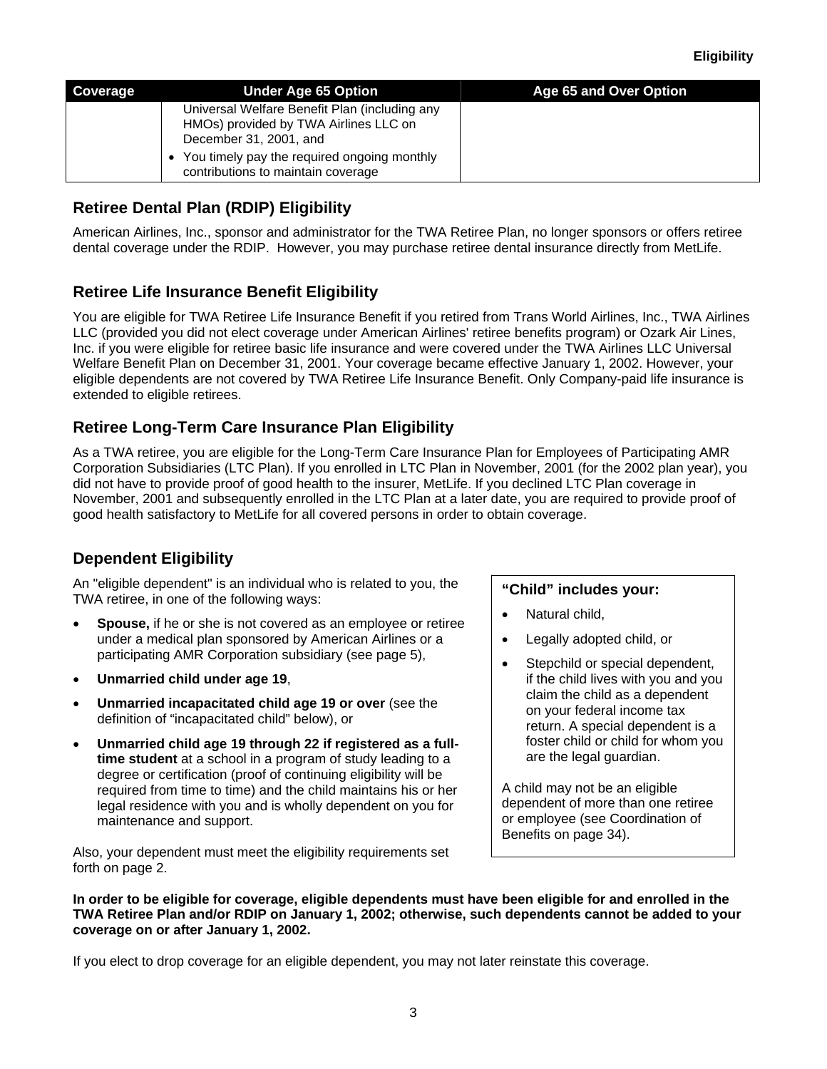| Coverage | Under Age 65 Option | Age 65 and Over Option |
|---|---|---|
| | Universal Welfare Benefit Plan (including any HMOs) provided by TWA Airlines LLC on December 31, 2001, and<br>• You timely pay the required ongoing monthly contributions to maintain coverage | |

## Retiree Dental Plan (RDIP) Eligibility

American Airlines, Inc., sponsor and administrator for the TWA Retiree Plan, no longer sponsors or offers retiree dental coverage under the RDIP. However, you may purchase retiree dental insurance directly from MetLife.

## Retiree Life Insurance Benefit Eligibility

You are eligible for TWA Retiree Life Insurance Benefit if you retired from Trans World Airlines, Inc., TWA Airlines LLC (provided you did not elect coverage under American Airlines' retiree benefits program) or Ozark Air Lines, Inc. if you were eligible for retiree basic life insurance and were covered under the TWA Airlines LLC Universal Welfare Benefit Plan on December 31, 2001. Your coverage became effective January 1, 2002. However, your eligible dependents are not covered by TWA Retiree Life Insurance Benefit. Only Company-paid life insurance is extended to eligible retirees.

## Retiree Long-Term Care Insurance Plan Eligibility

As a TWA retiree, you are eligible for the Long-Term Care Insurance Plan for Employees of Participating AMR Corporation Subsidiaries (LTC Plan). If you enrolled in LTC Plan in November, 2001 (for the 2002 plan year), you did not have to provide proof of good health to the insurer, MetLife. If you declined LTC Plan coverage in November, 2001 and subsequently enrolled in the LTC Plan at a later date, you are required to provide proof of good health satisfactory to MetLife for all covered persons in order to obtain coverage.

## Dependent Eligibility

An "eligible dependent" is an individual who is related to you, the TWA retiree, in one of the following ways:

- **Spouse,** if he or she is not covered as an employee or retiree under a medical plan sponsored by American Airlines or a participating AMR Corporation subsidiary (see page 5),
- **Unmarried child under age 19**,
- **Unmarried incapacitated child age 19 or over** (see the definition of "incapacitated child" below), or
- **Unmarried child age 19 through 22 if registered as a full-time student** at a school in a program of study leading to a degree or certification (proof of continuing eligibility will be required from time to time) and the child maintains his or her legal residence with you and is wholly dependent on you for maintenance and support.

Also, your dependent must meet the eligibility requirements set forth on page 2.

**"Child" includes your:**

- Natural child,
- Legally adopted child, or
- Stepchild or special dependent, if the child lives with you and you claim the child as a dependent on your federal income tax return. A special dependent is a foster child or child for whom you are the legal guardian.

A child may not be an eligible dependent of more than one retiree or employee (see Coordination of Benefits on page 34).

**In order to be eligible for coverage, eligible dependents must have been eligible for and enrolled in the TWA Retiree Plan and/or RDIP on January 1, 2002; otherwise, such dependents cannot be added to your coverage on or after January 1, 2002.**

If you elect to drop coverage for an eligible dependent, you may not later reinstate this coverage.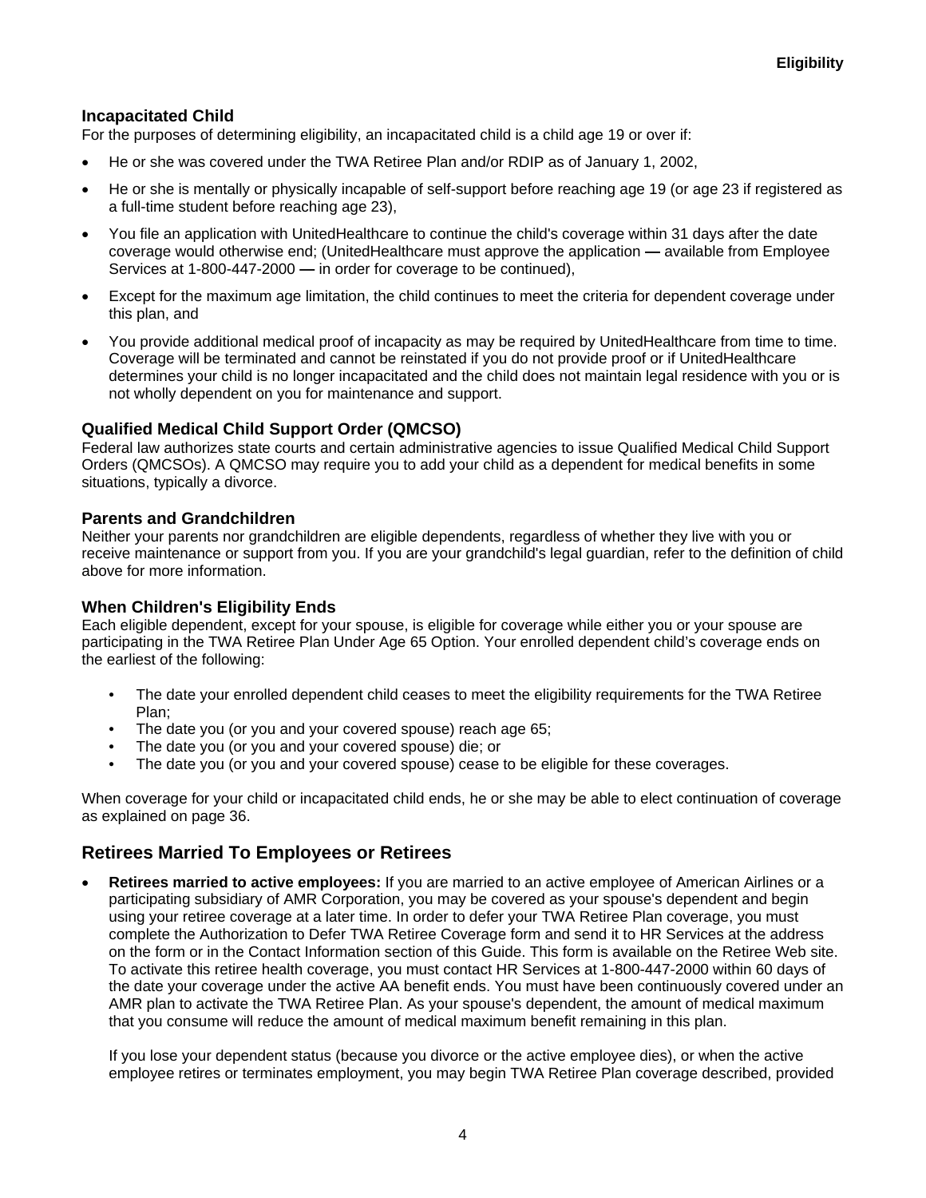### Incapacitated Child

For the purposes of determining eligibility, an incapacitated child is a child age 19 or over if:

- He or she was covered under the TWA Retiree Plan and/or RDIP as of January 1, 2002,
- He or she is mentally or physically incapable of self-support before reaching age 19 (or age 23 if registered as a full-time student before reaching age 23),
- You file an application with UnitedHealthcare to continue the child's coverage within 31 days after the date coverage would otherwise end; (UnitedHealthcare must approve the application — available from Employee Services at 1-800-447-2000 — in order for coverage to be continued),
- Except for the maximum age limitation, the child continues to meet the criteria for dependent coverage under this plan, and
- You provide additional medical proof of incapacity as may be required by UnitedHealthcare from time to time. Coverage will be terminated and cannot be reinstated if you do not provide proof or if UnitedHealthcare determines your child is no longer incapacitated and the child does not maintain legal residence with you or is not wholly dependent on you for maintenance and support.

### Qualified Medical Child Support Order (QMCSO)

Federal law authorizes state courts and certain administrative agencies to issue Qualified Medical Child Support Orders (QMCSOs). A QMCSO may require you to add your child as a dependent for medical benefits in some situations, typically a divorce.

### Parents and Grandchildren

Neither your parents nor grandchildren are eligible dependents, regardless of whether they live with you or receive maintenance or support from you. If you are your grandchild's legal guardian, refer to the definition of child above for more information.

### When Children's Eligibility Ends

Each eligible dependent, except for your spouse, is eligible for coverage while either you or your spouse are participating in the TWA Retiree Plan Under Age 65 Option. Your enrolled dependent child's coverage ends on the earliest of the following:

- The date your enrolled dependent child ceases to meet the eligibility requirements for the TWA Retiree Plan;
- The date you (or you and your covered spouse) reach age 65;
- The date you (or you and your covered spouse) die; or
- The date you (or you and your covered spouse) cease to be eligible for these coverages.

When coverage for your child or incapacitated child ends, he or she may be able to elect continuation of coverage as explained on page 36.

## Retirees Married To Employees or Retirees

- **Retirees married to active employees:** If you are married to an active employee of American Airlines or a participating subsidiary of AMR Corporation, you may be covered as your spouse's dependent and begin using your retiree coverage at a later time. In order to defer your TWA Retiree Plan coverage, you must complete the Authorization to Defer TWA Retiree Coverage form and send it to HR Services at the address on the form or in the Contact Information section of this Guide. This form is available on the Retiree Web site. To activate this retiree health coverage, you must contact HR Services at 1-800-447-2000 within 60 days of the date your coverage under the active AA benefit ends. You must have been continuously covered under an AMR plan to activate the TWA Retiree Plan. As your spouse's dependent, the amount of medical maximum that you consume will reduce the amount of medical maximum benefit remaining in this plan.

  If you lose your dependent status (because you divorce or the active employee dies), or when the active employee retires or terminates employment, you may begin TWA Retiree Plan coverage described, provided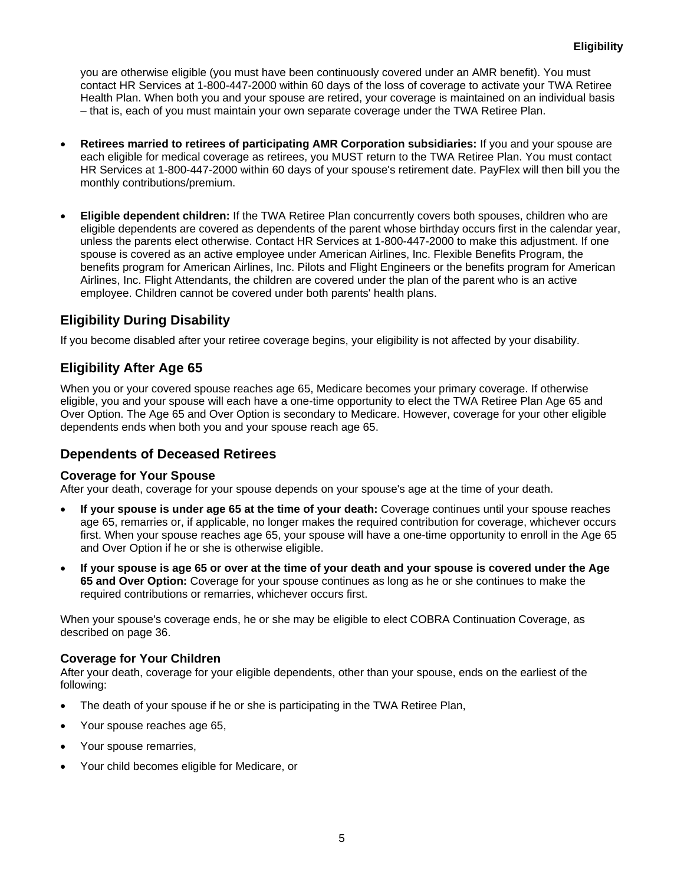you are otherwise eligible (you must have been continuously covered under an AMR benefit). You must contact HR Services at 1-800-447-2000 within 60 days of the loss of coverage to activate your TWA Retiree Health Plan. When both you and your spouse are retired, your coverage is maintained on an individual basis – that is, each of you must maintain your own separate coverage under the TWA Retiree Plan.

- **Retirees married to retirees of participating AMR Corporation subsidiaries:** If you and your spouse are each eligible for medical coverage as retirees, you MUST return to the TWA Retiree Plan. You must contact HR Services at 1-800-447-2000 within 60 days of your spouse's retirement date. PayFlex will then bill you the monthly contributions/premium.

- **Eligible dependent children:** If the TWA Retiree Plan concurrently covers both spouses, children who are eligible dependents are covered as dependents of the parent whose birthday occurs first in the calendar year, unless the parents elect otherwise. Contact HR Services at 1-800-447-2000 to make this adjustment. If one spouse is covered as an active employee under American Airlines, Inc. Flexible Benefits Program, the benefits program for American Airlines, Inc. Pilots and Flight Engineers or the benefits program for American Airlines, Inc. Flight Attendants, the children are covered under the plan of the parent who is an active employee. Children cannot be covered under both parents' health plans.

## Eligibility During Disability

If you become disabled after your retiree coverage begins, your eligibility is not affected by your disability.

## Eligibility After Age 65

When you or your covered spouse reaches age 65, Medicare becomes your primary coverage. If otherwise eligible, you and your spouse will each have a one-time opportunity to elect the TWA Retiree Plan Age 65 and Over Option. The Age 65 and Over Option is secondary to Medicare. However, coverage for your other eligible dependents ends when both you and your spouse reach age 65.

## Dependents of Deceased Retirees

### Coverage for Your Spouse

After your death, coverage for your spouse depends on your spouse's age at the time of your death.

- **If your spouse is under age 65 at the time of your death:** Coverage continues until your spouse reaches age 65, remarries or, if applicable, no longer makes the required contribution for coverage, whichever occurs first. When your spouse reaches age 65, your spouse will have a one-time opportunity to enroll in the Age 65 and Over Option if he or she is otherwise eligible.
- **If your spouse is age 65 or over at the time of your death and your spouse is covered under the Age 65 and Over Option:** Coverage for your spouse continues as long as he or she continues to make the required contributions or remarries, whichever occurs first.

When your spouse's coverage ends, he or she may be eligible to elect COBRA Continuation Coverage, as described on page 36.

### Coverage for Your Children

After your death, coverage for your eligible dependents, other than your spouse, ends on the earliest of the following:

- The death of your spouse if he or she is participating in the TWA Retiree Plan,
- Your spouse reaches age 65,
- Your spouse remarries,
- Your child becomes eligible for Medicare, or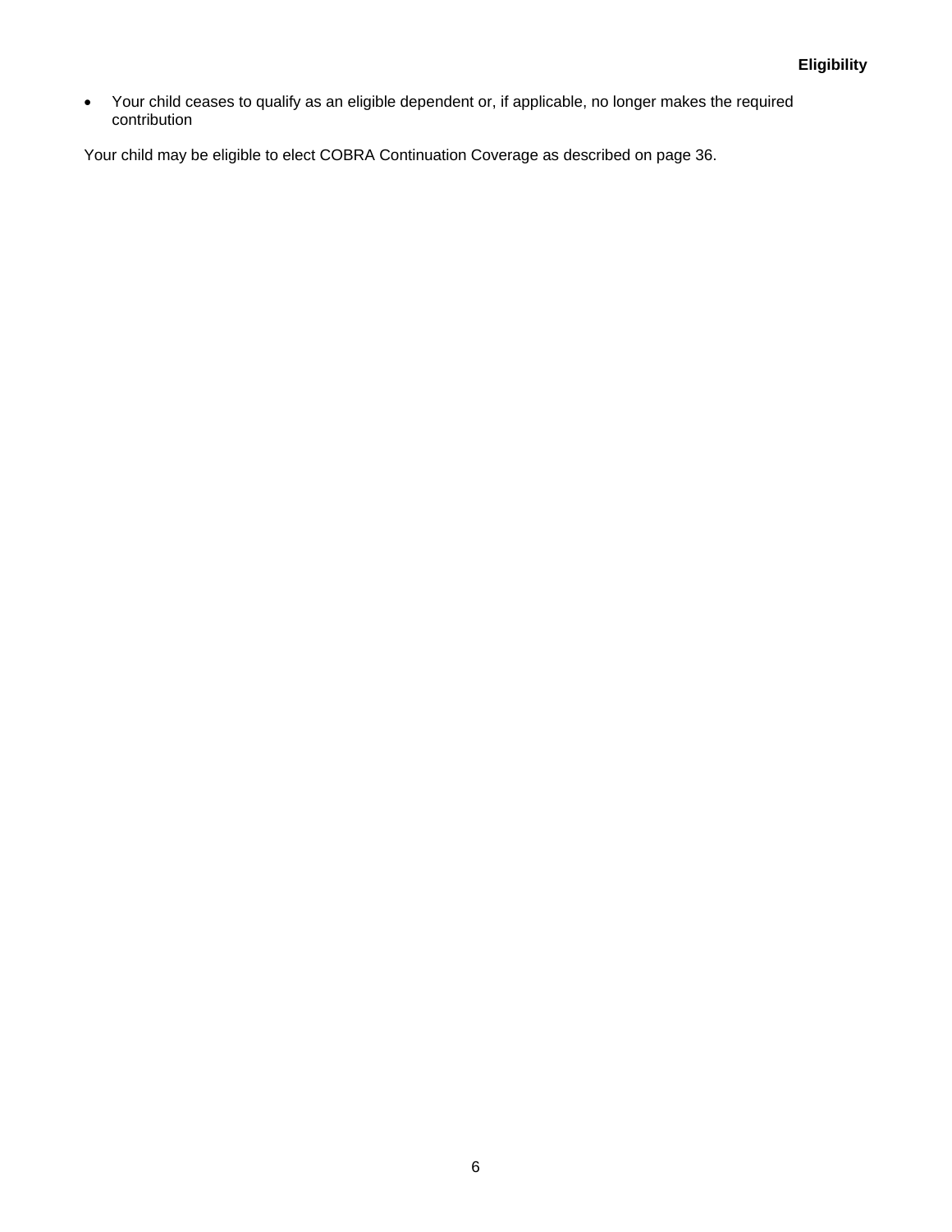- Your child ceases to qualify as an eligible dependent or, if applicable, no longer makes the required contribution

Your child may be eligible to elect COBRA Continuation Coverage as described on page 36.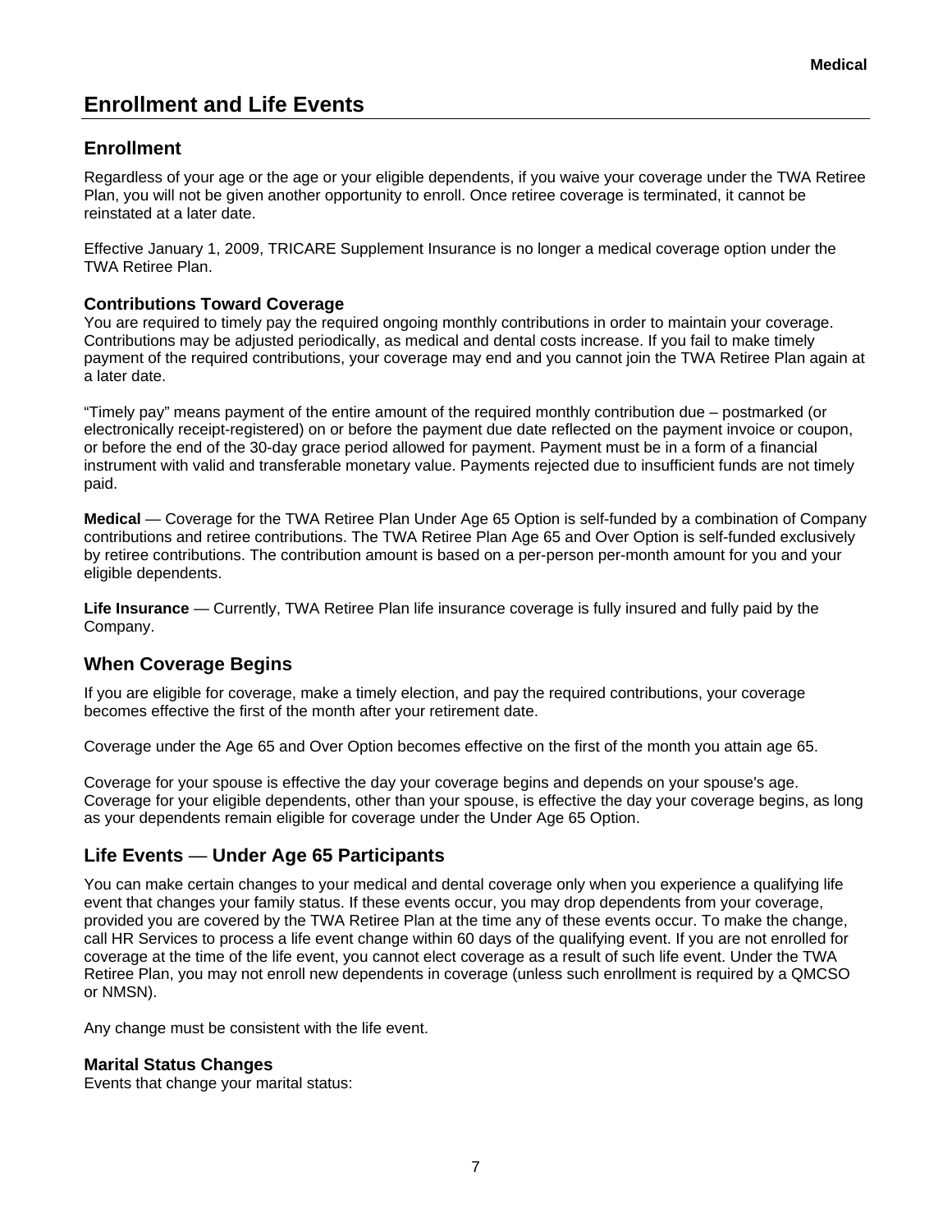# Enrollment and Life Events

## Enrollment

Regardless of your age or the age or your eligible dependents, if you waive your coverage under the TWA Retiree Plan, you will not be given another opportunity to enroll. Once retiree coverage is terminated, it cannot be reinstated at a later date.

Effective January 1, 2009, TRICARE Supplement Insurance is no longer a medical coverage option under the TWA Retiree Plan.

### Contributions Toward Coverage

You are required to timely pay the required ongoing monthly contributions in order to maintain your coverage. Contributions may be adjusted periodically, as medical and dental costs increase. If you fail to make timely payment of the required contributions, your coverage may end and you cannot join the TWA Retiree Plan again at a later date.

“Timely pay” means payment of the entire amount of the required monthly contribution due – postmarked (or electronically receipt-registered) on or before the payment due date reflected on the payment invoice or coupon, or before the end of the 30-day grace period allowed for payment. Payment must be in a form of a financial instrument with valid and transferable monetary value. Payments rejected due to insufficient funds are not timely paid.

**Medical** — Coverage for the TWA Retiree Plan Under Age 65 Option is self-funded by a combination of Company contributions and retiree contributions. The TWA Retiree Plan Age 65 and Over Option is self-funded exclusively by retiree contributions. The contribution amount is based on a per-person per-month amount for you and your eligible dependents.

**Life Insurance** — Currently, TWA Retiree Plan life insurance coverage is fully insured and fully paid by the Company.

## When Coverage Begins

If you are eligible for coverage, make a timely election, and pay the required contributions, your coverage becomes effective the first of the month after your retirement date.

Coverage under the Age 65 and Over Option becomes effective on the first of the month you attain age 65.

Coverage for your spouse is effective the day your coverage begins and depends on your spouse's age. Coverage for your eligible dependents, other than your spouse, is effective the day your coverage begins, as long as your dependents remain eligible for coverage under the Under Age 65 Option.

## Life Events — Under Age 65 Participants

You can make certain changes to your medical and dental coverage only when you experience a qualifying life event that changes your family status. If these events occur, you may drop dependents from your coverage, provided you are covered by the TWA Retiree Plan at the time any of these events occur. To make the change, call HR Services to process a life event change within 60 days of the qualifying event. If you are not enrolled for coverage at the time of the life event, you cannot elect coverage as a result of such life event. Under the TWA Retiree Plan, you may not enroll new dependents in coverage (unless such enrollment is required by a QMCSO or NMSN).

Any change must be consistent with the life event.

### Marital Status Changes

Events that change your marital status: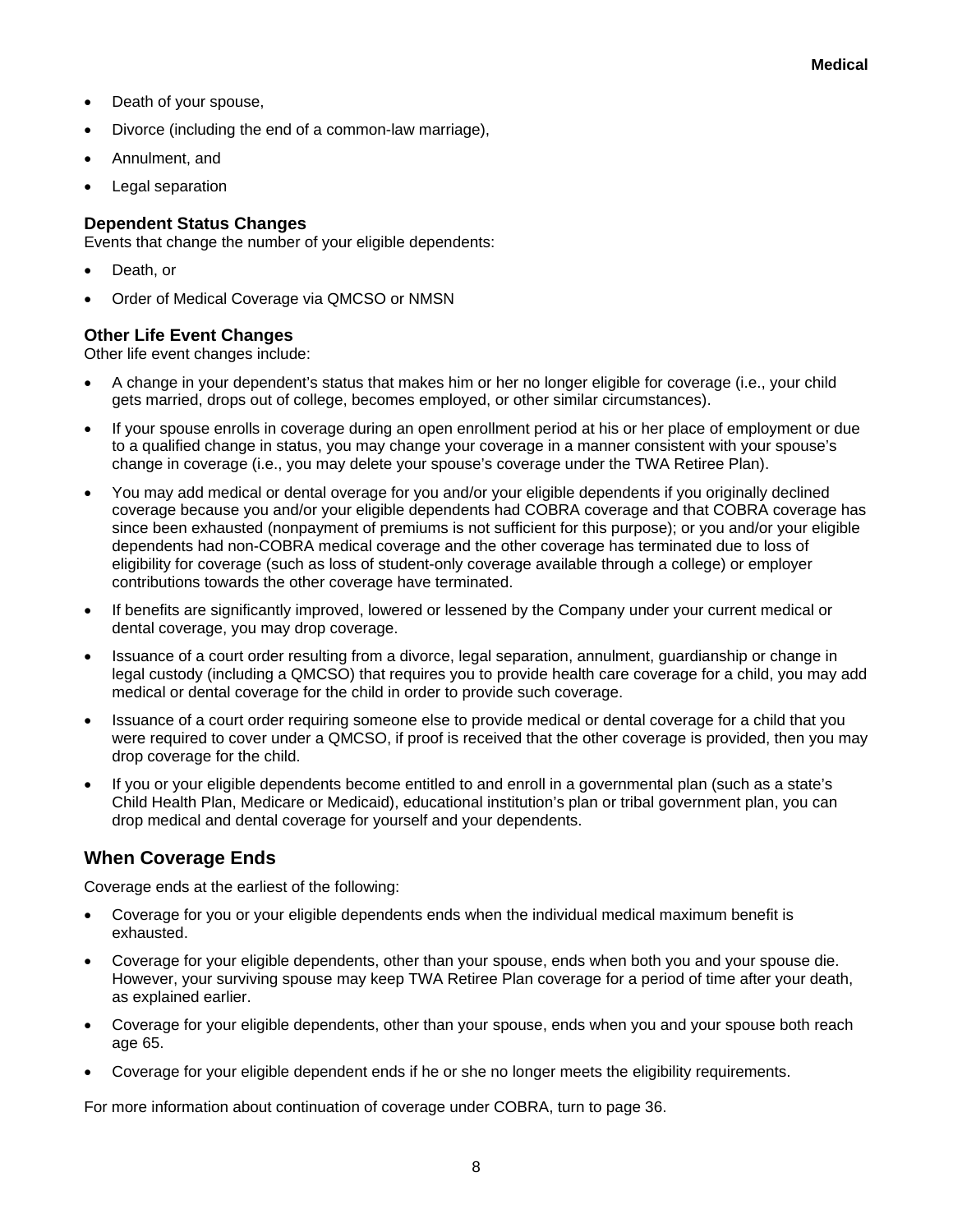- Death of your spouse,
- Divorce (including the end of a common-law marriage),
- Annulment, and
- Legal separation

### Dependent Status Changes

Events that change the number of your eligible dependents:

- Death, or
- Order of Medical Coverage via QMCSO or NMSN

### Other Life Event Changes

Other life event changes include:

- A change in your dependent's status that makes him or her no longer eligible for coverage (i.e., your child gets married, drops out of college, becomes employed, or other similar circumstances).
- If your spouse enrolls in coverage during an open enrollment period at his or her place of employment or due to a qualified change in status, you may change your coverage in a manner consistent with your spouse's change in coverage (i.e., you may delete your spouse's coverage under the TWA Retiree Plan).
- You may add medical or dental overage for you and/or your eligible dependents if you originally declined coverage because you and/or your eligible dependents had COBRA coverage and that COBRA coverage has since been exhausted (nonpayment of premiums is not sufficient for this purpose); or you and/or your eligible dependents had non-COBRA medical coverage and the other coverage has terminated due to loss of eligibility for coverage (such as loss of student-only coverage available through a college) or employer contributions towards the other coverage have terminated.
- If benefits are significantly improved, lowered or lessened by the Company under your current medical or dental coverage, you may drop coverage.
- Issuance of a court order resulting from a divorce, legal separation, annulment, guardianship or change in legal custody (including a QMCSO) that requires you to provide health care coverage for a child, you may add medical or dental coverage for the child in order to provide such coverage.
- Issuance of a court order requiring someone else to provide medical or dental coverage for a child that you were required to cover under a QMCSO, if proof is received that the other coverage is provided, then you may drop coverage for the child.
- If you or your eligible dependents become entitled to and enroll in a governmental plan (such as a state's Child Health Plan, Medicare or Medicaid), educational institution's plan or tribal government plan, you can drop medical and dental coverage for yourself and your dependents.

## When Coverage Ends

Coverage ends at the earliest of the following:

- Coverage for you or your eligible dependents ends when the individual medical maximum benefit is exhausted.
- Coverage for your eligible dependents, other than your spouse, ends when both you and your spouse die. However, your surviving spouse may keep TWA Retiree Plan coverage for a period of time after your death, as explained earlier.
- Coverage for your eligible dependents, other than your spouse, ends when you and your spouse both reach age 65.
- Coverage for your eligible dependent ends if he or she no longer meets the eligibility requirements.

For more information about continuation of coverage under COBRA, turn to page 36.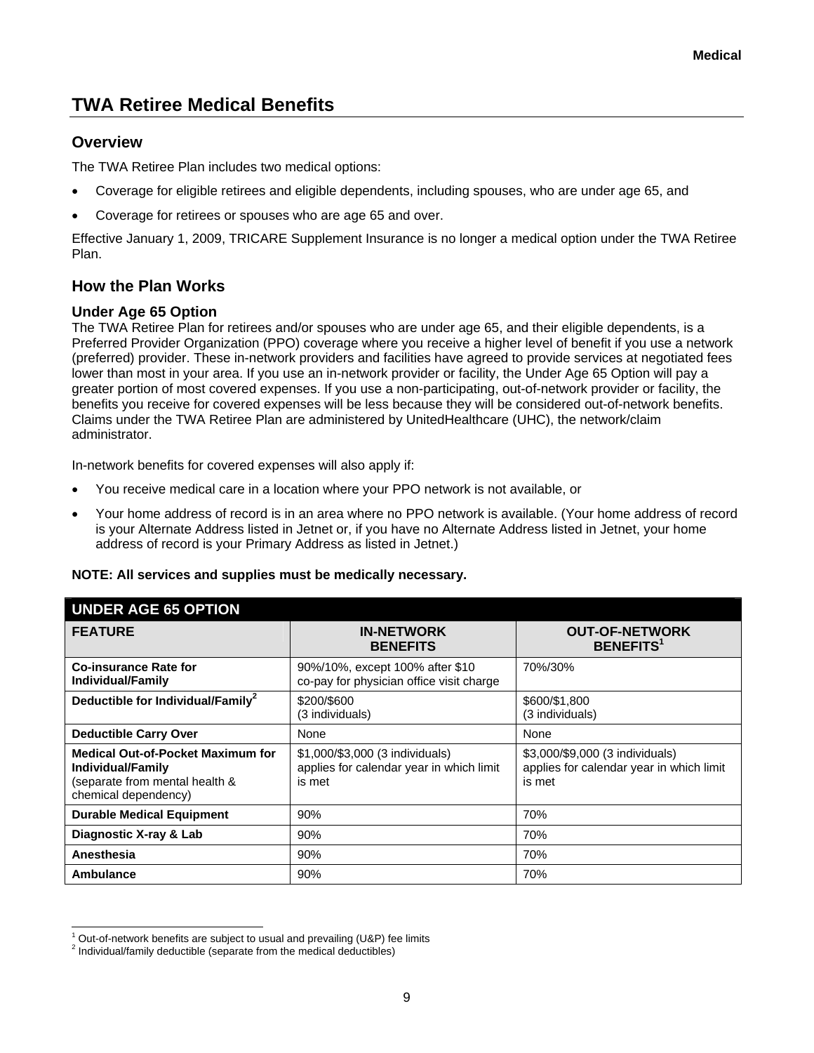# TWA Retiree Medical Benefits

## Overview

The TWA Retiree Plan includes two medical options:

- Coverage for eligible retirees and eligible dependents, including spouses, who are under age 65, and
- Coverage for retirees or spouses who are age 65 and over.

Effective January 1, 2009, TRICARE Supplement Insurance is no longer a medical option under the TWA Retiree Plan.

## How the Plan Works

### Under Age 65 Option

The TWA Retiree Plan for retirees and/or spouses who are under age 65, and their eligible dependents, is a Preferred Provider Organization (PPO) coverage where you receive a higher level of benefit if you use a network (preferred) provider. These in-network providers and facilities have agreed to provide services at negotiated fees lower than most in your area. If you use an in-network provider or facility, the Under Age 65 Option will pay a greater portion of most covered expenses. If you use a non-participating, out-of-network provider or facility, the benefits you receive for covered expenses will be less because they will be considered out-of-network benefits. Claims under the TWA Retiree Plan are administered by UnitedHealthcare (UHC), the network/claim administrator.

In-network benefits for covered expenses will also apply if:

- You receive medical care in a location where your PPO network is not available, or
- Your home address of record is in an area where no PPO network is available. (Your home address of record is your Alternate Address listed in Jetnet or, if you have no Alternate Address listed in Jetnet, your home address of record is your Primary Address as listed in Jetnet.)

**NOTE: All services and supplies must be medically necessary.**

| UNDER AGE 65 OPTION | | |
|---|---|---|
| **FEATURE** | **IN-NETWORK BENEFITS** | **OUT-OF-NETWORK BENEFITS[1]** |
| **Co-insurance Rate for Individual/Family** | 90%/10%, except 100% after $10 co-pay for physician office visit charge | 70%/30% |
| **Deductible for Individual/Family[2]** | $200/$600 (3 individuals) | $600/$1,800 (3 individuals) |
| **Deductible Carry Over** | None | None |
| **Medical Out-of-Pocket Maximum for Individual/Family** (separate from mental health & chemical dependency) | $1,000/$3,000 (3 individuals) applies for calendar year in which limit is met | $3,000/$9,000 (3 individuals) applies for calendar year in which limit is met |
| **Durable Medical Equipment** | 90% | 70% |
| **Diagnostic X-ray & Lab** | 90% | 70% |
| **Anesthesia** | 90% | 70% |
| **Ambulance** | 90% | 70% |

[1] Out-of-network benefits are subject to usual and prevailing (U&P) fee limits

[2] Individual/family deductible (separate from the medical deductibles)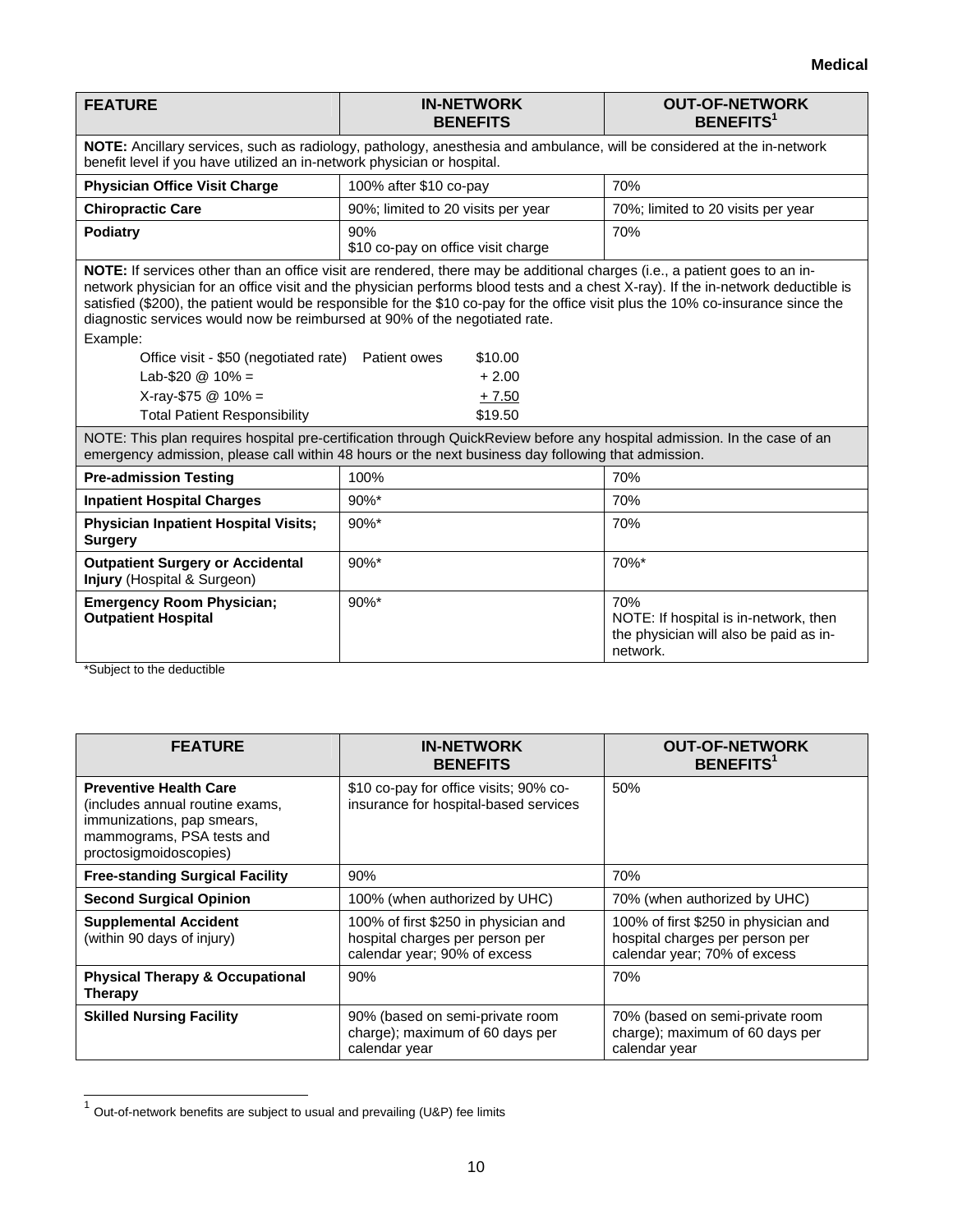**Medical**

| FEATURE | IN-NETWORK BENEFITS | OUT-OF-NETWORK BENEFITS[1] |
|---|---|---|
| **NOTE:** Ancillary services, such as radiology, pathology, anesthesia and ambulance, will be considered at the in-network benefit level if you have utilized an in-network physician or hospital. | | |
| **Physician Office Visit Charge** | 100% after $10 co-pay | 70% |
| **Chiropractic Care** | 90%; limited to 20 visits per year | 70%; limited to 20 visits per year |
| **Podiatry** | 90%<br>$10 co-pay on office visit charge | 70% |

**NOTE:** If services other than an office visit are rendered, there may be additional charges (i.e., a patient goes to an in-network physician for an office visit and the physician performs blood tests and a chest X-ray). If the in-network deductible is satisfied ($200), the patient would be responsible for the $10 co-pay for the office visit plus the 10% co-insurance since the diagnostic services would now be reimbursed at 90% of the negotiated rate.

Example:

| | | |
|---|---|---|
| Office visit - $50 (negotiated rate) | Patient owes | $10.00 |
| Lab-$20 @ 10% = | | + 2.00 |
| X-ray-$75 @ 10% = | | + 7.50 |
| Total Patient Responsibility | | $19.50 |

NOTE: This plan requires hospital pre-certification through QuickReview before any hospital admission. In the case of an emergency admission, please call within 48 hours or the next business day following that admission.

| FEATURE | IN-NETWORK BENEFITS | OUT-OF-NETWORK BENEFITS[1] |
|---|---|---|
| **Pre-admission Testing** | 100% | 70% |
| **Inpatient Hospital Charges** | 90%* | 70% |
| **Physician Inpatient Hospital Visits; Surgery** | 90%* | 70% |
| **Outpatient Surgery or Accidental Injury** (Hospital & Surgeon) | 90%* | 70%* |
| **Emergency Room Physician; Outpatient Hospital** | 90%* | 70%<br>NOTE: If hospital is in-network, then the physician will also be paid as in-network. |

*Subject to the deductible

| FEATURE | IN-NETWORK BENEFITS | OUT-OF-NETWORK BENEFITS[1] |
|---|---|---|
| **Preventive Health Care** (includes annual routine exams, immunizations, pap smears, mammograms, PSA tests and proctosigmoidoscopies) | $10 co-pay for office visits; 90% co-insurance for hospital-based services | 50% |
| **Free-standing Surgical Facility** | 90% | 70% |
| **Second Surgical Opinion** | 100% (when authorized by UHC) | 70% (when authorized by UHC) |
| **Supplemental Accident** (within 90 days of injury) | 100% of first $250 in physician and hospital charges per person per calendar year; 90% of excess | 100% of first $250 in physician and hospital charges per person per calendar year; 70% of excess |
| **Physical Therapy & Occupational Therapy** | 90% | 70% |
| **Skilled Nursing Facility** | 90% (based on semi-private room charge); maximum of 60 days per calendar year | 70% (based on semi-private room charge); maximum of 60 days per calendar year |

[1] Out-of-network benefits are subject to usual and prevailing (U&P) fee limits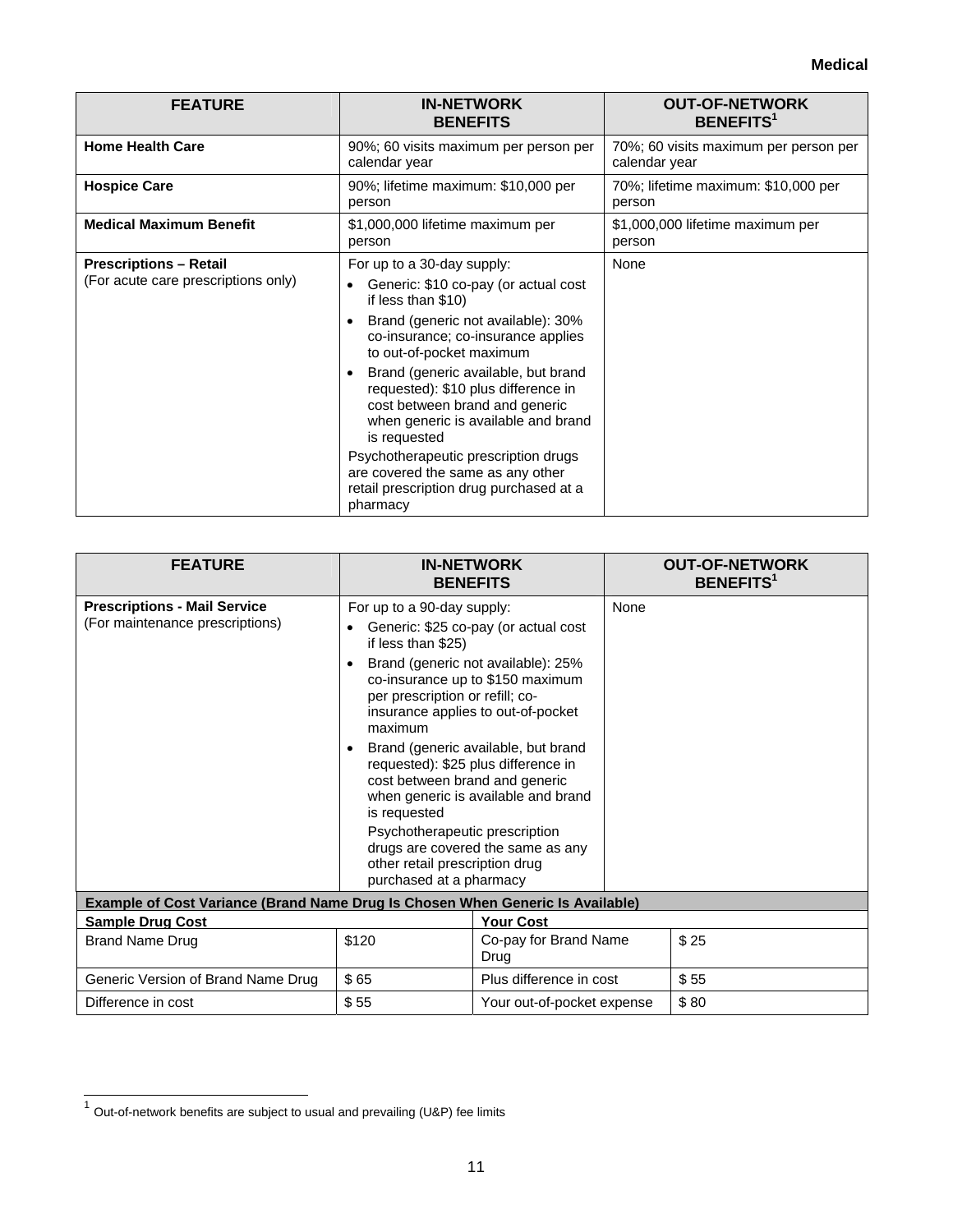| FEATURE | IN-NETWORK BENEFITS | OUT-OF-NETWORK BENEFITS[1] |
|---|---|---|
| **Home Health Care** | 90%; 60 visits maximum per person per calendar year | 70%; 60 visits maximum per person per calendar year |
| **Hospice Care** | 90%; lifetime maximum: $10,000 per person | 70%; lifetime maximum: $10,000 per person |
| **Medical Maximum Benefit** | $1,000,000 lifetime maximum per person | $1,000,000 lifetime maximum per person |
| **Prescriptions – Retail** (For acute care prescriptions only) | For up to a 30-day supply: • Generic: $10 co-pay (or actual cost if less than $10) • Brand (generic not available): 30% co-insurance; co-insurance applies to out-of-pocket maximum • Brand (generic available, but brand requested): $10 plus difference in cost between brand and generic when generic is available and brand is requested Psychotherapeutic prescription drugs are covered the same as any other retail prescription drug purchased at a pharmacy | None |

| FEATURE | IN-NETWORK BENEFITS | OUT-OF-NETWORK BENEFITS[1] |
|---|---|---|
| **Prescriptions - Mail Service** (For maintenance prescriptions) | For up to a 90-day supply: • Generic: $25 co-pay (or actual cost if less than $25) • Brand (generic not available): 25% co-insurance up to $150 maximum per prescription or refill; co-insurance applies to out-of-pocket maximum • Brand (generic available, but brand requested): $25 plus difference in cost between brand and generic when generic is available and brand is requested Psychotherapeutic prescription drugs are covered the same as any other retail prescription drug purchased at a pharmacy | None |

**Example of Cost Variance (Brand Name Drug Is Chosen When Generic Is Available)**

| Sample Drug Cost | | Your Cost | |
|---|---|---|---|
| Brand Name Drug | $120 | Co-pay for Brand Name Drug | $ 25 |
| Generic Version of Brand Name Drug | $ 65 | Plus difference in cost | $ 55 |
| Difference in cost | $ 55 | Your out-of-pocket expense | $ 80 |

[1] Out-of-network benefits are subject to usual and prevailing (U&P) fee limits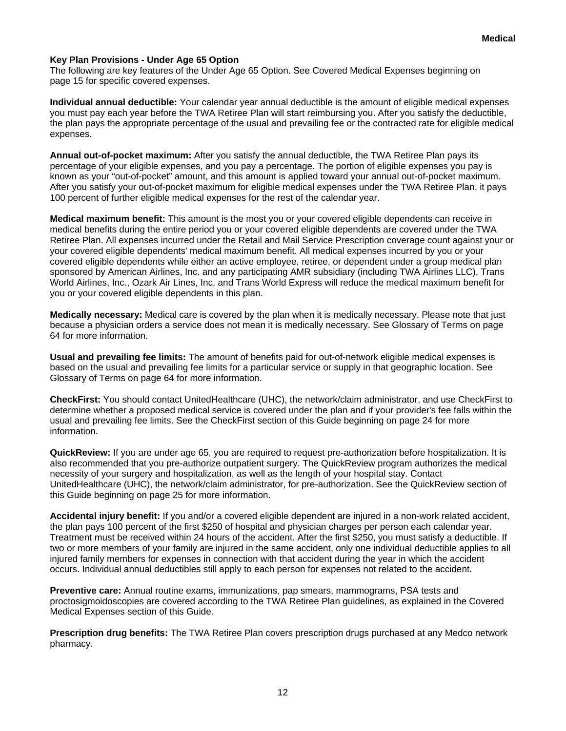### Key Plan Provisions - Under Age 65 Option

The following are key features of the Under Age 65 Option. See Covered Medical Expenses beginning on page 15 for specific covered expenses.

**Individual annual deductible:** Your calendar year annual deductible is the amount of eligible medical expenses you must pay each year before the TWA Retiree Plan will start reimbursing you. After you satisfy the deductible, the plan pays the appropriate percentage of the usual and prevailing fee or the contracted rate for eligible medical expenses.

**Annual out-of-pocket maximum:** After you satisfy the annual deductible, the TWA Retiree Plan pays its percentage of your eligible expenses, and you pay a percentage. The portion of eligible expenses you pay is known as your "out-of-pocket" amount, and this amount is applied toward your annual out-of-pocket maximum. After you satisfy your out-of-pocket maximum for eligible medical expenses under the TWA Retiree Plan, it pays 100 percent of further eligible medical expenses for the rest of the calendar year.

**Medical maximum benefit:** This amount is the most you or your covered eligible dependents can receive in medical benefits during the entire period you or your covered eligible dependents are covered under the TWA Retiree Plan. All expenses incurred under the Retail and Mail Service Prescription coverage count against your or your covered eligible dependents' medical maximum benefit. All medical expenses incurred by you or your covered eligible dependents while either an active employee, retiree, or dependent under a group medical plan sponsored by American Airlines, Inc. and any participating AMR subsidiary (including TWA Airlines LLC), Trans World Airlines, Inc., Ozark Air Lines, Inc. and Trans World Express will reduce the medical maximum benefit for you or your covered eligible dependents in this plan.

**Medically necessary:** Medical care is covered by the plan when it is medically necessary. Please note that just because a physician orders a service does not mean it is medically necessary. See Glossary of Terms on page 64 for more information.

**Usual and prevailing fee limits:** The amount of benefits paid for out-of-network eligible medical expenses is based on the usual and prevailing fee limits for a particular service or supply in that geographic location. See Glossary of Terms on page 64 for more information.

**CheckFirst:** You should contact UnitedHealthcare (UHC), the network/claim administrator, and use CheckFirst to determine whether a proposed medical service is covered under the plan and if your provider's fee falls within the usual and prevailing fee limits. See the CheckFirst section of this Guide beginning on page 24 for more information.

**QuickReview:** If you are under age 65, you are required to request pre-authorization before hospitalization. It is also recommended that you pre-authorize outpatient surgery. The QuickReview program authorizes the medical necessity of your surgery and hospitalization, as well as the length of your hospital stay. Contact UnitedHealthcare (UHC), the network/claim administrator, for pre-authorization. See the QuickReview section of this Guide beginning on page 25 for more information.

**Accidental injury benefit:** If you and/or a covered eligible dependent are injured in a non-work related accident, the plan pays 100 percent of the first $250 of hospital and physician charges per person each calendar year. Treatment must be received within 24 hours of the accident. After the first $250, you must satisfy a deductible. If two or more members of your family are injured in the same accident, only one individual deductible applies to all injured family members for expenses in connection with that accident during the year in which the accident occurs. Individual annual deductibles still apply to each person for expenses not related to the accident.

**Preventive care:** Annual routine exams, immunizations, pap smears, mammograms, PSA tests and proctosigmoidoscopies are covered according to the TWA Retiree Plan guidelines, as explained in the Covered Medical Expenses section of this Guide.

**Prescription drug benefits:** The TWA Retiree Plan covers prescription drugs purchased at any Medco network pharmacy.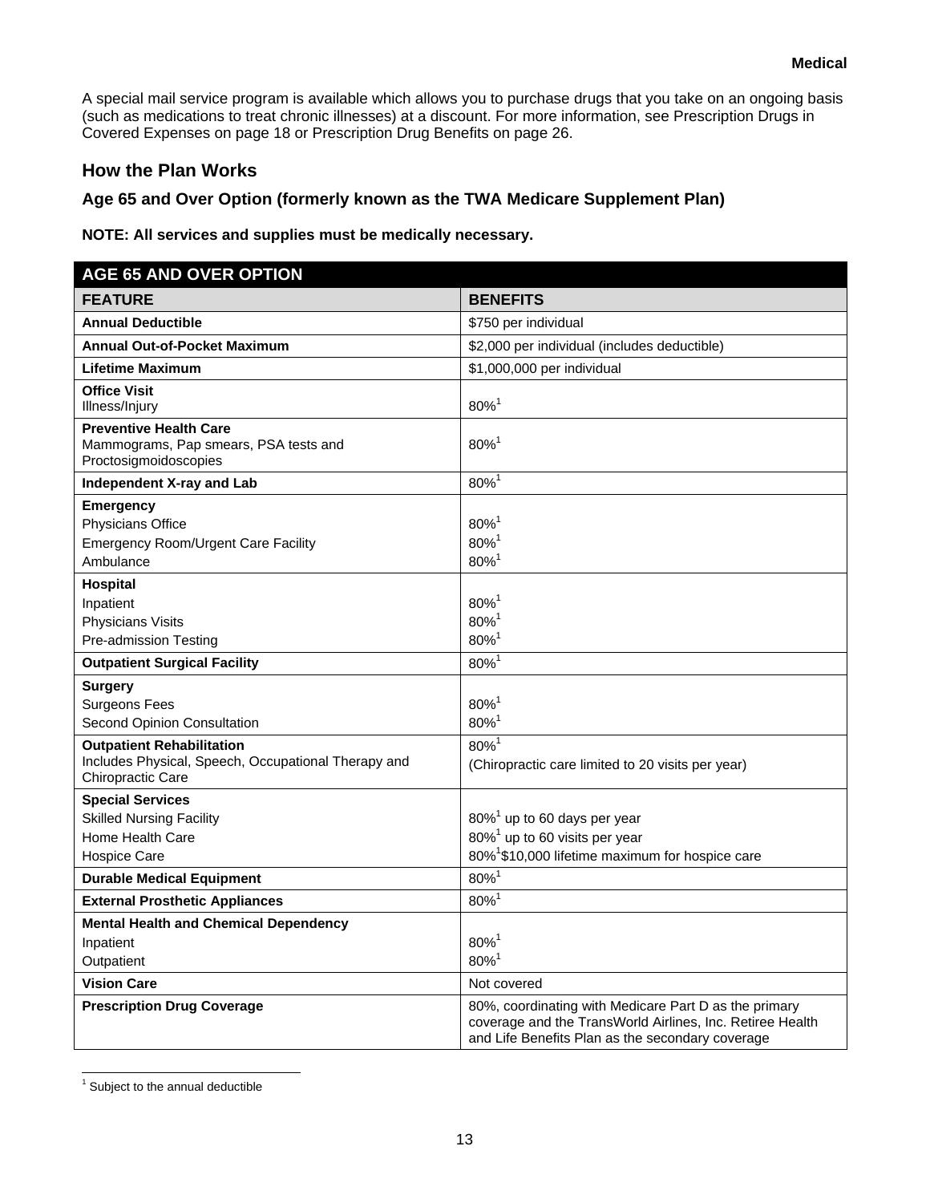A special mail service program is available which allows you to purchase drugs that you take on an ongoing basis (such as medications to treat chronic illnesses) at a discount. For more information, see Prescription Drugs in Covered Expenses on page 18 or Prescription Drug Benefits on page 26.

## How the Plan Works

### Age 65 and Over Option (formerly known as the TWA Medicare Supplement Plan)

**NOTE: All services and supplies must be medically necessary.**

| AGE 65 AND OVER OPTION | |
|---|---|
| **FEATURE** | **BENEFITS** |
| **Annual Deductible** | $750 per individual |
| **Annual Out-of-Pocket Maximum** | $2,000 per individual (includes deductible) |
| **Lifetime Maximum** | $1,000,000 per individual |
| **Office Visit**<br>Illness/Injury | 80%[1] |
| **Preventive Health Care**<br>Mammograms, Pap smears, PSA tests and Proctosigmoidoscopies | 80%[1] |
| **Independent X-ray and Lab** | 80%[1] |
| **Emergency**<br>Physicians Office<br>Emergency Room/Urgent Care Facility<br>Ambulance | <br>80%[1]<br>80%[1]<br>80%[1] |
| **Hospital**<br>Inpatient<br>Physicians Visits<br>Pre-admission Testing | <br>80%[1]<br>80%[1]<br>80%[1] |
| **Outpatient Surgical Facility** | 80%[1] |
| **Surgery**<br>Surgeons Fees<br>Second Opinion Consultation | <br>80%[1]<br>80%[1] |
| **Outpatient Rehabilitation**<br>Includes Physical, Speech, Occupational Therapy and Chiropractic Care | 80%[1]<br>(Chiropractic care limited to 20 visits per year) |
| **Special Services**<br>Skilled Nursing Facility<br>Home Health Care<br>Hospice Care | <br>80%[1] up to 60 days per year<br>80%[1] up to 60 visits per year<br>80%[1]$10,000 lifetime maximum for hospice care |
| **Durable Medical Equipment** | 80%[1] |
| **External Prosthetic Appliances** | 80%[1] |
| **Mental Health and Chemical Dependency**<br>Inpatient<br>Outpatient | <br>80%[1]<br>80%[1] |
| **Vision Care** | Not covered |
| **Prescription Drug Coverage** | 80%, coordinating with Medicare Part D as the primary coverage and the TransWorld Airlines, Inc. Retiree Health and Life Benefits Plan as the secondary coverage |

[1] Subject to the annual deductible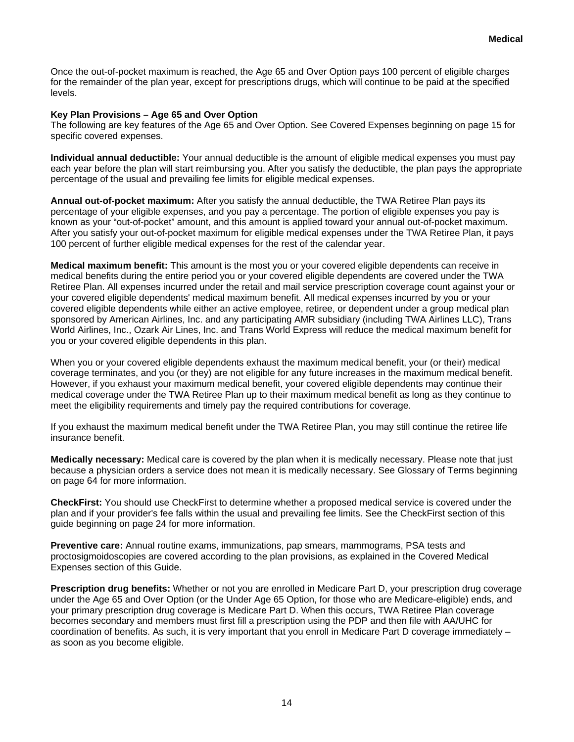Once the out-of-pocket maximum is reached, the Age 65 and Over Option pays 100 percent of eligible charges for the remainder of the plan year, except for prescriptions drugs, which will continue to be paid at the specified levels.

**Key Plan Provisions – Age 65 and Over Option**

The following are key features of the Age 65 and Over Option. See Covered Expenses beginning on page 15 for specific covered expenses.

**Individual annual deductible:** Your annual deductible is the amount of eligible medical expenses you must pay each year before the plan will start reimbursing you. After you satisfy the deductible, the plan pays the appropriate percentage of the usual and prevailing fee limits for eligible medical expenses.

**Annual out-of-pocket maximum:** After you satisfy the annual deductible, the TWA Retiree Plan pays its percentage of your eligible expenses, and you pay a percentage. The portion of eligible expenses you pay is known as your "out-of-pocket" amount, and this amount is applied toward your annual out-of-pocket maximum. After you satisfy your out-of-pocket maximum for eligible medical expenses under the TWA Retiree Plan, it pays 100 percent of further eligible medical expenses for the rest of the calendar year.

**Medical maximum benefit:** This amount is the most you or your covered eligible dependents can receive in medical benefits during the entire period you or your covered eligible dependents are covered under the TWA Retiree Plan. All expenses incurred under the retail and mail service prescription coverage count against your or your covered eligible dependents' medical maximum benefit. All medical expenses incurred by you or your covered eligible dependents while either an active employee, retiree, or dependent under a group medical plan sponsored by American Airlines, Inc. and any participating AMR subsidiary (including TWA Airlines LLC), Trans World Airlines, Inc., Ozark Air Lines, Inc. and Trans World Express will reduce the medical maximum benefit for you or your covered eligible dependents in this plan.

When you or your covered eligible dependents exhaust the maximum medical benefit, your (or their) medical coverage terminates, and you (or they) are not eligible for any future increases in the maximum medical benefit. However, if you exhaust your maximum medical benefit, your covered eligible dependents may continue their medical coverage under the TWA Retiree Plan up to their maximum medical benefit as long as they continue to meet the eligibility requirements and timely pay the required contributions for coverage.

If you exhaust the maximum medical benefit under the TWA Retiree Plan, you may still continue the retiree life insurance benefit.

**Medically necessary:** Medical care is covered by the plan when it is medically necessary. Please note that just because a physician orders a service does not mean it is medically necessary. See Glossary of Terms beginning on page 64 for more information.

**CheckFirst:** You should use CheckFirst to determine whether a proposed medical service is covered under the plan and if your provider's fee falls within the usual and prevailing fee limits. See the CheckFirst section of this guide beginning on page 24 for more information.

**Preventive care:** Annual routine exams, immunizations, pap smears, mammograms, PSA tests and proctosigmoidoscopies are covered according to the plan provisions, as explained in the Covered Medical Expenses section of this Guide.

**Prescription drug benefits:** Whether or not you are enrolled in Medicare Part D, your prescription drug coverage under the Age 65 and Over Option (or the Under Age 65 Option, for those who are Medicare-eligible) ends, and your primary prescription drug coverage is Medicare Part D. When this occurs, TWA Retiree Plan coverage becomes secondary and members must first fill a prescription using the PDP and then file with AA/UHC for coordination of benefits. As such, it is very important that you enroll in Medicare Part D coverage immediately – as soon as you become eligible.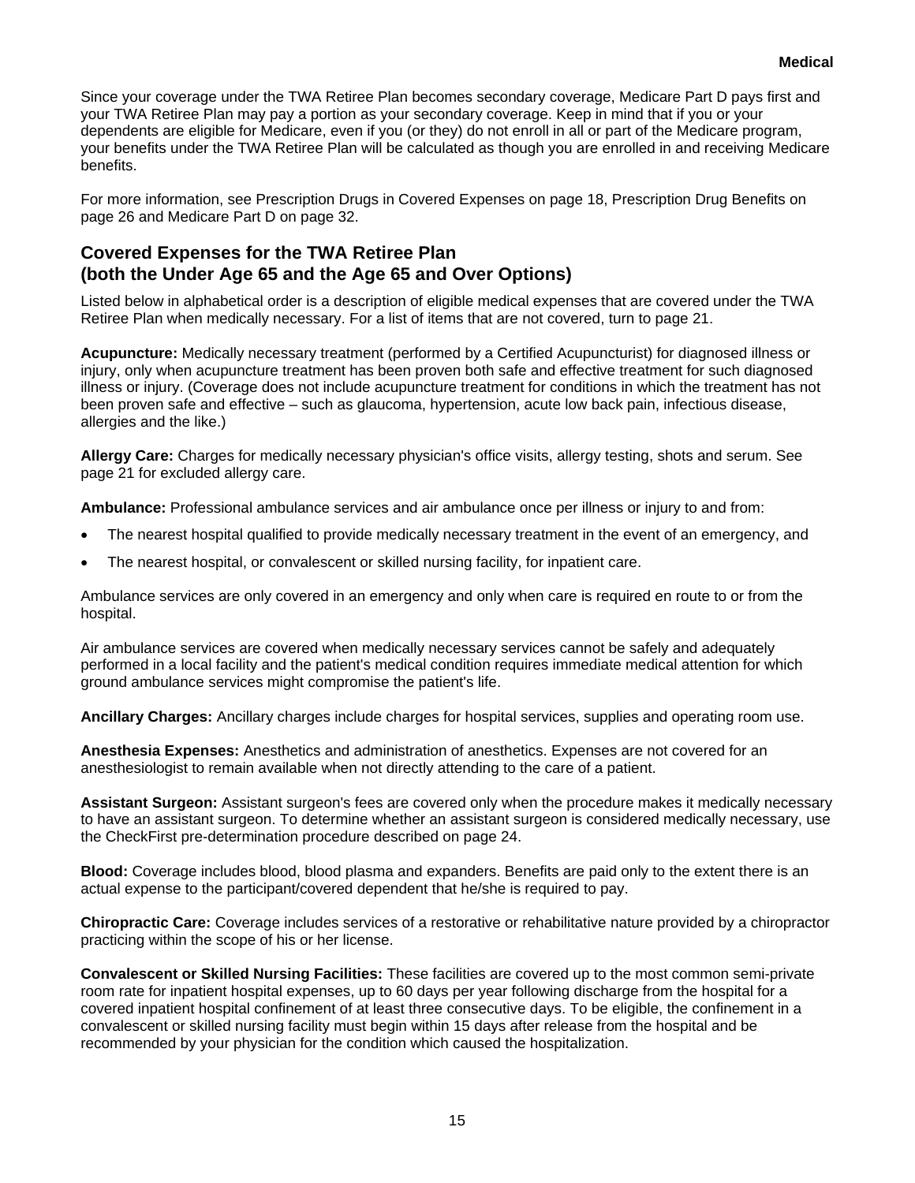Since your coverage under the TWA Retiree Plan becomes secondary coverage, Medicare Part D pays first and your TWA Retiree Plan may pay a portion as your secondary coverage. Keep in mind that if you or your dependents are eligible for Medicare, even if you (or they) do not enroll in all or part of the Medicare program, your benefits under the TWA Retiree Plan will be calculated as though you are enrolled in and receiving Medicare benefits.

For more information, see Prescription Drugs in Covered Expenses on page 18, Prescription Drug Benefits on page 26 and Medicare Part D on page 32.

## Covered Expenses for the TWA Retiree Plan (both the Under Age 65 and the Age 65 and Over Options)

Listed below in alphabetical order is a description of eligible medical expenses that are covered under the TWA Retiree Plan when medically necessary. For a list of items that are not covered, turn to page 21.

**Acupuncture:** Medically necessary treatment (performed by a Certified Acupuncturist) for diagnosed illness or injury, only when acupuncture treatment has been proven both safe and effective treatment for such diagnosed illness or injury. (Coverage does not include acupuncture treatment for conditions in which the treatment has not been proven safe and effective – such as glaucoma, hypertension, acute low back pain, infectious disease, allergies and the like.)

**Allergy Care:** Charges for medically necessary physician's office visits, allergy testing, shots and serum. See page 21 for excluded allergy care.

**Ambulance:** Professional ambulance services and air ambulance once per illness or injury to and from:

- The nearest hospital qualified to provide medically necessary treatment in the event of an emergency, and
- The nearest hospital, or convalescent or skilled nursing facility, for inpatient care.

Ambulance services are only covered in an emergency and only when care is required en route to or from the hospital.

Air ambulance services are covered when medically necessary services cannot be safely and adequately performed in a local facility and the patient's medical condition requires immediate medical attention for which ground ambulance services might compromise the patient's life.

**Ancillary Charges:** Ancillary charges include charges for hospital services, supplies and operating room use.

**Anesthesia Expenses:** Anesthetics and administration of anesthetics. Expenses are not covered for an anesthesiologist to remain available when not directly attending to the care of a patient.

**Assistant Surgeon:** Assistant surgeon's fees are covered only when the procedure makes it medically necessary to have an assistant surgeon. To determine whether an assistant surgeon is considered medically necessary, use the CheckFirst pre-determination procedure described on page 24.

**Blood:** Coverage includes blood, blood plasma and expanders. Benefits are paid only to the extent there is an actual expense to the participant/covered dependent that he/she is required to pay.

**Chiropractic Care:** Coverage includes services of a restorative or rehabilitative nature provided by a chiropractor practicing within the scope of his or her license.

**Convalescent or Skilled Nursing Facilities:** These facilities are covered up to the most common semi-private room rate for inpatient hospital expenses, up to 60 days per year following discharge from the hospital for a covered inpatient hospital confinement of at least three consecutive days. To be eligible, the confinement in a convalescent or skilled nursing facility must begin within 15 days after release from the hospital and be recommended by your physician for the condition which caused the hospitalization.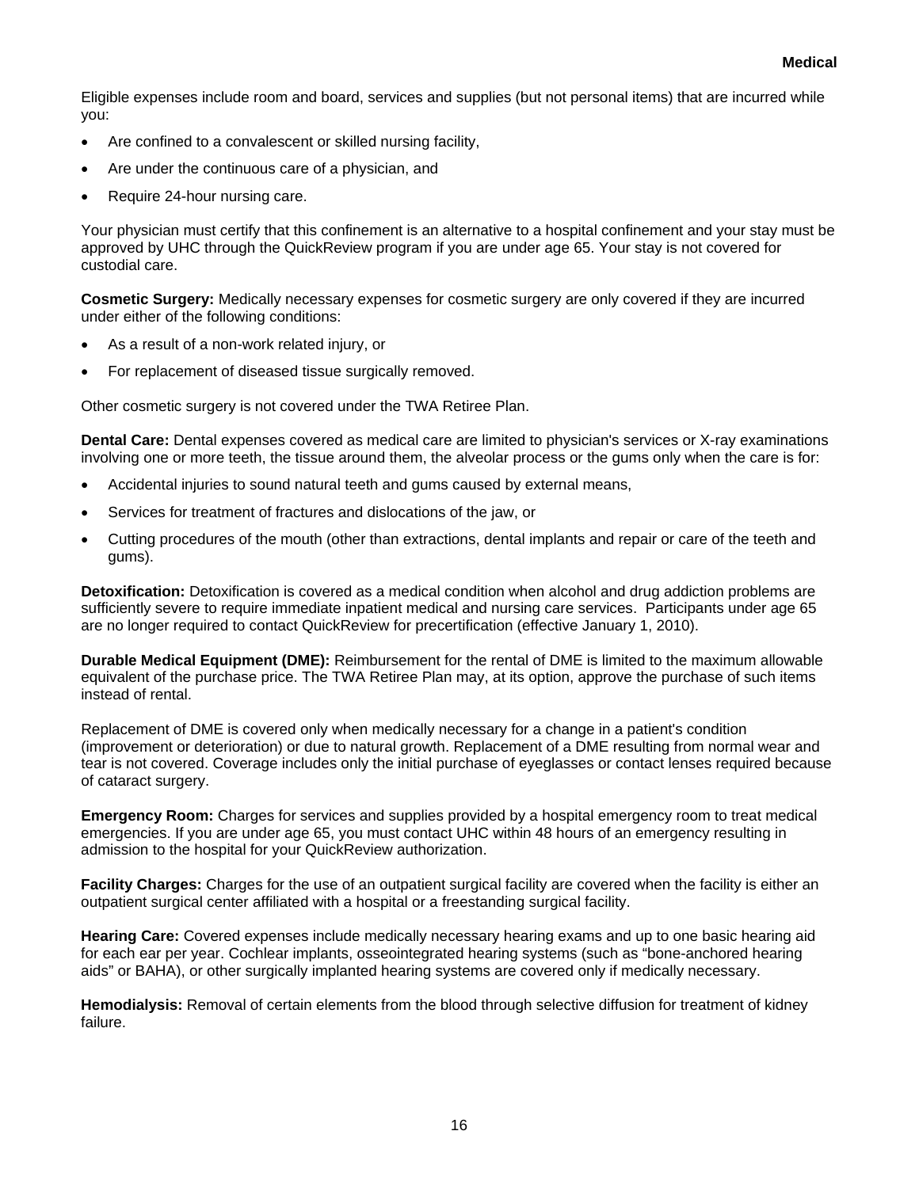Eligible expenses include room and board, services and supplies (but not personal items) that are incurred while you:

- Are confined to a convalescent or skilled nursing facility,
- Are under the continuous care of a physician, and
- Require 24-hour nursing care.

Your physician must certify that this confinement is an alternative to a hospital confinement and your stay must be approved by UHC through the QuickReview program if you are under age 65. Your stay is not covered for custodial care.

**Cosmetic Surgery:** Medically necessary expenses for cosmetic surgery are only covered if they are incurred under either of the following conditions:

- As a result of a non-work related injury, or
- For replacement of diseased tissue surgically removed.

Other cosmetic surgery is not covered under the TWA Retiree Plan.

**Dental Care:** Dental expenses covered as medical care are limited to physician's services or X-ray examinations involving one or more teeth, the tissue around them, the alveolar process or the gums only when the care is for:

- Accidental injuries to sound natural teeth and gums caused by external means,
- Services for treatment of fractures and dislocations of the jaw, or
- Cutting procedures of the mouth (other than extractions, dental implants and repair or care of the teeth and gums).

**Detoxification:** Detoxification is covered as a medical condition when alcohol and drug addiction problems are sufficiently severe to require immediate inpatient medical and nursing care services. Participants under age 65 are no longer required to contact QuickReview for precertification (effective January 1, 2010).

**Durable Medical Equipment (DME):** Reimbursement for the rental of DME is limited to the maximum allowable equivalent of the purchase price. The TWA Retiree Plan may, at its option, approve the purchase of such items instead of rental.

Replacement of DME is covered only when medically necessary for a change in a patient's condition (improvement or deterioration) or due to natural growth. Replacement of a DME resulting from normal wear and tear is not covered. Coverage includes only the initial purchase of eyeglasses or contact lenses required because of cataract surgery.

**Emergency Room:** Charges for services and supplies provided by a hospital emergency room to treat medical emergencies. If you are under age 65, you must contact UHC within 48 hours of an emergency resulting in admission to the hospital for your QuickReview authorization.

**Facility Charges:** Charges for the use of an outpatient surgical facility are covered when the facility is either an outpatient surgical center affiliated with a hospital or a freestanding surgical facility.

**Hearing Care:** Covered expenses include medically necessary hearing exams and up to one basic hearing aid for each ear per year. Cochlear implants, osseointegrated hearing systems (such as "bone-anchored hearing aids" or BAHA), or other surgically implanted hearing systems are covered only if medically necessary.

**Hemodialysis:** Removal of certain elements from the blood through selective diffusion for treatment of kidney failure.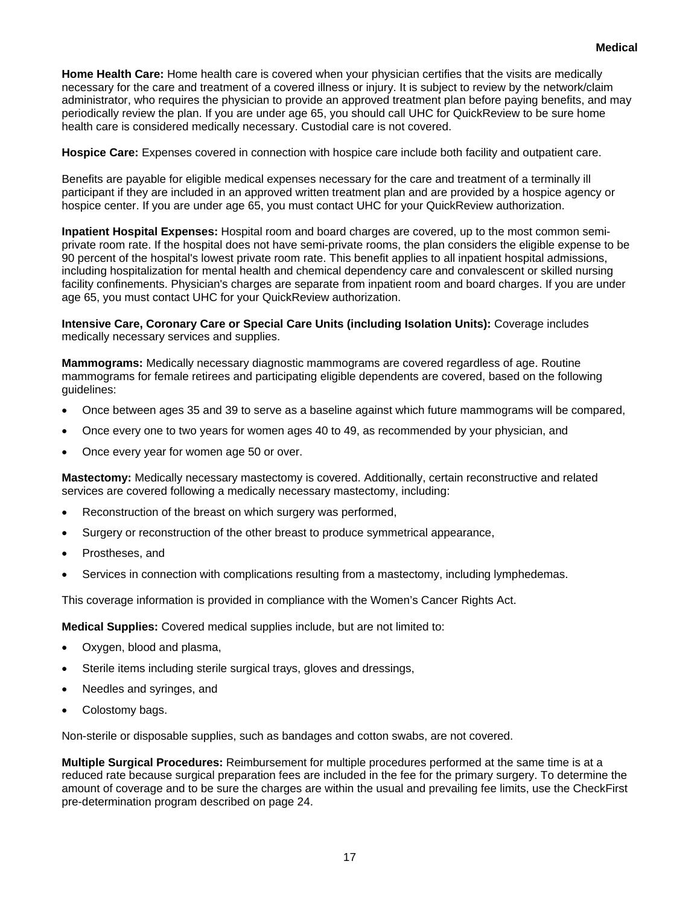**Home Health Care:** Home health care is covered when your physician certifies that the visits are medically necessary for the care and treatment of a covered illness or injury. It is subject to review by the network/claim administrator, who requires the physician to provide an approved treatment plan before paying benefits, and may periodically review the plan. If you are under age 65, you should call UHC for QuickReview to be sure home health care is considered medically necessary. Custodial care is not covered.

**Hospice Care:** Expenses covered in connection with hospice care include both facility and outpatient care.

Benefits are payable for eligible medical expenses necessary for the care and treatment of a terminally ill participant if they are included in an approved written treatment plan and are provided by a hospice agency or hospice center. If you are under age 65, you must contact UHC for your QuickReview authorization.

**Inpatient Hospital Expenses:** Hospital room and board charges are covered, up to the most common semi-private room rate. If the hospital does not have semi-private rooms, the plan considers the eligible expense to be 90 percent of the hospital's lowest private room rate. This benefit applies to all inpatient hospital admissions, including hospitalization for mental health and chemical dependency care and convalescent or skilled nursing facility confinements. Physician's charges are separate from inpatient room and board charges. If you are under age 65, you must contact UHC for your QuickReview authorization.

**Intensive Care, Coronary Care or Special Care Units (including Isolation Units):** Coverage includes medically necessary services and supplies.

**Mammograms:** Medically necessary diagnostic mammograms are covered regardless of age. Routine mammograms for female retirees and participating eligible dependents are covered, based on the following guidelines:

- Once between ages 35 and 39 to serve as a baseline against which future mammograms will be compared,
- Once every one to two years for women ages 40 to 49, as recommended by your physician, and
- Once every year for women age 50 or over.

**Mastectomy:** Medically necessary mastectomy is covered. Additionally, certain reconstructive and related services are covered following a medically necessary mastectomy, including:

- Reconstruction of the breast on which surgery was performed,
- Surgery or reconstruction of the other breast to produce symmetrical appearance,
- Prostheses, and
- Services in connection with complications resulting from a mastectomy, including lymphedemas.

This coverage information is provided in compliance with the Women's Cancer Rights Act.

**Medical Supplies:** Covered medical supplies include, but are not limited to:

- Oxygen, blood and plasma,
- Sterile items including sterile surgical trays, gloves and dressings,
- Needles and syringes, and
- Colostomy bags.

Non-sterile or disposable supplies, such as bandages and cotton swabs, are not covered.

**Multiple Surgical Procedures:** Reimbursement for multiple procedures performed at the same time is at a reduced rate because surgical preparation fees are included in the fee for the primary surgery. To determine the amount of coverage and to be sure the charges are within the usual and prevailing fee limits, use the CheckFirst pre-determination program described on page 24.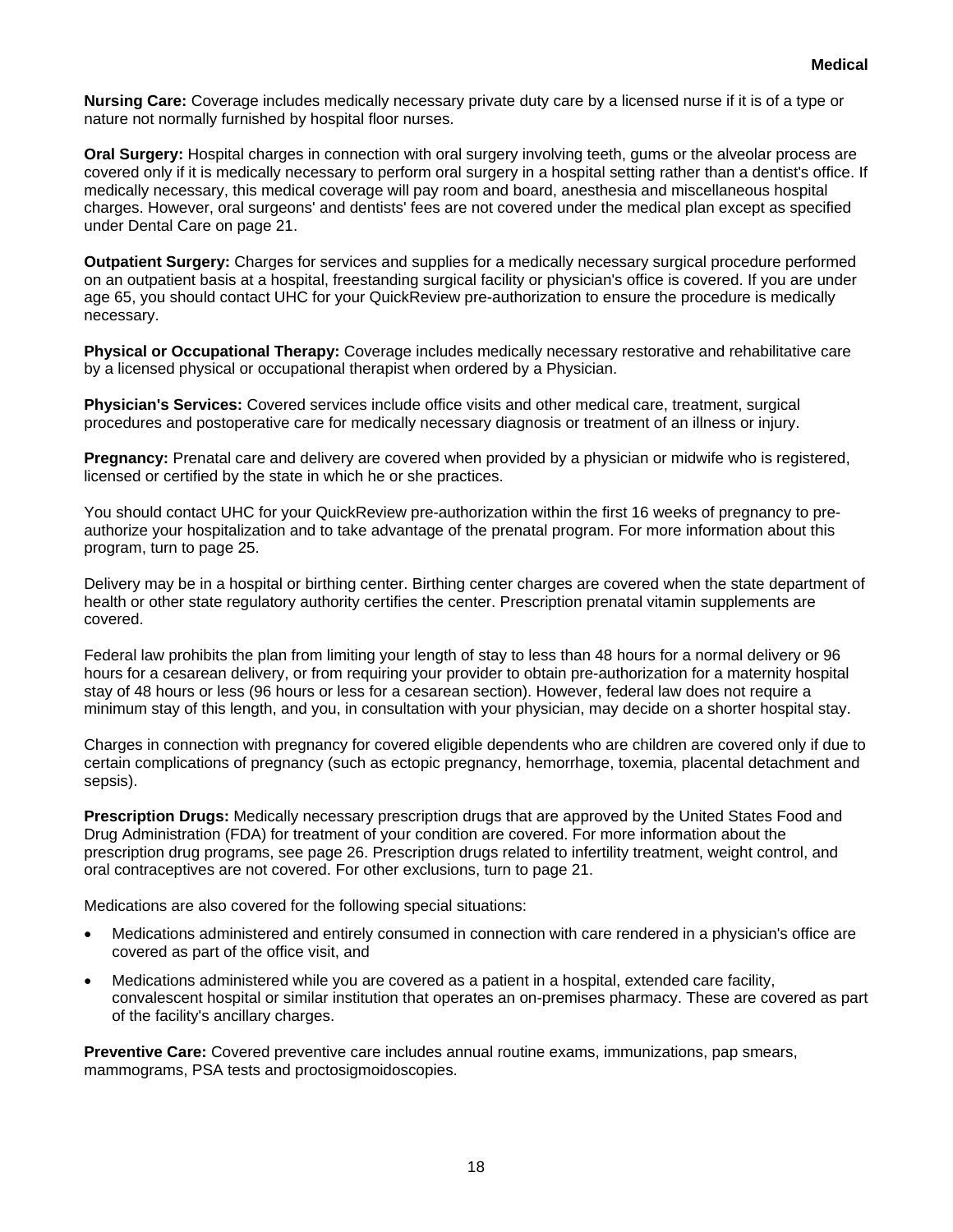**Nursing Care:** Coverage includes medically necessary private duty care by a licensed nurse if it is of a type or nature not normally furnished by hospital floor nurses.

**Oral Surgery:** Hospital charges in connection with oral surgery involving teeth, gums or the alveolar process are covered only if it is medically necessary to perform oral surgery in a hospital setting rather than a dentist's office. If medically necessary, this medical coverage will pay room and board, anesthesia and miscellaneous hospital charges. However, oral surgeons' and dentists' fees are not covered under the medical plan except as specified under Dental Care on page 21.

**Outpatient Surgery:** Charges for services and supplies for a medically necessary surgical procedure performed on an outpatient basis at a hospital, freestanding surgical facility or physician's office is covered. If you are under age 65, you should contact UHC for your QuickReview pre-authorization to ensure the procedure is medically necessary.

**Physical or Occupational Therapy:** Coverage includes medically necessary restorative and rehabilitative care by a licensed physical or occupational therapist when ordered by a Physician.

**Physician's Services:** Covered services include office visits and other medical care, treatment, surgical procedures and postoperative care for medically necessary diagnosis or treatment of an illness or injury.

**Pregnancy:** Prenatal care and delivery are covered when provided by a physician or midwife who is registered, licensed or certified by the state in which he or she practices.

You should contact UHC for your QuickReview pre-authorization within the first 16 weeks of pregnancy to pre-authorize your hospitalization and to take advantage of the prenatal program. For more information about this program, turn to page 25.

Delivery may be in a hospital or birthing center. Birthing center charges are covered when the state department of health or other state regulatory authority certifies the center. Prescription prenatal vitamin supplements are covered.

Federal law prohibits the plan from limiting your length of stay to less than 48 hours for a normal delivery or 96 hours for a cesarean delivery, or from requiring your provider to obtain pre-authorization for a maternity hospital stay of 48 hours or less (96 hours or less for a cesarean section). However, federal law does not require a minimum stay of this length, and you, in consultation with your physician, may decide on a shorter hospital stay.

Charges in connection with pregnancy for covered eligible dependents who are children are covered only if due to certain complications of pregnancy (such as ectopic pregnancy, hemorrhage, toxemia, placental detachment and sepsis).

**Prescription Drugs:** Medically necessary prescription drugs that are approved by the United States Food and Drug Administration (FDA) for treatment of your condition are covered. For more information about the prescription drug programs, see page 26. Prescription drugs related to infertility treatment, weight control, and oral contraceptives are not covered. For other exclusions, turn to page 21.

Medications are also covered for the following special situations:

- Medications administered and entirely consumed in connection with care rendered in a physician's office are covered as part of the office visit, and
- Medications administered while you are covered as a patient in a hospital, extended care facility, convalescent hospital or similar institution that operates an on-premises pharmacy. These are covered as part of the facility's ancillary charges.

**Preventive Care:** Covered preventive care includes annual routine exams, immunizations, pap smears, mammograms, PSA tests and proctosigmoidoscopies.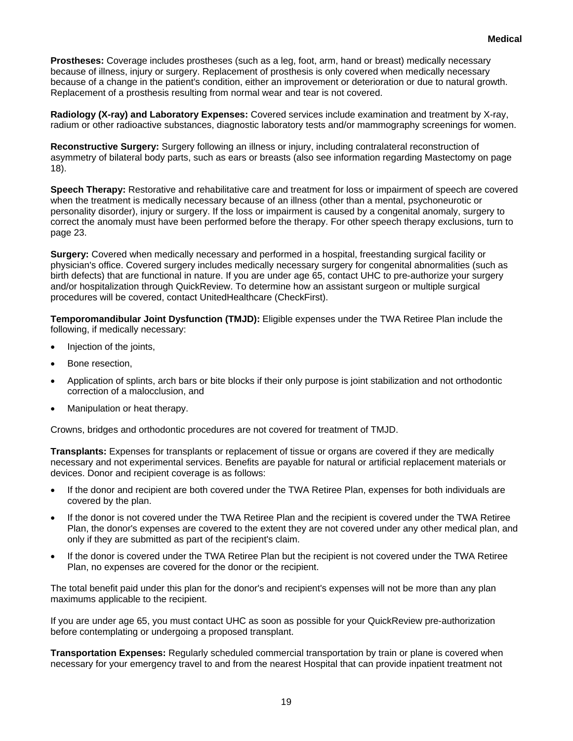**Prostheses:** Coverage includes prostheses (such as a leg, foot, arm, hand or breast) medically necessary because of illness, injury or surgery. Replacement of prosthesis is only covered when medically necessary because of a change in the patient's condition, either an improvement or deterioration or due to natural growth. Replacement of a prosthesis resulting from normal wear and tear is not covered.

**Radiology (X-ray) and Laboratory Expenses:** Covered services include examination and treatment by X-ray, radium or other radioactive substances, diagnostic laboratory tests and/or mammography screenings for women.

**Reconstructive Surgery:** Surgery following an illness or injury, including contralateral reconstruction of asymmetry of bilateral body parts, such as ears or breasts (also see information regarding Mastectomy on page 18).

**Speech Therapy:** Restorative and rehabilitative care and treatment for loss or impairment of speech are covered when the treatment is medically necessary because of an illness (other than a mental, psychoneurotic or personality disorder), injury or surgery. If the loss or impairment is caused by a congenital anomaly, surgery to correct the anomaly must have been performed before the therapy. For other speech therapy exclusions, turn to page 23.

**Surgery:** Covered when medically necessary and performed in a hospital, freestanding surgical facility or physician's office. Covered surgery includes medically necessary surgery for congenital abnormalities (such as birth defects) that are functional in nature. If you are under age 65, contact UHC to pre-authorize your surgery and/or hospitalization through QuickReview. To determine how an assistant surgeon or multiple surgical procedures will be covered, contact UnitedHealthcare (CheckFirst).

**Temporomandibular Joint Dysfunction (TMJD):** Eligible expenses under the TWA Retiree Plan include the following, if medically necessary:

- Injection of the joints,
- Bone resection,
- Application of splints, arch bars or bite blocks if their only purpose is joint stabilization and not orthodontic correction of a malocclusion, and
- Manipulation or heat therapy.

Crowns, bridges and orthodontic procedures are not covered for treatment of TMJD.

**Transplants:** Expenses for transplants or replacement of tissue or organs are covered if they are medically necessary and not experimental services. Benefits are payable for natural or artificial replacement materials or devices. Donor and recipient coverage is as follows:

- If the donor and recipient are both covered under the TWA Retiree Plan, expenses for both individuals are covered by the plan.
- If the donor is not covered under the TWA Retiree Plan and the recipient is covered under the TWA Retiree Plan, the donor's expenses are covered to the extent they are not covered under any other medical plan, and only if they are submitted as part of the recipient's claim.
- If the donor is covered under the TWA Retiree Plan but the recipient is not covered under the TWA Retiree Plan, no expenses are covered for the donor or the recipient.

The total benefit paid under this plan for the donor's and recipient's expenses will not be more than any plan maximums applicable to the recipient.

If you are under age 65, you must contact UHC as soon as possible for your QuickReview pre-authorization before contemplating or undergoing a proposed transplant.

**Transportation Expenses:** Regularly scheduled commercial transportation by train or plane is covered when necessary for your emergency travel to and from the nearest Hospital that can provide inpatient treatment not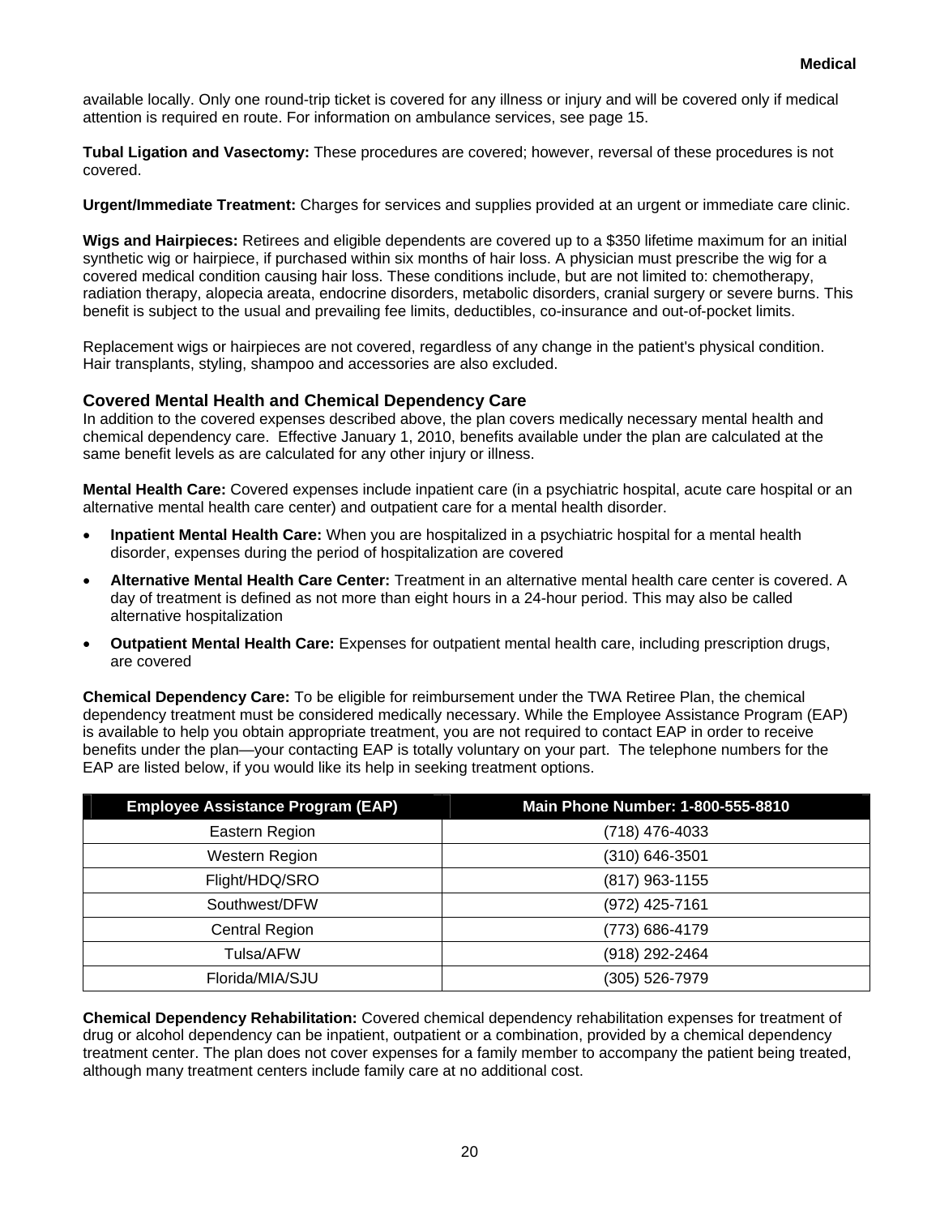available locally. Only one round-trip ticket is covered for any illness or injury and will be covered only if medical attention is required en route. For information on ambulance services, see page 15.

**Tubal Ligation and Vasectomy:** These procedures are covered; however, reversal of these procedures is not covered.

**Urgent/Immediate Treatment:** Charges for services and supplies provided at an urgent or immediate care clinic.

**Wigs and Hairpieces:** Retirees and eligible dependents are covered up to a $350 lifetime maximum for an initial synthetic wig or hairpiece, if purchased within six months of hair loss. A physician must prescribe the wig for a covered medical condition causing hair loss. These conditions include, but are not limited to: chemotherapy, radiation therapy, alopecia areata, endocrine disorders, metabolic disorders, cranial surgery or severe burns. This benefit is subject to the usual and prevailing fee limits, deductibles, co-insurance and out-of-pocket limits.

Replacement wigs or hairpieces are not covered, regardless of any change in the patient's physical condition. Hair transplants, styling, shampoo and accessories are also excluded.

### Covered Mental Health and Chemical Dependency Care

In addition to the covered expenses described above, the plan covers medically necessary mental health and chemical dependency care. Effective January 1, 2010, benefits available under the plan are calculated at the same benefit levels as are calculated for any other injury or illness.

**Mental Health Care:** Covered expenses include inpatient care (in a psychiatric hospital, acute care hospital or an alternative mental health care center) and outpatient care for a mental health disorder.

- **Inpatient Mental Health Care:** When you are hospitalized in a psychiatric hospital for a mental health disorder, expenses during the period of hospitalization are covered
- **Alternative Mental Health Care Center:** Treatment in an alternative mental health care center is covered. A day of treatment is defined as not more than eight hours in a 24-hour period. This may also be called alternative hospitalization
- **Outpatient Mental Health Care:** Expenses for outpatient mental health care, including prescription drugs, are covered

**Chemical Dependency Care:** To be eligible for reimbursement under the TWA Retiree Plan, the chemical dependency treatment must be considered medically necessary. While the Employee Assistance Program (EAP) is available to help you obtain appropriate treatment, you are not required to contact EAP in order to receive benefits under the plan—your contacting EAP is totally voluntary on your part. The telephone numbers for the EAP are listed below, if you would like its help in seeking treatment options.

| Employee Assistance Program (EAP) | Main Phone Number: 1-800-555-8810 |
|---|---|
| Eastern Region | (718) 476-4033 |
| Western Region | (310) 646-3501 |
| Flight/HDQ/SRO | (817) 963-1155 |
| Southwest/DFW | (972) 425-7161 |
| Central Region | (773) 686-4179 |
| Tulsa/AFW | (918) 292-2464 |
| Florida/MIA/SJU | (305) 526-7979 |

**Chemical Dependency Rehabilitation:** Covered chemical dependency rehabilitation expenses for treatment of drug or alcohol dependency can be inpatient, outpatient or a combination, provided by a chemical dependency treatment center. The plan does not cover expenses for a family member to accompany the patient being treated, although many treatment centers include family care at no additional cost.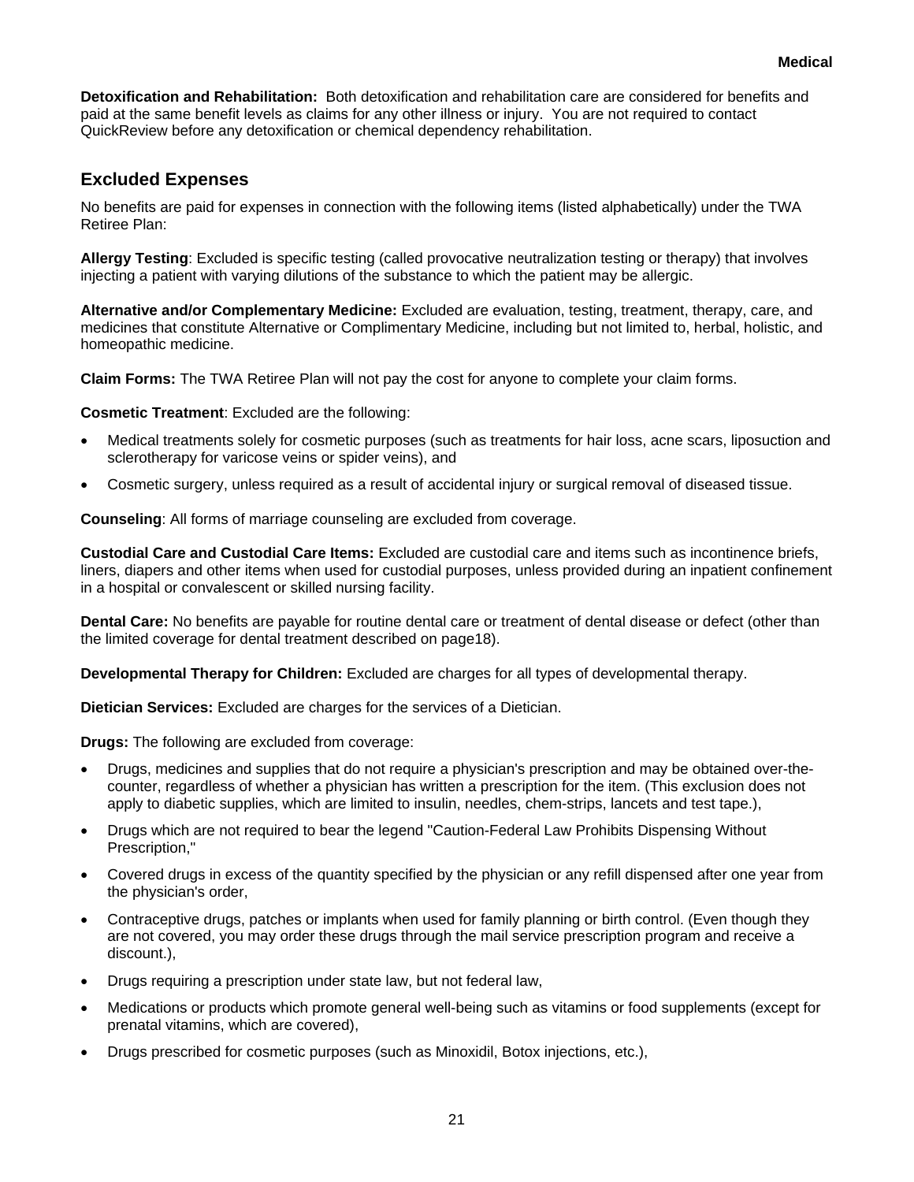**Detoxification and Rehabilitation:** Both detoxification and rehabilitation care are considered for benefits and paid at the same benefit levels as claims for any other illness or injury. You are not required to contact QuickReview before any detoxification or chemical dependency rehabilitation.

## Excluded Expenses

No benefits are paid for expenses in connection with the following items (listed alphabetically) under the TWA Retiree Plan:

**Allergy Testing**: Excluded is specific testing (called provocative neutralization testing or therapy) that involves injecting a patient with varying dilutions of the substance to which the patient may be allergic.

**Alternative and/or Complementary Medicine:** Excluded are evaluation, testing, treatment, therapy, care, and medicines that constitute Alternative or Complimentary Medicine, including but not limited to, herbal, holistic, and homeopathic medicine.

**Claim Forms:** The TWA Retiree Plan will not pay the cost for anyone to complete your claim forms.

**Cosmetic Treatment**: Excluded are the following:

- Medical treatments solely for cosmetic purposes (such as treatments for hair loss, acne scars, liposuction and sclerotherapy for varicose veins or spider veins), and
- Cosmetic surgery, unless required as a result of accidental injury or surgical removal of diseased tissue.

**Counseling**: All forms of marriage counseling are excluded from coverage.

**Custodial Care and Custodial Care Items:** Excluded are custodial care and items such as incontinence briefs, liners, diapers and other items when used for custodial purposes, unless provided during an inpatient confinement in a hospital or convalescent or skilled nursing facility.

**Dental Care:** No benefits are payable for routine dental care or treatment of dental disease or defect (other than the limited coverage for dental treatment described on page18).

**Developmental Therapy for Children:** Excluded are charges for all types of developmental therapy.

**Dietician Services:** Excluded are charges for the services of a Dietician.

**Drugs:** The following are excluded from coverage:

- Drugs, medicines and supplies that do not require a physician's prescription and may be obtained over-the-counter, regardless of whether a physician has written a prescription for the item. (This exclusion does not apply to diabetic supplies, which are limited to insulin, needles, chem-strips, lancets and test tape.),
- Drugs which are not required to bear the legend "Caution-Federal Law Prohibits Dispensing Without Prescription,"
- Covered drugs in excess of the quantity specified by the physician or any refill dispensed after one year from the physician's order,
- Contraceptive drugs, patches or implants when used for family planning or birth control. (Even though they are not covered, you may order these drugs through the mail service prescription program and receive a discount.),
- Drugs requiring a prescription under state law, but not federal law,
- Medications or products which promote general well-being such as vitamins or food supplements (except for prenatal vitamins, which are covered),
- Drugs prescribed for cosmetic purposes (such as Minoxidil, Botox injections, etc.),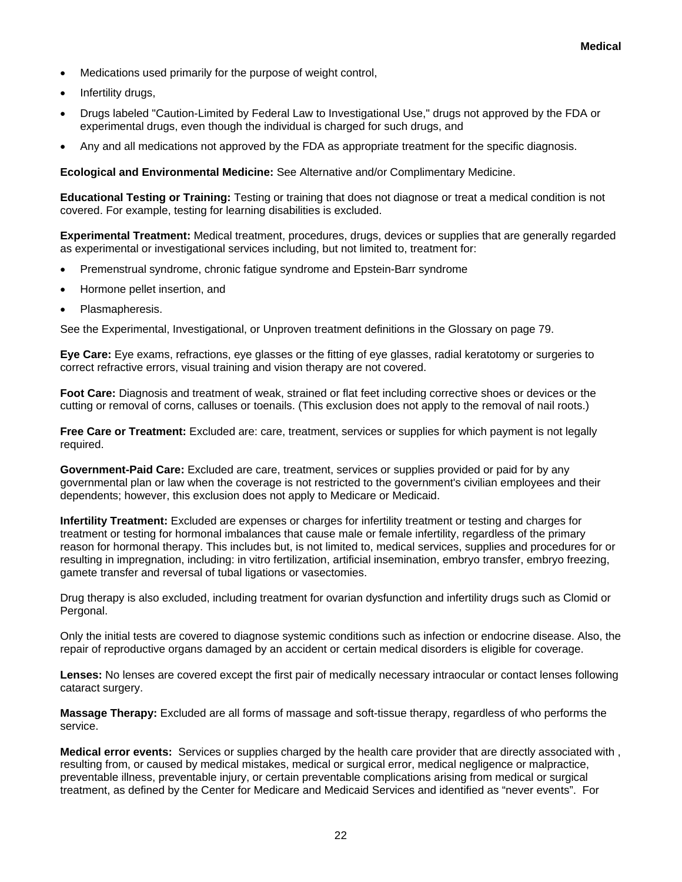- Medications used primarily for the purpose of weight control,
- Infertility drugs,
- Drugs labeled "Caution-Limited by Federal Law to Investigational Use," drugs not approved by the FDA or experimental drugs, even though the individual is charged for such drugs, and
- Any and all medications not approved by the FDA as appropriate treatment for the specific diagnosis.

**Ecological and Environmental Medicine:** See Alternative and/or Complimentary Medicine.

**Educational Testing or Training:** Testing or training that does not diagnose or treat a medical condition is not covered. For example, testing for learning disabilities is excluded.

**Experimental Treatment:** Medical treatment, procedures, drugs, devices or supplies that are generally regarded as experimental or investigational services including, but not limited to, treatment for:

- Premenstrual syndrome, chronic fatigue syndrome and Epstein-Barr syndrome
- Hormone pellet insertion, and
- Plasmapheresis.

See the Experimental, Investigational, or Unproven treatment definitions in the Glossary on page 79.

**Eye Care:** Eye exams, refractions, eye glasses or the fitting of eye glasses, radial keratotomy or surgeries to correct refractive errors, visual training and vision therapy are not covered.

**Foot Care:** Diagnosis and treatment of weak, strained or flat feet including corrective shoes or devices or the cutting or removal of corns, calluses or toenails. (This exclusion does not apply to the removal of nail roots.)

**Free Care or Treatment:** Excluded are: care, treatment, services or supplies for which payment is not legally required.

**Government-Paid Care:** Excluded are care, treatment, services or supplies provided or paid for by any governmental plan or law when the coverage is not restricted to the government's civilian employees and their dependents; however, this exclusion does not apply to Medicare or Medicaid.

**Infertility Treatment:** Excluded are expenses or charges for infertility treatment or testing and charges for treatment or testing for hormonal imbalances that cause male or female infertility, regardless of the primary reason for hormonal therapy. This includes but, is not limited to, medical services, supplies and procedures for or resulting in impregnation, including: in vitro fertilization, artificial insemination, embryo transfer, embryo freezing, gamete transfer and reversal of tubal ligations or vasectomies.

Drug therapy is also excluded, including treatment for ovarian dysfunction and infertility drugs such as Clomid or Pergonal.

Only the initial tests are covered to diagnose systemic conditions such as infection or endocrine disease. Also, the repair of reproductive organs damaged by an accident or certain medical disorders is eligible for coverage.

**Lenses:** No lenses are covered except the first pair of medically necessary intraocular or contact lenses following cataract surgery.

**Massage Therapy:** Excluded are all forms of massage and soft-tissue therapy, regardless of who performs the service.

**Medical error events:** Services or supplies charged by the health care provider that are directly associated with , resulting from, or caused by medical mistakes, medical or surgical error, medical negligence or malpractice, preventable illness, preventable injury, or certain preventable complications arising from medical or surgical treatment, as defined by the Center for Medicare and Medicaid Services and identified as "never events". For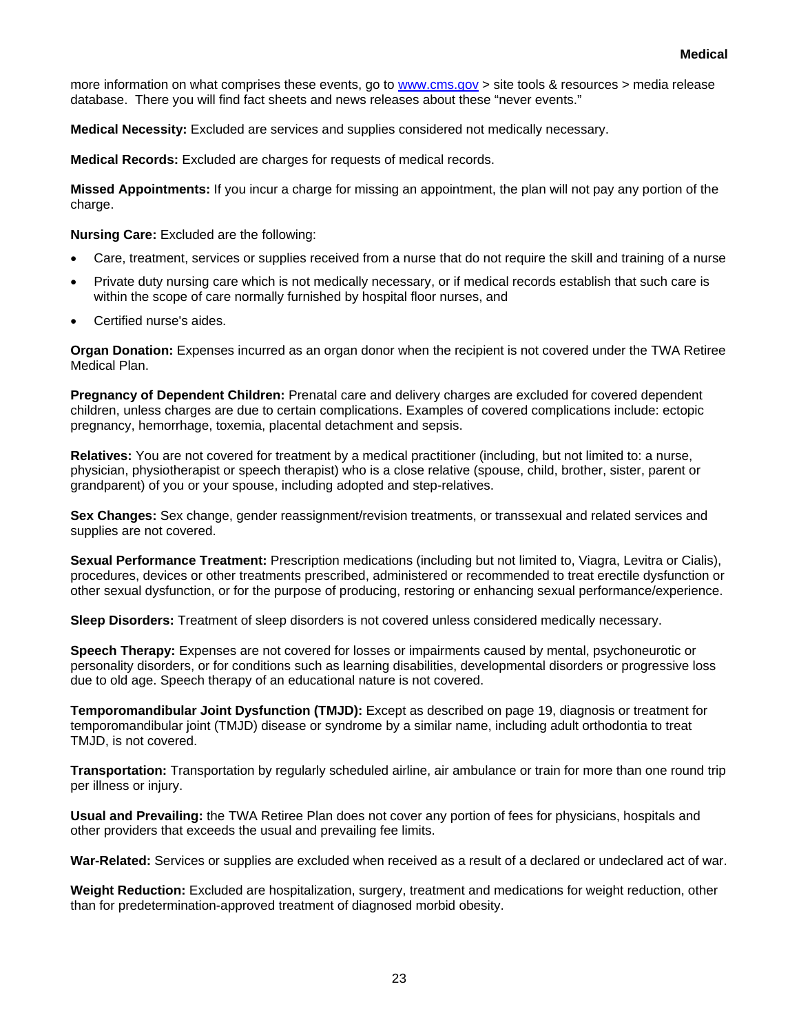more information on what comprises these events, go to [www.cms.gov](http://www.cms.gov) > site tools & resources > media release database. There you will find fact sheets and news releases about these "never events."

**Medical Necessity:** Excluded are services and supplies considered not medically necessary.

**Medical Records:** Excluded are charges for requests of medical records.

**Missed Appointments:** If you incur a charge for missing an appointment, the plan will not pay any portion of the charge.

**Nursing Care:** Excluded are the following:

- Care, treatment, services or supplies received from a nurse that do not require the skill and training of a nurse
- Private duty nursing care which is not medically necessary, or if medical records establish that such care is within the scope of care normally furnished by hospital floor nurses, and
- Certified nurse's aides.

**Organ Donation:** Expenses incurred as an organ donor when the recipient is not covered under the TWA Retiree Medical Plan.

**Pregnancy of Dependent Children:** Prenatal care and delivery charges are excluded for covered dependent children, unless charges are due to certain complications. Examples of covered complications include: ectopic pregnancy, hemorrhage, toxemia, placental detachment and sepsis.

**Relatives:** You are not covered for treatment by a medical practitioner (including, but not limited to: a nurse, physician, physiotherapist or speech therapist) who is a close relative (spouse, child, brother, sister, parent or grandparent) of you or your spouse, including adopted and step-relatives.

**Sex Changes:** Sex change, gender reassignment/revision treatments, or transsexual and related services and supplies are not covered.

**Sexual Performance Treatment:** Prescription medications (including but not limited to, Viagra, Levitra or Cialis), procedures, devices or other treatments prescribed, administered or recommended to treat erectile dysfunction or other sexual dysfunction, or for the purpose of producing, restoring or enhancing sexual performance/experience.

**Sleep Disorders:** Treatment of sleep disorders is not covered unless considered medically necessary.

**Speech Therapy:** Expenses are not covered for losses or impairments caused by mental, psychoneurotic or personality disorders, or for conditions such as learning disabilities, developmental disorders or progressive loss due to old age. Speech therapy of an educational nature is not covered.

**Temporomandibular Joint Dysfunction (TMJD):** Except as described on page 19, diagnosis or treatment for temporomandibular joint (TMJD) disease or syndrome by a similar name, including adult orthodontia to treat TMJD, is not covered.

**Transportation:** Transportation by regularly scheduled airline, air ambulance or train for more than one round trip per illness or injury.

**Usual and Prevailing:** the TWA Retiree Plan does not cover any portion of fees for physicians, hospitals and other providers that exceeds the usual and prevailing fee limits.

**War-Related:** Services or supplies are excluded when received as a result of a declared or undeclared act of war.

**Weight Reduction:** Excluded are hospitalization, surgery, treatment and medications for weight reduction, other than for predetermination-approved treatment of diagnosed morbid obesity.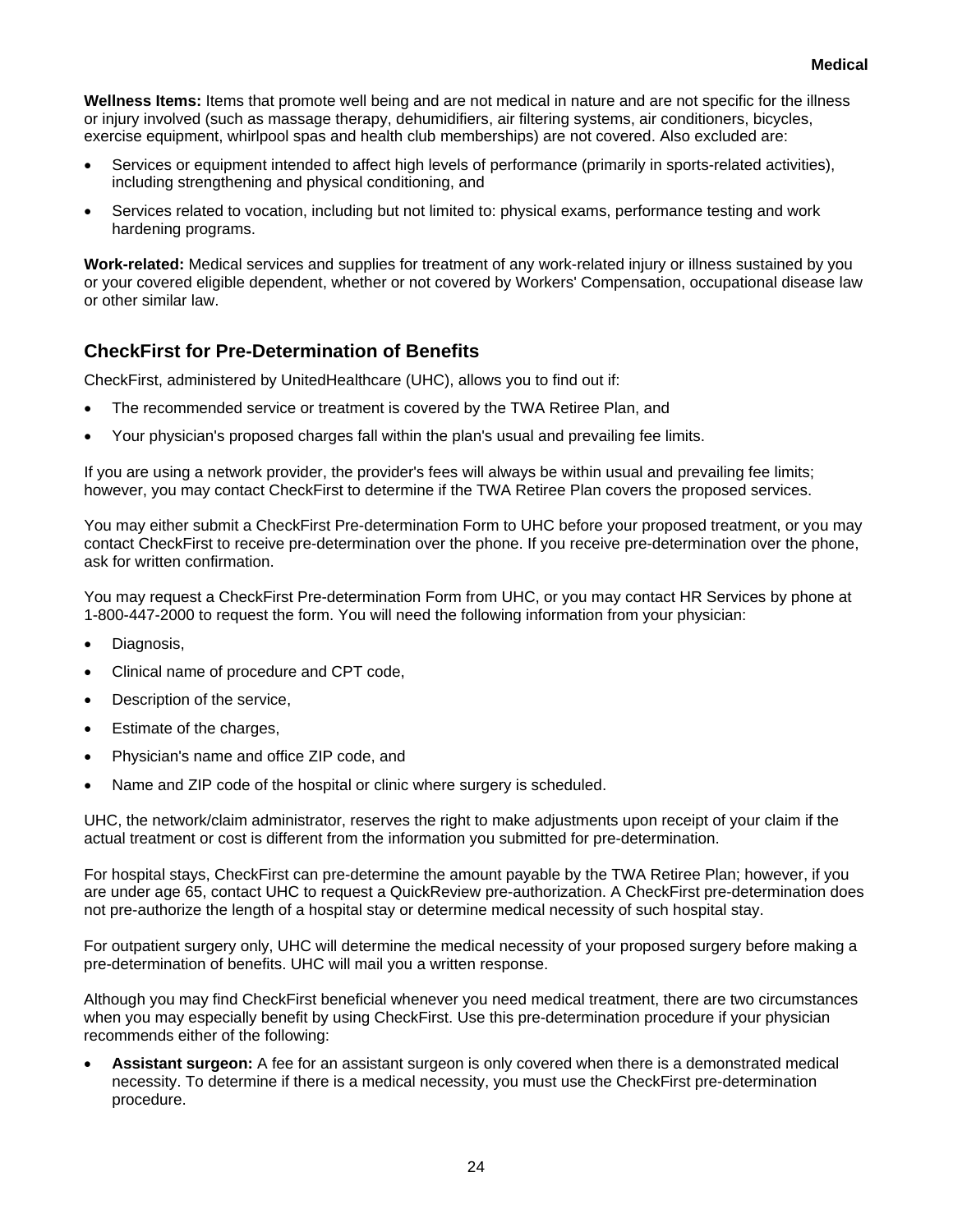**Wellness Items:** Items that promote well being and are not medical in nature and are not specific for the illness or injury involved (such as massage therapy, dehumidifiers, air filtering systems, air conditioners, bicycles, exercise equipment, whirlpool spas and health club memberships) are not covered. Also excluded are:

- Services or equipment intended to affect high levels of performance (primarily in sports-related activities), including strengthening and physical conditioning, and
- Services related to vocation, including but not limited to: physical exams, performance testing and work hardening programs.

**Work-related:** Medical services and supplies for treatment of any work-related injury or illness sustained by you or your covered eligible dependent, whether or not covered by Workers' Compensation, occupational disease law or other similar law.

## CheckFirst for Pre-Determination of Benefits

CheckFirst, administered by UnitedHealthcare (UHC), allows you to find out if:

- The recommended service or treatment is covered by the TWA Retiree Plan, and
- Your physician's proposed charges fall within the plan's usual and prevailing fee limits.

If you are using a network provider, the provider's fees will always be within usual and prevailing fee limits; however, you may contact CheckFirst to determine if the TWA Retiree Plan covers the proposed services.

You may either submit a CheckFirst Pre-determination Form to UHC before your proposed treatment, or you may contact CheckFirst to receive pre-determination over the phone. If you receive pre-determination over the phone, ask for written confirmation.

You may request a CheckFirst Pre-determination Form from UHC, or you may contact HR Services by phone at 1-800-447-2000 to request the form. You will need the following information from your physician:

- Diagnosis,
- Clinical name of procedure and CPT code,
- Description of the service,
- Estimate of the charges,
- Physician's name and office ZIP code, and
- Name and ZIP code of the hospital or clinic where surgery is scheduled.

UHC, the network/claim administrator, reserves the right to make adjustments upon receipt of your claim if the actual treatment or cost is different from the information you submitted for pre-determination.

For hospital stays, CheckFirst can pre-determine the amount payable by the TWA Retiree Plan; however, if you are under age 65, contact UHC to request a QuickReview pre-authorization. A CheckFirst pre-determination does not pre-authorize the length of a hospital stay or determine medical necessity of such hospital stay.

For outpatient surgery only, UHC will determine the medical necessity of your proposed surgery before making a pre-determination of benefits. UHC will mail you a written response.

Although you may find CheckFirst beneficial whenever you need medical treatment, there are two circumstances when you may especially benefit by using CheckFirst. Use this pre-determination procedure if your physician recommends either of the following:

- **Assistant surgeon:** A fee for an assistant surgeon is only covered when there is a demonstrated medical necessity. To determine if there is a medical necessity, you must use the CheckFirst pre-determination procedure.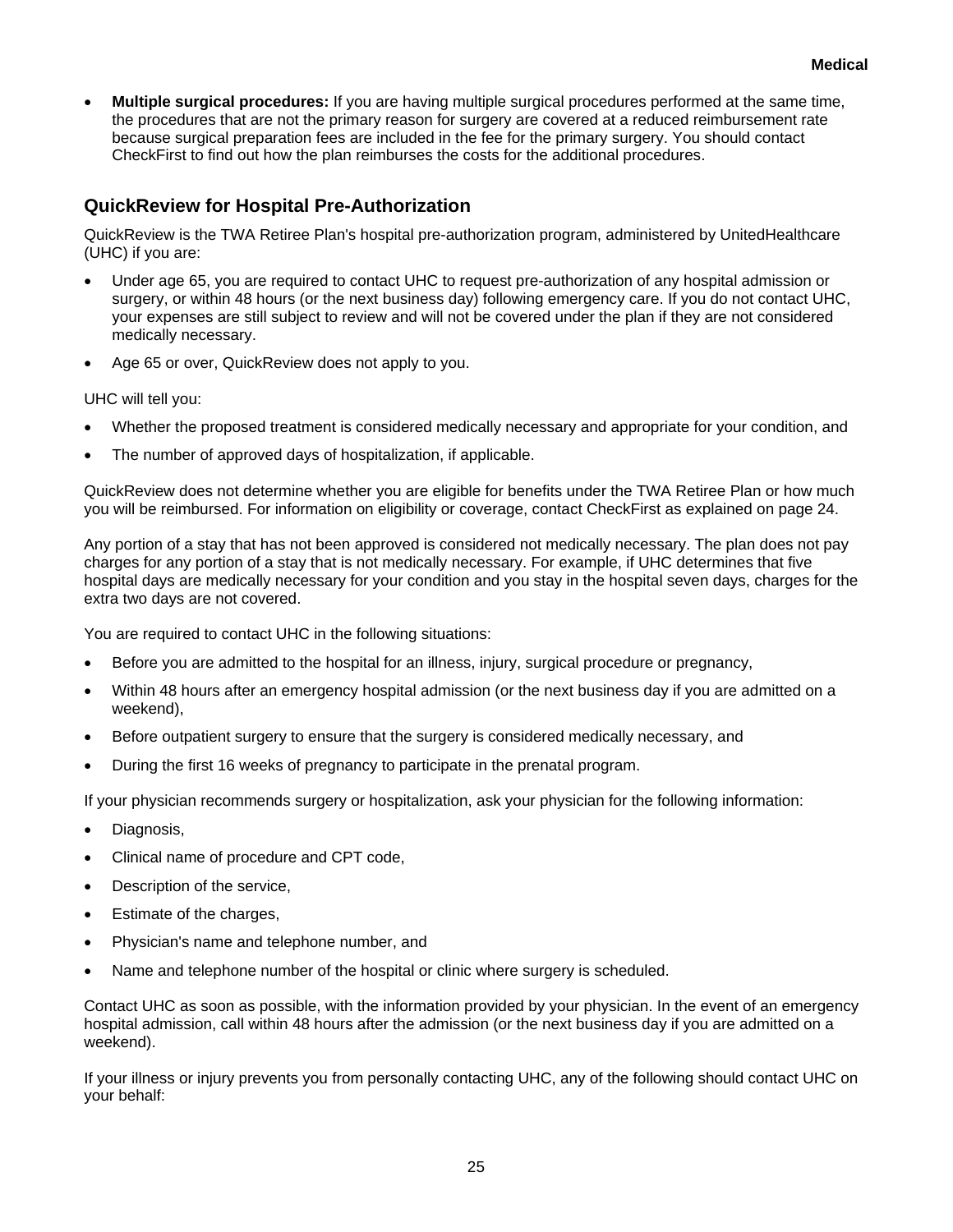- **Multiple surgical procedures:** If you are having multiple surgical procedures performed at the same time, the procedures that are not the primary reason for surgery are covered at a reduced reimbursement rate because surgical preparation fees are included in the fee for the primary surgery. You should contact CheckFirst to find out how the plan reimburses the costs for the additional procedures.

## QuickReview for Hospital Pre-Authorization

QuickReview is the TWA Retiree Plan's hospital pre-authorization program, administered by UnitedHealthcare (UHC) if you are:

- Under age 65, you are required to contact UHC to request pre-authorization of any hospital admission or surgery, or within 48 hours (or the next business day) following emergency care. If you do not contact UHC, your expenses are still subject to review and will not be covered under the plan if they are not considered medically necessary.
- Age 65 or over, QuickReview does not apply to you.

UHC will tell you:

- Whether the proposed treatment is considered medically necessary and appropriate for your condition, and
- The number of approved days of hospitalization, if applicable.

QuickReview does not determine whether you are eligible for benefits under the TWA Retiree Plan or how much you will be reimbursed. For information on eligibility or coverage, contact CheckFirst as explained on page 24.

Any portion of a stay that has not been approved is considered not medically necessary. The plan does not pay charges for any portion of a stay that is not medically necessary. For example, if UHC determines that five hospital days are medically necessary for your condition and you stay in the hospital seven days, charges for the extra two days are not covered.

You are required to contact UHC in the following situations:

- Before you are admitted to the hospital for an illness, injury, surgical procedure or pregnancy,
- Within 48 hours after an emergency hospital admission (or the next business day if you are admitted on a weekend),
- Before outpatient surgery to ensure that the surgery is considered medically necessary, and
- During the first 16 weeks of pregnancy to participate in the prenatal program.

If your physician recommends surgery or hospitalization, ask your physician for the following information:

- Diagnosis,
- Clinical name of procedure and CPT code,
- Description of the service,
- Estimate of the charges,
- Physician's name and telephone number, and
- Name and telephone number of the hospital or clinic where surgery is scheduled.

Contact UHC as soon as possible, with the information provided by your physician. In the event of an emergency hospital admission, call within 48 hours after the admission (or the next business day if you are admitted on a weekend).

If your illness or injury prevents you from personally contacting UHC, any of the following should contact UHC on your behalf: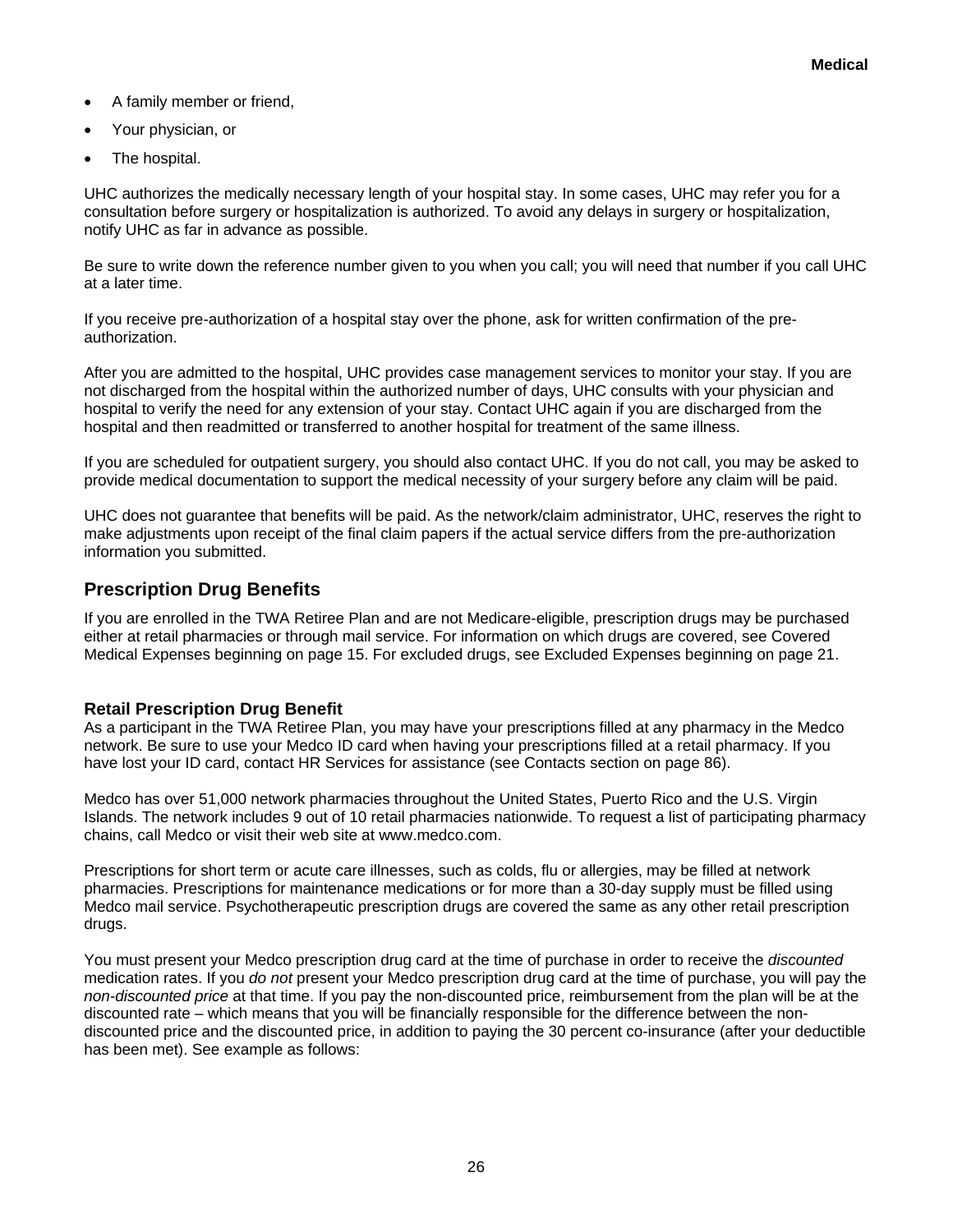- A family member or friend,
- Your physician, or
- The hospital.

UHC authorizes the medically necessary length of your hospital stay. In some cases, UHC may refer you for a consultation before surgery or hospitalization is authorized. To avoid any delays in surgery or hospitalization, notify UHC as far in advance as possible.

Be sure to write down the reference number given to you when you call; you will need that number if you call UHC at a later time.

If you receive pre-authorization of a hospital stay over the phone, ask for written confirmation of the pre-authorization.

After you are admitted to the hospital, UHC provides case management services to monitor your stay. If you are not discharged from the hospital within the authorized number of days, UHC consults with your physician and hospital to verify the need for any extension of your stay. Contact UHC again if you are discharged from the hospital and then readmitted or transferred to another hospital for treatment of the same illness.

If you are scheduled for outpatient surgery, you should also contact UHC. If you do not call, you may be asked to provide medical documentation to support the medical necessity of your surgery before any claim will be paid.

UHC does not guarantee that benefits will be paid. As the network/claim administrator, UHC, reserves the right to make adjustments upon receipt of the final claim papers if the actual service differs from the pre-authorization information you submitted.

## Prescription Drug Benefits

If you are enrolled in the TWA Retiree Plan and are not Medicare-eligible, prescription drugs may be purchased either at retail pharmacies or through mail service. For information on which drugs are covered, see Covered Medical Expenses beginning on page 15. For excluded drugs, see Excluded Expenses beginning on page 21.

### Retail Prescription Drug Benefit

As a participant in the TWA Retiree Plan, you may have your prescriptions filled at any pharmacy in the Medco network. Be sure to use your Medco ID card when having your prescriptions filled at a retail pharmacy. If you have lost your ID card, contact HR Services for assistance (see Contacts section on page 86).

Medco has over 51,000 network pharmacies throughout the United States, Puerto Rico and the U.S. Virgin Islands. The network includes 9 out of 10 retail pharmacies nationwide. To request a list of participating pharmacy chains, call Medco or visit their web site at www.medco.com.

Prescriptions for short term or acute care illnesses, such as colds, flu or allergies, may be filled at network pharmacies. Prescriptions for maintenance medications or for more than a 30-day supply must be filled using Medco mail service. Psychotherapeutic prescription drugs are covered the same as any other retail prescription drugs.

You must present your Medco prescription drug card at the time of purchase in order to receive the *discounted* medication rates. If you *do not* present your Medco prescription drug card at the time of purchase, you will pay the *non-discounted price* at that time. If you pay the non-discounted price, reimbursement from the plan will be at the discounted rate – which means that you will be financially responsible for the difference between the non-discounted price and the discounted price, in addition to paying the 30 percent co-insurance (after your deductible has been met). See example as follows: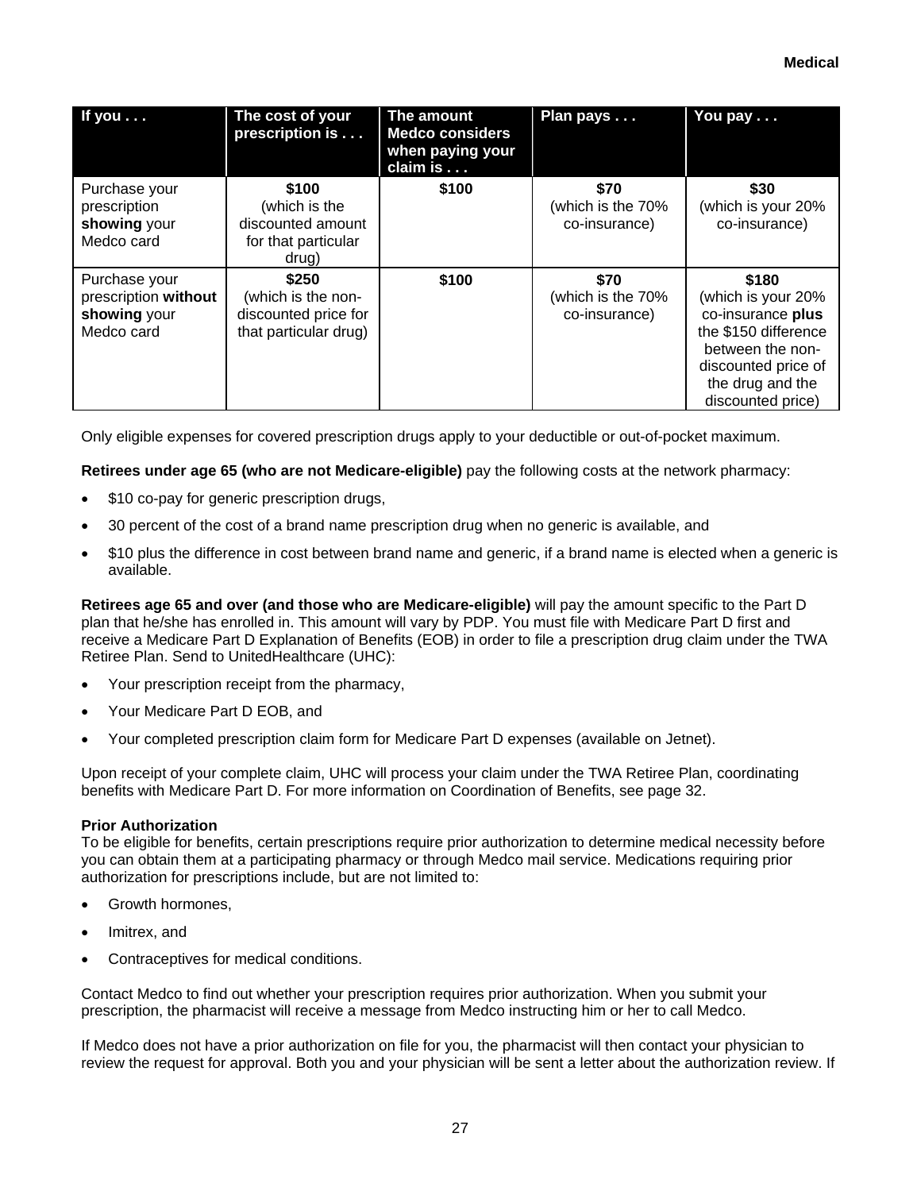| If you . . . | The cost of your prescription is . . . | The amount Medco considers when paying your claim is . . . | Plan pays . . . | You pay . . . |
|---|---|---|---|---|
| Purchase your prescription **showing** your Medco card | **$100** (which is the discounted amount for that particular drug) | **$100** | **$70** (which is the 70% co-insurance) | **$30** (which is your 20% co-insurance) |
| Purchase your prescription **without showing** your Medco card | **$250** (which is the non-discounted price for that particular drug) | **$100** | **$70** (which is the 70% co-insurance) | **$180** (which is your 20% co-insurance **plus** the $150 difference between the non-discounted price of the drug and the discounted price) |

Only eligible expenses for covered prescription drugs apply to your deductible or out-of-pocket maximum.

**Retirees under age 65 (who are not Medicare-eligible)** pay the following costs at the network pharmacy:

- $10 co-pay for generic prescription drugs,
- 30 percent of the cost of a brand name prescription drug when no generic is available, and
- $10 plus the difference in cost between brand name and generic, if a brand name is elected when a generic is available.

**Retirees age 65 and over (and those who are Medicare-eligible)** will pay the amount specific to the Part D plan that he/she has enrolled in. This amount will vary by PDP. You must file with Medicare Part D first and receive a Medicare Part D Explanation of Benefits (EOB) in order to file a prescription drug claim under the TWA Retiree Plan. Send to UnitedHealthcare (UHC):

- Your prescription receipt from the pharmacy,
- Your Medicare Part D EOB, and
- Your completed prescription claim form for Medicare Part D expenses (available on Jetnet).

Upon receipt of your complete claim, UHC will process your claim under the TWA Retiree Plan, coordinating benefits with Medicare Part D. For more information on Coordination of Benefits, see page 32.

**Prior Authorization**

To be eligible for benefits, certain prescriptions require prior authorization to determine medical necessity before you can obtain them at a participating pharmacy or through Medco mail service. Medications requiring prior authorization for prescriptions include, but are not limited to:

- Growth hormones,
- Imitrex, and
- Contraceptives for medical conditions.

Contact Medco to find out whether your prescription requires prior authorization. When you submit your prescription, the pharmacist will receive a message from Medco instructing him or her to call Medco.

If Medco does not have a prior authorization on file for you, the pharmacist will then contact your physician to review the request for approval. Both you and your physician will be sent a letter about the authorization review. If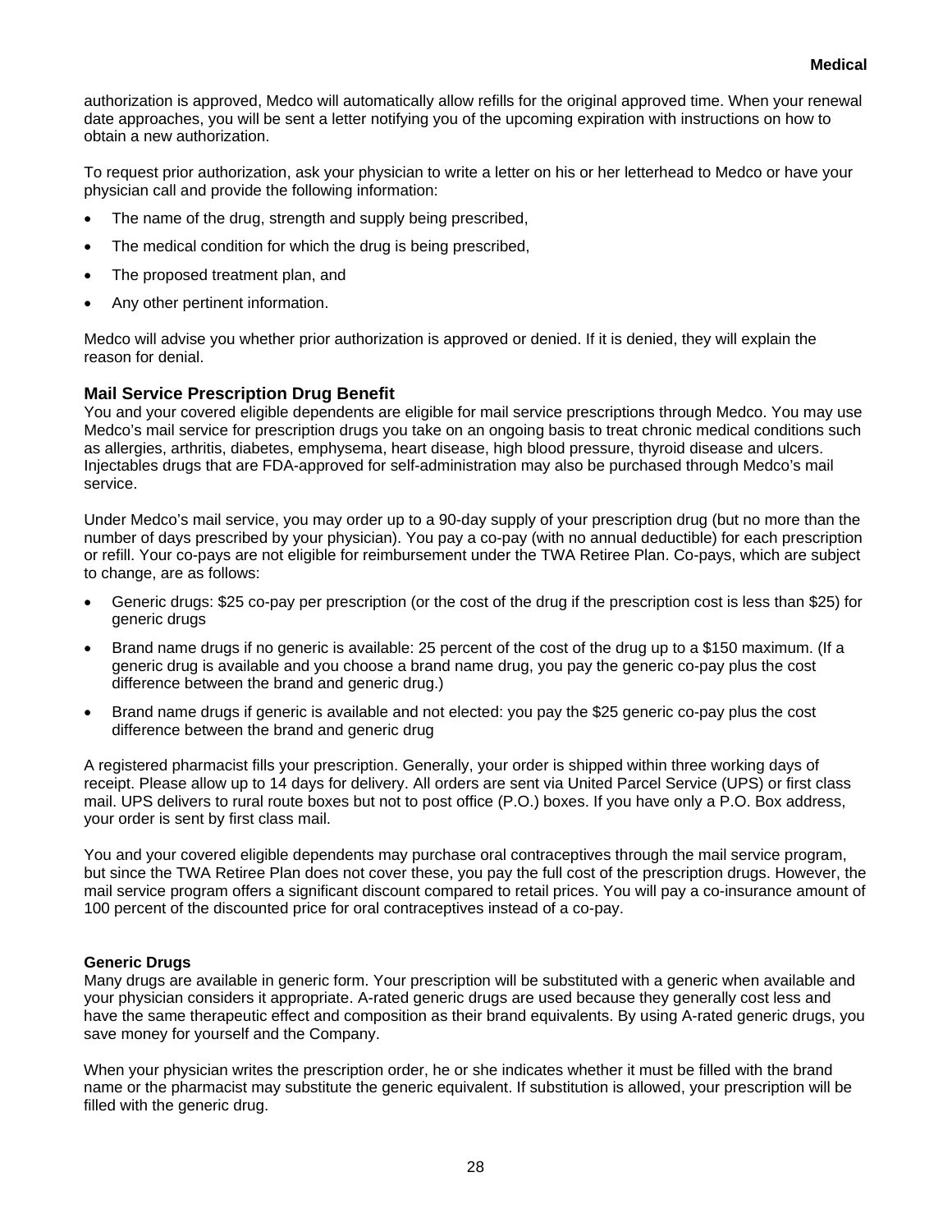authorization is approved, Medco will automatically allow refills for the original approved time. When your renewal date approaches, you will be sent a letter notifying you of the upcoming expiration with instructions on how to obtain a new authorization.

To request prior authorization, ask your physician to write a letter on his or her letterhead to Medco or have your physician call and provide the following information:

- The name of the drug, strength and supply being prescribed,
- The medical condition for which the drug is being prescribed,
- The proposed treatment plan, and
- Any other pertinent information.

Medco will advise you whether prior authorization is approved or denied. If it is denied, they will explain the reason for denial.

### Mail Service Prescription Drug Benefit

You and your covered eligible dependents are eligible for mail service prescriptions through Medco. You may use Medco's mail service for prescription drugs you take on an ongoing basis to treat chronic medical conditions such as allergies, arthritis, diabetes, emphysema, heart disease, high blood pressure, thyroid disease and ulcers. Injectables drugs that are FDA-approved for self-administration may also be purchased through Medco's mail service.

Under Medco's mail service, you may order up to a 90-day supply of your prescription drug (but no more than the number of days prescribed by your physician). You pay a co-pay (with no annual deductible) for each prescription or refill. Your co-pays are not eligible for reimbursement under the TWA Retiree Plan. Co-pays, which are subject to change, are as follows:

- Generic drugs: $25 co-pay per prescription (or the cost of the drug if the prescription cost is less than $25) for generic drugs
- Brand name drugs if no generic is available: 25 percent of the cost of the drug up to a $150 maximum. (If a generic drug is available and you choose a brand name drug, you pay the generic co-pay plus the cost difference between the brand and generic drug.)
- Brand name drugs if generic is available and not elected: you pay the $25 generic co-pay plus the cost difference between the brand and generic drug

A registered pharmacist fills your prescription. Generally, your order is shipped within three working days of receipt. Please allow up to 14 days for delivery. All orders are sent via United Parcel Service (UPS) or first class mail. UPS delivers to rural route boxes but not to post office (P.O.) boxes. If you have only a P.O. Box address, your order is sent by first class mail.

You and your covered eligible dependents may purchase oral contraceptives through the mail service program, but since the TWA Retiree Plan does not cover these, you pay the full cost of the prescription drugs. However, the mail service program offers a significant discount compared to retail prices. You will pay a co-insurance amount of 100 percent of the discounted price for oral contraceptives instead of a co-pay.

#### Generic Drugs

Many drugs are available in generic form. Your prescription will be substituted with a generic when available and your physician considers it appropriate. A-rated generic drugs are used because they generally cost less and have the same therapeutic effect and composition as their brand equivalents. By using A-rated generic drugs, you save money for yourself and the Company.

When your physician writes the prescription order, he or she indicates whether it must be filled with the brand name or the pharmacist may substitute the generic equivalent. If substitution is allowed, your prescription will be filled with the generic drug.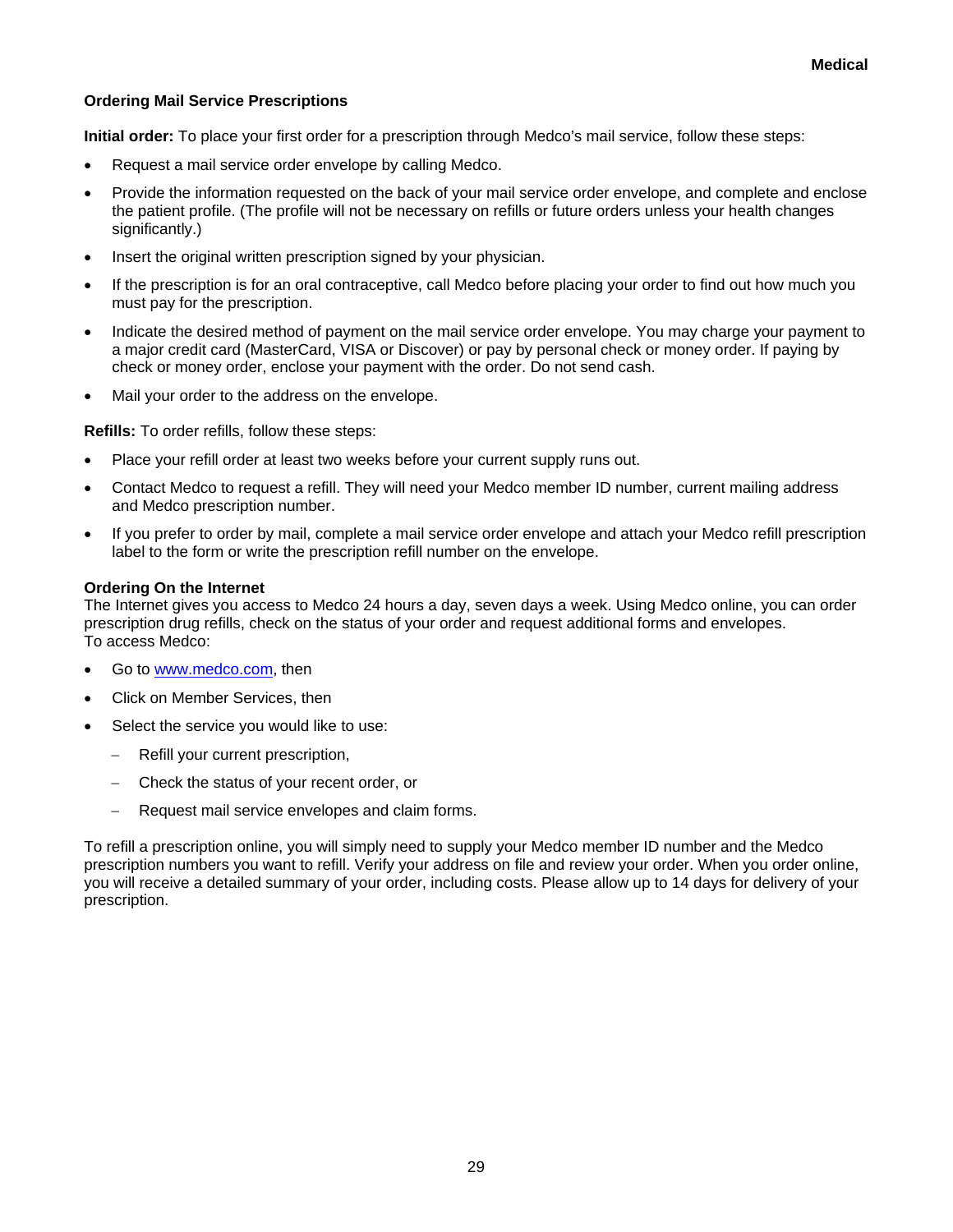### Ordering Mail Service Prescriptions

**Initial order:** To place your first order for a prescription through Medco's mail service, follow these steps:

- Request a mail service order envelope by calling Medco.
- Provide the information requested on the back of your mail service order envelope, and complete and enclose the patient profile. (The profile will not be necessary on refills or future orders unless your health changes significantly.)
- Insert the original written prescription signed by your physician.
- If the prescription is for an oral contraceptive, call Medco before placing your order to find out how much you must pay for the prescription.
- Indicate the desired method of payment on the mail service order envelope. You may charge your payment to a major credit card (MasterCard, VISA or Discover) or pay by personal check or money order. If paying by check or money order, enclose your payment with the order. Do not send cash.
- Mail your order to the address on the envelope.

**Refills:** To order refills, follow these steps:

- Place your refill order at least two weeks before your current supply runs out.
- Contact Medco to request a refill. They will need your Medco member ID number, current mailing address and Medco prescription number.
- If you prefer to order by mail, complete a mail service order envelope and attach your Medco refill prescription label to the form or write the prescription refill number on the envelope.

**Ordering On the Internet**
The Internet gives you access to Medco 24 hours a day, seven days a week. Using Medco online, you can order prescription drug refills, check on the status of your order and request additional forms and envelopes.
To access Medco:

- Go to www.medco.com, then
- Click on Member Services, then
- Select the service you would like to use:
  - Refill your current prescription,
  - Check the status of your recent order, or
  - Request mail service envelopes and claim forms.

To refill a prescription online, you will simply need to supply your Medco member ID number and the Medco prescription numbers you want to refill. Verify your address on file and review your order. When you order online, you will receive a detailed summary of your order, including costs. Please allow up to 14 days for delivery of your prescription.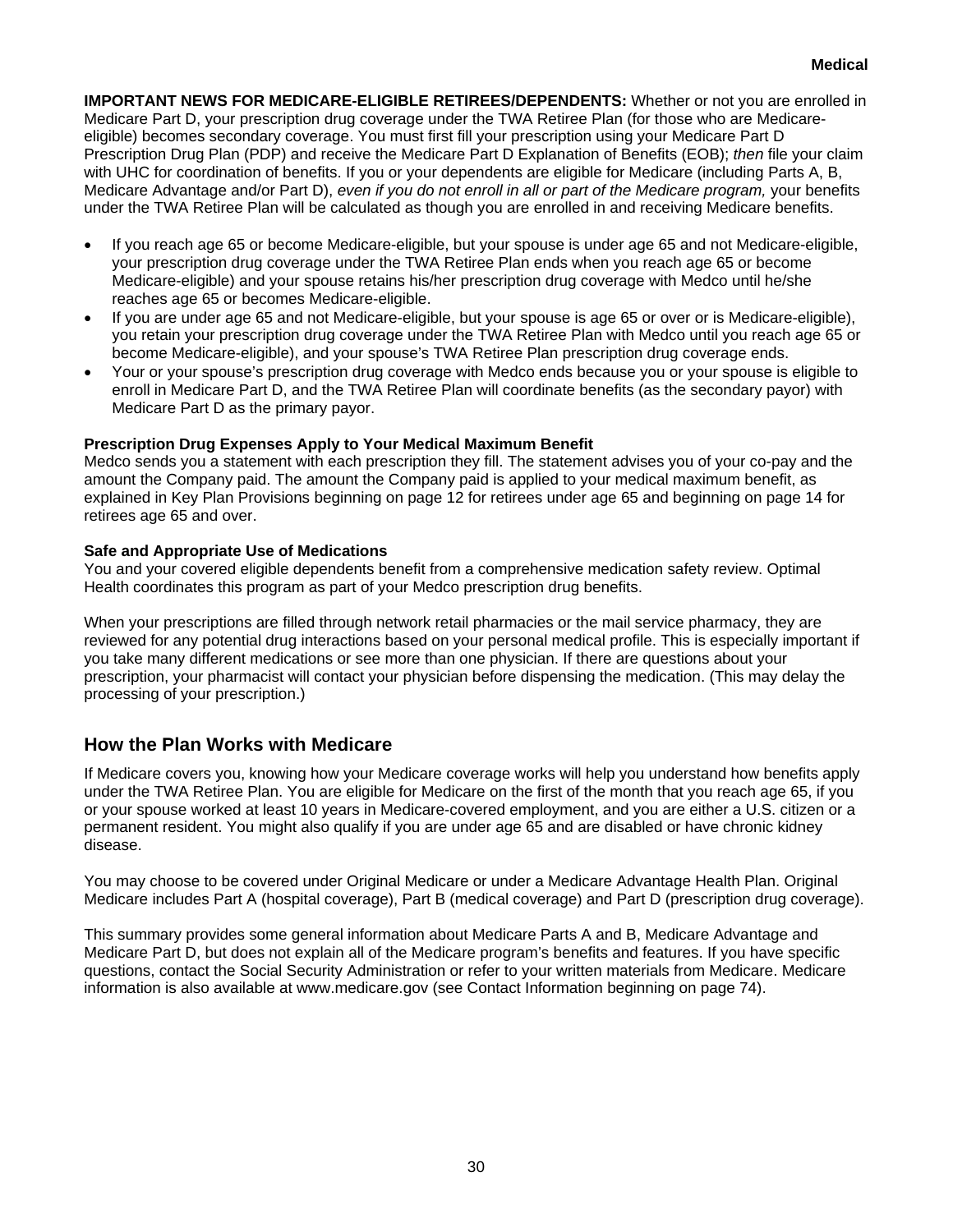**IMPORTANT NEWS FOR MEDICARE-ELIGIBLE RETIREES/DEPENDENTS:** Whether or not you are enrolled in Medicare Part D, your prescription drug coverage under the TWA Retiree Plan (for those who are Medicare-eligible) becomes secondary coverage. You must first fill your prescription using your Medicare Part D Prescription Drug Plan (PDP) and receive the Medicare Part D Explanation of Benefits (EOB); *then* file your claim with UHC for coordination of benefits. If you or your dependents are eligible for Medicare (including Parts A, B, Medicare Advantage and/or Part D), *even if you do not enroll in all or part of the Medicare program,* your benefits under the TWA Retiree Plan will be calculated as though you are enrolled in and receiving Medicare benefits.

- If you reach age 65 or become Medicare-eligible, but your spouse is under age 65 and not Medicare-eligible, your prescription drug coverage under the TWA Retiree Plan ends when you reach age 65 or become Medicare-eligible) and your spouse retains his/her prescription drug coverage with Medco until he/she reaches age 65 or becomes Medicare-eligible.
- If you are under age 65 and not Medicare-eligible, but your spouse is age 65 or over or is Medicare-eligible), you retain your prescription drug coverage under the TWA Retiree Plan with Medco until you reach age 65 or become Medicare-eligible), and your spouse's TWA Retiree Plan prescription drug coverage ends.
- Your or your spouse's prescription drug coverage with Medco ends because you or your spouse is eligible to enroll in Medicare Part D, and the TWA Retiree Plan will coordinate benefits (as the secondary payor) with Medicare Part D as the primary payor.

**Prescription Drug Expenses Apply to Your Medical Maximum Benefit**

Medco sends you a statement with each prescription they fill. The statement advises you of your co-pay and the amount the Company paid. The amount the Company paid is applied to your medical maximum benefit, as explained in Key Plan Provisions beginning on page 12 for retirees under age 65 and beginning on page 14 for retirees age 65 and over.

**Safe and Appropriate Use of Medications**

You and your covered eligible dependents benefit from a comprehensive medication safety review. Optimal Health coordinates this program as part of your Medco prescription drug benefits.

When your prescriptions are filled through network retail pharmacies or the mail service pharmacy, they are reviewed for any potential drug interactions based on your personal medical profile. This is especially important if you take many different medications or see more than one physician. If there are questions about your prescription, your pharmacist will contact your physician before dispensing the medication. (This may delay the processing of your prescription.)

## How the Plan Works with Medicare

If Medicare covers you, knowing how your Medicare coverage works will help you understand how benefits apply under the TWA Retiree Plan. You are eligible for Medicare on the first of the month that you reach age 65, if you or your spouse worked at least 10 years in Medicare-covered employment, and you are either a U.S. citizen or a permanent resident. You might also qualify if you are under age 65 and are disabled or have chronic kidney disease.

You may choose to be covered under Original Medicare or under a Medicare Advantage Health Plan. Original Medicare includes Part A (hospital coverage), Part B (medical coverage) and Part D (prescription drug coverage).

This summary provides some general information about Medicare Parts A and B, Medicare Advantage and Medicare Part D, but does not explain all of the Medicare program's benefits and features. If you have specific questions, contact the Social Security Administration or refer to your written materials from Medicare. Medicare information is also available at www.medicare.gov (see Contact Information beginning on page 74).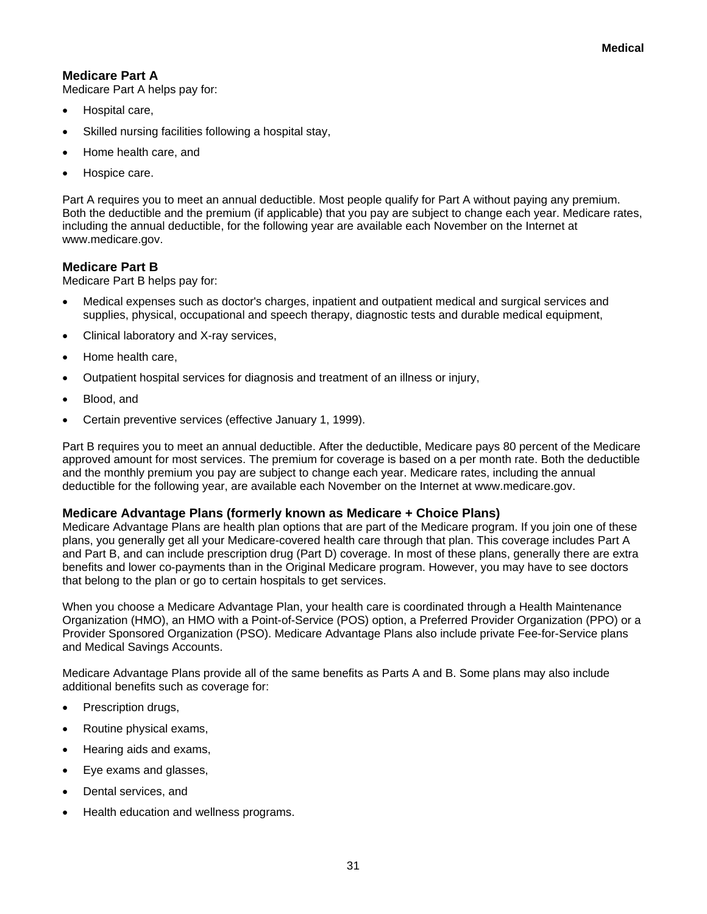## Medicare Part A

Medicare Part A helps pay for:

- Hospital care,
- Skilled nursing facilities following a hospital stay,
- Home health care, and
- Hospice care.

Part A requires you to meet an annual deductible. Most people qualify for Part A without paying any premium. Both the deductible and the premium (if applicable) that you pay are subject to change each year. Medicare rates, including the annual deductible, for the following year are available each November on the Internet at www.medicare.gov.

## Medicare Part B

Medicare Part B helps pay for:

- Medical expenses such as doctor's charges, inpatient and outpatient medical and surgical services and supplies, physical, occupational and speech therapy, diagnostic tests and durable medical equipment,
- Clinical laboratory and X-ray services,
- Home health care,
- Outpatient hospital services for diagnosis and treatment of an illness or injury,
- Blood, and
- Certain preventive services (effective January 1, 1999).

Part B requires you to meet an annual deductible. After the deductible, Medicare pays 80 percent of the Medicare approved amount for most services. The premium for coverage is based on a per month rate. Both the deductible and the monthly premium you pay are subject to change each year. Medicare rates, including the annual deductible for the following year, are available each November on the Internet at www.medicare.gov.

## Medicare Advantage Plans (formerly known as Medicare + Choice Plans)

Medicare Advantage Plans are health plan options that are part of the Medicare program. If you join one of these plans, you generally get all your Medicare-covered health care through that plan. This coverage includes Part A and Part B, and can include prescription drug (Part D) coverage. In most of these plans, generally there are extra benefits and lower co-payments than in the Original Medicare program. However, you may have to see doctors that belong to the plan or go to certain hospitals to get services.

When you choose a Medicare Advantage Plan, your health care is coordinated through a Health Maintenance Organization (HMO), an HMO with a Point-of-Service (POS) option, a Preferred Provider Organization (PPO) or a Provider Sponsored Organization (PSO). Medicare Advantage Plans also include private Fee-for-Service plans and Medical Savings Accounts.

Medicare Advantage Plans provide all of the same benefits as Parts A and B. Some plans may also include additional benefits such as coverage for:

- Prescription drugs,
- Routine physical exams,
- Hearing aids and exams,
- Eye exams and glasses,
- Dental services, and
- Health education and wellness programs.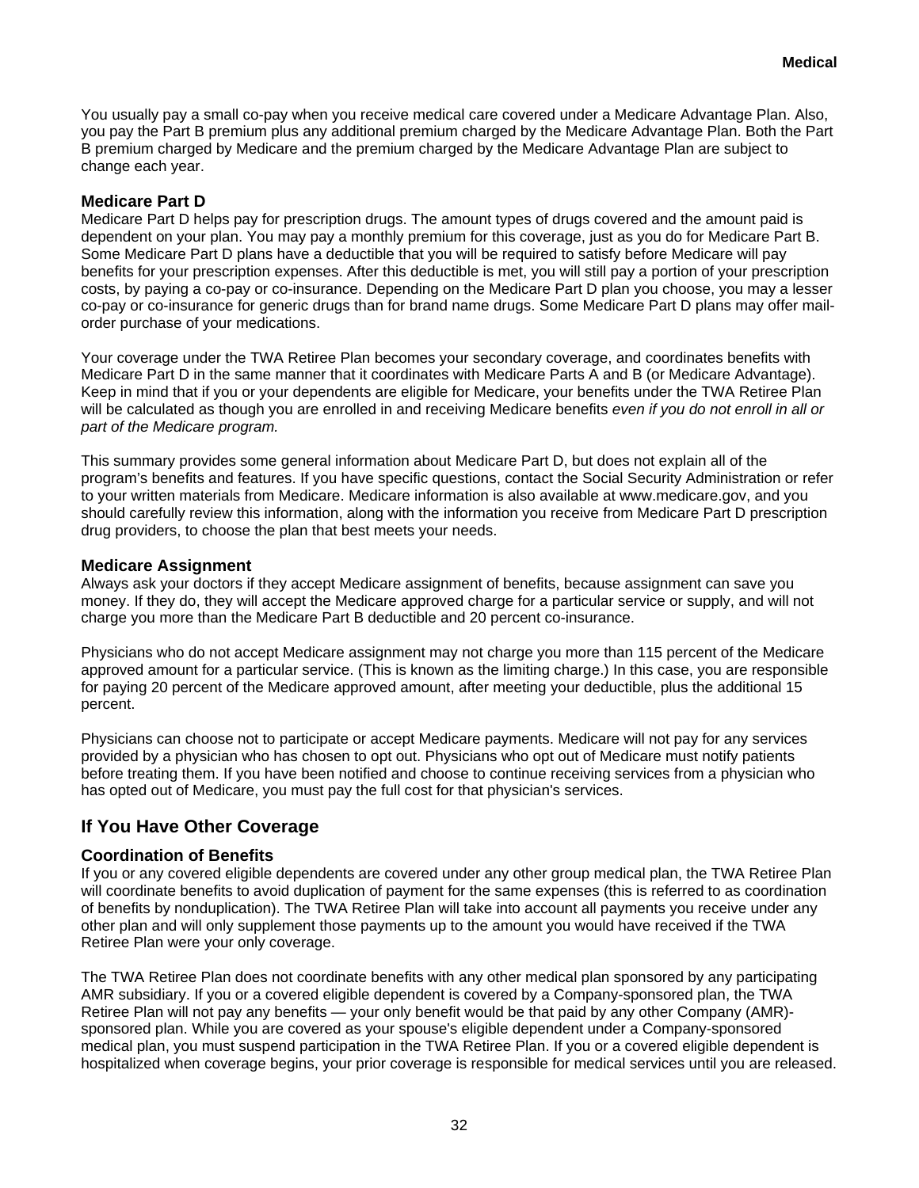You usually pay a small co-pay when you receive medical care covered under a Medicare Advantage Plan. Also, you pay the Part B premium plus any additional premium charged by the Medicare Advantage Plan. Both the Part B premium charged by Medicare and the premium charged by the Medicare Advantage Plan are subject to change each year.

### Medicare Part D

Medicare Part D helps pay for prescription drugs. The amount types of drugs covered and the amount paid is dependent on your plan. You may pay a monthly premium for this coverage, just as you do for Medicare Part B. Some Medicare Part D plans have a deductible that you will be required to satisfy before Medicare will pay benefits for your prescription expenses. After this deductible is met, you will still pay a portion of your prescription costs, by paying a co-pay or co-insurance. Depending on the Medicare Part D plan you choose, you may a lesser co-pay or co-insurance for generic drugs than for brand name drugs. Some Medicare Part D plans may offer mail-order purchase of your medications.

Your coverage under the TWA Retiree Plan becomes your secondary coverage, and coordinates benefits with Medicare Part D in the same manner that it coordinates with Medicare Parts A and B (or Medicare Advantage). Keep in mind that if you or your dependents are eligible for Medicare, your benefits under the TWA Retiree Plan will be calculated as though you are enrolled in and receiving Medicare benefits *even if you do not enroll in all or part of the Medicare program.*

This summary provides some general information about Medicare Part D, but does not explain all of the program's benefits and features. If you have specific questions, contact the Social Security Administration or refer to your written materials from Medicare. Medicare information is also available at www.medicare.gov, and you should carefully review this information, along with the information you receive from Medicare Part D prescription drug providers, to choose the plan that best meets your needs.

### Medicare Assignment

Always ask your doctors if they accept Medicare assignment of benefits, because assignment can save you money. If they do, they will accept the Medicare approved charge for a particular service or supply, and will not charge you more than the Medicare Part B deductible and 20 percent co-insurance.

Physicians who do not accept Medicare assignment may not charge you more than 115 percent of the Medicare approved amount for a particular service. (This is known as the limiting charge.) In this case, you are responsible for paying 20 percent of the Medicare approved amount, after meeting your deductible, plus the additional 15 percent.

Physicians can choose not to participate or accept Medicare payments. Medicare will not pay for any services provided by a physician who has chosen to opt out. Physicians who opt out of Medicare must notify patients before treating them. If you have been notified and choose to continue receiving services from a physician who has opted out of Medicare, you must pay the full cost for that physician's services.

## If You Have Other Coverage

### Coordination of Benefits

If you or any covered eligible dependents are covered under any other group medical plan, the TWA Retiree Plan will coordinate benefits to avoid duplication of payment for the same expenses (this is referred to as coordination of benefits by nonduplication). The TWA Retiree Plan will take into account all payments you receive under any other plan and will only supplement those payments up to the amount you would have received if the TWA Retiree Plan were your only coverage.

The TWA Retiree Plan does not coordinate benefits with any other medical plan sponsored by any participating AMR subsidiary. If you or a covered eligible dependent is covered by a Company-sponsored plan, the TWA Retiree Plan will not pay any benefits — your only benefit would be that paid by any other Company (AMR)-sponsored plan. While you are covered as your spouse's eligible dependent under a Company-sponsored medical plan, you must suspend participation in the TWA Retiree Plan. If you or a covered eligible dependent is hospitalized when coverage begins, your prior coverage is responsible for medical services until you are released.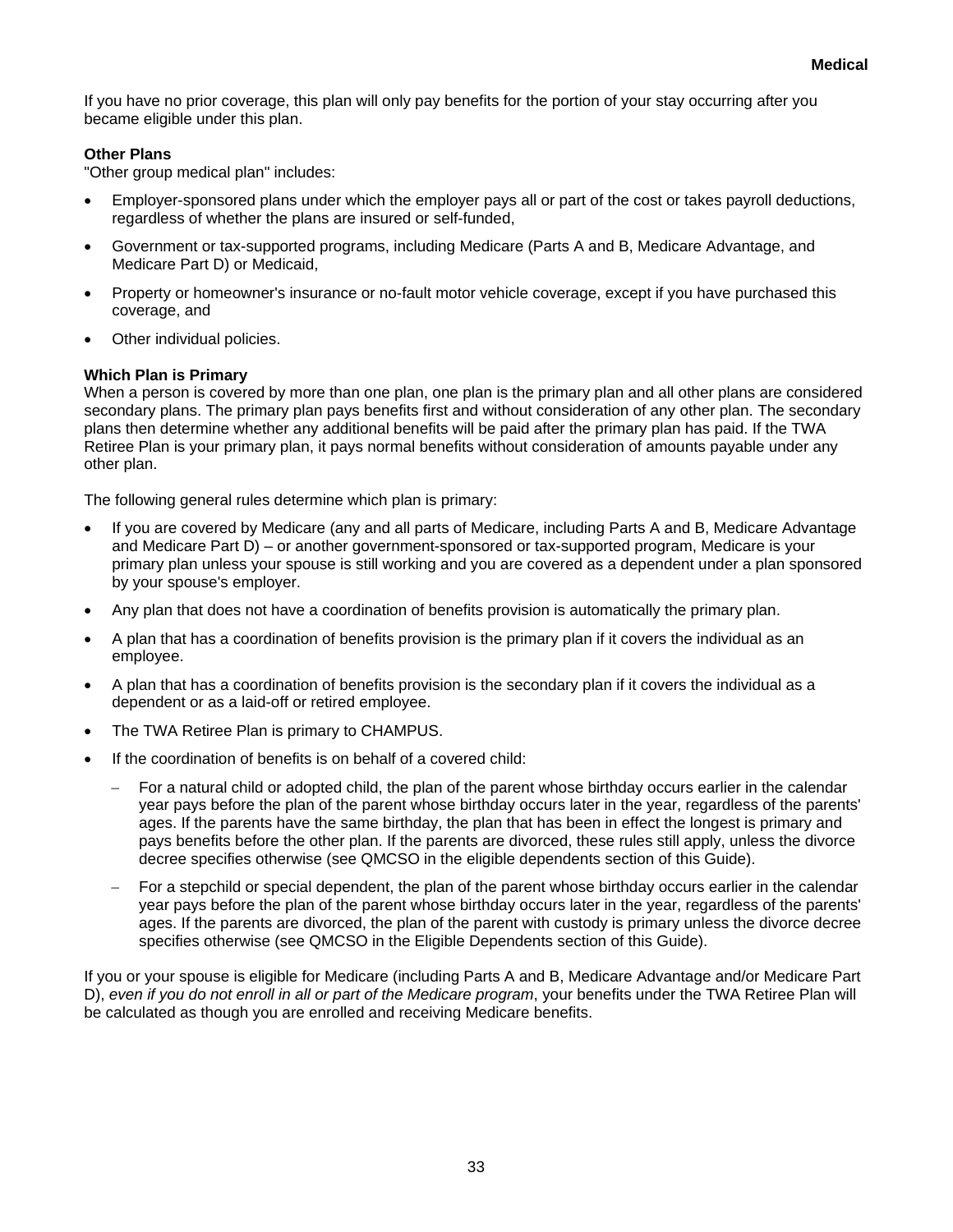If you have no prior coverage, this plan will only pay benefits for the portion of your stay occurring after you became eligible under this plan.

**Other Plans**

"Other group medical plan" includes:

- Employer-sponsored plans under which the employer pays all or part of the cost or takes payroll deductions, regardless of whether the plans are insured or self-funded,
- Government or tax-supported programs, including Medicare (Parts A and B, Medicare Advantage, and Medicare Part D) or Medicaid,
- Property or homeowner's insurance or no-fault motor vehicle coverage, except if you have purchased this coverage, and
- Other individual policies.

**Which Plan is Primary**

When a person is covered by more than one plan, one plan is the primary plan and all other plans are considered secondary plans. The primary plan pays benefits first and without consideration of any other plan. The secondary plans then determine whether any additional benefits will be paid after the primary plan has paid. If the TWA Retiree Plan is your primary plan, it pays normal benefits without consideration of amounts payable under any other plan.

The following general rules determine which plan is primary:

- If you are covered by Medicare (any and all parts of Medicare, including Parts A and B, Medicare Advantage and Medicare Part D) – or another government-sponsored or tax-supported program, Medicare is your primary plan unless your spouse is still working and you are covered as a dependent under a plan sponsored by your spouse's employer.
- Any plan that does not have a coordination of benefits provision is automatically the primary plan.
- A plan that has a coordination of benefits provision is the primary plan if it covers the individual as an employee.
- A plan that has a coordination of benefits provision is the secondary plan if it covers the individual as a dependent or as a laid-off or retired employee.
- The TWA Retiree Plan is primary to CHAMPUS.
- If the coordination of benefits is on behalf of a covered child:
  - For a natural child or adopted child, the plan of the parent whose birthday occurs earlier in the calendar year pays before the plan of the parent whose birthday occurs later in the year, regardless of the parents' ages. If the parents have the same birthday, the plan that has been in effect the longest is primary and pays benefits before the other plan. If the parents are divorced, these rules still apply, unless the divorce decree specifies otherwise (see QMCSO in the eligible dependents section of this Guide).
  - For a stepchild or special dependent, the plan of the parent whose birthday occurs earlier in the calendar year pays before the plan of the parent whose birthday occurs later in the year, regardless of the parents' ages. If the parents are divorced, the plan of the parent with custody is primary unless the divorce decree specifies otherwise (see QMCSO in the Eligible Dependents section of this Guide).

If you or your spouse is eligible for Medicare (including Parts A and B, Medicare Advantage and/or Medicare Part D), *even if you do not enroll in all or part of the Medicare program*, your benefits under the TWA Retiree Plan will be calculated as though you are enrolled and receiving Medicare benefits.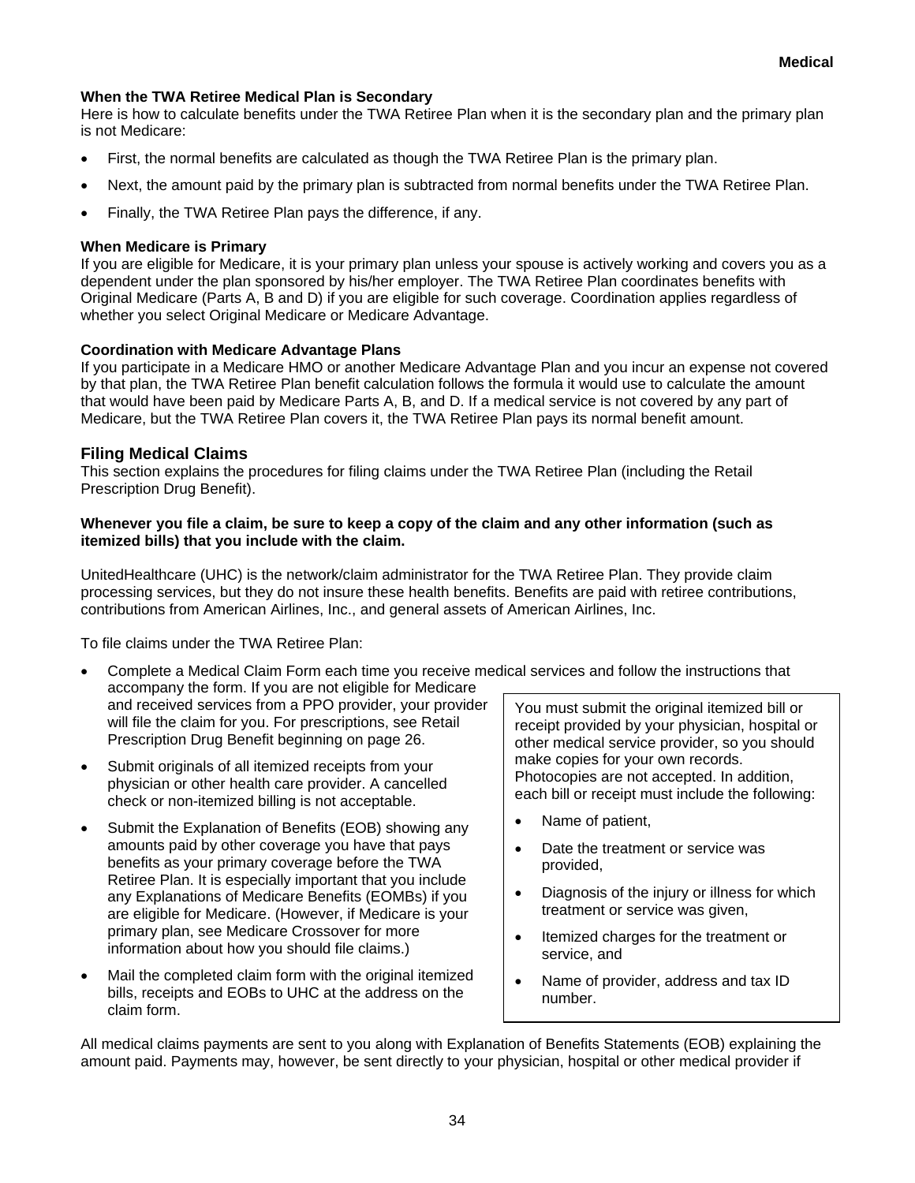**When the TWA Retiree Medical Plan is Secondary**
Here is how to calculate benefits under the TWA Retiree Plan when it is the secondary plan and the primary plan is not Medicare:

- First, the normal benefits are calculated as though the TWA Retiree Plan is the primary plan.
- Next, the amount paid by the primary plan is subtracted from normal benefits under the TWA Retiree Plan.
- Finally, the TWA Retiree Plan pays the difference, if any.

**When Medicare is Primary**
If you are eligible for Medicare, it is your primary plan unless your spouse is actively working and covers you as a dependent under the plan sponsored by his/her employer. The TWA Retiree Plan coordinates benefits with Original Medicare (Parts A, B and D) if you are eligible for such coverage. Coordination applies regardless of whether you select Original Medicare or Medicare Advantage.

**Coordination with Medicare Advantage Plans**
If you participate in a Medicare HMO or another Medicare Advantage Plan and you incur an expense not covered by that plan, the TWA Retiree Plan benefit calculation follows the formula it would use to calculate the amount that would have been paid by Medicare Parts A, B, and D. If a medical service is not covered by any part of Medicare, but the TWA Retiree Plan covers it, the TWA Retiree Plan pays its normal benefit amount.

## Filing Medical Claims

This section explains the procedures for filing claims under the TWA Retiree Plan (including the Retail Prescription Drug Benefit).

**Whenever you file a claim, be sure to keep a copy of the claim and any other information (such as itemized bills) that you include with the claim.**

UnitedHealthcare (UHC) is the network/claim administrator for the TWA Retiree Plan. They provide claim processing services, but they do not insure these health benefits. Benefits are paid with retiree contributions, contributions from American Airlines, Inc., and general assets of American Airlines, Inc.

To file claims under the TWA Retiree Plan:

- Complete a Medical Claim Form each time you receive medical services and follow the instructions that accompany the form. If you are not eligible for Medicare and received services from a PPO provider, your provider will file the claim for you. For prescriptions, see Retail Prescription Drug Benefit beginning on page 26.
- Submit originals of all itemized receipts from your physician or other health care provider. A cancelled check or non-itemized billing is not acceptable.
- Submit the Explanation of Benefits (EOB) showing any amounts paid by other coverage you have that pays benefits as your primary coverage before the TWA Retiree Plan. It is especially important that you include any Explanations of Medicare Benefits (EOMBs) if you are eligible for Medicare. (However, if Medicare is your primary plan, see Medicare Crossover for more information about how you should file claims.)
- Mail the completed claim form with the original itemized bills, receipts and EOBs to UHC at the address on the claim form.

> You must submit the original itemized bill or receipt provided by your physician, hospital or other medical service provider, so you should make copies for your own records. Photocopies are not accepted. In addition, each bill or receipt must include the following:
>
> - Name of patient,
> - Date the treatment or service was provided,
> - Diagnosis of the injury or illness for which treatment or service was given,
> - Itemized charges for the treatment or service, and
> - Name of provider, address and tax ID number.

All medical claims payments are sent to you along with Explanation of Benefits Statements (EOB) explaining the amount paid. Payments may, however, be sent directly to your physician, hospital or other medical provider if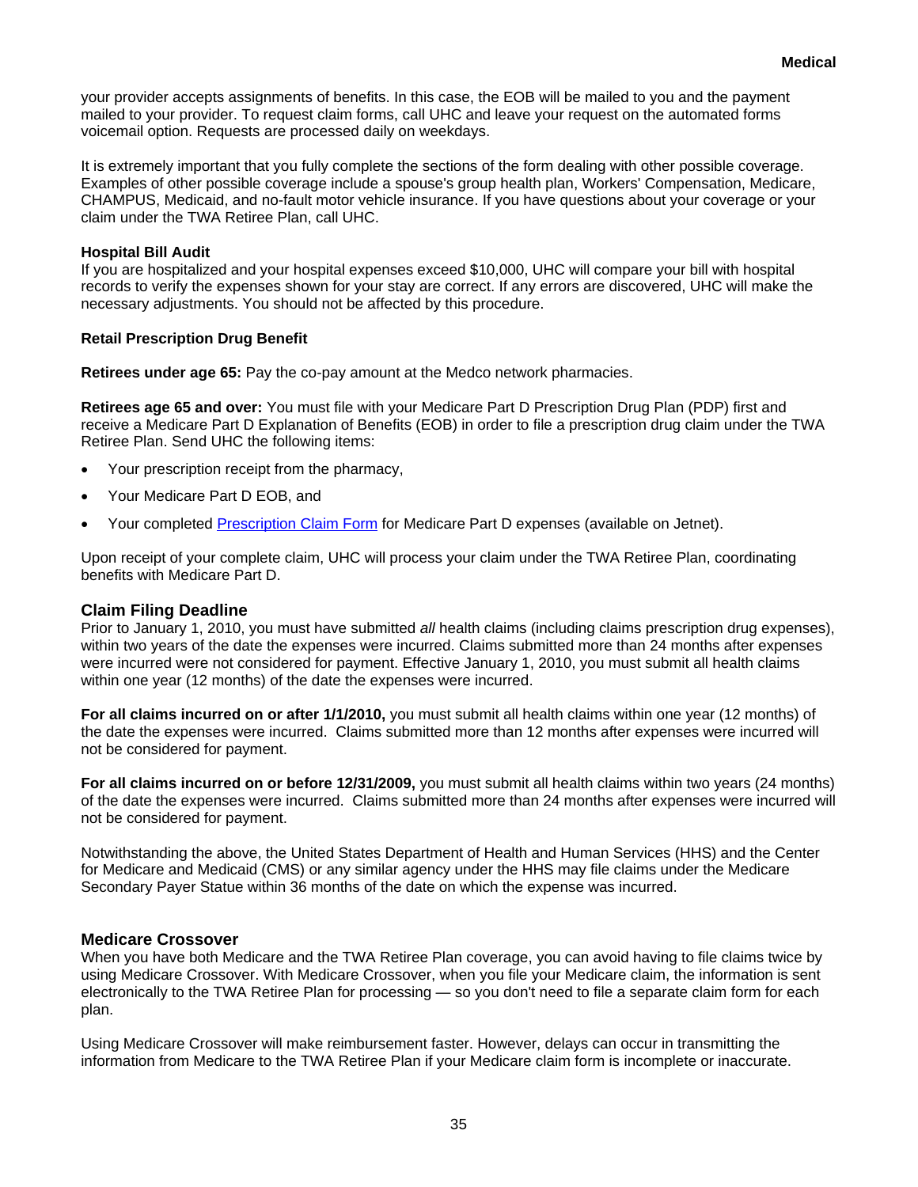your provider accepts assignments of benefits. In this case, the EOB will be mailed to you and the payment mailed to your provider. To request claim forms, call UHC and leave your request on the automated forms voicemail option. Requests are processed daily on weekdays.

It is extremely important that you fully complete the sections of the form dealing with other possible coverage. Examples of other possible coverage include a spouse's group health plan, Workers' Compensation, Medicare, CHAMPUS, Medicaid, and no-fault motor vehicle insurance. If you have questions about your coverage or your claim under the TWA Retiree Plan, call UHC.

**Hospital Bill Audit**
If you are hospitalized and your hospital expenses exceed $10,000, UHC will compare your bill with hospital records to verify the expenses shown for your stay are correct. If any errors are discovered, UHC will make the necessary adjustments. You should not be affected by this procedure.

**Retail Prescription Drug Benefit**

**Retirees under age 65:** Pay the co-pay amount at the Medco network pharmacies.

**Retirees age 65 and over:** You must file with your Medicare Part D Prescription Drug Plan (PDP) first and receive a Medicare Part D Explanation of Benefits (EOB) in order to file a prescription drug claim under the TWA Retiree Plan. Send UHC the following items:

- Your prescription receipt from the pharmacy,
- Your Medicare Part D EOB, and
- Your completed Prescription Claim Form for Medicare Part D expenses (available on Jetnet).

Upon receipt of your complete claim, UHC will process your claim under the TWA Retiree Plan, coordinating benefits with Medicare Part D.

## Claim Filing Deadline

Prior to January 1, 2010, you must have submitted *all* health claims (including claims prescription drug expenses), within two years of the date the expenses were incurred. Claims submitted more than 24 months after expenses were incurred were not considered for payment. Effective January 1, 2010, you must submit all health claims within one year (12 months) of the date the expenses were incurred.

**For all claims incurred on or after 1/1/2010,** you must submit all health claims within one year (12 months) of the date the expenses were incurred. Claims submitted more than 12 months after expenses were incurred will not be considered for payment.

**For all claims incurred on or before 12/31/2009,** you must submit all health claims within two years (24 months) of the date the expenses were incurred. Claims submitted more than 24 months after expenses were incurred will not be considered for payment.

Notwithstanding the above, the United States Department of Health and Human Services (HHS) and the Center for Medicare and Medicaid (CMS) or any similar agency under the HHS may file claims under the Medicare Secondary Payer Statue within 36 months of the date on which the expense was incurred.

## Medicare Crossover

When you have both Medicare and the TWA Retiree Plan coverage, you can avoid having to file claims twice by using Medicare Crossover. With Medicare Crossover, when you file your Medicare claim, the information is sent electronically to the TWA Retiree Plan for processing — so you don't need to file a separate claim form for each plan.

Using Medicare Crossover will make reimbursement faster. However, delays can occur in transmitting the information from Medicare to the TWA Retiree Plan if your Medicare claim form is incomplete or inaccurate.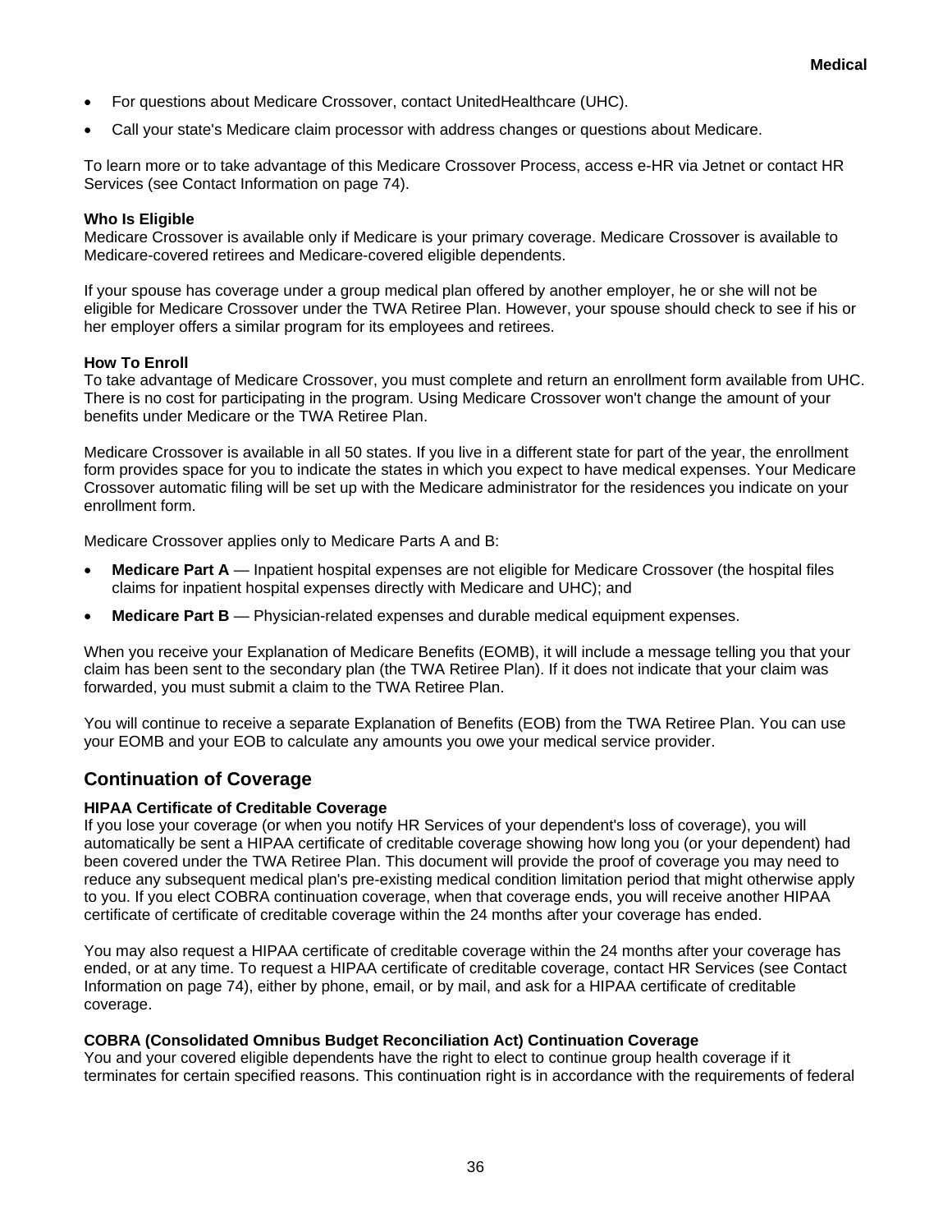- For questions about Medicare Crossover, contact UnitedHealthcare (UHC).
- Call your state's Medicare claim processor with address changes or questions about Medicare.

To learn more or to take advantage of this Medicare Crossover Process, access e-HR via Jetnet or contact HR Services (see Contact Information on page 74).

**Who Is Eligible**
Medicare Crossover is available only if Medicare is your primary coverage. Medicare Crossover is available to Medicare-covered retirees and Medicare-covered eligible dependents.

If your spouse has coverage under a group medical plan offered by another employer, he or she will not be eligible for Medicare Crossover under the TWA Retiree Plan. However, your spouse should check to see if his or her employer offers a similar program for its employees and retirees.

**How To Enroll**
To take advantage of Medicare Crossover, you must complete and return an enrollment form available from UHC. There is no cost for participating in the program. Using Medicare Crossover won't change the amount of your benefits under Medicare or the TWA Retiree Plan.

Medicare Crossover is available in all 50 states. If you live in a different state for part of the year, the enrollment form provides space for you to indicate the states in which you expect to have medical expenses. Your Medicare Crossover automatic filing will be set up with the Medicare administrator for the residences you indicate on your enrollment form.

Medicare Crossover applies only to Medicare Parts A and B:

- **Medicare Part A** — Inpatient hospital expenses are not eligible for Medicare Crossover (the hospital files claims for inpatient hospital expenses directly with Medicare and UHC); and
- **Medicare Part B** — Physician-related expenses and durable medical equipment expenses.

When you receive your Explanation of Medicare Benefits (EOMB), it will include a message telling you that your claim has been sent to the secondary plan (the TWA Retiree Plan). If it does not indicate that your claim was forwarded, you must submit a claim to the TWA Retiree Plan.

You will continue to receive a separate Explanation of Benefits (EOB) from the TWA Retiree Plan. You can use your EOMB and your EOB to calculate any amounts you owe your medical service provider.

## Continuation of Coverage

**HIPAA Certificate of Creditable Coverage**
If you lose your coverage (or when you notify HR Services of your dependent's loss of coverage), you will automatically be sent a HIPAA certificate of creditable coverage showing how long you (or your dependent) had been covered under the TWA Retiree Plan. This document will provide the proof of coverage you may need to reduce any subsequent medical plan's pre-existing medical condition limitation period that might otherwise apply to you. If you elect COBRA continuation coverage, when that coverage ends, you will receive another HIPAA certificate of certificate of creditable coverage within the 24 months after your coverage has ended.

You may also request a HIPAA certificate of creditable coverage within the 24 months after your coverage has ended, or at any time. To request a HIPAA certificate of creditable coverage, contact HR Services (see Contact Information on page 74), either by phone, email, or by mail, and ask for a HIPAA certificate of creditable coverage.

**COBRA (Consolidated Omnibus Budget Reconciliation Act) Continuation Coverage**
You and your covered eligible dependents have the right to elect to continue group health coverage if it terminates for certain specified reasons. This continuation right is in accordance with the requirements of federal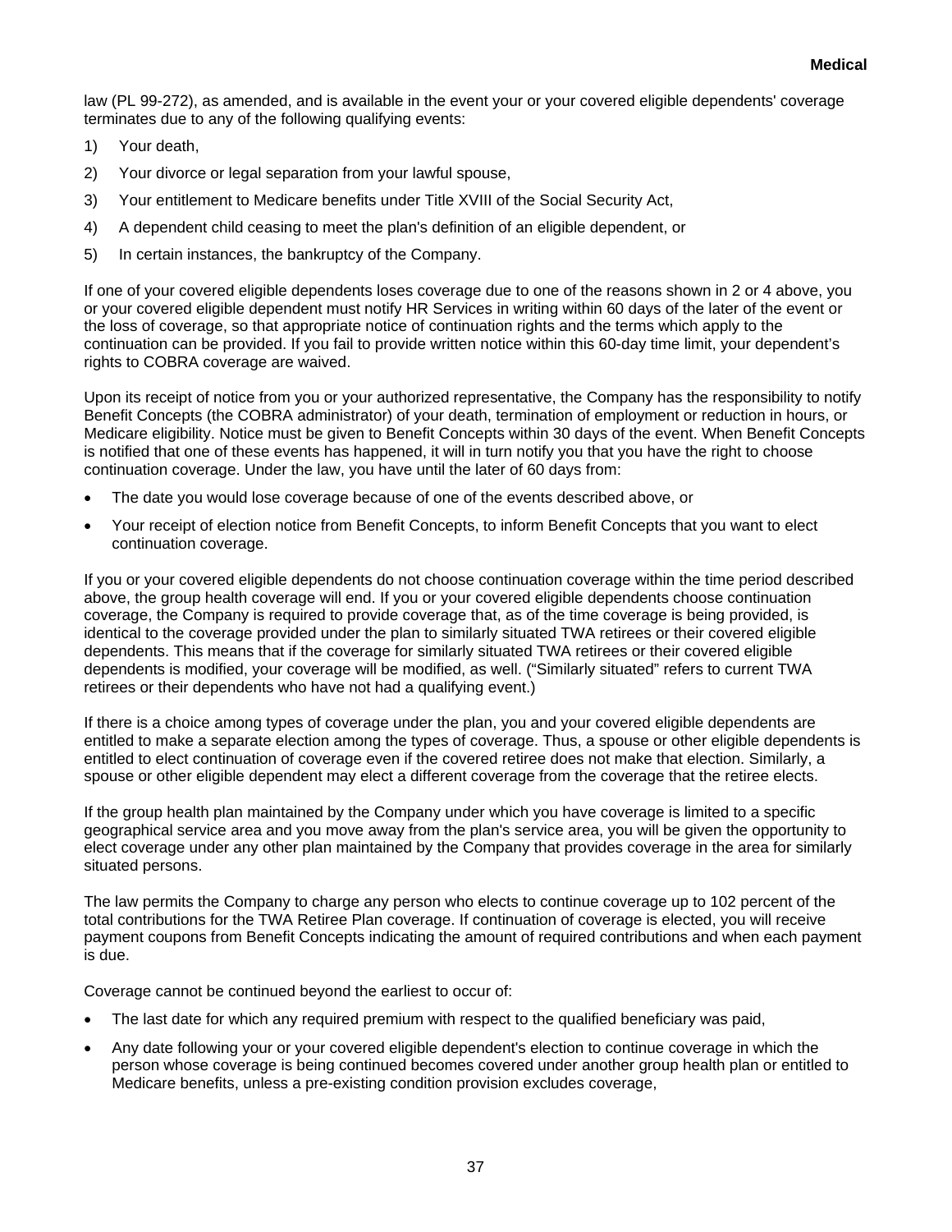law (PL 99-272), as amended, and is available in the event your or your covered eligible dependents' coverage terminates due to any of the following qualifying events:

1) Your death,
2) Your divorce or legal separation from your lawful spouse,
3) Your entitlement to Medicare benefits under Title XVIII of the Social Security Act,
4) A dependent child ceasing to meet the plan's definition of an eligible dependent, or
5) In certain instances, the bankruptcy of the Company.

If one of your covered eligible dependents loses coverage due to one of the reasons shown in 2 or 4 above, you or your covered eligible dependent must notify HR Services in writing within 60 days of the later of the event or the loss of coverage, so that appropriate notice of continuation rights and the terms which apply to the continuation can be provided. If you fail to provide written notice within this 60-day time limit, your dependent's rights to COBRA coverage are waived.

Upon its receipt of notice from you or your authorized representative, the Company has the responsibility to notify Benefit Concepts (the COBRA administrator) of your death, termination of employment or reduction in hours, or Medicare eligibility. Notice must be given to Benefit Concepts within 30 days of the event. When Benefit Concepts is notified that one of these events has happened, it will in turn notify you that you have the right to choose continuation coverage. Under the law, you have until the later of 60 days from:

- The date you would lose coverage because of one of the events described above, or
- Your receipt of election notice from Benefit Concepts, to inform Benefit Concepts that you want to elect continuation coverage.

If you or your covered eligible dependents do not choose continuation coverage within the time period described above, the group health coverage will end. If you or your covered eligible dependents choose continuation coverage, the Company is required to provide coverage that, as of the time coverage is being provided, is identical to the coverage provided under the plan to similarly situated TWA retirees or their covered eligible dependents. This means that if the coverage for similarly situated TWA retirees or their covered eligible dependents is modified, your coverage will be modified, as well. ("Similarly situated" refers to current TWA retirees or their dependents who have not had a qualifying event.)

If there is a choice among types of coverage under the plan, you and your covered eligible dependents are entitled to make a separate election among the types of coverage. Thus, a spouse or other eligible dependents is entitled to elect continuation of coverage even if the covered retiree does not make that election. Similarly, a spouse or other eligible dependent may elect a different coverage from the coverage that the retiree elects.

If the group health plan maintained by the Company under which you have coverage is limited to a specific geographical service area and you move away from the plan's service area, you will be given the opportunity to elect coverage under any other plan maintained by the Company that provides coverage in the area for similarly situated persons.

The law permits the Company to charge any person who elects to continue coverage up to 102 percent of the total contributions for the TWA Retiree Plan coverage. If continuation of coverage is elected, you will receive payment coupons from Benefit Concepts indicating the amount of required contributions and when each payment is due.

Coverage cannot be continued beyond the earliest to occur of:

- The last date for which any required premium with respect to the qualified beneficiary was paid,
- Any date following your or your covered eligible dependent's election to continue coverage in which the person whose coverage is being continued becomes covered under another group health plan or entitled to Medicare benefits, unless a pre-existing condition provision excludes coverage,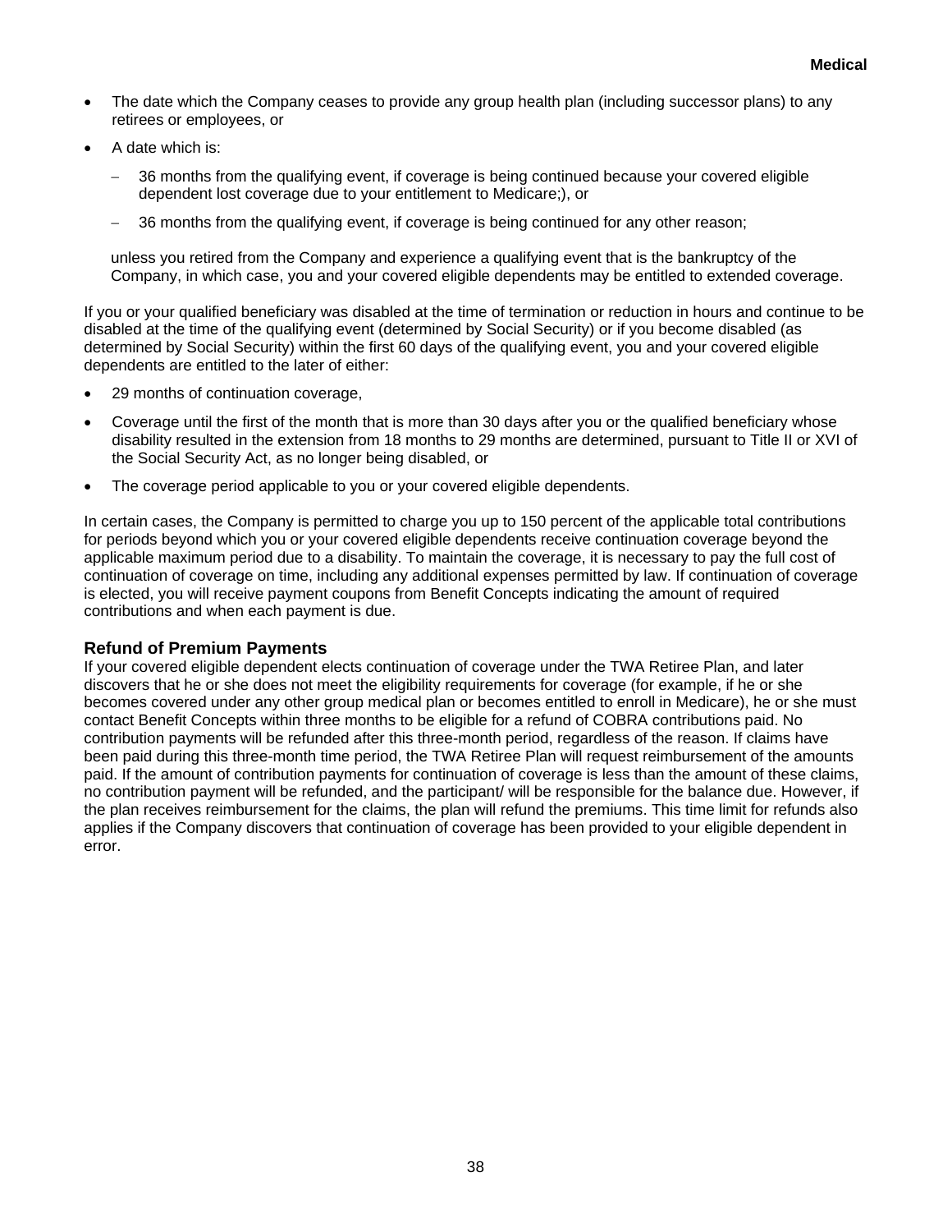- The date which the Company ceases to provide any group health plan (including successor plans) to any retirees or employees, or
- A date which is:
  - 36 months from the qualifying event, if coverage is being continued because your covered eligible dependent lost coverage due to your entitlement to Medicare;), or
  - 36 months from the qualifying event, if coverage is being continued for any other reason;

  unless you retired from the Company and experience a qualifying event that is the bankruptcy of the Company, in which case, you and your covered eligible dependents may be entitled to extended coverage.

If you or your qualified beneficiary was disabled at the time of termination or reduction in hours and continue to be disabled at the time of the qualifying event (determined by Social Security) or if you become disabled (as determined by Social Security) within the first 60 days of the qualifying event, you and your covered eligible dependents are entitled to the later of either:

- 29 months of continuation coverage,
- Coverage until the first of the month that is more than 30 days after you or the qualified beneficiary whose disability resulted in the extension from 18 months to 29 months are determined, pursuant to Title II or XVI of the Social Security Act, as no longer being disabled, or
- The coverage period applicable to you or your covered eligible dependents.

In certain cases, the Company is permitted to charge you up to 150 percent of the applicable total contributions for periods beyond which you or your covered eligible dependents receive continuation coverage beyond the applicable maximum period due to a disability. To maintain the coverage, it is necessary to pay the full cost of continuation of coverage on time, including any additional expenses permitted by law. If continuation of coverage is elected, you will receive payment coupons from Benefit Concepts indicating the amount of required contributions and when each payment is due.

### Refund of Premium Payments

If your covered eligible dependent elects continuation of coverage under the TWA Retiree Plan, and later discovers that he or she does not meet the eligibility requirements for coverage (for example, if he or she becomes covered under any other group medical plan or becomes entitled to enroll in Medicare), he or she must contact Benefit Concepts within three months to be eligible for a refund of COBRA contributions paid. No contribution payments will be refunded after this three-month period, regardless of the reason. If claims have been paid during this three-month time period, the TWA Retiree Plan will request reimbursement of the amounts paid. If the amount of contribution payments for continuation of coverage is less than the amount of these claims, no contribution payment will be refunded, and the participant/ will be responsible for the balance due. However, if the plan receives reimbursement for the claims, the plan will refund the premiums. This time limit for refunds also applies if the Company discovers that continuation of coverage has been provided to your eligible dependent in error.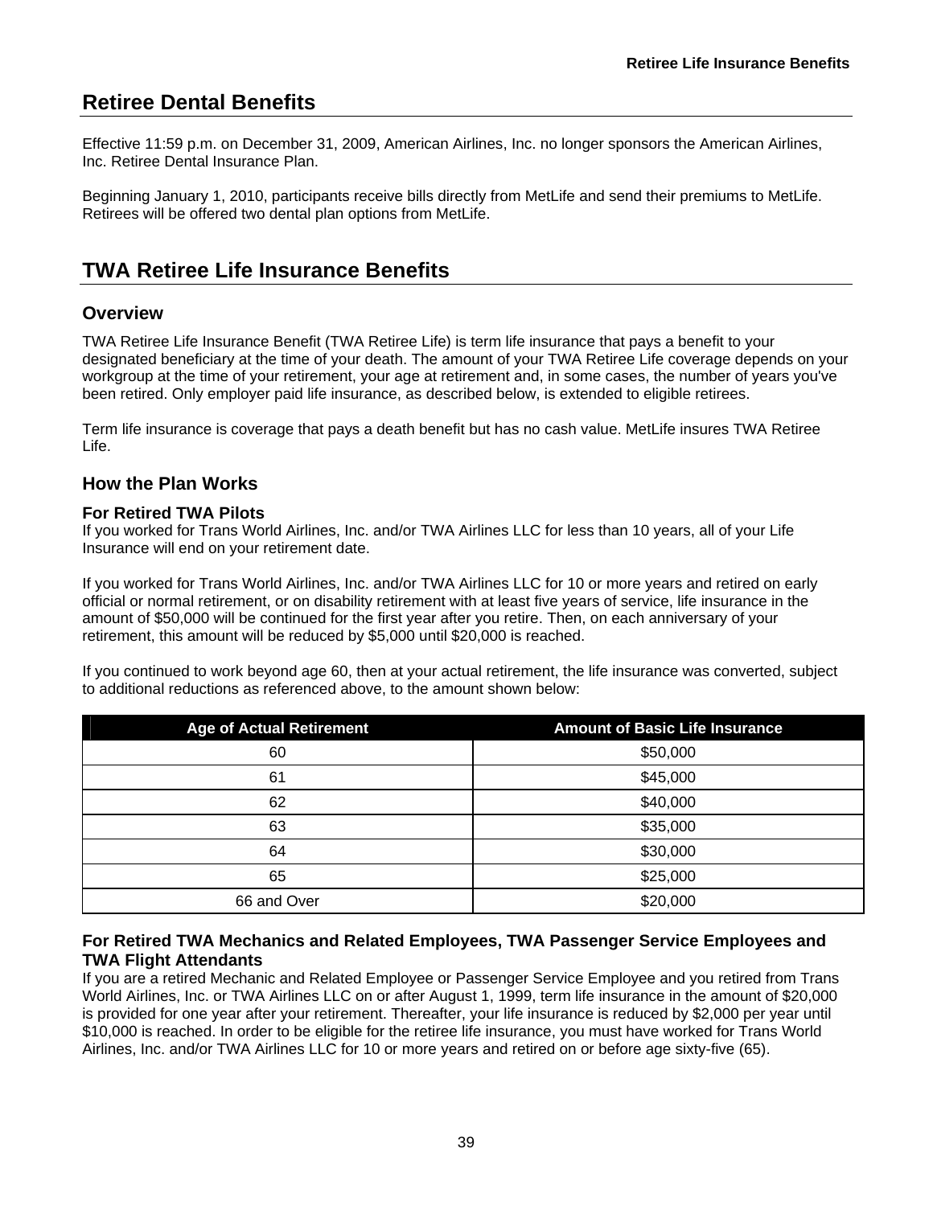## Retiree Dental Benefits

Effective 11:59 p.m. on December 31, 2009, American Airlines, Inc. no longer sponsors the American Airlines, Inc. Retiree Dental Insurance Plan.

Beginning January 1, 2010, participants receive bills directly from MetLife and send their premiums to MetLife. Retirees will be offered two dental plan options from MetLife.

## TWA Retiree Life Insurance Benefits

### Overview

TWA Retiree Life Insurance Benefit (TWA Retiree Life) is term life insurance that pays a benefit to your designated beneficiary at the time of your death. The amount of your TWA Retiree Life coverage depends on your workgroup at the time of your retirement, your age at retirement and, in some cases, the number of years you've been retired. Only employer paid life insurance, as described below, is extended to eligible retirees.

Term life insurance is coverage that pays a death benefit but has no cash value. MetLife insures TWA Retiree Life.

### How the Plan Works

#### For Retired TWA Pilots

If you worked for Trans World Airlines, Inc. and/or TWA Airlines LLC for less than 10 years, all of your Life Insurance will end on your retirement date.

If you worked for Trans World Airlines, Inc. and/or TWA Airlines LLC for 10 or more years and retired on early official or normal retirement, or on disability retirement with at least five years of service, life insurance in the amount of $50,000 will be continued for the first year after you retire. Then, on each anniversary of your retirement, this amount will be reduced by $5,000 until $20,000 is reached.

If you continued to work beyond age 60, then at your actual retirement, the life insurance was converted, subject to additional reductions as referenced above, to the amount shown below:

| Age of Actual Retirement | Amount of Basic Life Insurance |
|---|---|
| 60 | $50,000 |
| 61 | $45,000 |
| 62 | $40,000 |
| 63 | $35,000 |
| 64 | $30,000 |
| 65 | $25,000 |
| 66 and Over | $20,000 |

#### For Retired TWA Mechanics and Related Employees, TWA Passenger Service Employees and TWA Flight Attendants

If you are a retired Mechanic and Related Employee or Passenger Service Employee and you retired from Trans World Airlines, Inc. or TWA Airlines LLC on or after August 1, 1999, term life insurance in the amount of $20,000 is provided for one year after your retirement. Thereafter, your life insurance is reduced by $2,000 per year until $10,000 is reached. In order to be eligible for the retiree life insurance, you must have worked for Trans World Airlines, Inc. and/or TWA Airlines LLC for 10 or more years and retired on or before age sixty-five (65).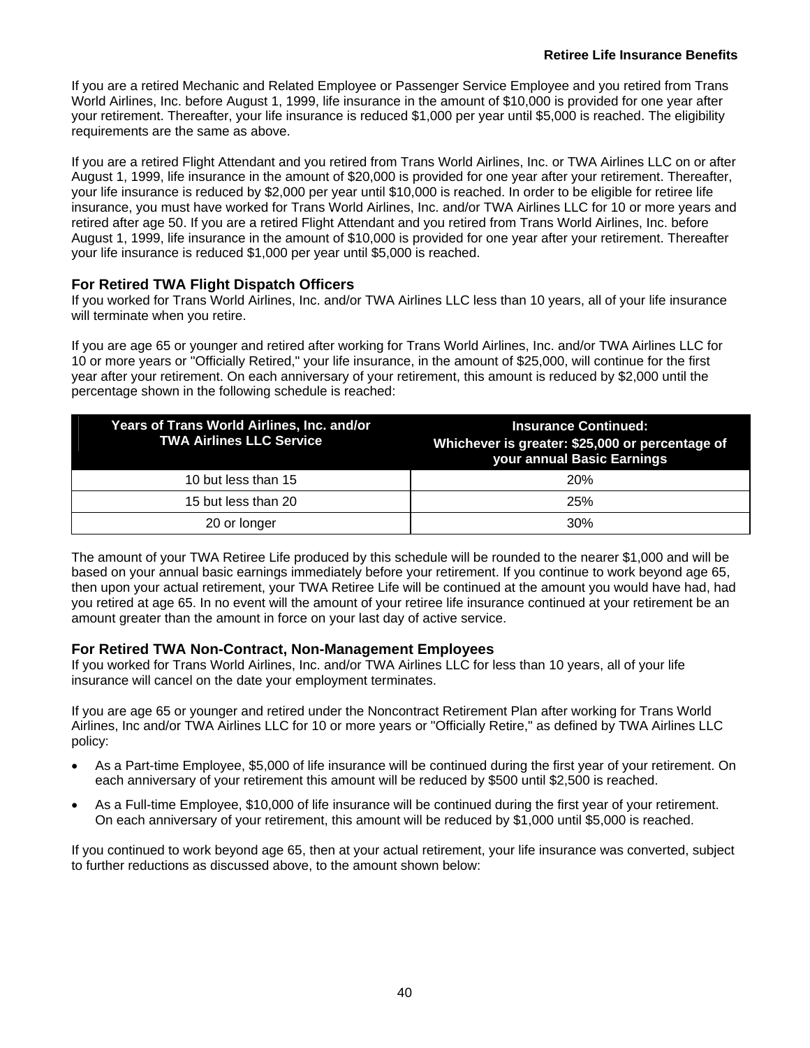If you are a retired Mechanic and Related Employee or Passenger Service Employee and you retired from Trans World Airlines, Inc. before August 1, 1999, life insurance in the amount of $10,000 is provided for one year after your retirement. Thereafter, your life insurance is reduced $1,000 per year until $5,000 is reached. The eligibility requirements are the same as above.

If you are a retired Flight Attendant and you retired from Trans World Airlines, Inc. or TWA Airlines LLC on or after August 1, 1999, life insurance in the amount of $20,000 is provided for one year after your retirement. Thereafter, your life insurance is reduced by $2,000 per year until $10,000 is reached. In order to be eligible for retiree life insurance, you must have worked for Trans World Airlines, Inc. and/or TWA Airlines LLC for 10 or more years and retired after age 50. If you are a retired Flight Attendant and you retired from Trans World Airlines, Inc. before August 1, 1999, life insurance in the amount of $10,000 is provided for one year after your retirement. Thereafter your life insurance is reduced $1,000 per year until $5,000 is reached.

### For Retired TWA Flight Dispatch Officers

If you worked for Trans World Airlines, Inc. and/or TWA Airlines LLC less than 10 years, all of your life insurance will terminate when you retire.

If you are age 65 or younger and retired after working for Trans World Airlines, Inc. and/or TWA Airlines LLC for 10 or more years or "Officially Retired," your life insurance, in the amount of $25,000, will continue for the first year after your retirement. On each anniversary of your retirement, this amount is reduced by $2,000 until the percentage shown in the following schedule is reached:

| Years of Trans World Airlines, Inc. and/or TWA Airlines LLC Service | Insurance Continued: Whichever is greater: $25,000 or percentage of your annual Basic Earnings |
|---|---|
| 10 but less than 15 | 20% |
| 15 but less than 20 | 25% |
| 20 or longer | 30% |

The amount of your TWA Retiree Life produced by this schedule will be rounded to the nearer $1,000 and will be based on your annual basic earnings immediately before your retirement. If you continue to work beyond age 65, then upon your actual retirement, your TWA Retiree Life will be continued at the amount you would have had, had you retired at age 65. In no event will the amount of your retiree life insurance continued at your retirement be an amount greater than the amount in force on your last day of active service.

### For Retired TWA Non-Contract, Non-Management Employees

If you worked for Trans World Airlines, Inc. and/or TWA Airlines LLC for less than 10 years, all of your life insurance will cancel on the date your employment terminates.

If you are age 65 or younger and retired under the Noncontract Retirement Plan after working for Trans World Airlines, Inc and/or TWA Airlines LLC for 10 or more years or "Officially Retire," as defined by TWA Airlines LLC policy:

- As a Part-time Employee, $5,000 of life insurance will be continued during the first year of your retirement. On each anniversary of your retirement this amount will be reduced by $500 until $2,500 is reached.
- As a Full-time Employee, $10,000 of life insurance will be continued during the first year of your retirement. On each anniversary of your retirement, this amount will be reduced by $1,000 until $5,000 is reached.

If you continued to work beyond age 65, then at your actual retirement, your life insurance was converted, subject to further reductions as discussed above, to the amount shown below: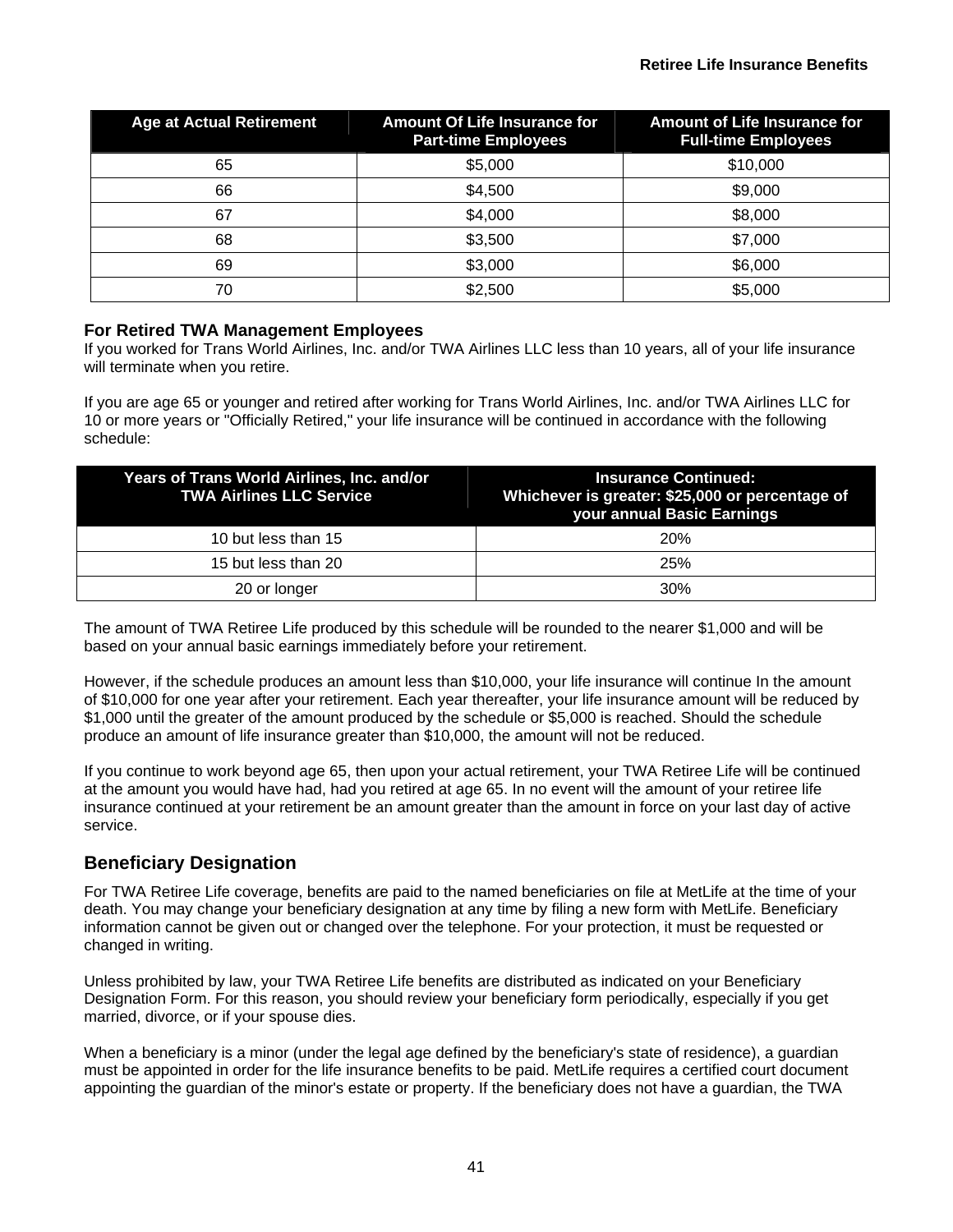| Age at Actual Retirement | Amount Of Life Insurance for Part-time Employees | Amount of Life Insurance for Full-time Employees |
|---|---|---|
| 65 | $5,000 | $10,000 |
| 66 | $4,500 | $9,000 |
| 67 | $4,000 | $8,000 |
| 68 | $3,500 | $7,000 |
| 69 | $3,000 | $6,000 |
| 70 | $2,500 | $5,000 |

### For Retired TWA Management Employees

If you worked for Trans World Airlines, Inc. and/or TWA Airlines LLC less than 10 years, all of your life insurance will terminate when you retire.

If you are age 65 or younger and retired after working for Trans World Airlines, Inc. and/or TWA Airlines LLC for 10 or more years or "Officially Retired," your life insurance will be continued in accordance with the following schedule:

| Years of Trans World Airlines, Inc. and/or TWA Airlines LLC Service | Insurance Continued: Whichever is greater: $25,000 or percentage of your annual Basic Earnings |
|---|---|
| 10 but less than 15 | 20% |
| 15 but less than 20 | 25% |
| 20 or longer | 30% |

The amount of TWA Retiree Life produced by this schedule will be rounded to the nearer $1,000 and will be based on your annual basic earnings immediately before your retirement.

However, if the schedule produces an amount less than $10,000, your life insurance will continue In the amount of $10,000 for one year after your retirement. Each year thereafter, your life insurance amount will be reduced by $1,000 until the greater of the amount produced by the schedule or $5,000 is reached. Should the schedule produce an amount of life insurance greater than $10,000, the amount will not be reduced.

If you continue to work beyond age 65, then upon your actual retirement, your TWA Retiree Life will be continued at the amount you would have had, had you retired at age 65. In no event will the amount of your retiree life insurance continued at your retirement be an amount greater than the amount in force on your last day of active service.

## Beneficiary Designation

For TWA Retiree Life coverage, benefits are paid to the named beneficiaries on file at MetLife at the time of your death. You may change your beneficiary designation at any time by filing a new form with MetLife. Beneficiary information cannot be given out or changed over the telephone. For your protection, it must be requested or changed in writing.

Unless prohibited by law, your TWA Retiree Life benefits are distributed as indicated on your Beneficiary Designation Form. For this reason, you should review your beneficiary form periodically, especially if you get married, divorce, or if your spouse dies.

When a beneficiary is a minor (under the legal age defined by the beneficiary's state of residence), a guardian must be appointed in order for the life insurance benefits to be paid. MetLife requires a certified court document appointing the guardian of the minor's estate or property. If the beneficiary does not have a guardian, the TWA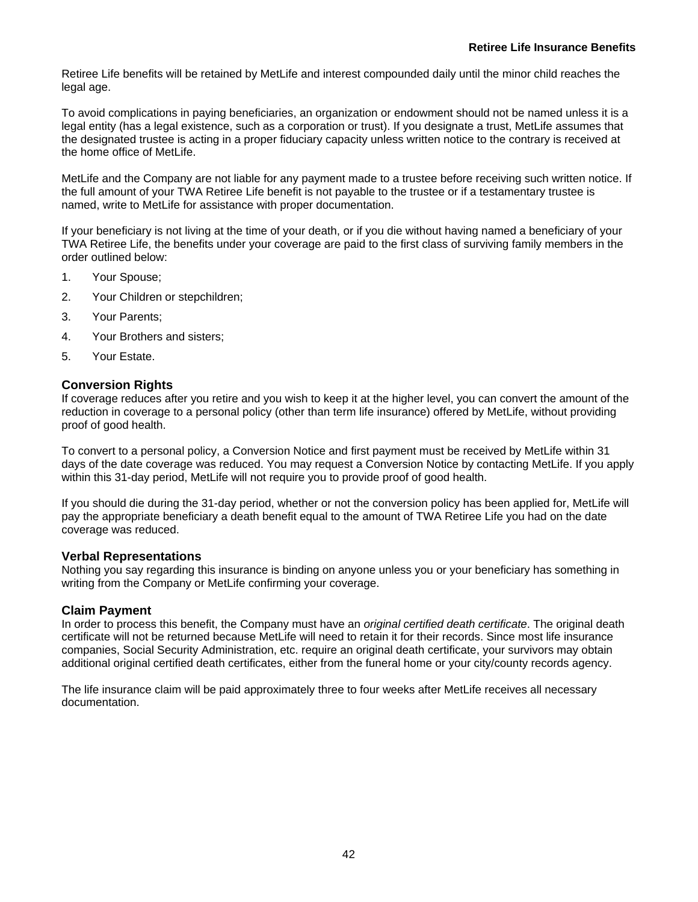Retiree Life benefits will be retained by MetLife and interest compounded daily until the minor child reaches the legal age.

To avoid complications in paying beneficiaries, an organization or endowment should not be named unless it is a legal entity (has a legal existence, such as a corporation or trust). If you designate a trust, MetLife assumes that the designated trustee is acting in a proper fiduciary capacity unless written notice to the contrary is received at the home office of MetLife.

MetLife and the Company are not liable for any payment made to a trustee before receiving such written notice. If the full amount of your TWA Retiree Life benefit is not payable to the trustee or if a testamentary trustee is named, write to MetLife for assistance with proper documentation.

If your beneficiary is not living at the time of your death, or if you die without having named a beneficiary of your TWA Retiree Life, the benefits under your coverage are paid to the first class of surviving family members in the order outlined below:

1. Your Spouse;
2. Your Children or stepchildren;
3. Your Parents;
4. Your Brothers and sisters;
5. Your Estate.

### Conversion Rights

If coverage reduces after you retire and you wish to keep it at the higher level, you can convert the amount of the reduction in coverage to a personal policy (other than term life insurance) offered by MetLife, without providing proof of good health.

To convert to a personal policy, a Conversion Notice and first payment must be received by MetLife within 31 days of the date coverage was reduced. You may request a Conversion Notice by contacting MetLife. If you apply within this 31-day period, MetLife will not require you to provide proof of good health.

If you should die during the 31-day period, whether or not the conversion policy has been applied for, MetLife will pay the appropriate beneficiary a death benefit equal to the amount of TWA Retiree Life you had on the date coverage was reduced.

### Verbal Representations

Nothing you say regarding this insurance is binding on anyone unless you or your beneficiary has something in writing from the Company or MetLife confirming your coverage.

### Claim Payment

In order to process this benefit, the Company must have an *original certified death certificate*. The original death certificate will not be returned because MetLife will need to retain it for their records. Since most life insurance companies, Social Security Administration, etc. require an original death certificate, your survivors may obtain additional original certified death certificates, either from the funeral home or your city/county records agency.

The life insurance claim will be paid approximately three to four weeks after MetLife receives all necessary documentation.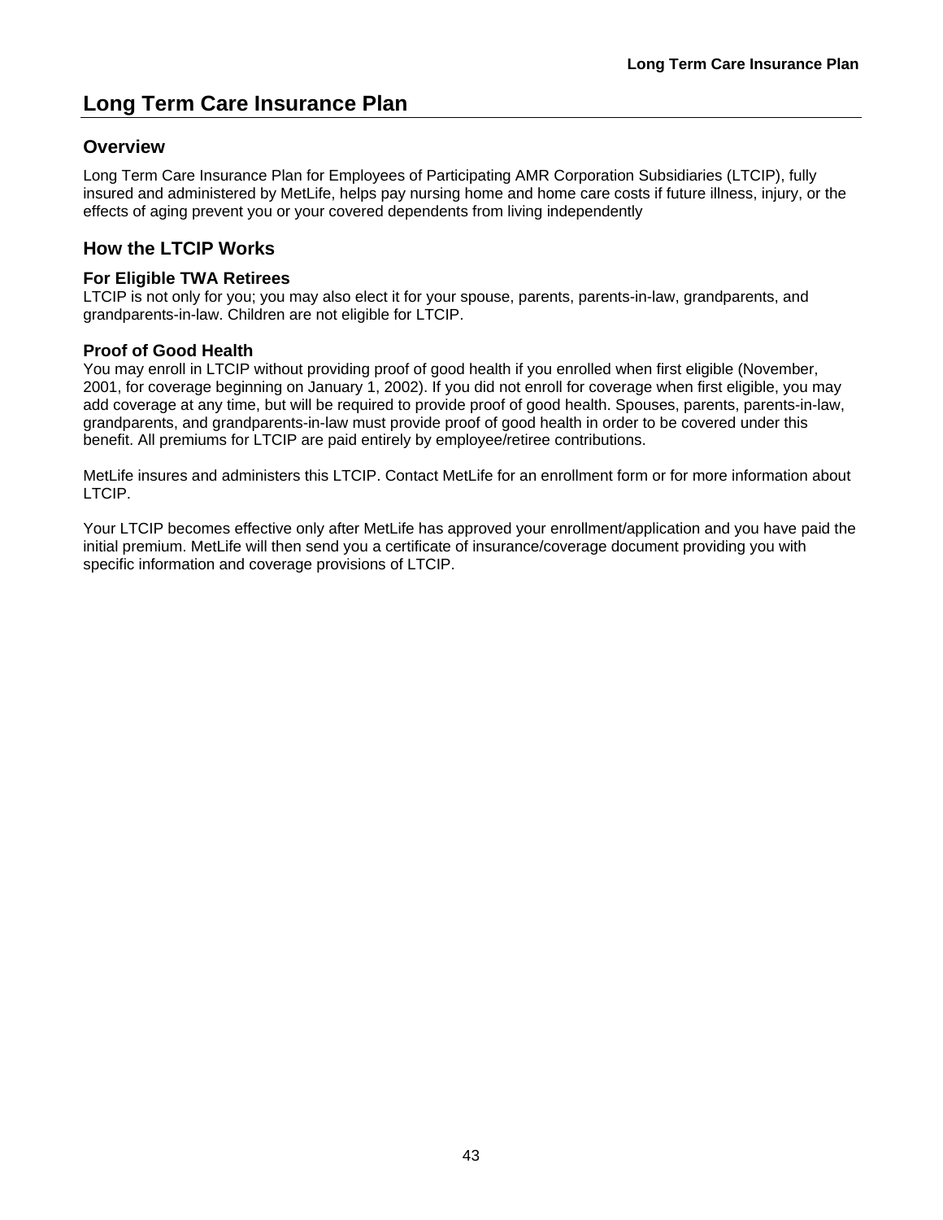# Long Term Care Insurance Plan

## Overview

Long Term Care Insurance Plan for Employees of Participating AMR Corporation Subsidiaries (LTCIP), fully insured and administered by MetLife, helps pay nursing home and home care costs if future illness, injury, or the effects of aging prevent you or your covered dependents from living independently

## How the LTCIP Works

### For Eligible TWA Retirees

LTCIP is not only for you; you may also elect it for your spouse, parents, parents-in-law, grandparents, and grandparents-in-law. Children are not eligible for LTCIP.

### Proof of Good Health

You may enroll in LTCIP without providing proof of good health if you enrolled when first eligible (November, 2001, for coverage beginning on January 1, 2002). If you did not enroll for coverage when first eligible, you may add coverage at any time, but will be required to provide proof of good health. Spouses, parents, parents-in-law, grandparents, and grandparents-in-law must provide proof of good health in order to be covered under this benefit. All premiums for LTCIP are paid entirely by employee/retiree contributions.

MetLife insures and administers this LTCIP. Contact MetLife for an enrollment form or for more information about LTCIP.

Your LTCIP becomes effective only after MetLife has approved your enrollment/application and you have paid the initial premium. MetLife will then send you a certificate of insurance/coverage document providing you with specific information and coverage provisions of LTCIP.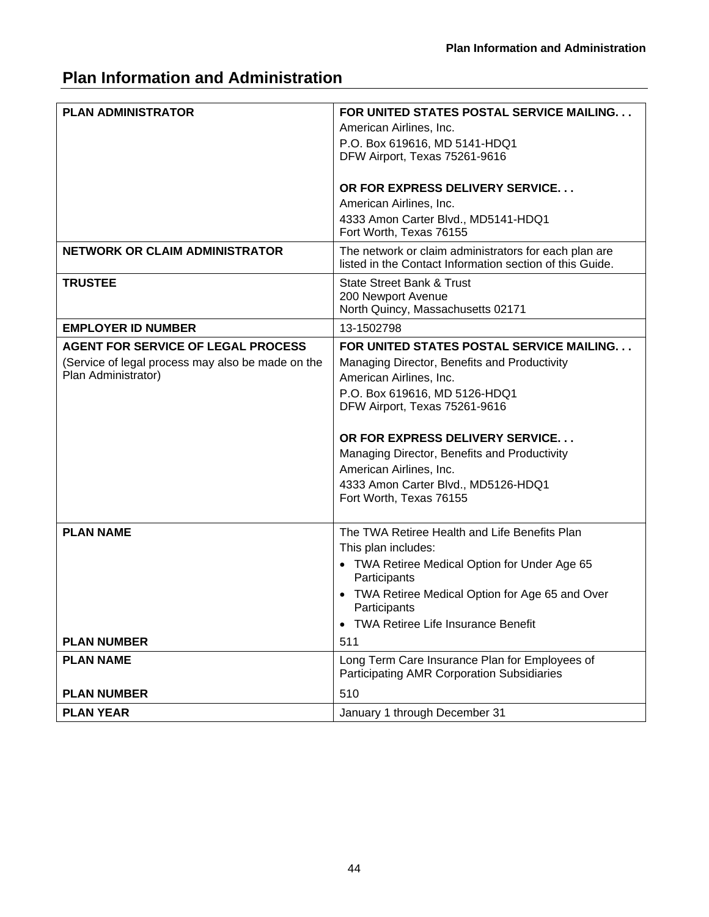## Plan Information and Administration

| | |
|---|---|
| **PLAN ADMINISTRATOR** | **FOR UNITED STATES POSTAL SERVICE MAILING. . .**<br>American Airlines, Inc.<br>P.O. Box 619616, MD 5141-HDQ1<br>DFW Airport, Texas 75261-9616<br><br>**OR FOR EXPRESS DELIVERY SERVICE. . .**<br>American Airlines, Inc.<br>4333 Amon Carter Blvd., MD5141-HDQ1<br>Fort Worth, Texas 76155 |
| **NETWORK OR CLAIM ADMINISTRATOR** | The network or claim administrators for each plan are listed in the Contact Information section of this Guide. |
| **TRUSTEE** | State Street Bank & Trust<br>200 Newport Avenue<br>North Quincy, Massachusetts 02171 |
| **EMPLOYER ID NUMBER** | 13-1502798 |
| **AGENT FOR SERVICE OF LEGAL PROCESS**<br>(Service of legal process may also be made on the Plan Administrator) | **FOR UNITED STATES POSTAL SERVICE MAILING. . .**<br>Managing Director, Benefits and Productivity<br>American Airlines, Inc.<br>P.O. Box 619616, MD 5126-HDQ1<br>DFW Airport, Texas 75261-9616<br><br>**OR FOR EXPRESS DELIVERY SERVICE. . .**<br>Managing Director, Benefits and Productivity<br>American Airlines, Inc.<br>4333 Amon Carter Blvd., MD5126-HDQ1<br>Fort Worth, Texas 76155 |
| **PLAN NAME**<br><br><br><br><br><br>**PLAN NUMBER** | The TWA Retiree Health and Life Benefits Plan<br>This plan includes:<br>• TWA Retiree Medical Option for Under Age 65 Participants<br>• TWA Retiree Medical Option for Age 65 and Over Participants<br>• TWA Retiree Life Insurance Benefit<br>511 |
| **PLAN NAME**<br><br>**PLAN NUMBER** | Long Term Care Insurance Plan for Employees of Participating AMR Corporation Subsidiaries<br>510 |
| **PLAN YEAR** | January 1 through December 31 |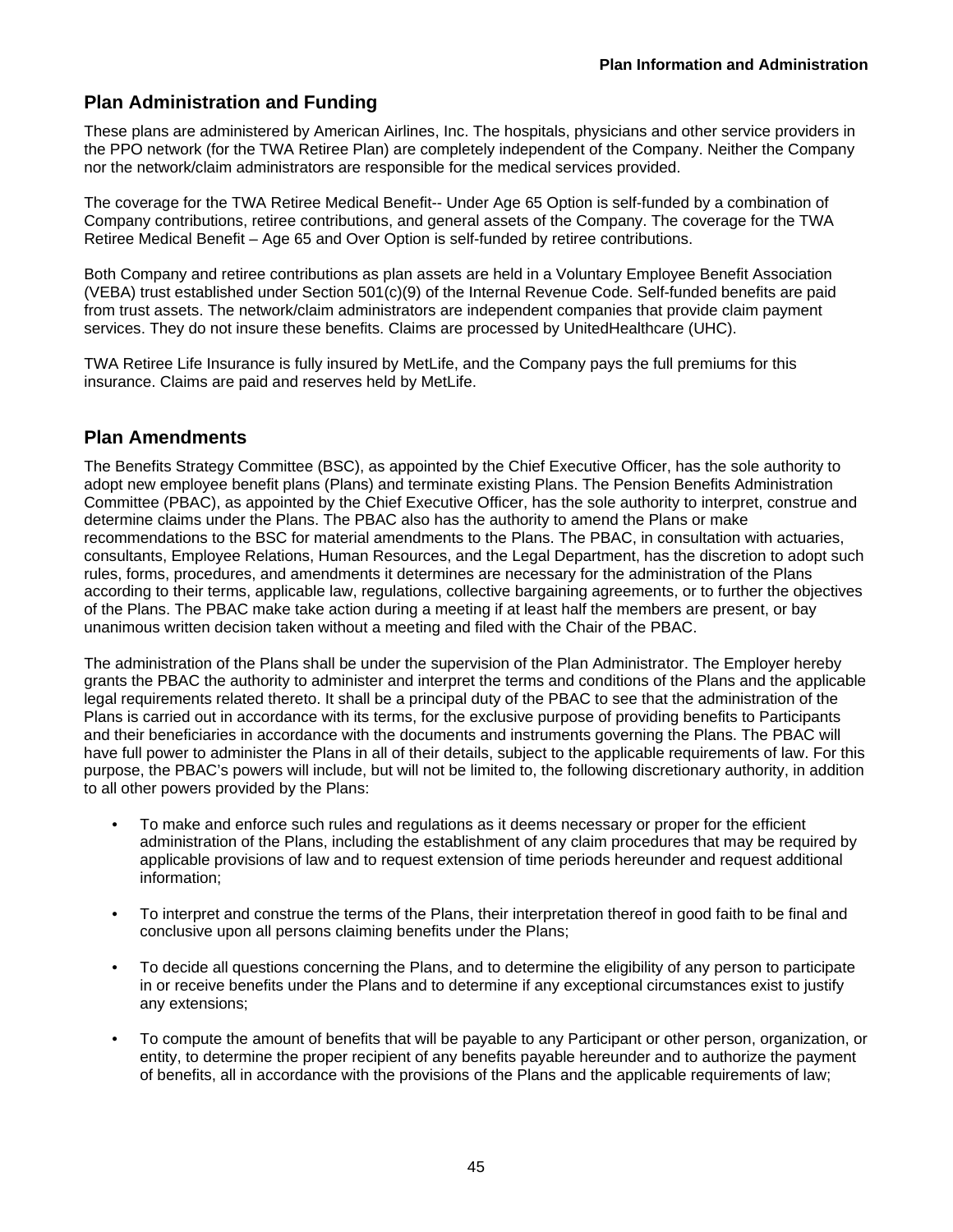## Plan Administration and Funding

These plans are administered by American Airlines, Inc. The hospitals, physicians and other service providers in the PPO network (for the TWA Retiree Plan) are completely independent of the Company. Neither the Company nor the network/claim administrators are responsible for the medical services provided.

The coverage for the TWA Retiree Medical Benefit-- Under Age 65 Option is self-funded by a combination of Company contributions, retiree contributions, and general assets of the Company. The coverage for the TWA Retiree Medical Benefit – Age 65 and Over Option is self-funded by retiree contributions.

Both Company and retiree contributions as plan assets are held in a Voluntary Employee Benefit Association (VEBA) trust established under Section 501(c)(9) of the Internal Revenue Code. Self-funded benefits are paid from trust assets. The network/claim administrators are independent companies that provide claim payment services. They do not insure these benefits. Claims are processed by UnitedHealthcare (UHC).

TWA Retiree Life Insurance is fully insured by MetLife, and the Company pays the full premiums for this insurance. Claims are paid and reserves held by MetLife.

## Plan Amendments

The Benefits Strategy Committee (BSC), as appointed by the Chief Executive Officer, has the sole authority to adopt new employee benefit plans (Plans) and terminate existing Plans. The Pension Benefits Administration Committee (PBAC), as appointed by the Chief Executive Officer, has the sole authority to interpret, construe and determine claims under the Plans. The PBAC also has the authority to amend the Plans or make recommendations to the BSC for material amendments to the Plans. The PBAC, in consultation with actuaries, consultants, Employee Relations, Human Resources, and the Legal Department, has the discretion to adopt such rules, forms, procedures, and amendments it determines are necessary for the administration of the Plans according to their terms, applicable law, regulations, collective bargaining agreements, or to further the objectives of the Plans. The PBAC make take action during a meeting if at least half the members are present, or bay unanimous written decision taken without a meeting and filed with the Chair of the PBAC.

The administration of the Plans shall be under the supervision of the Plan Administrator. The Employer hereby grants the PBAC the authority to administer and interpret the terms and conditions of the Plans and the applicable legal requirements related thereto. It shall be a principal duty of the PBAC to see that the administration of the Plans is carried out in accordance with its terms, for the exclusive purpose of providing benefits to Participants and their beneficiaries in accordance with the documents and instruments governing the Plans. The PBAC will have full power to administer the Plans in all of their details, subject to the applicable requirements of law. For this purpose, the PBAC's powers will include, but will not be limited to, the following discretionary authority, in addition to all other powers provided by the Plans:

- To make and enforce such rules and regulations as it deems necessary or proper for the efficient administration of the Plans, including the establishment of any claim procedures that may be required by applicable provisions of law and to request extension of time periods hereunder and request additional information;
- To interpret and construe the terms of the Plans, their interpretation thereof in good faith to be final and conclusive upon all persons claiming benefits under the Plans;
- To decide all questions concerning the Plans, and to determine the eligibility of any person to participate in or receive benefits under the Plans and to determine if any exceptional circumstances exist to justify any extensions;
- To compute the amount of benefits that will be payable to any Participant or other person, organization, or entity, to determine the proper recipient of any benefits payable hereunder and to authorize the payment of benefits, all in accordance with the provisions of the Plans and the applicable requirements of law;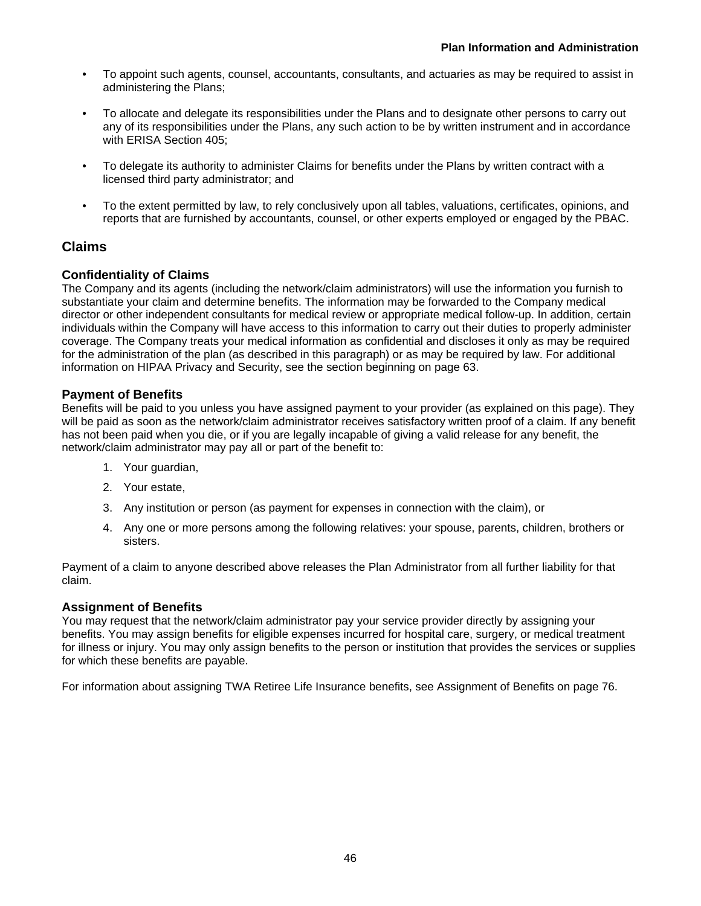- To appoint such agents, counsel, accountants, consultants, and actuaries as may be required to assist in administering the Plans;
- To allocate and delegate its responsibilities under the Plans and to designate other persons to carry out any of its responsibilities under the Plans, any such action to be by written instrument and in accordance with ERISA Section 405;
- To delegate its authority to administer Claims for benefits under the Plans by written contract with a licensed third party administrator; and
- To the extent permitted by law, to rely conclusively upon all tables, valuations, certificates, opinions, and reports that are furnished by accountants, counsel, or other experts employed or engaged by the PBAC.

## Claims

### Confidentiality of Claims

The Company and its agents (including the network/claim administrators) will use the information you furnish to substantiate your claim and determine benefits. The information may be forwarded to the Company medical director or other independent consultants for medical review or appropriate medical follow-up. In addition, certain individuals within the Company will have access to this information to carry out their duties to properly administer coverage. The Company treats your medical information as confidential and discloses it only as may be required for the administration of the plan (as described in this paragraph) or as may be required by law. For additional information on HIPAA Privacy and Security, see the section beginning on page 63.

### Payment of Benefits

Benefits will be paid to you unless you have assigned payment to your provider (as explained on this page). They will be paid as soon as the network/claim administrator receives satisfactory written proof of a claim. If any benefit has not been paid when you die, or if you are legally incapable of giving a valid release for any benefit, the network/claim administrator may pay all or part of the benefit to:

1. Your guardian,
2. Your estate,
3. Any institution or person (as payment for expenses in connection with the claim), or
4. Any one or more persons among the following relatives: your spouse, parents, children, brothers or sisters.

Payment of a claim to anyone described above releases the Plan Administrator from all further liability for that claim.

### Assignment of Benefits

You may request that the network/claim administrator pay your service provider directly by assigning your benefits. You may assign benefits for eligible expenses incurred for hospital care, surgery, or medical treatment for illness or injury. You may only assign benefits to the person or institution that provides the services or supplies for which these benefits are payable.

For information about assigning TWA Retiree Life Insurance benefits, see Assignment of Benefits on page 76.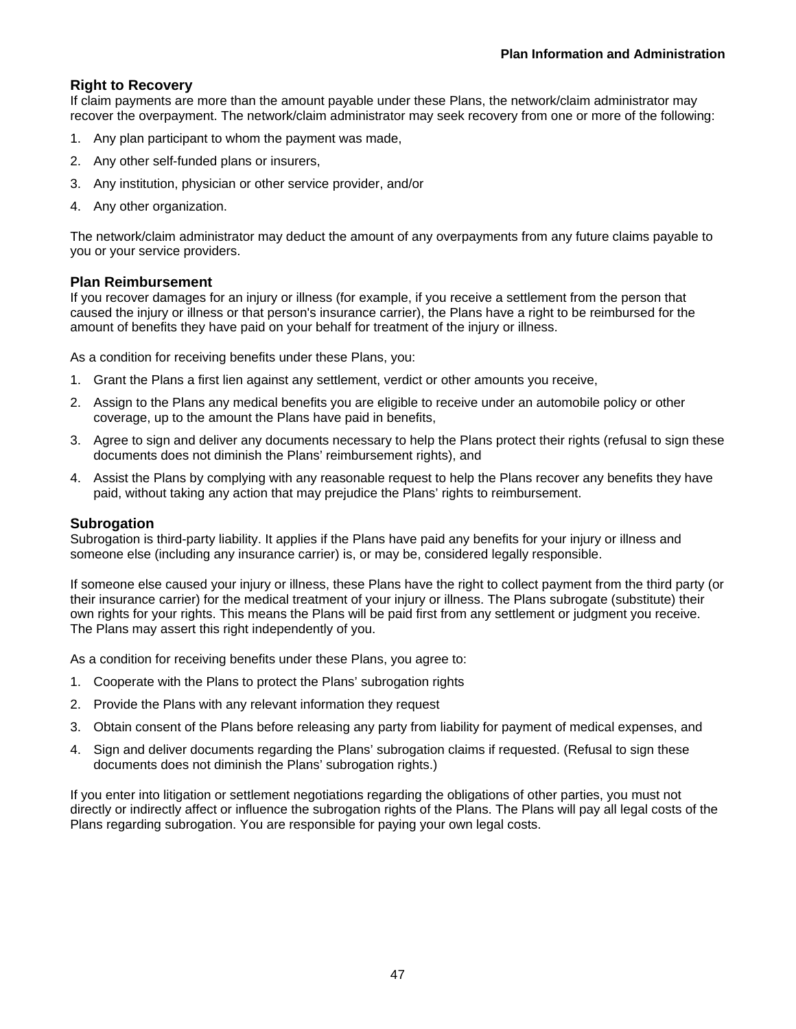## Right to Recovery

If claim payments are more than the amount payable under these Plans, the network/claim administrator may recover the overpayment. The network/claim administrator may seek recovery from one or more of the following:

1. Any plan participant to whom the payment was made,
2. Any other self-funded plans or insurers,
3. Any institution, physician or other service provider, and/or
4. Any other organization.

The network/claim administrator may deduct the amount of any overpayments from any future claims payable to you or your service providers.

## Plan Reimbursement

If you recover damages for an injury or illness (for example, if you receive a settlement from the person that caused the injury or illness or that person's insurance carrier), the Plans have a right to be reimbursed for the amount of benefits they have paid on your behalf for treatment of the injury or illness.

As a condition for receiving benefits under these Plans, you:

1. Grant the Plans a first lien against any settlement, verdict or other amounts you receive,
2. Assign to the Plans any medical benefits you are eligible to receive under an automobile policy or other coverage, up to the amount the Plans have paid in benefits,
3. Agree to sign and deliver any documents necessary to help the Plans protect their rights (refusal to sign these documents does not diminish the Plans' reimbursement rights), and
4. Assist the Plans by complying with any reasonable request to help the Plans recover any benefits they have paid, without taking any action that may prejudice the Plans' rights to reimbursement.

## Subrogation

Subrogation is third-party liability. It applies if the Plans have paid any benefits for your injury or illness and someone else (including any insurance carrier) is, or may be, considered legally responsible.

If someone else caused your injury or illness, these Plans have the right to collect payment from the third party (or their insurance carrier) for the medical treatment of your injury or illness. The Plans subrogate (substitute) their own rights for your rights. This means the Plans will be paid first from any settlement or judgment you receive. The Plans may assert this right independently of you.

As a condition for receiving benefits under these Plans, you agree to:

1. Cooperate with the Plans to protect the Plans' subrogation rights
2. Provide the Plans with any relevant information they request
3. Obtain consent of the Plans before releasing any party from liability for payment of medical expenses, and
4. Sign and deliver documents regarding the Plans' subrogation claims if requested. (Refusal to sign these documents does not diminish the Plans' subrogation rights.)

If you enter into litigation or settlement negotiations regarding the obligations of other parties, you must not directly or indirectly affect or influence the subrogation rights of the Plans. The Plans will pay all legal costs of the Plans regarding subrogation. You are responsible for paying your own legal costs.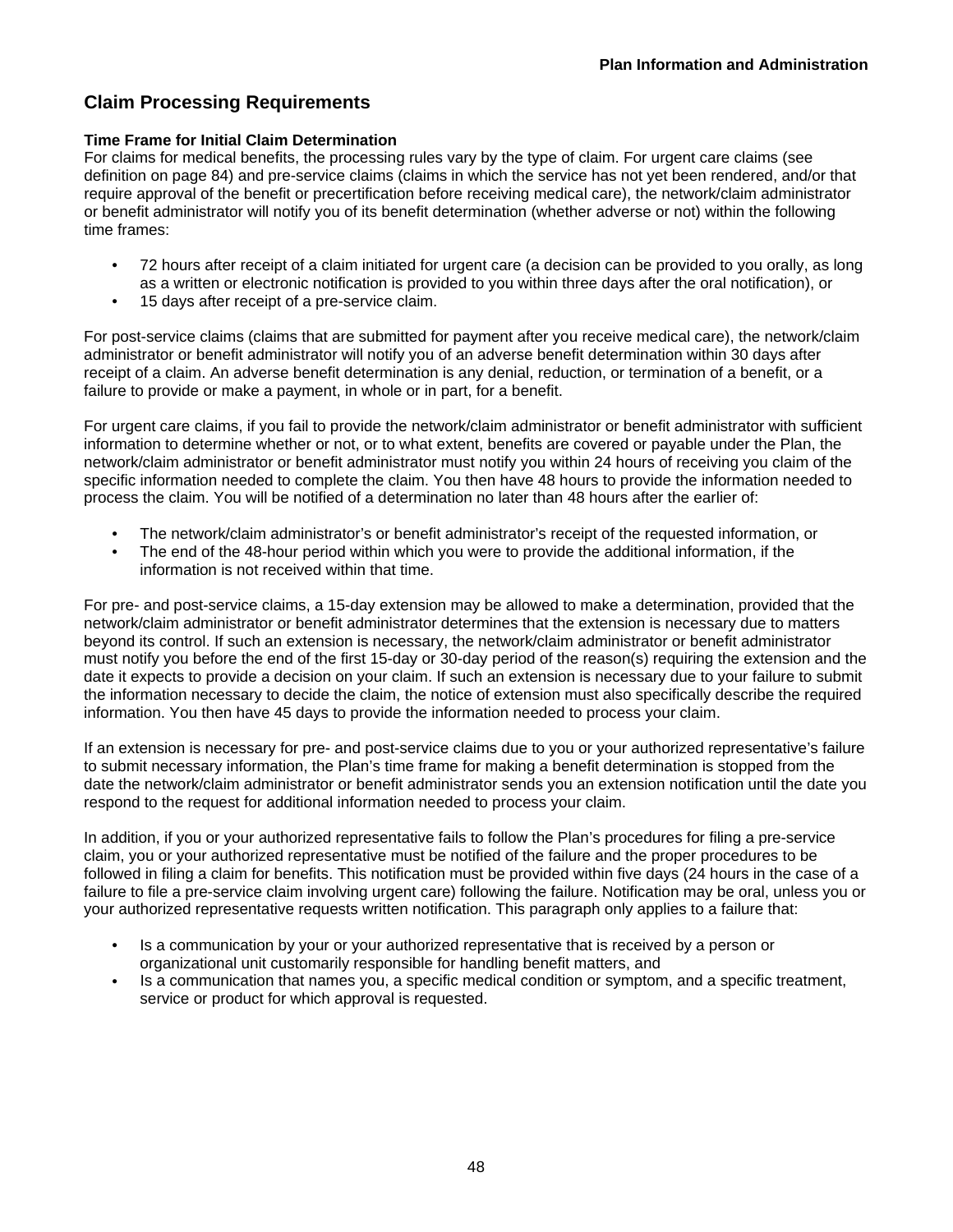## Claim Processing Requirements

**Time Frame for Initial Claim Determination**

For claims for medical benefits, the processing rules vary by the type of claim. For urgent care claims (see definition on page 84) and pre-service claims (claims in which the service has not yet been rendered, and/or that require approval of the benefit or precertification before receiving medical care), the network/claim administrator or benefit administrator will notify you of its benefit determination (whether adverse or not) within the following time frames:

- 72 hours after receipt of a claim initiated for urgent care (a decision can be provided to you orally, as long as a written or electronic notification is provided to you within three days after the oral notification), or
- 15 days after receipt of a pre-service claim.

For post-service claims (claims that are submitted for payment after you receive medical care), the network/claim administrator or benefit administrator will notify you of an adverse benefit determination within 30 days after receipt of a claim. An adverse benefit determination is any denial, reduction, or termination of a benefit, or a failure to provide or make a payment, in whole or in part, for a benefit.

For urgent care claims, if you fail to provide the network/claim administrator or benefit administrator with sufficient information to determine whether or not, or to what extent, benefits are covered or payable under the Plan, the network/claim administrator or benefit administrator must notify you within 24 hours of receiving you claim of the specific information needed to complete the claim. You then have 48 hours to provide the information needed to process the claim. You will be notified of a determination no later than 48 hours after the earlier of:

- The network/claim administrator's or benefit administrator's receipt of the requested information, or
- The end of the 48-hour period within which you were to provide the additional information, if the information is not received within that time.

For pre- and post-service claims, a 15-day extension may be allowed to make a determination, provided that the network/claim administrator or benefit administrator determines that the extension is necessary due to matters beyond its control. If such an extension is necessary, the network/claim administrator or benefit administrator must notify you before the end of the first 15-day or 30-day period of the reason(s) requiring the extension and the date it expects to provide a decision on your claim. If such an extension is necessary due to your failure to submit the information necessary to decide the claim, the notice of extension must also specifically describe the required information. You then have 45 days to provide the information needed to process your claim.

If an extension is necessary for pre- and post-service claims due to you or your authorized representative's failure to submit necessary information, the Plan's time frame for making a benefit determination is stopped from the date the network/claim administrator or benefit administrator sends you an extension notification until the date you respond to the request for additional information needed to process your claim.

In addition, if you or your authorized representative fails to follow the Plan's procedures for filing a pre-service claim, you or your authorized representative must be notified of the failure and the proper procedures to be followed in filing a claim for benefits. This notification must be provided within five days (24 hours in the case of a failure to file a pre-service claim involving urgent care) following the failure. Notification may be oral, unless you or your authorized representative requests written notification. This paragraph only applies to a failure that:

- Is a communication by your or your authorized representative that is received by a person or organizational unit customarily responsible for handling benefit matters, and
- Is a communication that names you, a specific medical condition or symptom, and a specific treatment, service or product for which approval is requested.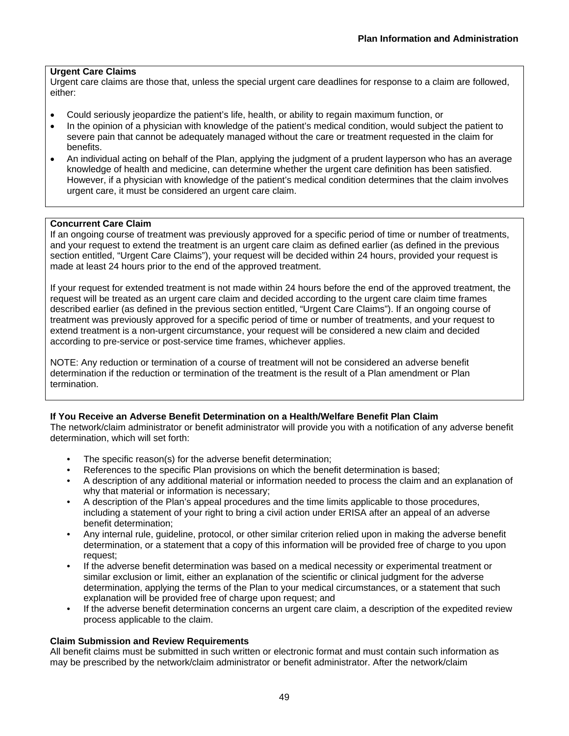**Urgent Care Claims**

Urgent care claims are those that, unless the special urgent care deadlines for response to a claim are followed, either:

- Could seriously jeopardize the patient's life, health, or ability to regain maximum function, or
- In the opinion of a physician with knowledge of the patient's medical condition, would subject the patient to severe pain that cannot be adequately managed without the care or treatment requested in the claim for benefits.
- An individual acting on behalf of the Plan, applying the judgment of a prudent layperson who has an average knowledge of health and medicine, can determine whether the urgent care definition has been satisfied. However, if a physician with knowledge of the patient's medical condition determines that the claim involves urgent care, it must be considered an urgent care claim.

**Concurrent Care Claim**

If an ongoing course of treatment was previously approved for a specific period of time or number of treatments, and your request to extend the treatment is an urgent care claim as defined earlier (as defined in the previous section entitled, "Urgent Care Claims"), your request will be decided within 24 hours, provided your request is made at least 24 hours prior to the end of the approved treatment.

If your request for extended treatment is not made within 24 hours before the end of the approved treatment, the request will be treated as an urgent care claim and decided according to the urgent care claim time frames described earlier (as defined in the previous section entitled, "Urgent Care Claims"). If an ongoing course of treatment was previously approved for a specific period of time or number of treatments, and your request to extend treatment is a non-urgent circumstance, your request will be considered a new claim and decided according to pre-service or post-service time frames, whichever applies.

NOTE: Any reduction or termination of a course of treatment will not be considered an adverse benefit determination if the reduction or termination of the treatment is the result of a Plan amendment or Plan termination.

**If You Receive an Adverse Benefit Determination on a Health/Welfare Benefit Plan Claim**

The network/claim administrator or benefit administrator will provide you with a notification of any adverse benefit determination, which will set forth:

- The specific reason(s) for the adverse benefit determination;
- References to the specific Plan provisions on which the benefit determination is based;
- A description of any additional material or information needed to process the claim and an explanation of why that material or information is necessary;
- A description of the Plan's appeal procedures and the time limits applicable to those procedures, including a statement of your right to bring a civil action under ERISA after an appeal of an adverse benefit determination;
- Any internal rule, guideline, protocol, or other similar criterion relied upon in making the adverse benefit determination, or a statement that a copy of this information will be provided free of charge to you upon request;
- If the adverse benefit determination was based on a medical necessity or experimental treatment or similar exclusion or limit, either an explanation of the scientific or clinical judgment for the adverse determination, applying the terms of the Plan to your medical circumstances, or a statement that such explanation will be provided free of charge upon request; and
- If the adverse benefit determination concerns an urgent care claim, a description of the expedited review process applicable to the claim.

**Claim Submission and Review Requirements**

All benefit claims must be submitted in such written or electronic format and must contain such information as may be prescribed by the network/claim administrator or benefit administrator. After the network/claim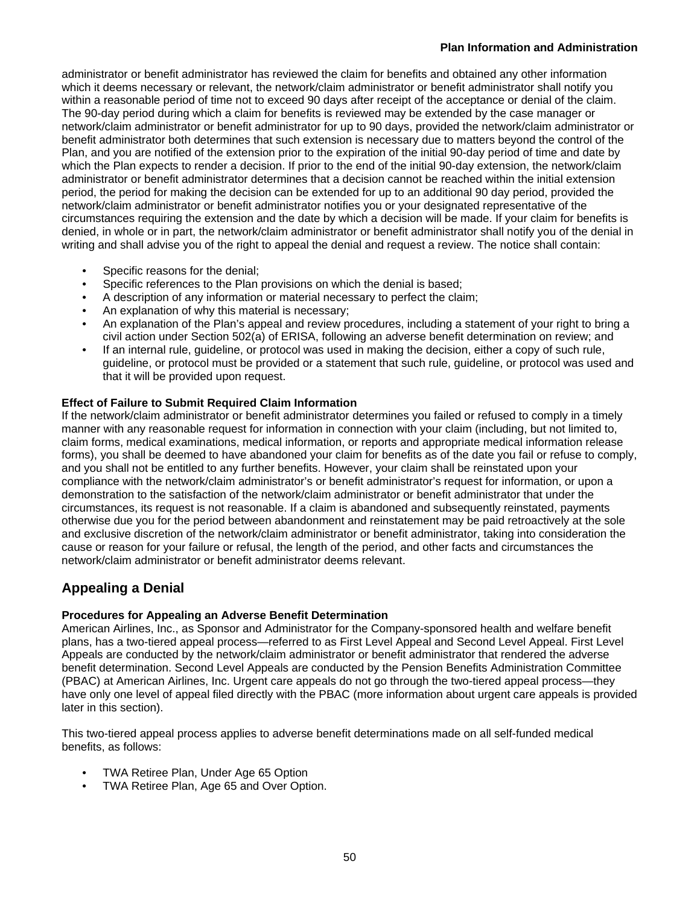administrator or benefit administrator has reviewed the claim for benefits and obtained any other information which it deems necessary or relevant, the network/claim administrator or benefit administrator shall notify you within a reasonable period of time not to exceed 90 days after receipt of the acceptance or denial of the claim. The 90-day period during which a claim for benefits is reviewed may be extended by the case manager or network/claim administrator or benefit administrator for up to 90 days, provided the network/claim administrator or benefit administrator both determines that such extension is necessary due to matters beyond the control of the Plan, and you are notified of the extension prior to the expiration of the initial 90-day period of time and date by which the Plan expects to render a decision. If prior to the end of the initial 90-day extension, the network/claim administrator or benefit administrator determines that a decision cannot be reached within the initial extension period, the period for making the decision can be extended for up to an additional 90 day period, provided the network/claim administrator or benefit administrator notifies you or your designated representative of the circumstances requiring the extension and the date by which a decision will be made. If your claim for benefits is denied, in whole or in part, the network/claim administrator or benefit administrator shall notify you of the denial in writing and shall advise you of the right to appeal the denial and request a review. The notice shall contain:

- Specific reasons for the denial;
- Specific references to the Plan provisions on which the denial is based;
- A description of any information or material necessary to perfect the claim;
- An explanation of why this material is necessary;
- An explanation of the Plan's appeal and review procedures, including a statement of your right to bring a civil action under Section 502(a) of ERISA, following an adverse benefit determination on review; and
- If an internal rule, guideline, or protocol was used in making the decision, either a copy of such rule, guideline, or protocol must be provided or a statement that such rule, guideline, or protocol was used and that it will be provided upon request.

**Effect of Failure to Submit Required Claim Information**

If the network/claim administrator or benefit administrator determines you failed or refused to comply in a timely manner with any reasonable request for information in connection with your claim (including, but not limited to, claim forms, medical examinations, medical information, or reports and appropriate medical information release forms), you shall be deemed to have abandoned your claim for benefits as of the date you fail or refuse to comply, and you shall not be entitled to any further benefits. However, your claim shall be reinstated upon your compliance with the network/claim administrator's or benefit administrator's request for information, or upon a demonstration to the satisfaction of the network/claim administrator or benefit administrator that under the circumstances, its request is not reasonable. If a claim is abandoned and subsequently reinstated, payments otherwise due you for the period between abandonment and reinstatement may be paid retroactively at the sole and exclusive discretion of the network/claim administrator or benefit administrator, taking into consideration the cause or reason for your failure or refusal, the length of the period, and other facts and circumstances the network/claim administrator or benefit administrator deems relevant.

## Appealing a Denial

**Procedures for Appealing an Adverse Benefit Determination**

American Airlines, Inc., as Sponsor and Administrator for the Company-sponsored health and welfare benefit plans, has a two-tiered appeal process—referred to as First Level Appeal and Second Level Appeal. First Level Appeals are conducted by the network/claim administrator or benefit administrator that rendered the adverse benefit determination. Second Level Appeals are conducted by the Pension Benefits Administration Committee (PBAC) at American Airlines, Inc. Urgent care appeals do not go through the two-tiered appeal process—they have only one level of appeal filed directly with the PBAC (more information about urgent care appeals is provided later in this section).

This two-tiered appeal process applies to adverse benefit determinations made on all self-funded medical benefits, as follows:

- TWA Retiree Plan, Under Age 65 Option
- TWA Retiree Plan, Age 65 and Over Option.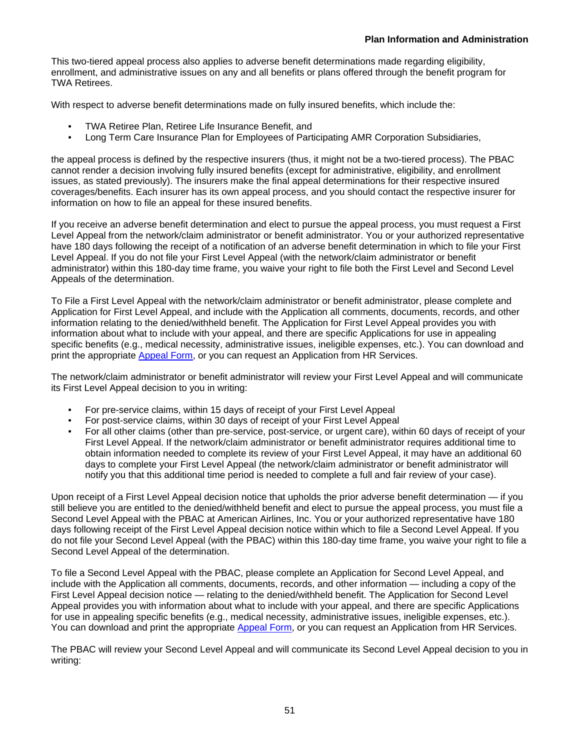This two-tiered appeal process also applies to adverse benefit determinations made regarding eligibility, enrollment, and administrative issues on any and all benefits or plans offered through the benefit program for TWA Retirees.

With respect to adverse benefit determinations made on fully insured benefits, which include the:

- TWA Retiree Plan, Retiree Life Insurance Benefit, and
- Long Term Care Insurance Plan for Employees of Participating AMR Corporation Subsidiaries,

the appeal process is defined by the respective insurers (thus, it might not be a two-tiered process). The PBAC cannot render a decision involving fully insured benefits (except for administrative, eligibility, and enrollment issues, as stated previously). The insurers make the final appeal determinations for their respective insured coverages/benefits. Each insurer has its own appeal process, and you should contact the respective insurer for information on how to file an appeal for these insured benefits.

If you receive an adverse benefit determination and elect to pursue the appeal process, you must request a First Level Appeal from the network/claim administrator or benefit administrator. You or your authorized representative have 180 days following the receipt of a notification of an adverse benefit determination in which to file your First Level Appeal. If you do not file your First Level Appeal (with the network/claim administrator or benefit administrator) within this 180-day time frame, you waive your right to file both the First Level and Second Level Appeals of the determination.

To File a First Level Appeal with the network/claim administrator or benefit administrator, please complete and Application for First Level Appeal, and include with the Application all comments, documents, records, and other information relating to the denied/withheld benefit. The Application for First Level Appeal provides you with information about what to include with your appeal, and there are specific Applications for use in appealing specific benefits (e.g., medical necessity, administrative issues, ineligible expenses, etc.). You can download and print the appropriate Appeal Form, or you can request an Application from HR Services.

The network/claim administrator or benefit administrator will review your First Level Appeal and will communicate its First Level Appeal decision to you in writing:

- For pre-service claims, within 15 days of receipt of your First Level Appeal
- For post-service claims, within 30 days of receipt of your First Level Appeal
- For all other claims (other than pre-service, post-service, or urgent care), within 60 days of receipt of your First Level Appeal. If the network/claim administrator or benefit administrator requires additional time to obtain information needed to complete its review of your First Level Appeal, it may have an additional 60 days to complete your First Level Appeal (the network/claim administrator or benefit administrator will notify you that this additional time period is needed to complete a full and fair review of your case).

Upon receipt of a First Level Appeal decision notice that upholds the prior adverse benefit determination — if you still believe you are entitled to the denied/withheld benefit and elect to pursue the appeal process, you must file a Second Level Appeal with the PBAC at American Airlines, Inc. You or your authorized representative have 180 days following receipt of the First Level Appeal decision notice within which to file a Second Level Appeal. If you do not file your Second Level Appeal (with the PBAC) within this 180-day time frame, you waive your right to file a Second Level Appeal of the determination.

To file a Second Level Appeal with the PBAC, please complete an Application for Second Level Appeal, and include with the Application all comments, documents, records, and other information — including a copy of the First Level Appeal decision notice — relating to the denied/withheld benefit. The Application for Second Level Appeal provides you with information about what to include with your appeal, and there are specific Applications for use in appealing specific benefits (e.g., medical necessity, administrative issues, ineligible expenses, etc.). You can download and print the appropriate Appeal Form, or you can request an Application from HR Services.

The PBAC will review your Second Level Appeal and will communicate its Second Level Appeal decision to you in writing: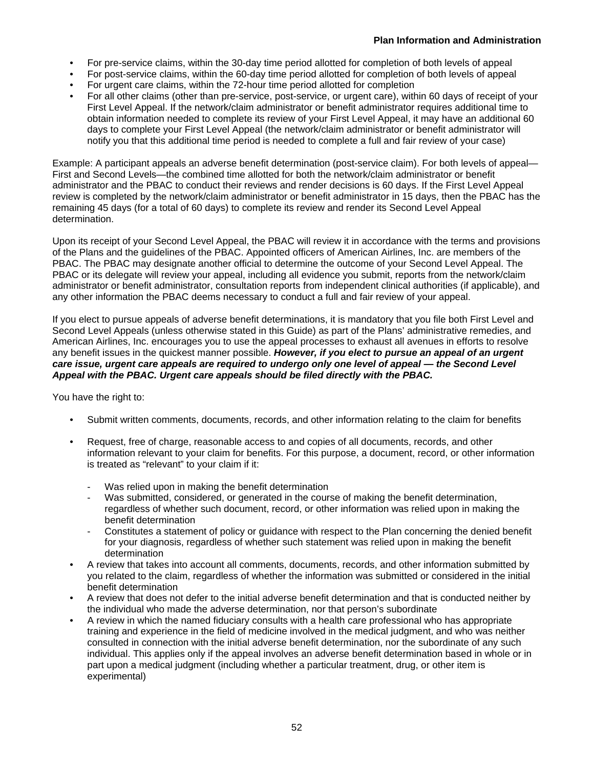- For pre-service claims, within the 30-day time period allotted for completion of both levels of appeal
- For post-service claims, within the 60-day time period allotted for completion of both levels of appeal
- For urgent care claims, within the 72-hour time period allotted for completion
- For all other claims (other than pre-service, post-service, or urgent care), within 60 days of receipt of your First Level Appeal. If the network/claim administrator or benefit administrator requires additional time to obtain information needed to complete its review of your First Level Appeal, it may have an additional 60 days to complete your First Level Appeal (the network/claim administrator or benefit administrator will notify you that this additional time period is needed to complete a full and fair review of your case)

Example: A participant appeals an adverse benefit determination (post-service claim). For both levels of appeal—First and Second Levels—the combined time allotted for both the network/claim administrator or benefit administrator and the PBAC to conduct their reviews and render decisions is 60 days. If the First Level Appeal review is completed by the network/claim administrator or benefit administrator in 15 days, then the PBAC has the remaining 45 days (for a total of 60 days) to complete its review and render its Second Level Appeal determination.

Upon its receipt of your Second Level Appeal, the PBAC will review it in accordance with the terms and provisions of the Plans and the guidelines of the PBAC. Appointed officers of American Airlines, Inc. are members of the PBAC. The PBAC may designate another official to determine the outcome of your Second Level Appeal. The PBAC or its delegate will review your appeal, including all evidence you submit, reports from the network/claim administrator or benefit administrator, consultation reports from independent clinical authorities (if applicable), and any other information the PBAC deems necessary to conduct a full and fair review of your appeal.

If you elect to pursue appeals of adverse benefit determinations, it is mandatory that you file both First Level and Second Level Appeals (unless otherwise stated in this Guide) as part of the Plans' administrative remedies, and American Airlines, Inc. encourages you to use the appeal processes to exhaust all avenues in efforts to resolve any benefit issues in the quickest manner possible. ***However, if you elect to pursue an appeal of an urgent care issue, urgent care appeals are required to undergo only one level of appeal — the Second Level Appeal with the PBAC. Urgent care appeals should be filed directly with the PBAC.***

You have the right to:

- Submit written comments, documents, records, and other information relating to the claim for benefits
- Request, free of charge, reasonable access to and copies of all documents, records, and other information relevant to your claim for benefits. For this purpose, a document, record, or other information is treated as "relevant" to your claim if it:
  - Was relied upon in making the benefit determination
  - Was submitted, considered, or generated in the course of making the benefit determination, regardless of whether such document, record, or other information was relied upon in making the benefit determination
  - Constitutes a statement of policy or guidance with respect to the Plan concerning the denied benefit for your diagnosis, regardless of whether such statement was relied upon in making the benefit determination
- A review that takes into account all comments, documents, records, and other information submitted by you related to the claim, regardless of whether the information was submitted or considered in the initial benefit determination
- A review that does not defer to the initial adverse benefit determination and that is conducted neither by the individual who made the adverse determination, nor that person's subordinate
- A review in which the named fiduciary consults with a health care professional who has appropriate training and experience in the field of medicine involved in the medical judgment, and who was neither consulted in connection with the initial adverse benefit determination, nor the subordinate of any such individual. This applies only if the appeal involves an adverse benefit determination based in whole or in part upon a medical judgment (including whether a particular treatment, drug, or other item is experimental)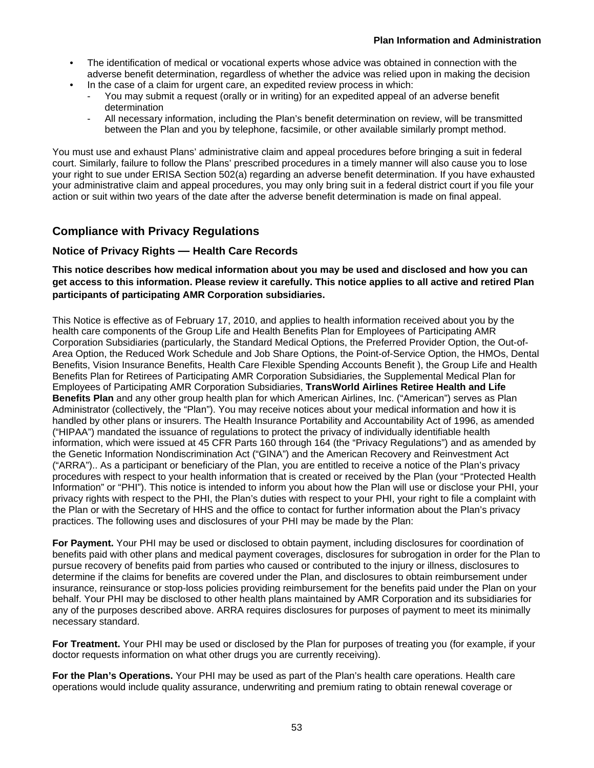- The identification of medical or vocational experts whose advice was obtained in connection with the adverse benefit determination, regardless of whether the advice was relied upon in making the decision
- In the case of a claim for urgent care, an expedited review process in which:
  - You may submit a request (orally or in writing) for an expedited appeal of an adverse benefit determination
  - All necessary information, including the Plan's benefit determination on review, will be transmitted between the Plan and you by telephone, facsimile, or other available similarly prompt method.

You must use and exhaust Plans' administrative claim and appeal procedures before bringing a suit in federal court. Similarly, failure to follow the Plans' prescribed procedures in a timely manner will also cause you to lose your right to sue under ERISA Section 502(a) regarding an adverse benefit determination. If you have exhausted your administrative claim and appeal procedures, you may only bring suit in a federal district court if you file your action or suit within two years of the date after the adverse benefit determination is made on final appeal.

## Compliance with Privacy Regulations

### Notice of Privacy Rights — Health Care Records

**This notice describes how medical information about you may be used and disclosed and how you can get access to this information. Please review it carefully. This notice applies to all active and retired Plan participants of participating AMR Corporation subsidiaries.**

This Notice is effective as of February 17, 2010, and applies to health information received about you by the health care components of the Group Life and Health Benefits Plan for Employees of Participating AMR Corporation Subsidiaries (particularly, the Standard Medical Options, the Preferred Provider Option, the Out-of-Area Option, the Reduced Work Schedule and Job Share Options, the Point-of-Service Option, the HMOs, Dental Benefits, Vision Insurance Benefits, Health Care Flexible Spending Accounts Benefit ), the Group Life and Health Benefits Plan for Retirees of Participating AMR Corporation Subsidiaries, the Supplemental Medical Plan for Employees of Participating AMR Corporation Subsidiaries, **TransWorld Airlines Retiree Health and Life Benefits Plan** and any other group health plan for which American Airlines, Inc. ("American") serves as Plan Administrator (collectively, the "Plan"). You may receive notices about your medical information and how it is handled by other plans or insurers. The Health Insurance Portability and Accountability Act of 1996, as amended ("HIPAA") mandated the issuance of regulations to protect the privacy of individually identifiable health information, which were issued at 45 CFR Parts 160 through 164 (the "Privacy Regulations") and as amended by the Genetic Information Nondiscrimination Act ("GINA") and the American Recovery and Reinvestment Act ("ARRA").. As a participant or beneficiary of the Plan, you are entitled to receive a notice of the Plan's privacy procedures with respect to your health information that is created or received by the Plan (your "Protected Health Information" or "PHI"). This notice is intended to inform you about how the Plan will use or disclose your PHI, your privacy rights with respect to the PHI, the Plan's duties with respect to your PHI, your right to file a complaint with the Plan or with the Secretary of HHS and the office to contact for further information about the Plan's privacy practices. The following uses and disclosures of your PHI may be made by the Plan:

**For Payment.** Your PHI may be used or disclosed to obtain payment, including disclosures for coordination of benefits paid with other plans and medical payment coverages, disclosures for subrogation in order for the Plan to pursue recovery of benefits paid from parties who caused or contributed to the injury or illness, disclosures to determine if the claims for benefits are covered under the Plan, and disclosures to obtain reimbursement under insurance, reinsurance or stop-loss policies providing reimbursement for the benefits paid under the Plan on your behalf. Your PHI may be disclosed to other health plans maintained by AMR Corporation and its subsidiaries for any of the purposes described above. ARRA requires disclosures for purposes of payment to meet its minimally necessary standard.

**For Treatment.** Your PHI may be used or disclosed by the Plan for purposes of treating you (for example, if your doctor requests information on what other drugs you are currently receiving).

**For the Plan's Operations.** Your PHI may be used as part of the Plan's health care operations. Health care operations would include quality assurance, underwriting and premium rating to obtain renewal coverage or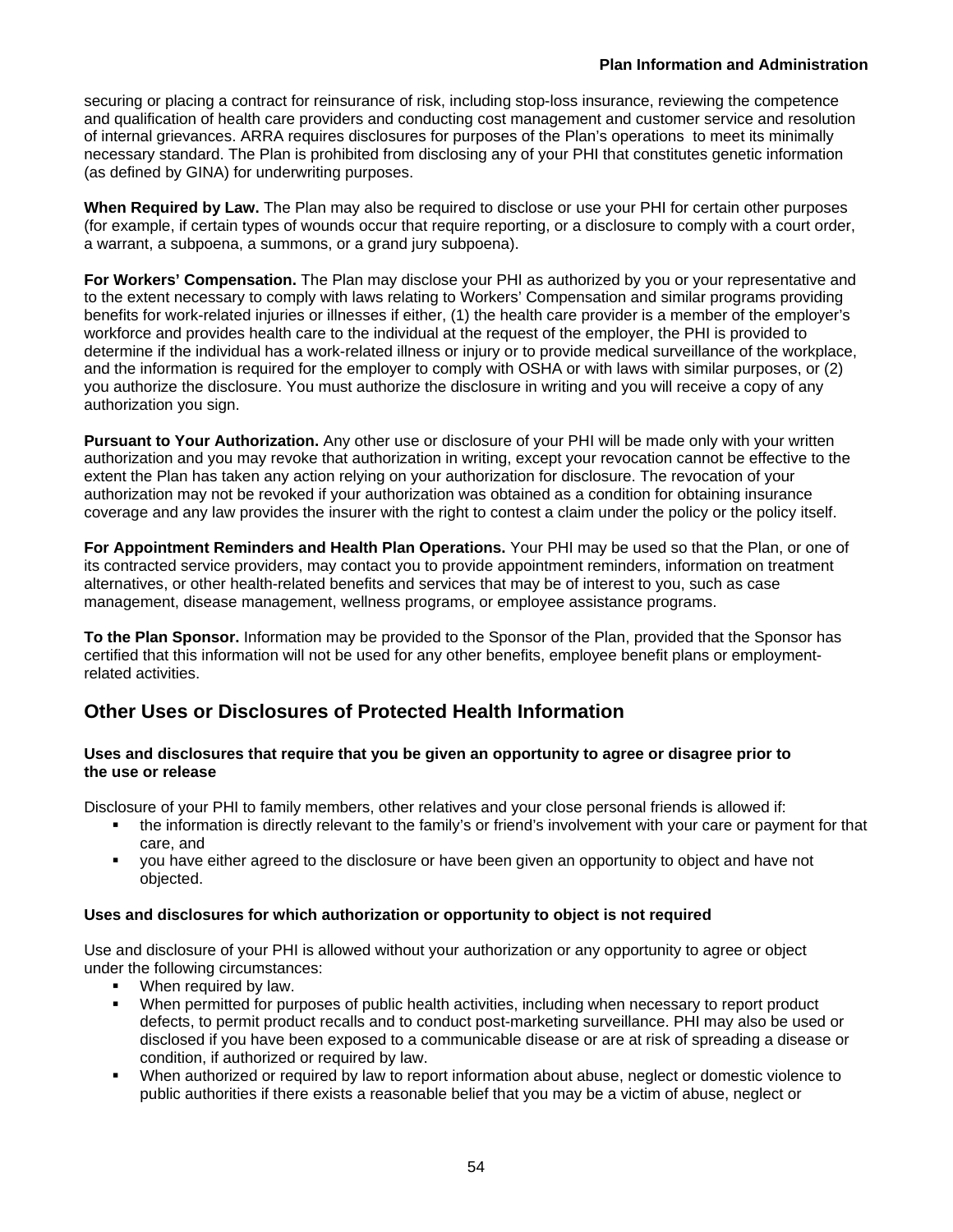securing or placing a contract for reinsurance of risk, including stop-loss insurance, reviewing the competence and qualification of health care providers and conducting cost management and customer service and resolution of internal grievances. ARRA requires disclosures for purposes of the Plan's operations to meet its minimally necessary standard. The Plan is prohibited from disclosing any of your PHI that constitutes genetic information (as defined by GINA) for underwriting purposes.

**When Required by Law.** The Plan may also be required to disclose or use your PHI for certain other purposes (for example, if certain types of wounds occur that require reporting, or a disclosure to comply with a court order, a warrant, a subpoena, a summons, or a grand jury subpoena).

**For Workers' Compensation.** The Plan may disclose your PHI as authorized by you or your representative and to the extent necessary to comply with laws relating to Workers' Compensation and similar programs providing benefits for work-related injuries or illnesses if either, (1) the health care provider is a member of the employer's workforce and provides health care to the individual at the request of the employer, the PHI is provided to determine if the individual has a work-related illness or injury or to provide medical surveillance of the workplace, and the information is required for the employer to comply with OSHA or with laws with similar purposes, or (2) you authorize the disclosure. You must authorize the disclosure in writing and you will receive a copy of any authorization you sign.

**Pursuant to Your Authorization.** Any other use or disclosure of your PHI will be made only with your written authorization and you may revoke that authorization in writing, except your revocation cannot be effective to the extent the Plan has taken any action relying on your authorization for disclosure. The revocation of your authorization may not be revoked if your authorization was obtained as a condition for obtaining insurance coverage and any law provides the insurer with the right to contest a claim under the policy or the policy itself.

**For Appointment Reminders and Health Plan Operations.** Your PHI may be used so that the Plan, or one of its contracted service providers, may contact you to provide appointment reminders, information on treatment alternatives, or other health-related benefits and services that may be of interest to you, such as case management, disease management, wellness programs, or employee assistance programs.

**To the Plan Sponsor.** Information may be provided to the Sponsor of the Plan, provided that the Sponsor has certified that this information will not be used for any other benefits, employee benefit plans or employment-related activities.

## Other Uses or Disclosures of Protected Health Information

**Uses and disclosures that require that you be given an opportunity to agree or disagree prior to the use or release**

Disclosure of your PHI to family members, other relatives and your close personal friends is allowed if:

- the information is directly relevant to the family's or friend's involvement with your care or payment for that care, and
- you have either agreed to the disclosure or have been given an opportunity to object and have not objected.

**Uses and disclosures for which authorization or opportunity to object is not required**

Use and disclosure of your PHI is allowed without your authorization or any opportunity to agree or object under the following circumstances:

- When required by law.
- When permitted for purposes of public health activities, including when necessary to report product defects, to permit product recalls and to conduct post-marketing surveillance. PHI may also be used or disclosed if you have been exposed to a communicable disease or are at risk of spreading a disease or condition, if authorized or required by law.
- When authorized or required by law to report information about abuse, neglect or domestic violence to public authorities if there exists a reasonable belief that you may be a victim of abuse, neglect or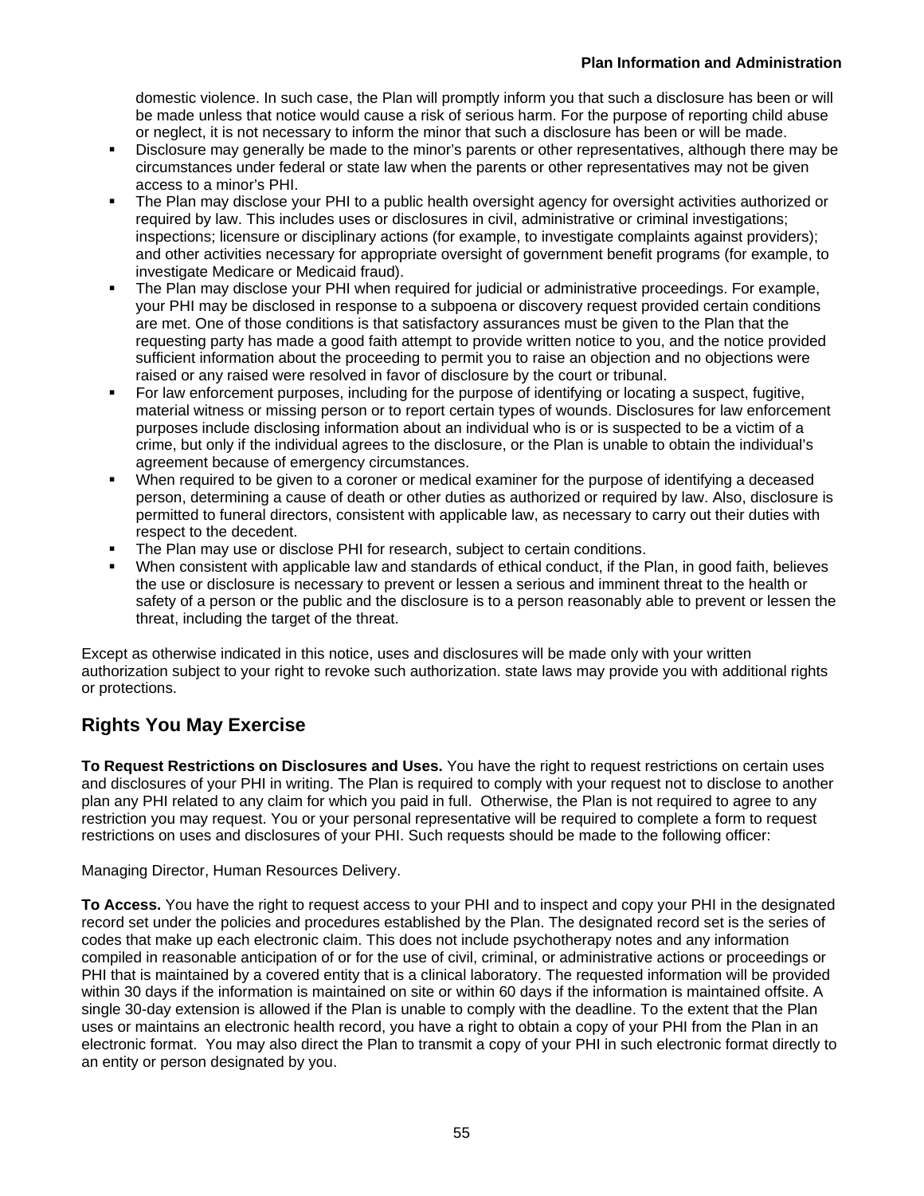domestic violence. In such case, the Plan will promptly inform you that such a disclosure has been or will be made unless that notice would cause a risk of serious harm. For the purpose of reporting child abuse or neglect, it is not necessary to inform the minor that such a disclosure has been or will be made.

- Disclosure may generally be made to the minor's parents or other representatives, although there may be circumstances under federal or state law when the parents or other representatives may not be given access to a minor's PHI.
- The Plan may disclose your PHI to a public health oversight agency for oversight activities authorized or required by law. This includes uses or disclosures in civil, administrative or criminal investigations; inspections; licensure or disciplinary actions (for example, to investigate complaints against providers); and other activities necessary for appropriate oversight of government benefit programs (for example, to investigate Medicare or Medicaid fraud).
- The Plan may disclose your PHI when required for judicial or administrative proceedings. For example, your PHI may be disclosed in response to a subpoena or discovery request provided certain conditions are met. One of those conditions is that satisfactory assurances must be given to the Plan that the requesting party has made a good faith attempt to provide written notice to you, and the notice provided sufficient information about the proceeding to permit you to raise an objection and no objections were raised or any raised were resolved in favor of disclosure by the court or tribunal.
- For law enforcement purposes, including for the purpose of identifying or locating a suspect, fugitive, material witness or missing person or to report certain types of wounds. Disclosures for law enforcement purposes include disclosing information about an individual who is or is suspected to be a victim of a crime, but only if the individual agrees to the disclosure, or the Plan is unable to obtain the individual's agreement because of emergency circumstances.
- When required to be given to a coroner or medical examiner for the purpose of identifying a deceased person, determining a cause of death or other duties as authorized or required by law. Also, disclosure is permitted to funeral directors, consistent with applicable law, as necessary to carry out their duties with respect to the decedent.
- The Plan may use or disclose PHI for research, subject to certain conditions.
- When consistent with applicable law and standards of ethical conduct, if the Plan, in good faith, believes the use or disclosure is necessary to prevent or lessen a serious and imminent threat to the health or safety of a person or the public and the disclosure is to a person reasonably able to prevent or lessen the threat, including the target of the threat.

Except as otherwise indicated in this notice, uses and disclosures will be made only with your written authorization subject to your right to revoke such authorization. state laws may provide you with additional rights or protections.

## Rights You May Exercise

**To Request Restrictions on Disclosures and Uses.** You have the right to request restrictions on certain uses and disclosures of your PHI in writing. The Plan is required to comply with your request not to disclose to another plan any PHI related to any claim for which you paid in full. Otherwise, the Plan is not required to agree to any restriction you may request. You or your personal representative will be required to complete a form to request restrictions on uses and disclosures of your PHI. Such requests should be made to the following officer:

Managing Director, Human Resources Delivery.

**To Access.** You have the right to request access to your PHI and to inspect and copy your PHI in the designated record set under the policies and procedures established by the Plan. The designated record set is the series of codes that make up each electronic claim. This does not include psychotherapy notes and any information compiled in reasonable anticipation of or for the use of civil, criminal, or administrative actions or proceedings or PHI that is maintained by a covered entity that is a clinical laboratory. The requested information will be provided within 30 days if the information is maintained on site or within 60 days if the information is maintained offsite. A single 30-day extension is allowed if the Plan is unable to comply with the deadline. To the extent that the Plan uses or maintains an electronic health record, you have a right to obtain a copy of your PHI from the Plan in an electronic format. You may also direct the Plan to transmit a copy of your PHI in such electronic format directly to an entity or person designated by you.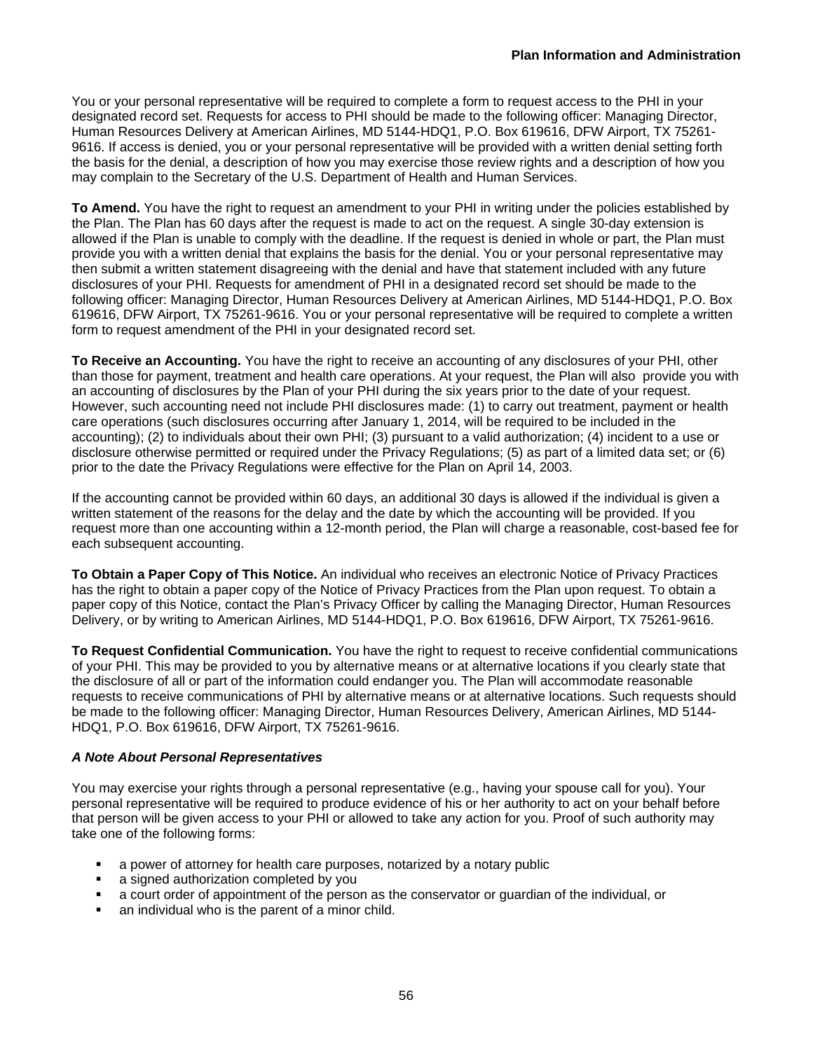You or your personal representative will be required to complete a form to request access to the PHI in your designated record set. Requests for access to PHI should be made to the following officer: Managing Director, Human Resources Delivery at American Airlines, MD 5144-HDQ1, P.O. Box 619616, DFW Airport, TX 75261-9616. If access is denied, you or your personal representative will be provided with a written denial setting forth the basis for the denial, a description of how you may exercise those review rights and a description of how you may complain to the Secretary of the U.S. Department of Health and Human Services.

**To Amend.** You have the right to request an amendment to your PHI in writing under the policies established by the Plan. The Plan has 60 days after the request is made to act on the request. A single 30-day extension is allowed if the Plan is unable to comply with the deadline. If the request is denied in whole or part, the Plan must provide you with a written denial that explains the basis for the denial. You or your personal representative may then submit a written statement disagreeing with the denial and have that statement included with any future disclosures of your PHI. Requests for amendment of PHI in a designated record set should be made to the following officer: Managing Director, Human Resources Delivery at American Airlines, MD 5144-HDQ1, P.O. Box 619616, DFW Airport, TX 75261-9616. You or your personal representative will be required to complete a written form to request amendment of the PHI in your designated record set.

**To Receive an Accounting.** You have the right to receive an accounting of any disclosures of your PHI, other than those for payment, treatment and health care operations. At your request, the Plan will also provide you with an accounting of disclosures by the Plan of your PHI during the six years prior to the date of your request. However, such accounting need not include PHI disclosures made: (1) to carry out treatment, payment or health care operations (such disclosures occurring after January 1, 2014, will be required to be included in the accounting); (2) to individuals about their own PHI; (3) pursuant to a valid authorization; (4) incident to a use or disclosure otherwise permitted or required under the Privacy Regulations; (5) as part of a limited data set; or (6) prior to the date the Privacy Regulations were effective for the Plan on April 14, 2003.

If the accounting cannot be provided within 60 days, an additional 30 days is allowed if the individual is given a written statement of the reasons for the delay and the date by which the accounting will be provided. If you request more than one accounting within a 12-month period, the Plan will charge a reasonable, cost-based fee for each subsequent accounting.

**To Obtain a Paper Copy of This Notice.** An individual who receives an electronic Notice of Privacy Practices has the right to obtain a paper copy of the Notice of Privacy Practices from the Plan upon request. To obtain a paper copy of this Notice, contact the Plan's Privacy Officer by calling the Managing Director, Human Resources Delivery, or by writing to American Airlines, MD 5144-HDQ1, P.O. Box 619616, DFW Airport, TX 75261-9616.

**To Request Confidential Communication.** You have the right to request to receive confidential communications of your PHI. This may be provided to you by alternative means or at alternative locations if you clearly state that the disclosure of all or part of the information could endanger you. The Plan will accommodate reasonable requests to receive communications of PHI by alternative means or at alternative locations. Such requests should be made to the following officer: Managing Director, Human Resources Delivery, American Airlines, MD 5144-HDQ1, P.O. Box 619616, DFW Airport, TX 75261-9616.

### *A Note About Personal Representatives*

You may exercise your rights through a personal representative (e.g., having your spouse call for you). Your personal representative will be required to produce evidence of his or her authority to act on your behalf before that person will be given access to your PHI or allowed to take any action for you. Proof of such authority may take one of the following forms:

- a power of attorney for health care purposes, notarized by a notary public
- a signed authorization completed by you
- a court order of appointment of the person as the conservator or guardian of the individual, or
- an individual who is the parent of a minor child.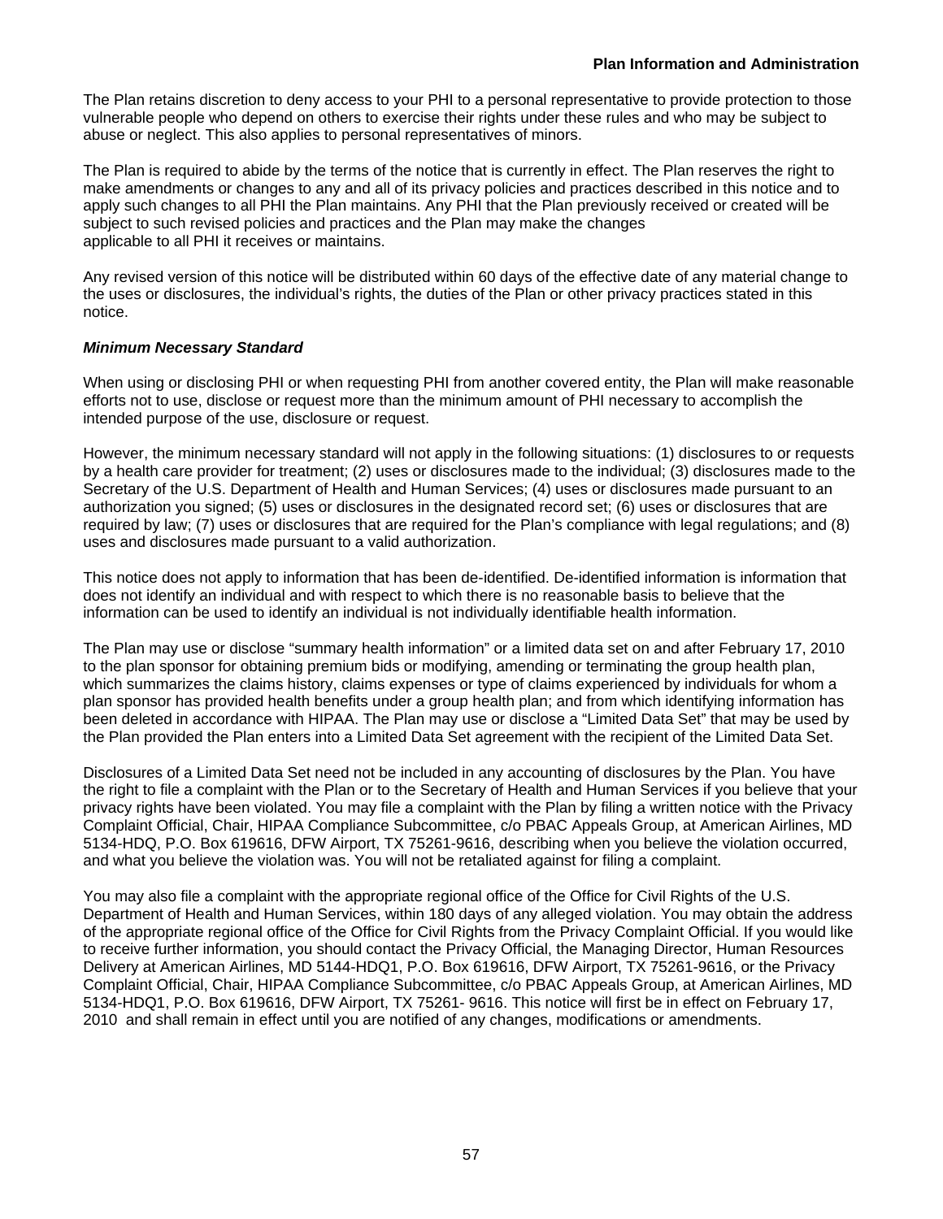The Plan retains discretion to deny access to your PHI to a personal representative to provide protection to those vulnerable people who depend on others to exercise their rights under these rules and who may be subject to abuse or neglect. This also applies to personal representatives of minors.

The Plan is required to abide by the terms of the notice that is currently in effect. The Plan reserves the right to make amendments or changes to any and all of its privacy policies and practices described in this notice and to apply such changes to all PHI the Plan maintains. Any PHI that the Plan previously received or created will be subject to such revised policies and practices and the Plan may make the changes applicable to all PHI it receives or maintains.

Any revised version of this notice will be distributed within 60 days of the effective date of any material change to the uses or disclosures, the individual's rights, the duties of the Plan or other privacy practices stated in this notice.

***Minimum Necessary Standard***

When using or disclosing PHI or when requesting PHI from another covered entity, the Plan will make reasonable efforts not to use, disclose or request more than the minimum amount of PHI necessary to accomplish the intended purpose of the use, disclosure or request.

However, the minimum necessary standard will not apply in the following situations: (1) disclosures to or requests by a health care provider for treatment; (2) uses or disclosures made to the individual; (3) disclosures made to the Secretary of the U.S. Department of Health and Human Services; (4) uses or disclosures made pursuant to an authorization you signed; (5) uses or disclosures in the designated record set; (6) uses or disclosures that are required by law; (7) uses or disclosures that are required for the Plan's compliance with legal regulations; and (8) uses and disclosures made pursuant to a valid authorization.

This notice does not apply to information that has been de-identified. De-identified information is information that does not identify an individual and with respect to which there is no reasonable basis to believe that the information can be used to identify an individual is not individually identifiable health information.

The Plan may use or disclose "summary health information" or a limited data set on and after February 17, 2010 to the plan sponsor for obtaining premium bids or modifying, amending or terminating the group health plan, which summarizes the claims history, claims expenses or type of claims experienced by individuals for whom a plan sponsor has provided health benefits under a group health plan; and from which identifying information has been deleted in accordance with HIPAA. The Plan may use or disclose a "Limited Data Set" that may be used by the Plan provided the Plan enters into a Limited Data Set agreement with the recipient of the Limited Data Set.

Disclosures of a Limited Data Set need not be included in any accounting of disclosures by the Plan. You have the right to file a complaint with the Plan or to the Secretary of Health and Human Services if you believe that your privacy rights have been violated. You may file a complaint with the Plan by filing a written notice with the Privacy Complaint Official, Chair, HIPAA Compliance Subcommittee, c/o PBAC Appeals Group, at American Airlines, MD 5134-HDQ, P.O. Box 619616, DFW Airport, TX 75261-9616, describing when you believe the violation occurred, and what you believe the violation was. You will not be retaliated against for filing a complaint.

You may also file a complaint with the appropriate regional office of the Office for Civil Rights of the U.S. Department of Health and Human Services, within 180 days of any alleged violation. You may obtain the address of the appropriate regional office of the Office for Civil Rights from the Privacy Complaint Official. If you would like to receive further information, you should contact the Privacy Official, the Managing Director, Human Resources Delivery at American Airlines, MD 5144-HDQ1, P.O. Box 619616, DFW Airport, TX 75261-9616, or the Privacy Complaint Official, Chair, HIPAA Compliance Subcommittee, c/o PBAC Appeals Group, at American Airlines, MD 5134-HDQ1, P.O. Box 619616, DFW Airport, TX 75261- 9616. This notice will first be in effect on February 17, 2010 and shall remain in effect until you are notified of any changes, modifications or amendments.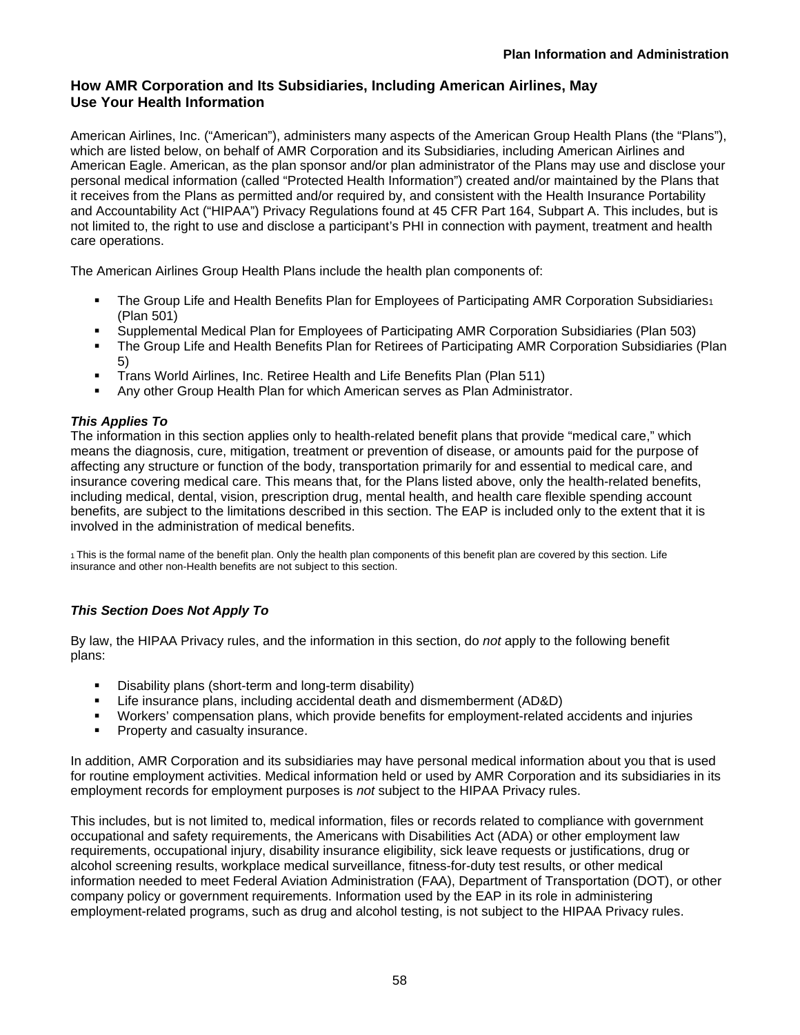## How AMR Corporation and Its Subsidiaries, Including American Airlines, May Use Your Health Information

American Airlines, Inc. ("American"), administers many aspects of the American Group Health Plans (the "Plans"), which are listed below, on behalf of AMR Corporation and its Subsidiaries, including American Airlines and American Eagle. American, as the plan sponsor and/or plan administrator of the Plans may use and disclose your personal medical information (called "Protected Health Information") created and/or maintained by the Plans that it receives from the Plans as permitted and/or required by, and consistent with the Health Insurance Portability and Accountability Act ("HIPAA") Privacy Regulations found at 45 CFR Part 164, Subpart A. This includes, but is not limited to, the right to use and disclose a participant's PHI in connection with payment, treatment and health care operations.

The American Airlines Group Health Plans include the health plan components of:

- The Group Life and Health Benefits Plan for Employees of Participating AMR Corporation Subsidiaries[1] (Plan 501)
- Supplemental Medical Plan for Employees of Participating AMR Corporation Subsidiaries (Plan 503)
- The Group Life and Health Benefits Plan for Retirees of Participating AMR Corporation Subsidiaries (Plan 5)
- Trans World Airlines, Inc. Retiree Health and Life Benefits Plan (Plan 511)
- Any other Group Health Plan for which American serves as Plan Administrator.

***This Applies To***

The information in this section applies only to health-related benefit plans that provide "medical care," which means the diagnosis, cure, mitigation, treatment or prevention of disease, or amounts paid for the purpose of affecting any structure or function of the body, transportation primarily for and essential to medical care, and insurance covering medical care. This means that, for the Plans listed above, only the health-related benefits, including medical, dental, vision, prescription drug, mental health, and health care flexible spending account benefits, are subject to the limitations described in this section. The EAP is included only to the extent that it is involved in the administration of medical benefits.

[1] This is the formal name of the benefit plan. Only the health plan components of this benefit plan are covered by this section. Life insurance and other non-Health benefits are not subject to this section.

***This Section Does Not Apply To***

By law, the HIPAA Privacy rules, and the information in this section, do *not* apply to the following benefit plans:

- Disability plans (short-term and long-term disability)
- Life insurance plans, including accidental death and dismemberment (AD&D)
- Workers' compensation plans, which provide benefits for employment-related accidents and injuries
- Property and casualty insurance.

In addition, AMR Corporation and its subsidiaries may have personal medical information about you that is used for routine employment activities. Medical information held or used by AMR Corporation and its subsidiaries in its employment records for employment purposes is *not* subject to the HIPAA Privacy rules.

This includes, but is not limited to, medical information, files or records related to compliance with government occupational and safety requirements, the Americans with Disabilities Act (ADA) or other employment law requirements, occupational injury, disability insurance eligibility, sick leave requests or justifications, drug or alcohol screening results, workplace medical surveillance, fitness-for-duty test results, or other medical information needed to meet Federal Aviation Administration (FAA), Department of Transportation (DOT), or other company policy or government requirements. Information used by the EAP in its role in administering employment-related programs, such as drug and alcohol testing, is not subject to the HIPAA Privacy rules.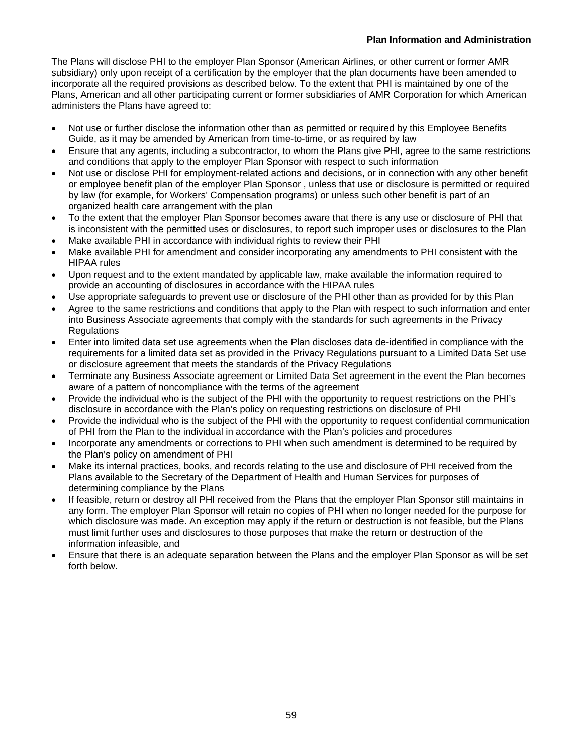The Plans will disclose PHI to the employer Plan Sponsor (American Airlines, or other current or former AMR subsidiary) only upon receipt of a certification by the employer that the plan documents have been amended to incorporate all the required provisions as described below. To the extent that PHI is maintained by one of the Plans, American and all other participating current or former subsidiaries of AMR Corporation for which American administers the Plans have agreed to:

- Not use or further disclose the information other than as permitted or required by this Employee Benefits Guide, as it may be amended by American from time-to-time, or as required by law
- Ensure that any agents, including a subcontractor, to whom the Plans give PHI, agree to the same restrictions and conditions that apply to the employer Plan Sponsor with respect to such information
- Not use or disclose PHI for employment-related actions and decisions, or in connection with any other benefit or employee benefit plan of the employer Plan Sponsor , unless that use or disclosure is permitted or required by law (for example, for Workers' Compensation programs) or unless such other benefit is part of an organized health care arrangement with the plan
- To the extent that the employer Plan Sponsor becomes aware that there is any use or disclosure of PHI that is inconsistent with the permitted uses or disclosures, to report such improper uses or disclosures to the Plan
- Make available PHI in accordance with individual rights to review their PHI
- Make available PHI for amendment and consider incorporating any amendments to PHI consistent with the HIPAA rules
- Upon request and to the extent mandated by applicable law, make available the information required to provide an accounting of disclosures in accordance with the HIPAA rules
- Use appropriate safeguards to prevent use or disclosure of the PHI other than as provided for by this Plan
- Agree to the same restrictions and conditions that apply to the Plan with respect to such information and enter into Business Associate agreements that comply with the standards for such agreements in the Privacy Regulations
- Enter into limited data set use agreements when the Plan discloses data de-identified in compliance with the requirements for a limited data set as provided in the Privacy Regulations pursuant to a Limited Data Set use or disclosure agreement that meets the standards of the Privacy Regulations
- Terminate any Business Associate agreement or Limited Data Set agreement in the event the Plan becomes aware of a pattern of noncompliance with the terms of the agreement
- Provide the individual who is the subject of the PHI with the opportunity to request restrictions on the PHI's disclosure in accordance with the Plan's policy on requesting restrictions on disclosure of PHI
- Provide the individual who is the subject of the PHI with the opportunity to request confidential communication of PHI from the Plan to the individual in accordance with the Plan's policies and procedures
- Incorporate any amendments or corrections to PHI when such amendment is determined to be required by the Plan's policy on amendment of PHI
- Make its internal practices, books, and records relating to the use and disclosure of PHI received from the Plans available to the Secretary of the Department of Health and Human Services for purposes of determining compliance by the Plans
- If feasible, return or destroy all PHI received from the Plans that the employer Plan Sponsor still maintains in any form. The employer Plan Sponsor will retain no copies of PHI when no longer needed for the purpose for which disclosure was made. An exception may apply if the return or destruction is not feasible, but the Plans must limit further uses and disclosures to those purposes that make the return or destruction of the information infeasible, and
- Ensure that there is an adequate separation between the Plans and the employer Plan Sponsor as will be set forth below.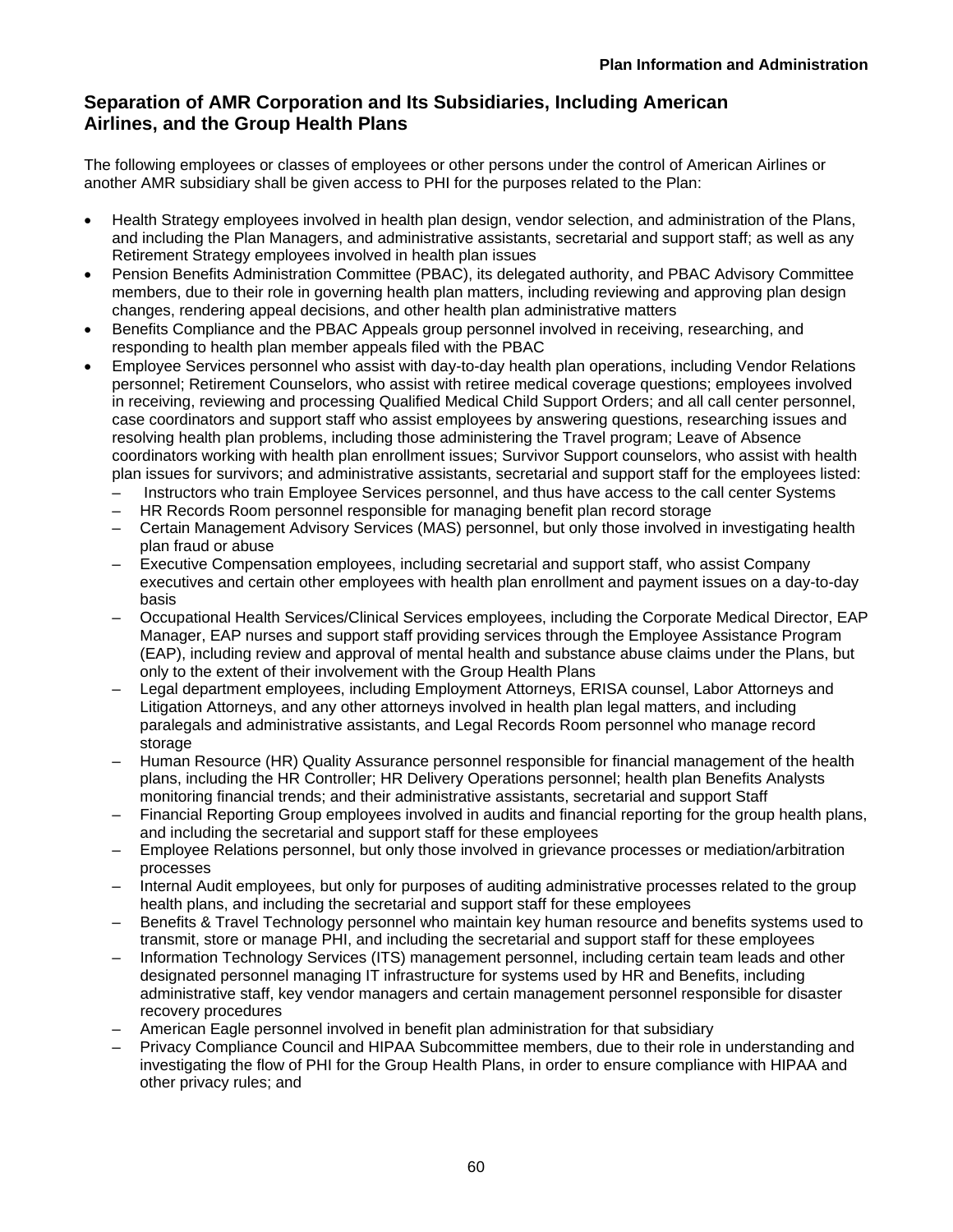## Separation of AMR Corporation and Its Subsidiaries, Including American Airlines, and the Group Health Plans

The following employees or classes of employees or other persons under the control of American Airlines or another AMR subsidiary shall be given access to PHI for the purposes related to the Plan:

- Health Strategy employees involved in health plan design, vendor selection, and administration of the Plans, and including the Plan Managers, and administrative assistants, secretarial and support staff; as well as any Retirement Strategy employees involved in health plan issues
- Pension Benefits Administration Committee (PBAC), its delegated authority, and PBAC Advisory Committee members, due to their role in governing health plan matters, including reviewing and approving plan design changes, rendering appeal decisions, and other health plan administrative matters
- Benefits Compliance and the PBAC Appeals group personnel involved in receiving, researching, and responding to health plan member appeals filed with the PBAC
- Employee Services personnel who assist with day-to-day health plan operations, including Vendor Relations personnel; Retirement Counselors, who assist with retiree medical coverage questions; employees involved in receiving, reviewing and processing Qualified Medical Child Support Orders; and all call center personnel, case coordinators and support staff who assist employees by answering questions, researching issues and resolving health plan problems, including those administering the Travel program; Leave of Absence coordinators working with health plan enrollment issues; Survivor Support counselors, who assist with health plan issues for survivors; and administrative assistants, secretarial and support staff for the employees listed:
  - Instructors who train Employee Services personnel, and thus have access to the call center Systems
  - HR Records Room personnel responsible for managing benefit plan record storage
  - Certain Management Advisory Services (MAS) personnel, but only those involved in investigating health plan fraud or abuse
  - Executive Compensation employees, including secretarial and support staff, who assist Company executives and certain other employees with health plan enrollment and payment issues on a day-to-day basis
  - Occupational Health Services/Clinical Services employees, including the Corporate Medical Director, EAP Manager, EAP nurses and support staff providing services through the Employee Assistance Program (EAP), including review and approval of mental health and substance abuse claims under the Plans, but only to the extent of their involvement with the Group Health Plans
  - Legal department employees, including Employment Attorneys, ERISA counsel, Labor Attorneys and Litigation Attorneys, and any other attorneys involved in health plan legal matters, and including paralegals and administrative assistants, and Legal Records Room personnel who manage record storage
  - Human Resource (HR) Quality Assurance personnel responsible for financial management of the health plans, including the HR Controller; HR Delivery Operations personnel; health plan Benefits Analysts monitoring financial trends; and their administrative assistants, secretarial and support Staff
  - Financial Reporting Group employees involved in audits and financial reporting for the group health plans, and including the secretarial and support staff for these employees
  - Employee Relations personnel, but only those involved in grievance processes or mediation/arbitration processes
  - Internal Audit employees, but only for purposes of auditing administrative processes related to the group health plans, and including the secretarial and support staff for these employees
  - Benefits & Travel Technology personnel who maintain key human resource and benefits systems used to transmit, store or manage PHI, and including the secretarial and support staff for these employees
  - Information Technology Services (ITS) management personnel, including certain team leads and other designated personnel managing IT infrastructure for systems used by HR and Benefits, including administrative staff, key vendor managers and certain management personnel responsible for disaster recovery procedures
  - American Eagle personnel involved in benefit plan administration for that subsidiary
  - Privacy Compliance Council and HIPAA Subcommittee members, due to their role in understanding and investigating the flow of PHI for the Group Health Plans, in order to ensure compliance with HIPAA and other privacy rules; and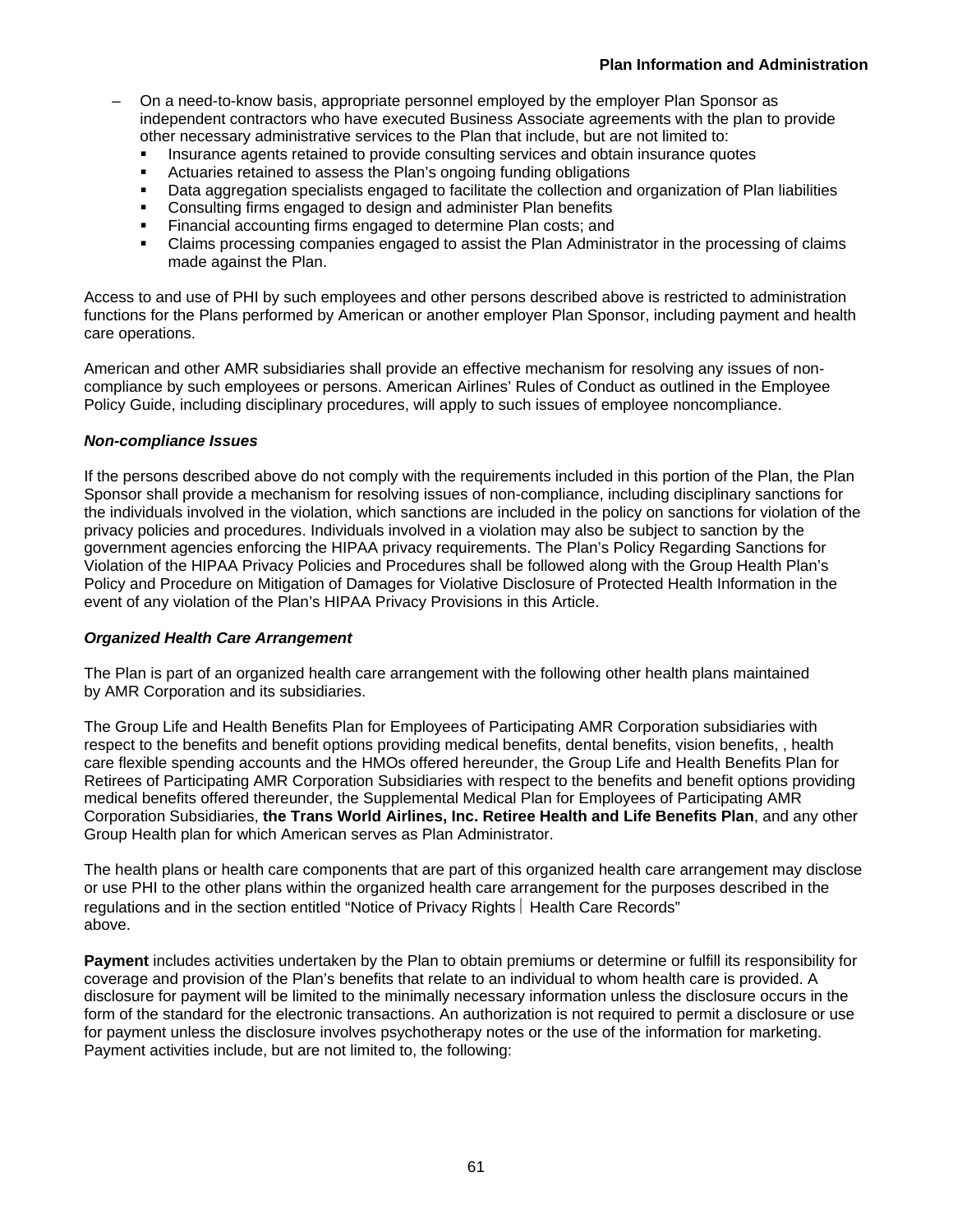- On a need-to-know basis, appropriate personnel employed by the employer Plan Sponsor as independent contractors who have executed Business Associate agreements with the plan to provide other necessary administrative services to the Plan that include, but are not limited to:
  - Insurance agents retained to provide consulting services and obtain insurance quotes
  - Actuaries retained to assess the Plan's ongoing funding obligations
  - Data aggregation specialists engaged to facilitate the collection and organization of Plan liabilities
  - Consulting firms engaged to design and administer Plan benefits
  - Financial accounting firms engaged to determine Plan costs; and
  - Claims processing companies engaged to assist the Plan Administrator in the processing of claims made against the Plan.

Access to and use of PHI by such employees and other persons described above is restricted to administration functions for the Plans performed by American or another employer Plan Sponsor, including payment and health care operations.

American and other AMR subsidiaries shall provide an effective mechanism for resolving any issues of non-compliance by such employees or persons. American Airlines' Rules of Conduct as outlined in the Employee Policy Guide, including disciplinary procedures, will apply to such issues of employee noncompliance.

***Non-compliance Issues***

If the persons described above do not comply with the requirements included in this portion of the Plan, the Plan Sponsor shall provide a mechanism for resolving issues of non-compliance, including disciplinary sanctions for the individuals involved in the violation, which sanctions are included in the policy on sanctions for violation of the privacy policies and procedures. Individuals involved in a violation may also be subject to sanction by the government agencies enforcing the HIPAA privacy requirements. The Plan's Policy Regarding Sanctions for Violation of the HIPAA Privacy Policies and Procedures shall be followed along with the Group Health Plan's Policy and Procedure on Mitigation of Damages for Violative Disclosure of Protected Health Information in the event of any violation of the Plan's HIPAA Privacy Provisions in this Article.

***Organized Health Care Arrangement***

The Plan is part of an organized health care arrangement with the following other health plans maintained by AMR Corporation and its subsidiaries.

The Group Life and Health Benefits Plan for Employees of Participating AMR Corporation subsidiaries with respect to the benefits and benefit options providing medical benefits, dental benefits, vision benefits, , health care flexible spending accounts and the HMOs offered hereunder, the Group Life and Health Benefits Plan for Retirees of Participating AMR Corporation Subsidiaries with respect to the benefits and benefit options providing medical benefits offered thereunder, the Supplemental Medical Plan for Employees of Participating AMR Corporation Subsidiaries, **the Trans World Airlines, Inc. Retiree Health and Life Benefits Plan**, and any other Group Health plan for which American serves as Plan Administrator.

The health plans or health care components that are part of this organized health care arrangement may disclose or use PHI to the other plans within the organized health care arrangement for the purposes described in the regulations and in the section entitled "Notice of Privacy Rights | Health Care Records" above.

**Payment** includes activities undertaken by the Plan to obtain premiums or determine or fulfill its responsibility for coverage and provision of the Plan's benefits that relate to an individual to whom health care is provided. A disclosure for payment will be limited to the minimally necessary information unless the disclosure occurs in the form of the standard for the electronic transactions. An authorization is not required to permit a disclosure or use for payment unless the disclosure involves psychotherapy notes or the use of the information for marketing. Payment activities include, but are not limited to, the following: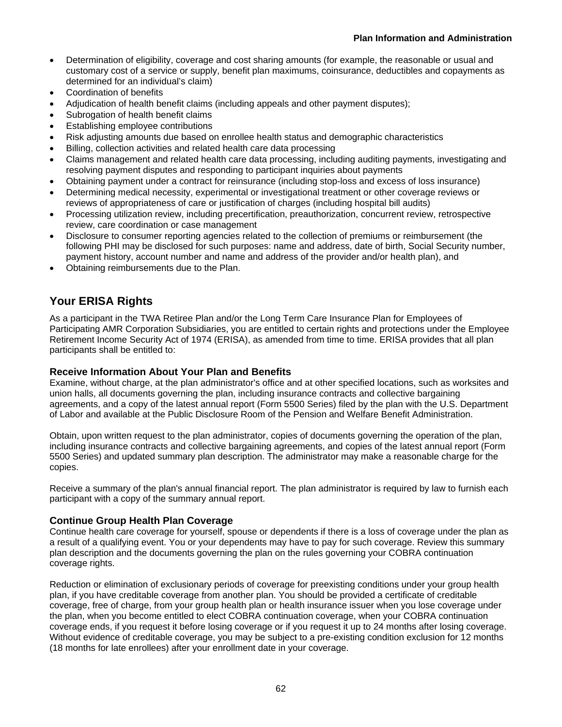- Determination of eligibility, coverage and cost sharing amounts (for example, the reasonable or usual and customary cost of a service or supply, benefit plan maximums, coinsurance, deductibles and copayments as determined for an individual's claim)
- Coordination of benefits
- Adjudication of health benefit claims (including appeals and other payment disputes);
- Subrogation of health benefit claims
- Establishing employee contributions
- Risk adjusting amounts due based on enrollee health status and demographic characteristics
- Billing, collection activities and related health care data processing
- Claims management and related health care data processing, including auditing payments, investigating and resolving payment disputes and responding to participant inquiries about payments
- Obtaining payment under a contract for reinsurance (including stop-loss and excess of loss insurance)
- Determining medical necessity, experimental or investigational treatment or other coverage reviews or reviews of appropriateness of care or justification of charges (including hospital bill audits)
- Processing utilization review, including precertification, preauthorization, concurrent review, retrospective review, care coordination or case management
- Disclosure to consumer reporting agencies related to the collection of premiums or reimbursement (the following PHI may be disclosed for such purposes: name and address, date of birth, Social Security number, payment history, account number and name and address of the provider and/or health plan), and
- Obtaining reimbursements due to the Plan.

## Your ERISA Rights

As a participant in the TWA Retiree Plan and/or the Long Term Care Insurance Plan for Employees of Participating AMR Corporation Subsidiaries, you are entitled to certain rights and protections under the Employee Retirement Income Security Act of 1974 (ERISA), as amended from time to time. ERISA provides that all plan participants shall be entitled to:

### Receive Information About Your Plan and Benefits

Examine, without charge, at the plan administrator's office and at other specified locations, such as worksites and union halls, all documents governing the plan, including insurance contracts and collective bargaining agreements, and a copy of the latest annual report (Form 5500 Series) filed by the plan with the U.S. Department of Labor and available at the Public Disclosure Room of the Pension and Welfare Benefit Administration.

Obtain, upon written request to the plan administrator, copies of documents governing the operation of the plan, including insurance contracts and collective bargaining agreements, and copies of the latest annual report (Form 5500 Series) and updated summary plan description. The administrator may make a reasonable charge for the copies.

Receive a summary of the plan's annual financial report. The plan administrator is required by law to furnish each participant with a copy of the summary annual report.

### Continue Group Health Plan Coverage

Continue health care coverage for yourself, spouse or dependents if there is a loss of coverage under the plan as a result of a qualifying event. You or your dependents may have to pay for such coverage. Review this summary plan description and the documents governing the plan on the rules governing your COBRA continuation coverage rights.

Reduction or elimination of exclusionary periods of coverage for preexisting conditions under your group health plan, if you have creditable coverage from another plan. You should be provided a certificate of creditable coverage, free of charge, from your group health plan or health insurance issuer when you lose coverage under the plan, when you become entitled to elect COBRA continuation coverage, when your COBRA continuation coverage ends, if you request it before losing coverage or if you request it up to 24 months after losing coverage. Without evidence of creditable coverage, you may be subject to a pre-existing condition exclusion for 12 months (18 months for late enrollees) after your enrollment date in your coverage.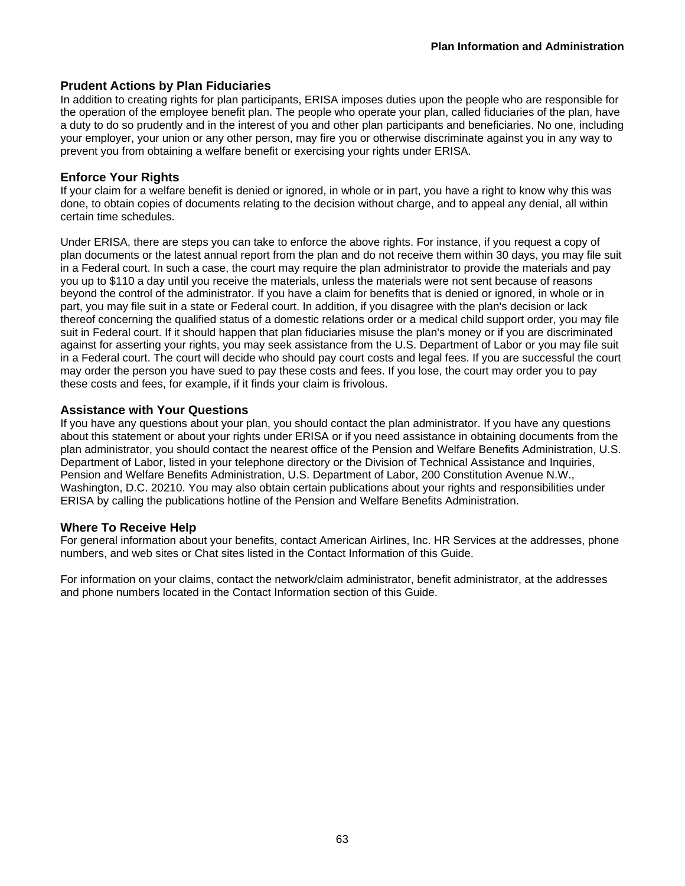## Prudent Actions by Plan Fiduciaries

In addition to creating rights for plan participants, ERISA imposes duties upon the people who are responsible for the operation of the employee benefit plan. The people who operate your plan, called fiduciaries of the plan, have a duty to do so prudently and in the interest of you and other plan participants and beneficiaries. No one, including your employer, your union or any other person, may fire you or otherwise discriminate against you in any way to prevent you from obtaining a welfare benefit or exercising your rights under ERISA.

## Enforce Your Rights

If your claim for a welfare benefit is denied or ignored, in whole or in part, you have a right to know why this was done, to obtain copies of documents relating to the decision without charge, and to appeal any denial, all within certain time schedules.

Under ERISA, there are steps you can take to enforce the above rights. For instance, if you request a copy of plan documents or the latest annual report from the plan and do not receive them within 30 days, you may file suit in a Federal court. In such a case, the court may require the plan administrator to provide the materials and pay you up to $110 a day until you receive the materials, unless the materials were not sent because of reasons beyond the control of the administrator. If you have a claim for benefits that is denied or ignored, in whole or in part, you may file suit in a state or Federal court. In addition, if you disagree with the plan's decision or lack thereof concerning the qualified status of a domestic relations order or a medical child support order, you may file suit in Federal court. If it should happen that plan fiduciaries misuse the plan's money or if you are discriminated against for asserting your rights, you may seek assistance from the U.S. Department of Labor or you may file suit in a Federal court. The court will decide who should pay court costs and legal fees. If you are successful the court may order the person you have sued to pay these costs and fees. If you lose, the court may order you to pay these costs and fees, for example, if it finds your claim is frivolous.

## Assistance with Your Questions

If you have any questions about your plan, you should contact the plan administrator. If you have any questions about this statement or about your rights under ERISA or if you need assistance in obtaining documents from the plan administrator, you should contact the nearest office of the Pension and Welfare Benefits Administration, U.S. Department of Labor, listed in your telephone directory or the Division of Technical Assistance and Inquiries, Pension and Welfare Benefits Administration, U.S. Department of Labor, 200 Constitution Avenue N.W., Washington, D.C. 20210. You may also obtain certain publications about your rights and responsibilities under ERISA by calling the publications hotline of the Pension and Welfare Benefits Administration.

## Where To Receive Help

For general information about your benefits, contact American Airlines, Inc. HR Services at the addresses, phone numbers, and web sites or Chat sites listed in the Contact Information of this Guide.

For information on your claims, contact the network/claim administrator, benefit administrator, at the addresses and phone numbers located in the Contact Information section of this Guide.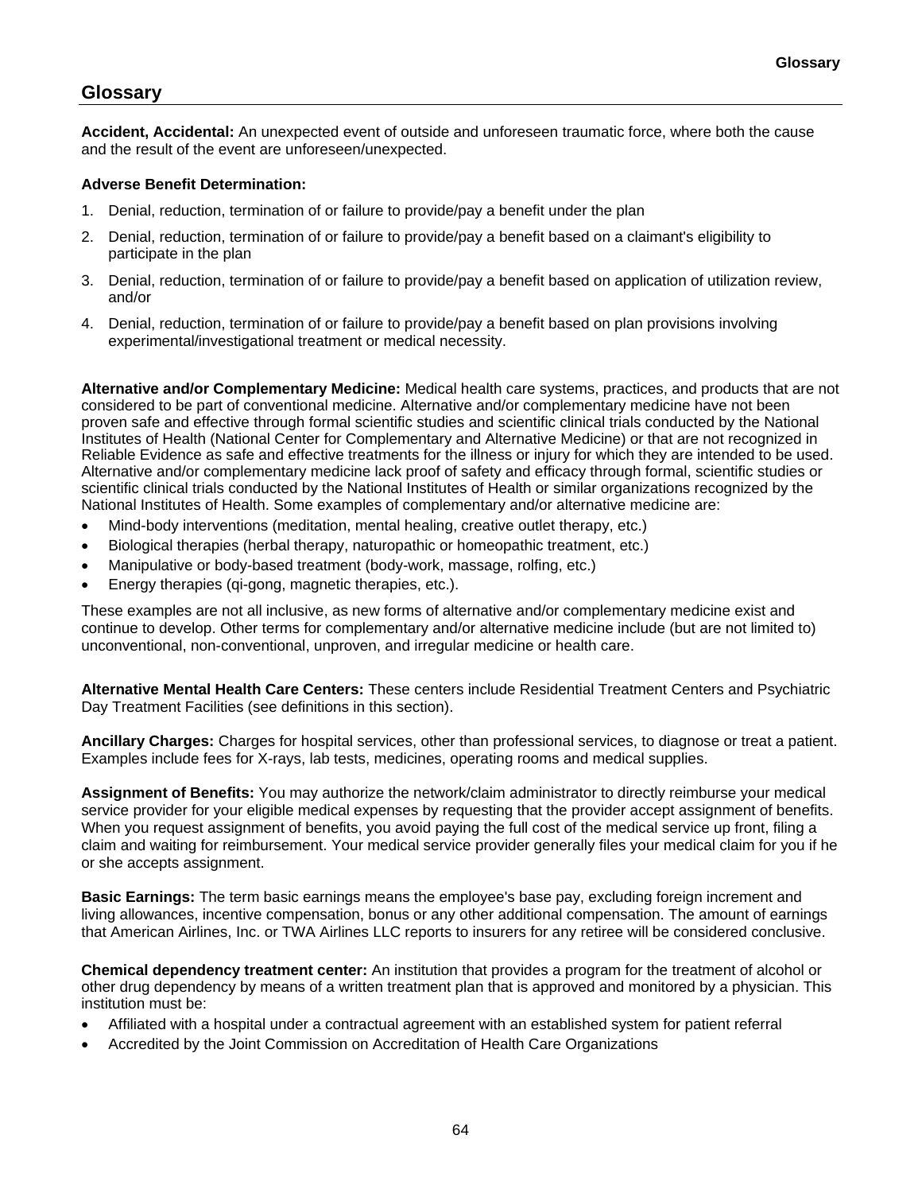## Glossary

**Accident, Accidental:** An unexpected event of outside and unforeseen traumatic force, where both the cause and the result of the event are unforeseen/unexpected.

**Adverse Benefit Determination:**

1. Denial, reduction, termination of or failure to provide/pay a benefit under the plan
2. Denial, reduction, termination of or failure to provide/pay a benefit based on a claimant's eligibility to participate in the plan
3. Denial, reduction, termination of or failure to provide/pay a benefit based on application of utilization review, and/or
4. Denial, reduction, termination of or failure to provide/pay a benefit based on plan provisions involving experimental/investigational treatment or medical necessity.

**Alternative and/or Complementary Medicine:** Medical health care systems, practices, and products that are not considered to be part of conventional medicine. Alternative and/or complementary medicine have not been proven safe and effective through formal scientific studies and scientific clinical trials conducted by the National Institutes of Health (National Center for Complementary and Alternative Medicine) or that are not recognized in Reliable Evidence as safe and effective treatments for the illness or injury for which they are intended to be used. Alternative and/or complementary medicine lack proof of safety and efficacy through formal, scientific studies or scientific clinical trials conducted by the National Institutes of Health or similar organizations recognized by the National Institutes of Health. Some examples of complementary and/or alternative medicine are:

- Mind-body interventions (meditation, mental healing, creative outlet therapy, etc.)
- Biological therapies (herbal therapy, naturopathic or homeopathic treatment, etc.)
- Manipulative or body-based treatment (body-work, massage, rolfing, etc.)
- Energy therapies (qi-gong, magnetic therapies, etc.).

These examples are not all inclusive, as new forms of alternative and/or complementary medicine exist and continue to develop. Other terms for complementary and/or alternative medicine include (but are not limited to) unconventional, non-conventional, unproven, and irregular medicine or health care.

**Alternative Mental Health Care Centers:** These centers include Residential Treatment Centers and Psychiatric Day Treatment Facilities (see definitions in this section).

**Ancillary Charges:** Charges for hospital services, other than professional services, to diagnose or treat a patient. Examples include fees for X-rays, lab tests, medicines, operating rooms and medical supplies.

**Assignment of Benefits:** You may authorize the network/claim administrator to directly reimburse your medical service provider for your eligible medical expenses by requesting that the provider accept assignment of benefits. When you request assignment of benefits, you avoid paying the full cost of the medical service up front, filing a claim and waiting for reimbursement. Your medical service provider generally files your medical claim for you if he or she accepts assignment.

**Basic Earnings:** The term basic earnings means the employee's base pay, excluding foreign increment and living allowances, incentive compensation, bonus or any other additional compensation. The amount of earnings that American Airlines, Inc. or TWA Airlines LLC reports to insurers for any retiree will be considered conclusive.

**Chemical dependency treatment center:** An institution that provides a program for the treatment of alcohol or other drug dependency by means of a written treatment plan that is approved and monitored by a physician. This institution must be:

- Affiliated with a hospital under a contractual agreement with an established system for patient referral
- Accredited by the Joint Commission on Accreditation of Health Care Organizations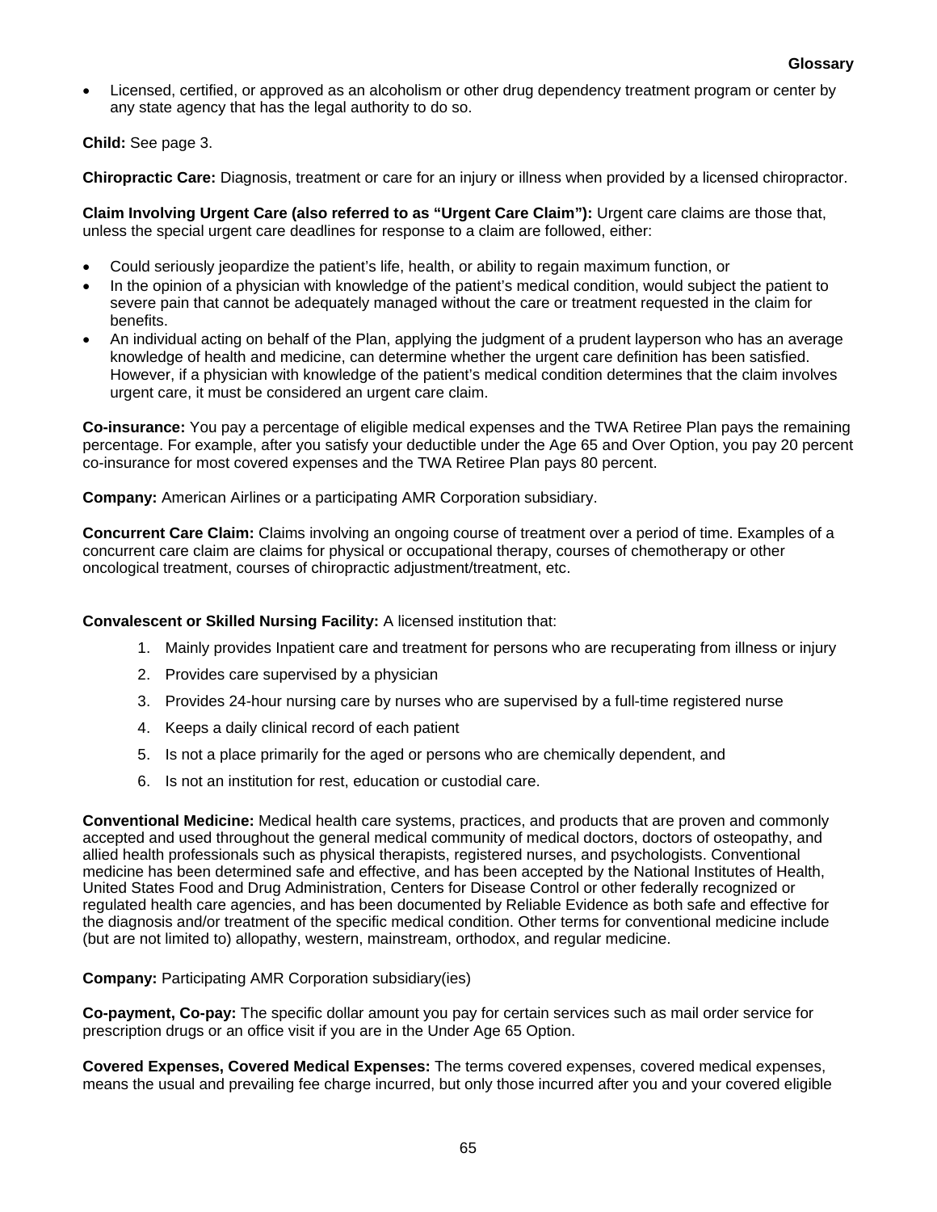- Licensed, certified, or approved as an alcoholism or other drug dependency treatment program or center by any state agency that has the legal authority to do so.

**Child:** See page 3.

**Chiropractic Care:** Diagnosis, treatment or care for an injury or illness when provided by a licensed chiropractor.

**Claim Involving Urgent Care (also referred to as "Urgent Care Claim"):** Urgent care claims are those that, unless the special urgent care deadlines for response to a claim are followed, either:

- Could seriously jeopardize the patient's life, health, or ability to regain maximum function, or
- In the opinion of a physician with knowledge of the patient's medical condition, would subject the patient to severe pain that cannot be adequately managed without the care or treatment requested in the claim for benefits.
- An individual acting on behalf of the Plan, applying the judgment of a prudent layperson who has an average knowledge of health and medicine, can determine whether the urgent care definition has been satisfied. However, if a physician with knowledge of the patient's medical condition determines that the claim involves urgent care, it must be considered an urgent care claim.

**Co-insurance:** You pay a percentage of eligible medical expenses and the TWA Retiree Plan pays the remaining percentage. For example, after you satisfy your deductible under the Age 65 and Over Option, you pay 20 percent co-insurance for most covered expenses and the TWA Retiree Plan pays 80 percent.

**Company:** American Airlines or a participating AMR Corporation subsidiary.

**Concurrent Care Claim:** Claims involving an ongoing course of treatment over a period of time. Examples of a concurrent care claim are claims for physical or occupational therapy, courses of chemotherapy or other oncological treatment, courses of chiropractic adjustment/treatment, etc.

**Convalescent or Skilled Nursing Facility:** A licensed institution that:

1. Mainly provides Inpatient care and treatment for persons who are recuperating from illness or injury
2. Provides care supervised by a physician
3. Provides 24-hour nursing care by nurses who are supervised by a full-time registered nurse
4. Keeps a daily clinical record of each patient
5. Is not a place primarily for the aged or persons who are chemically dependent, and
6. Is not an institution for rest, education or custodial care.

**Conventional Medicine:** Medical health care systems, practices, and products that are proven and commonly accepted and used throughout the general medical community of medical doctors, doctors of osteopathy, and allied health professionals such as physical therapists, registered nurses, and psychologists. Conventional medicine has been determined safe and effective, and has been accepted by the National Institutes of Health, United States Food and Drug Administration, Centers for Disease Control or other federally recognized or regulated health care agencies, and has been documented by Reliable Evidence as both safe and effective for the diagnosis and/or treatment of the specific medical condition. Other terms for conventional medicine include (but are not limited to) allopathy, western, mainstream, orthodox, and regular medicine.

**Company:** Participating AMR Corporation subsidiary(ies)

**Co-payment, Co-pay:** The specific dollar amount you pay for certain services such as mail order service for prescription drugs or an office visit if you are in the Under Age 65 Option.

**Covered Expenses, Covered Medical Expenses:** The terms covered expenses, covered medical expenses, means the usual and prevailing fee charge incurred, but only those incurred after you and your covered eligible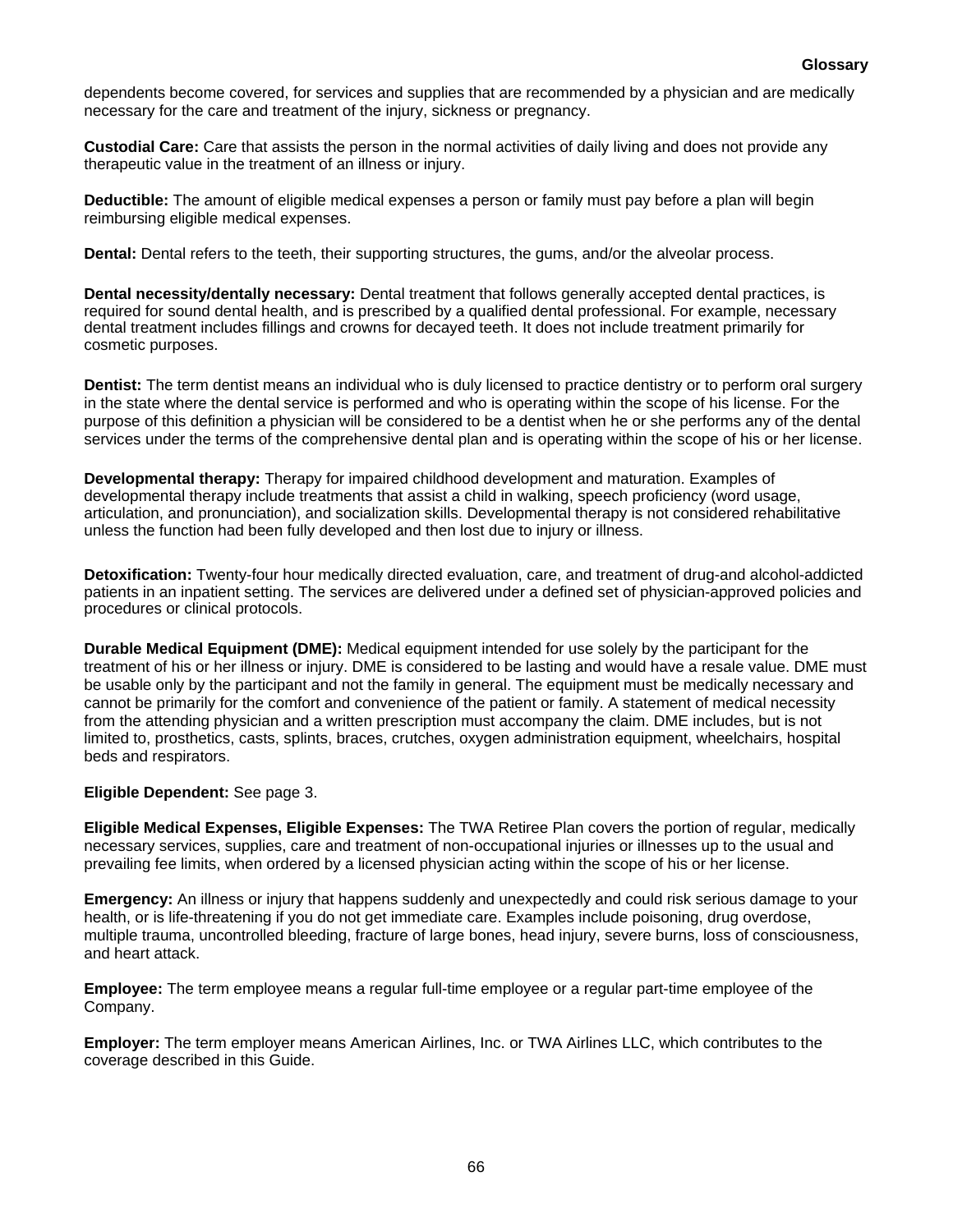dependents become covered, for services and supplies that are recommended by a physician and are medically necessary for the care and treatment of the injury, sickness or pregnancy.

**Custodial Care:** Care that assists the person in the normal activities of daily living and does not provide any therapeutic value in the treatment of an illness or injury.

**Deductible:** The amount of eligible medical expenses a person or family must pay before a plan will begin reimbursing eligible medical expenses.

**Dental:** Dental refers to the teeth, their supporting structures, the gums, and/or the alveolar process.

**Dental necessity/dentally necessary:** Dental treatment that follows generally accepted dental practices, is required for sound dental health, and is prescribed by a qualified dental professional. For example, necessary dental treatment includes fillings and crowns for decayed teeth. It does not include treatment primarily for cosmetic purposes.

**Dentist:** The term dentist means an individual who is duly licensed to practice dentistry or to perform oral surgery in the state where the dental service is performed and who is operating within the scope of his license. For the purpose of this definition a physician will be considered to be a dentist when he or she performs any of the dental services under the terms of the comprehensive dental plan and is operating within the scope of his or her license.

**Developmental therapy:** Therapy for impaired childhood development and maturation. Examples of developmental therapy include treatments that assist a child in walking, speech proficiency (word usage, articulation, and pronunciation), and socialization skills. Developmental therapy is not considered rehabilitative unless the function had been fully developed and then lost due to injury or illness.

**Detoxification:** Twenty-four hour medically directed evaluation, care, and treatment of drug-and alcohol-addicted patients in an inpatient setting. The services are delivered under a defined set of physician-approved policies and procedures or clinical protocols.

**Durable Medical Equipment (DME):** Medical equipment intended for use solely by the participant for the treatment of his or her illness or injury. DME is considered to be lasting and would have a resale value. DME must be usable only by the participant and not the family in general. The equipment must be medically necessary and cannot be primarily for the comfort and convenience of the patient or family. A statement of medical necessity from the attending physician and a written prescription must accompany the claim. DME includes, but is not limited to, prosthetics, casts, splints, braces, crutches, oxygen administration equipment, wheelchairs, hospital beds and respirators.

**Eligible Dependent:** See page 3.

**Eligible Medical Expenses, Eligible Expenses:** The TWA Retiree Plan covers the portion of regular, medically necessary services, supplies, care and treatment of non-occupational injuries or illnesses up to the usual and prevailing fee limits, when ordered by a licensed physician acting within the scope of his or her license.

**Emergency:** An illness or injury that happens suddenly and unexpectedly and could risk serious damage to your health, or is life-threatening if you do not get immediate care. Examples include poisoning, drug overdose, multiple trauma, uncontrolled bleeding, fracture of large bones, head injury, severe burns, loss of consciousness, and heart attack.

**Employee:** The term employee means a regular full-time employee or a regular part-time employee of the Company.

**Employer:** The term employer means American Airlines, Inc. or TWA Airlines LLC, which contributes to the coverage described in this Guide.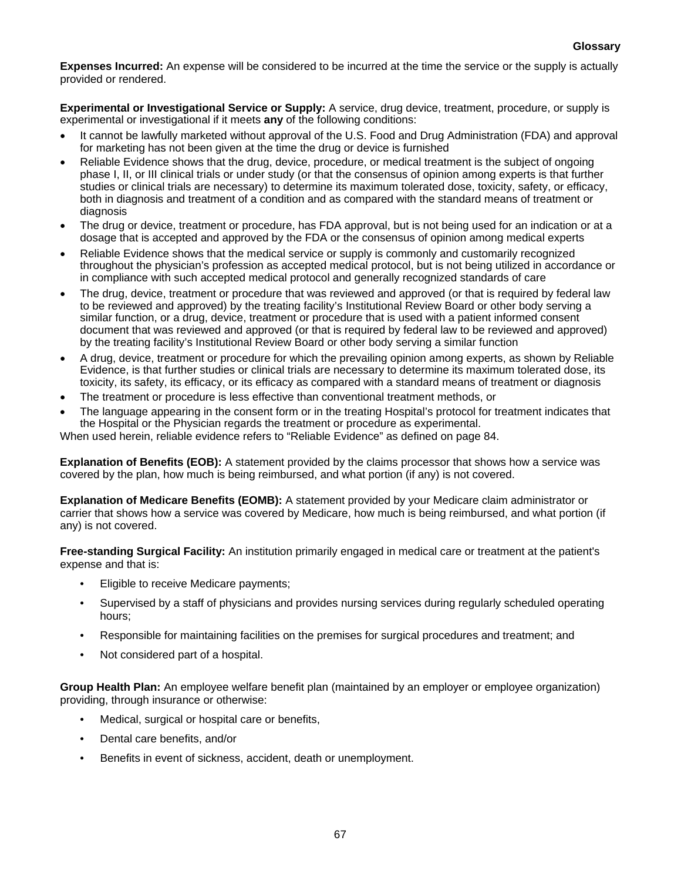**Expenses Incurred:** An expense will be considered to be incurred at the time the service or the supply is actually provided or rendered.

**Experimental or Investigational Service or Supply:** A service, drug device, treatment, procedure, or supply is experimental or investigational if it meets **any** of the following conditions:

- It cannot be lawfully marketed without approval of the U.S. Food and Drug Administration (FDA) and approval for marketing has not been given at the time the drug or device is furnished
- Reliable Evidence shows that the drug, device, procedure, or medical treatment is the subject of ongoing phase I, II, or III clinical trials or under study (or that the consensus of opinion among experts is that further studies or clinical trials are necessary) to determine its maximum tolerated dose, toxicity, safety, or efficacy, both in diagnosis and treatment of a condition and as compared with the standard means of treatment or diagnosis
- The drug or device, treatment or procedure, has FDA approval, but is not being used for an indication or at a dosage that is accepted and approved by the FDA or the consensus of opinion among medical experts
- Reliable Evidence shows that the medical service or supply is commonly and customarily recognized throughout the physician's profession as accepted medical protocol, but is not being utilized in accordance or in compliance with such accepted medical protocol and generally recognized standards of care
- The drug, device, treatment or procedure that was reviewed and approved (or that is required by federal law to be reviewed and approved) by the treating facility's Institutional Review Board or other body serving a similar function, or a drug, device, treatment or procedure that is used with a patient informed consent document that was reviewed and approved (or that is required by federal law to be reviewed and approved) by the treating facility's Institutional Review Board or other body serving a similar function
- A drug, device, treatment or procedure for which the prevailing opinion among experts, as shown by Reliable Evidence, is that further studies or clinical trials are necessary to determine its maximum tolerated dose, its toxicity, its safety, its efficacy, or its efficacy as compared with a standard means of treatment or diagnosis
- The treatment or procedure is less effective than conventional treatment methods, or
- The language appearing in the consent form or in the treating Hospital's protocol for treatment indicates that the Hospital or the Physician regards the treatment or procedure as experimental.

When used herein, reliable evidence refers to "Reliable Evidence" as defined on page 84.

**Explanation of Benefits (EOB):** A statement provided by the claims processor that shows how a service was covered by the plan, how much is being reimbursed, and what portion (if any) is not covered.

**Explanation of Medicare Benefits (EOMB):** A statement provided by your Medicare claim administrator or carrier that shows how a service was covered by Medicare, how much is being reimbursed, and what portion (if any) is not covered.

**Free-standing Surgical Facility:** An institution primarily engaged in medical care or treatment at the patient's expense and that is:

- Eligible to receive Medicare payments;
- Supervised by a staff of physicians and provides nursing services during regularly scheduled operating hours;
- Responsible for maintaining facilities on the premises for surgical procedures and treatment; and
- Not considered part of a hospital.

**Group Health Plan:** An employee welfare benefit plan (maintained by an employer or employee organization) providing, through insurance or otherwise:

- Medical, surgical or hospital care or benefits,
- Dental care benefits, and/or
- Benefits in event of sickness, accident, death or unemployment.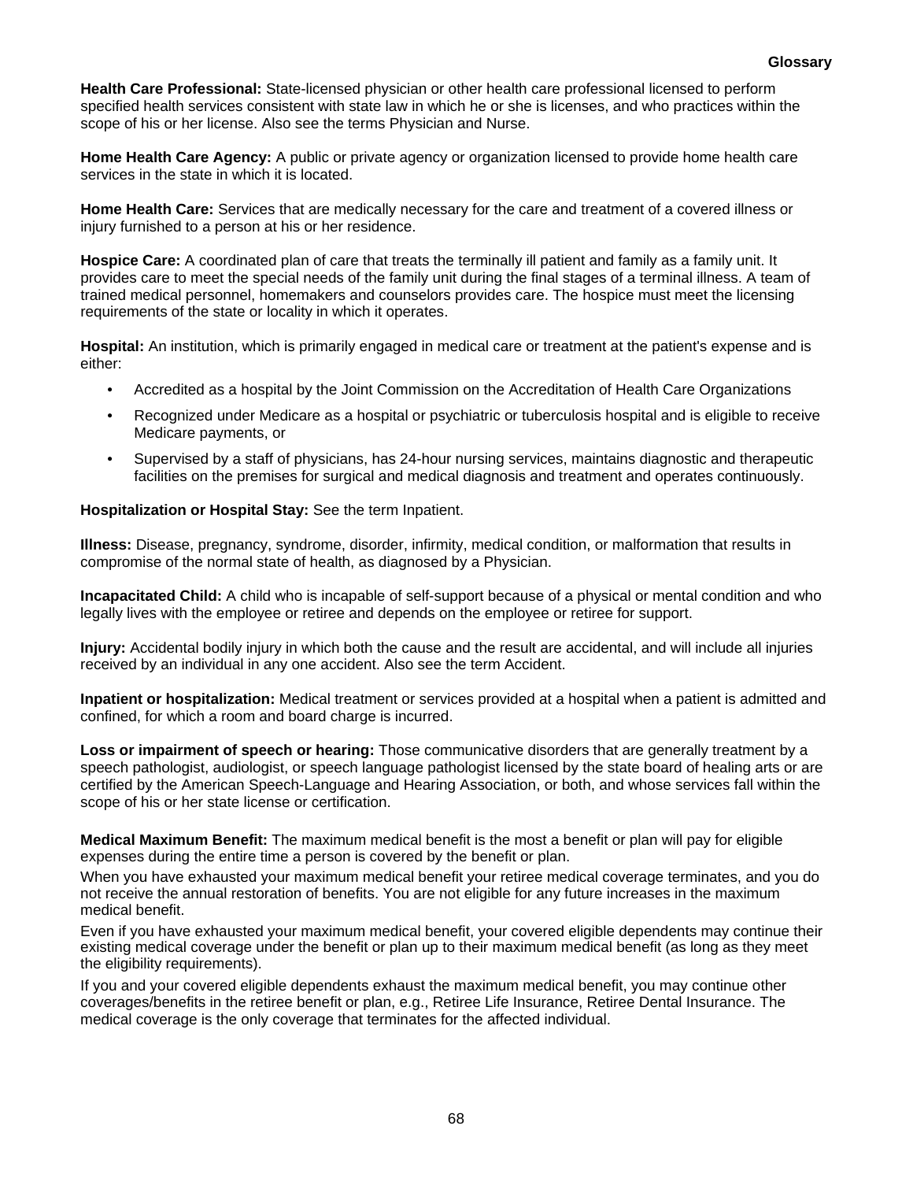**Health Care Professional:** State-licensed physician or other health care professional licensed to perform specified health services consistent with state law in which he or she is licenses, and who practices within the scope of his or her license. Also see the terms Physician and Nurse.

**Home Health Care Agency:** A public or private agency or organization licensed to provide home health care services in the state in which it is located.

**Home Health Care:** Services that are medically necessary for the care and treatment of a covered illness or injury furnished to a person at his or her residence.

**Hospice Care:** A coordinated plan of care that treats the terminally ill patient and family as a family unit. It provides care to meet the special needs of the family unit during the final stages of a terminal illness. A team of trained medical personnel, homemakers and counselors provides care. The hospice must meet the licensing requirements of the state or locality in which it operates.

**Hospital:** An institution, which is primarily engaged in medical care or treatment at the patient's expense and is either:

- Accredited as a hospital by the Joint Commission on the Accreditation of Health Care Organizations
- Recognized under Medicare as a hospital or psychiatric or tuberculosis hospital and is eligible to receive Medicare payments, or
- Supervised by a staff of physicians, has 24-hour nursing services, maintains diagnostic and therapeutic facilities on the premises for surgical and medical diagnosis and treatment and operates continuously.

**Hospitalization or Hospital Stay:** See the term Inpatient.

**Illness:** Disease, pregnancy, syndrome, disorder, infirmity, medical condition, or malformation that results in compromise of the normal state of health, as diagnosed by a Physician.

**Incapacitated Child:** A child who is incapable of self-support because of a physical or mental condition and who legally lives with the employee or retiree and depends on the employee or retiree for support.

**Injury:** Accidental bodily injury in which both the cause and the result are accidental, and will include all injuries received by an individual in any one accident. Also see the term Accident.

**Inpatient or hospitalization:** Medical treatment or services provided at a hospital when a patient is admitted and confined, for which a room and board charge is incurred.

**Loss or impairment of speech or hearing:** Those communicative disorders that are generally treatment by a speech pathologist, audiologist, or speech language pathologist licensed by the state board of healing arts or are certified by the American Speech-Language and Hearing Association, or both, and whose services fall within the scope of his or her state license or certification.

**Medical Maximum Benefit:** The maximum medical benefit is the most a benefit or plan will pay for eligible expenses during the entire time a person is covered by the benefit or plan.

When you have exhausted your maximum medical benefit your retiree medical coverage terminates, and you do not receive the annual restoration of benefits. You are not eligible for any future increases in the maximum medical benefit.

Even if you have exhausted your maximum medical benefit, your covered eligible dependents may continue their existing medical coverage under the benefit or plan up to their maximum medical benefit (as long as they meet the eligibility requirements).

If you and your covered eligible dependents exhaust the maximum medical benefit, you may continue other coverages/benefits in the retiree benefit or plan, e.g., Retiree Life Insurance, Retiree Dental Insurance. The medical coverage is the only coverage that terminates for the affected individual.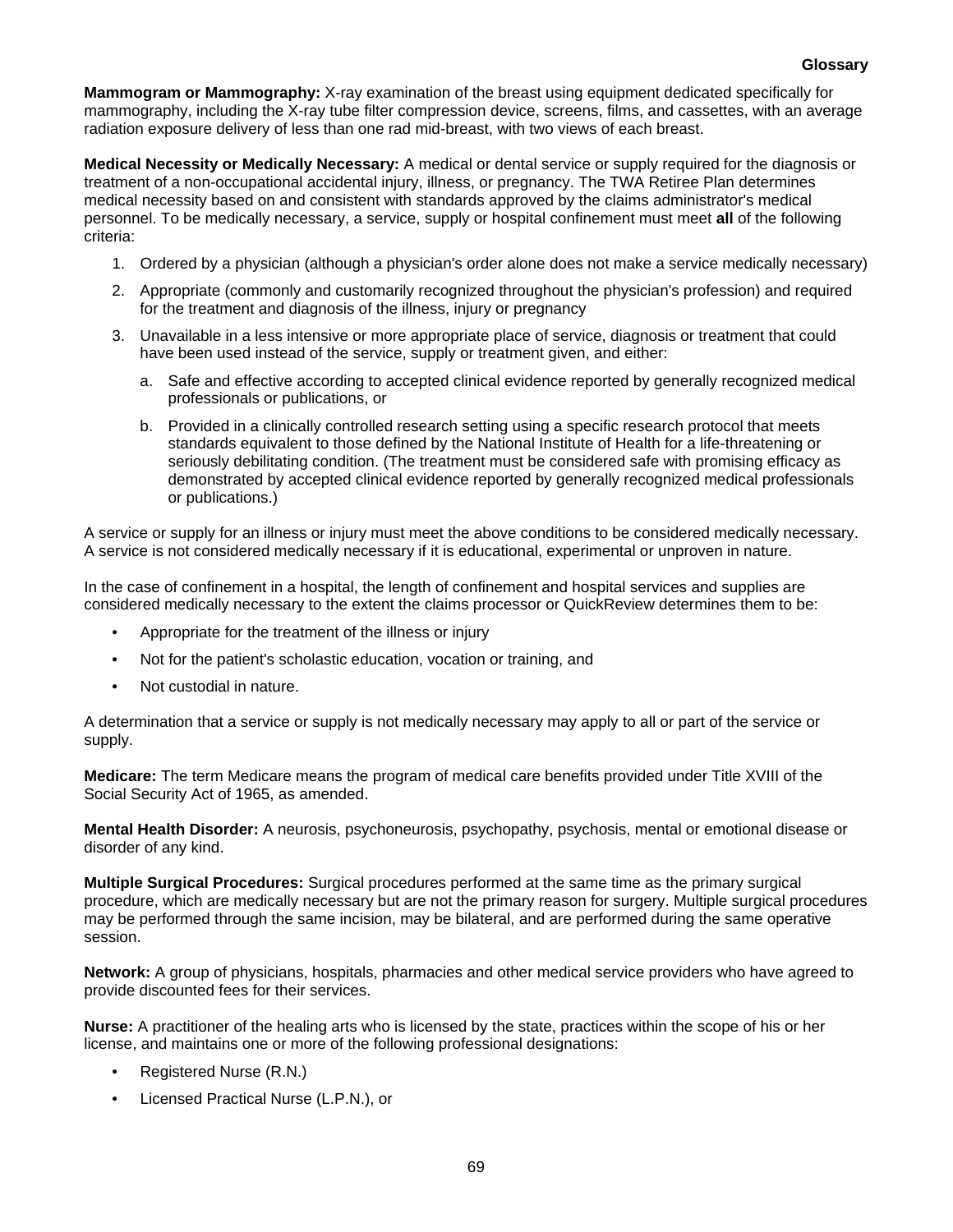**Mammogram or Mammography:** X-ray examination of the breast using equipment dedicated specifically for mammography, including the X-ray tube filter compression device, screens, films, and cassettes, with an average radiation exposure delivery of less than one rad mid-breast, with two views of each breast.

**Medical Necessity or Medically Necessary:** A medical or dental service or supply required for the diagnosis or treatment of a non-occupational accidental injury, illness, or pregnancy. The TWA Retiree Plan determines medical necessity based on and consistent with standards approved by the claims administrator's medical personnel. To be medically necessary, a service, supply or hospital confinement must meet **all** of the following criteria:

1. Ordered by a physician (although a physician's order alone does not make a service medically necessary)
2. Appropriate (commonly and customarily recognized throughout the physician's profession) and required for the treatment and diagnosis of the illness, injury or pregnancy
3. Unavailable in a less intensive or more appropriate place of service, diagnosis or treatment that could have been used instead of the service, supply or treatment given, and either:
   a. Safe and effective according to accepted clinical evidence reported by generally recognized medical professionals or publications, or
   b. Provided in a clinically controlled research setting using a specific research protocol that meets standards equivalent to those defined by the National Institute of Health for a life-threatening or seriously debilitating condition. (The treatment must be considered safe with promising efficacy as demonstrated by accepted clinical evidence reported by generally recognized medical professionals or publications.)

A service or supply for an illness or injury must meet the above conditions to be considered medically necessary. A service is not considered medically necessary if it is educational, experimental or unproven in nature.

In the case of confinement in a hospital, the length of confinement and hospital services and supplies are considered medically necessary to the extent the claims processor or QuickReview determines them to be:

- Appropriate for the treatment of the illness or injury
- Not for the patient's scholastic education, vocation or training, and
- Not custodial in nature.

A determination that a service or supply is not medically necessary may apply to all or part of the service or supply.

**Medicare:** The term Medicare means the program of medical care benefits provided under Title XVIII of the Social Security Act of 1965, as amended.

**Mental Health Disorder:** A neurosis, psychoneurosis, psychopathy, psychosis, mental or emotional disease or disorder of any kind.

**Multiple Surgical Procedures:** Surgical procedures performed at the same time as the primary surgical procedure, which are medically necessary but are not the primary reason for surgery. Multiple surgical procedures may be performed through the same incision, may be bilateral, and are performed during the same operative session.

**Network:** A group of physicians, hospitals, pharmacies and other medical service providers who have agreed to provide discounted fees for their services.

**Nurse:** A practitioner of the healing arts who is licensed by the state, practices within the scope of his or her license, and maintains one or more of the following professional designations:

- Registered Nurse (R.N.)
- Licensed Practical Nurse (L.P.N.), or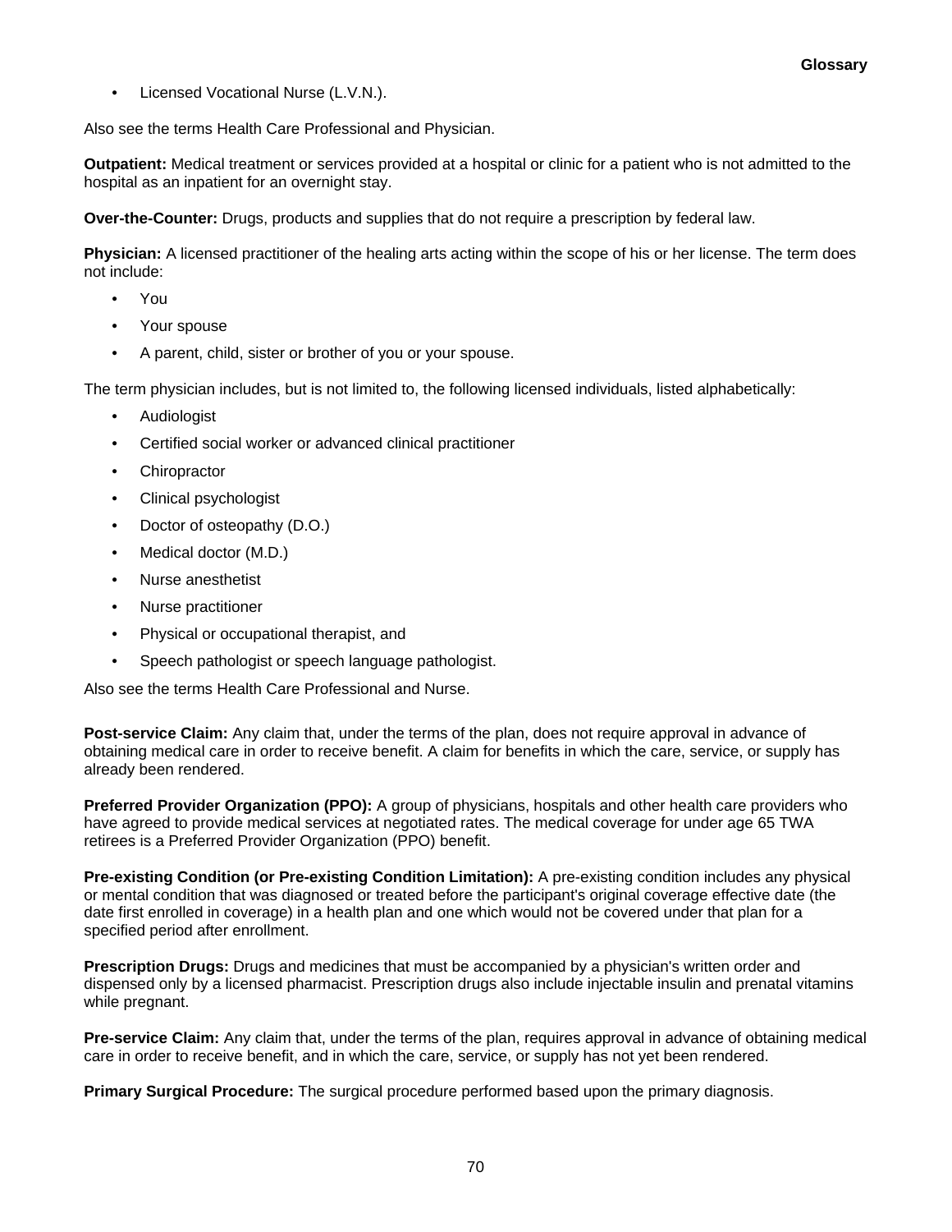- Licensed Vocational Nurse (L.V.N.).

Also see the terms Health Care Professional and Physician.

**Outpatient:** Medical treatment or services provided at a hospital or clinic for a patient who is not admitted to the hospital as an inpatient for an overnight stay.

**Over-the-Counter:** Drugs, products and supplies that do not require a prescription by federal law.

**Physician:** A licensed practitioner of the healing arts acting within the scope of his or her license. The term does not include:

- You
- Your spouse
- A parent, child, sister or brother of you or your spouse.

The term physician includes, but is not limited to, the following licensed individuals, listed alphabetically:

- Audiologist
- Certified social worker or advanced clinical practitioner
- Chiropractor
- Clinical psychologist
- Doctor of osteopathy (D.O.)
- Medical doctor (M.D.)
- Nurse anesthetist
- Nurse practitioner
- Physical or occupational therapist, and
- Speech pathologist or speech language pathologist.

Also see the terms Health Care Professional and Nurse.

**Post-service Claim:** Any claim that, under the terms of the plan, does not require approval in advance of obtaining medical care in order to receive benefit. A claim for benefits in which the care, service, or supply has already been rendered.

**Preferred Provider Organization (PPO):** A group of physicians, hospitals and other health care providers who have agreed to provide medical services at negotiated rates. The medical coverage for under age 65 TWA retirees is a Preferred Provider Organization (PPO) benefit.

**Pre-existing Condition (or Pre-existing Condition Limitation):** A pre-existing condition includes any physical or mental condition that was diagnosed or treated before the participant's original coverage effective date (the date first enrolled in coverage) in a health plan and one which would not be covered under that plan for a specified period after enrollment.

**Prescription Drugs:** Drugs and medicines that must be accompanied by a physician's written order and dispensed only by a licensed pharmacist. Prescription drugs also include injectable insulin and prenatal vitamins while pregnant.

**Pre-service Claim:** Any claim that, under the terms of the plan, requires approval in advance of obtaining medical care in order to receive benefit, and in which the care, service, or supply has not yet been rendered.

**Primary Surgical Procedure:** The surgical procedure performed based upon the primary diagnosis.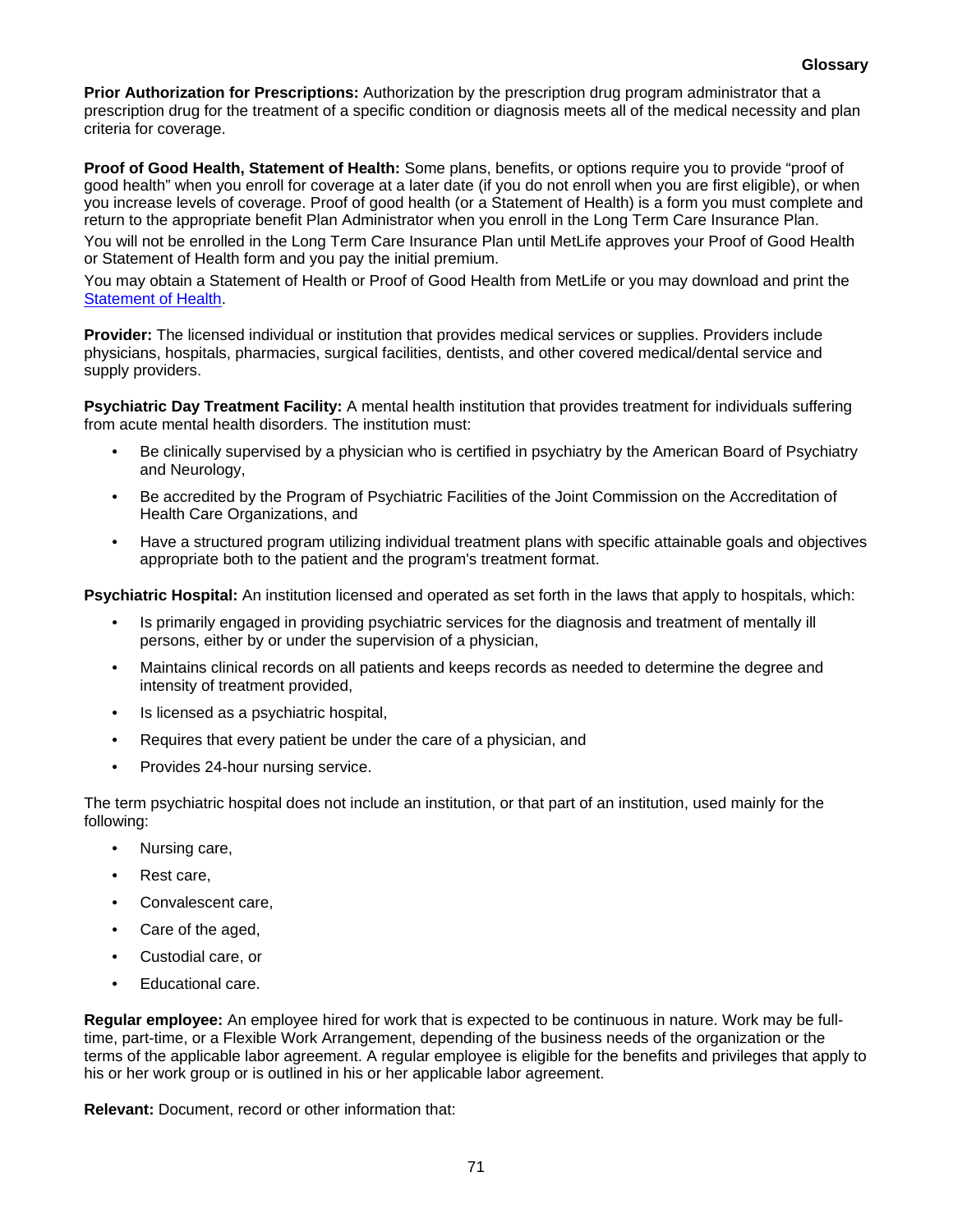**Prior Authorization for Prescriptions:** Authorization by the prescription drug program administrator that a prescription drug for the treatment of a specific condition or diagnosis meets all of the medical necessity and plan criteria for coverage.

**Proof of Good Health, Statement of Health:** Some plans, benefits, or options require you to provide "proof of good health" when you enroll for coverage at a later date (if you do not enroll when you are first eligible), or when you increase levels of coverage. Proof of good health (or a Statement of Health) is a form you must complete and return to the appropriate benefit Plan Administrator when you enroll in the Long Term Care Insurance Plan.

You will not be enrolled in the Long Term Care Insurance Plan until MetLife approves your Proof of Good Health or Statement of Health form and you pay the initial premium.

You may obtain a Statement of Health or Proof of Good Health from MetLife or you may download and print the Statement of Health.

**Provider:** The licensed individual or institution that provides medical services or supplies. Providers include physicians, hospitals, pharmacies, surgical facilities, dentists, and other covered medical/dental service and supply providers.

**Psychiatric Day Treatment Facility:** A mental health institution that provides treatment for individuals suffering from acute mental health disorders. The institution must:

- Be clinically supervised by a physician who is certified in psychiatry by the American Board of Psychiatry and Neurology,
- Be accredited by the Program of Psychiatric Facilities of the Joint Commission on the Accreditation of Health Care Organizations, and
- Have a structured program utilizing individual treatment plans with specific attainable goals and objectives appropriate both to the patient and the program's treatment format.

**Psychiatric Hospital:** An institution licensed and operated as set forth in the laws that apply to hospitals, which:

- Is primarily engaged in providing psychiatric services for the diagnosis and treatment of mentally ill persons, either by or under the supervision of a physician,
- Maintains clinical records on all patients and keeps records as needed to determine the degree and intensity of treatment provided,
- Is licensed as a psychiatric hospital,
- Requires that every patient be under the care of a physician, and
- Provides 24-hour nursing service.

The term psychiatric hospital does not include an institution, or that part of an institution, used mainly for the following:

- Nursing care,
- Rest care,
- Convalescent care,
- Care of the aged,
- Custodial care, or
- Educational care.

**Regular employee:** An employee hired for work that is expected to be continuous in nature. Work may be full-time, part-time, or a Flexible Work Arrangement, depending of the business needs of the organization or the terms of the applicable labor agreement. A regular employee is eligible for the benefits and privileges that apply to his or her work group or is outlined in his or her applicable labor agreement.

**Relevant:** Document, record or other information that: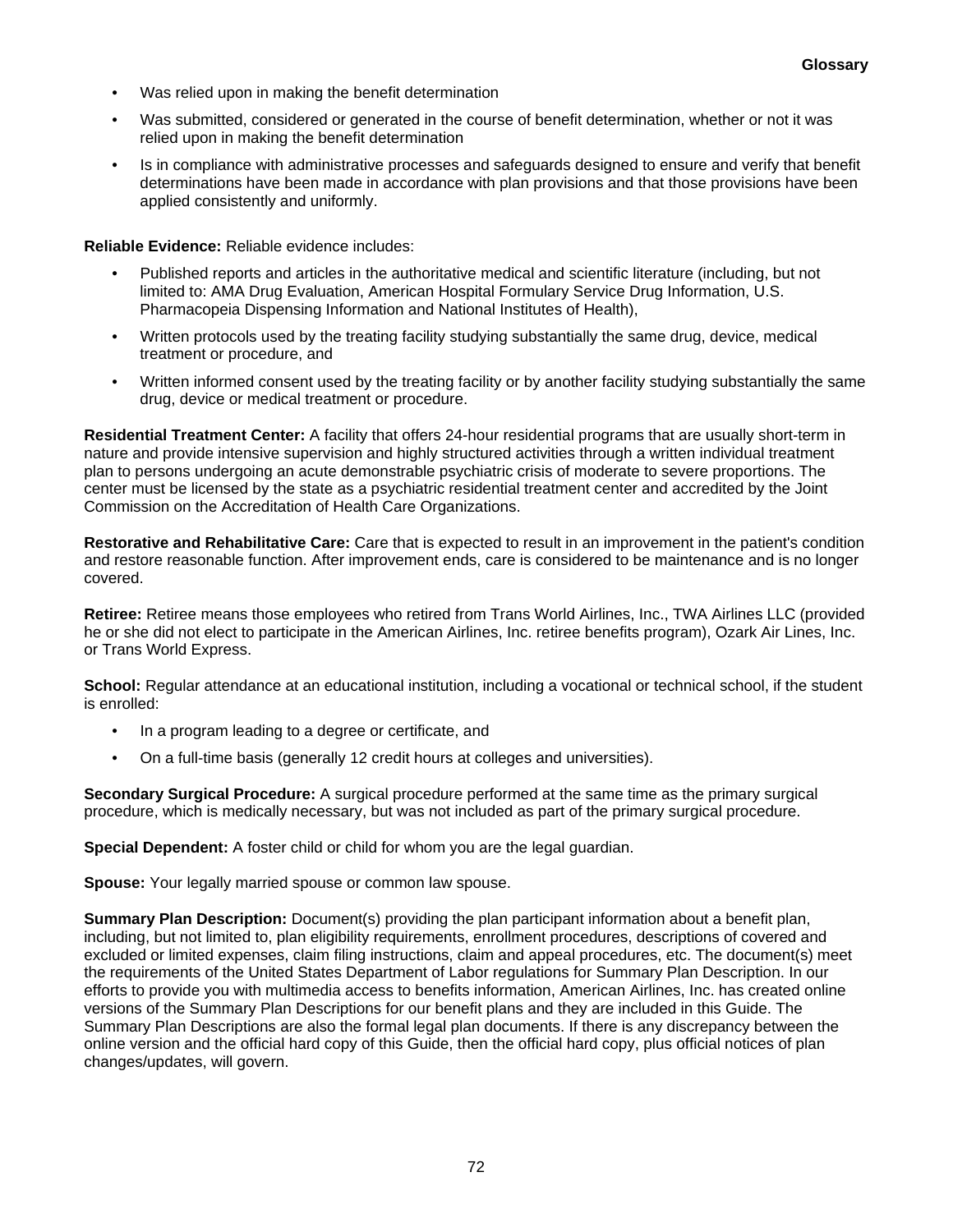- Was relied upon in making the benefit determination
- Was submitted, considered or generated in the course of benefit determination, whether or not it was relied upon in making the benefit determination
- Is in compliance with administrative processes and safeguards designed to ensure and verify that benefit determinations have been made in accordance with plan provisions and that those provisions have been applied consistently and uniformly.

**Reliable Evidence:** Reliable evidence includes:

- Published reports and articles in the authoritative medical and scientific literature (including, but not limited to: AMA Drug Evaluation, American Hospital Formulary Service Drug Information, U.S. Pharmacopeia Dispensing Information and National Institutes of Health),
- Written protocols used by the treating facility studying substantially the same drug, device, medical treatment or procedure, and
- Written informed consent used by the treating facility or by another facility studying substantially the same drug, device or medical treatment or procedure.

**Residential Treatment Center:** A facility that offers 24-hour residential programs that are usually short-term in nature and provide intensive supervision and highly structured activities through a written individual treatment plan to persons undergoing an acute demonstrable psychiatric crisis of moderate to severe proportions. The center must be licensed by the state as a psychiatric residential treatment center and accredited by the Joint Commission on the Accreditation of Health Care Organizations.

**Restorative and Rehabilitative Care:** Care that is expected to result in an improvement in the patient's condition and restore reasonable function. After improvement ends, care is considered to be maintenance and is no longer covered.

**Retiree:** Retiree means those employees who retired from Trans World Airlines, Inc., TWA Airlines LLC (provided he or she did not elect to participate in the American Airlines, Inc. retiree benefits program), Ozark Air Lines, Inc. or Trans World Express.

**School:** Regular attendance at an educational institution, including a vocational or technical school, if the student is enrolled:

- In a program leading to a degree or certificate, and
- On a full-time basis (generally 12 credit hours at colleges and universities).

**Secondary Surgical Procedure:** A surgical procedure performed at the same time as the primary surgical procedure, which is medically necessary, but was not included as part of the primary surgical procedure.

**Special Dependent:** A foster child or child for whom you are the legal guardian.

**Spouse:** Your legally married spouse or common law spouse.

**Summary Plan Description:** Document(s) providing the plan participant information about a benefit plan, including, but not limited to, plan eligibility requirements, enrollment procedures, descriptions of covered and excluded or limited expenses, claim filing instructions, claim and appeal procedures, etc. The document(s) meet the requirements of the United States Department of Labor regulations for Summary Plan Description. In our efforts to provide you with multimedia access to benefits information, American Airlines, Inc. has created online versions of the Summary Plan Descriptions for our benefit plans and they are included in this Guide. The Summary Plan Descriptions are also the formal legal plan documents. If there is any discrepancy between the online version and the official hard copy of this Guide, then the official hard copy, plus official notices of plan changes/updates, will govern.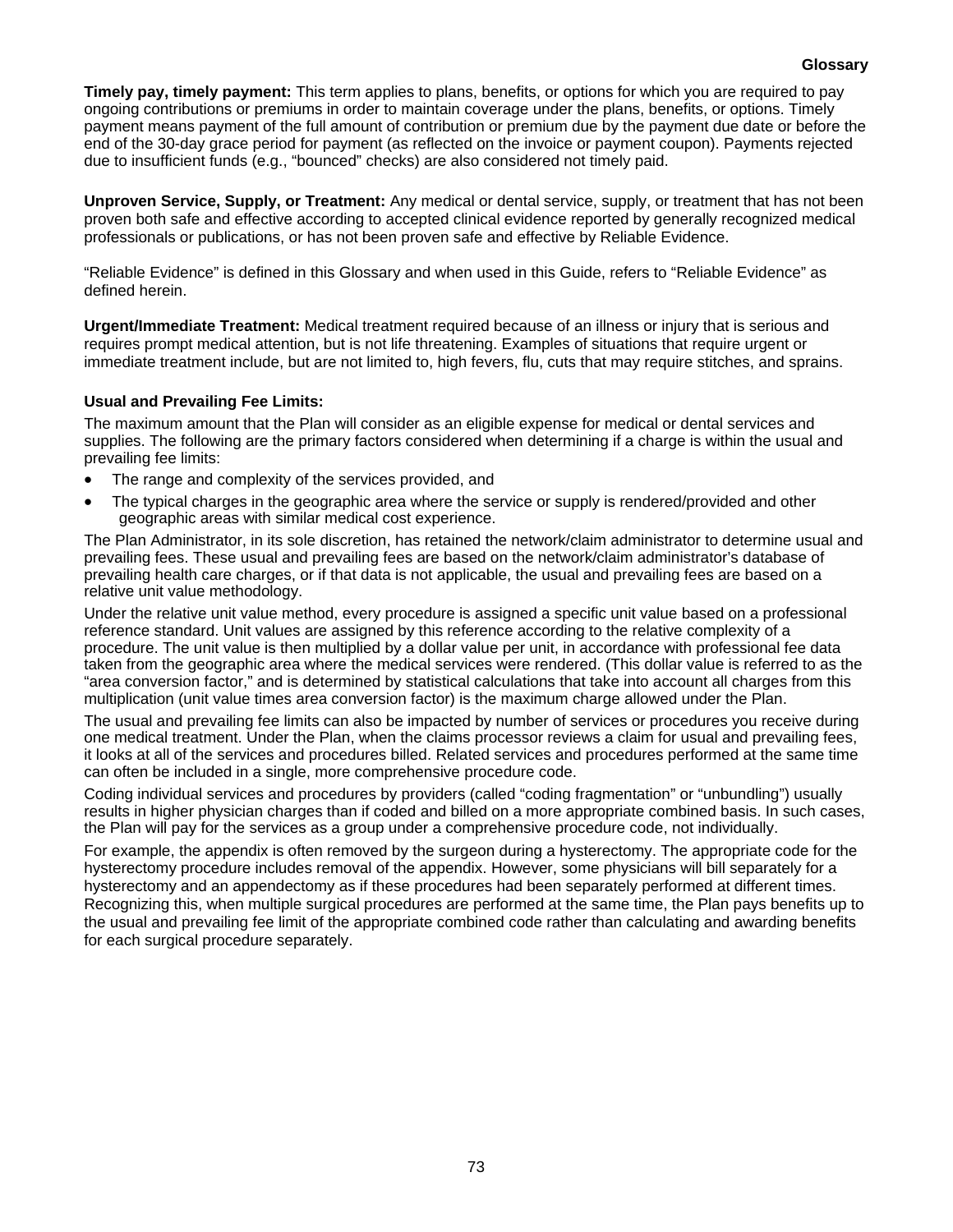**Timely pay, timely payment:** This term applies to plans, benefits, or options for which you are required to pay ongoing contributions or premiums in order to maintain coverage under the plans, benefits, or options. Timely payment means payment of the full amount of contribution or premium due by the payment due date or before the end of the 30-day grace period for payment (as reflected on the invoice or payment coupon). Payments rejected due to insufficient funds (e.g., "bounced" checks) are also considered not timely paid.

**Unproven Service, Supply, or Treatment:** Any medical or dental service, supply, or treatment that has not been proven both safe and effective according to accepted clinical evidence reported by generally recognized medical professionals or publications, or has not been proven safe and effective by Reliable Evidence.

"Reliable Evidence" is defined in this Glossary and when used in this Guide, refers to "Reliable Evidence" as defined herein.

**Urgent/Immediate Treatment:** Medical treatment required because of an illness or injury that is serious and requires prompt medical attention, but is not life threatening. Examples of situations that require urgent or immediate treatment include, but are not limited to, high fevers, flu, cuts that may require stitches, and sprains.

**Usual and Prevailing Fee Limits:**

The maximum amount that the Plan will consider as an eligible expense for medical or dental services and supplies. The following are the primary factors considered when determining if a charge is within the usual and prevailing fee limits:

- The range and complexity of the services provided, and
- The typical charges in the geographic area where the service or supply is rendered/provided and other geographic areas with similar medical cost experience.

The Plan Administrator, in its sole discretion, has retained the network/claim administrator to determine usual and prevailing fees. These usual and prevailing fees are based on the network/claim administrator's database of prevailing health care charges, or if that data is not applicable, the usual and prevailing fees are based on a relative unit value methodology.

Under the relative unit value method, every procedure is assigned a specific unit value based on a professional reference standard. Unit values are assigned by this reference according to the relative complexity of a procedure. The unit value is then multiplied by a dollar value per unit, in accordance with professional fee data taken from the geographic area where the medical services were rendered. (This dollar value is referred to as the "area conversion factor," and is determined by statistical calculations that take into account all charges from this multiplication (unit value times area conversion factor) is the maximum charge allowed under the Plan.

The usual and prevailing fee limits can also be impacted by number of services or procedures you receive during one medical treatment. Under the Plan, when the claims processor reviews a claim for usual and prevailing fees, it looks at all of the services and procedures billed. Related services and procedures performed at the same time can often be included in a single, more comprehensive procedure code.

Coding individual services and procedures by providers (called "coding fragmentation" or "unbundling") usually results in higher physician charges than if coded and billed on a more appropriate combined basis. In such cases, the Plan will pay for the services as a group under a comprehensive procedure code, not individually.

For example, the appendix is often removed by the surgeon during a hysterectomy. The appropriate code for the hysterectomy procedure includes removal of the appendix. However, some physicians will bill separately for a hysterectomy and an appendectomy as if these procedures had been separately performed at different times. Recognizing this, when multiple surgical procedures are performed at the same time, the Plan pays benefits up to the usual and prevailing fee limit of the appropriate combined code rather than calculating and awarding benefits for each surgical procedure separately.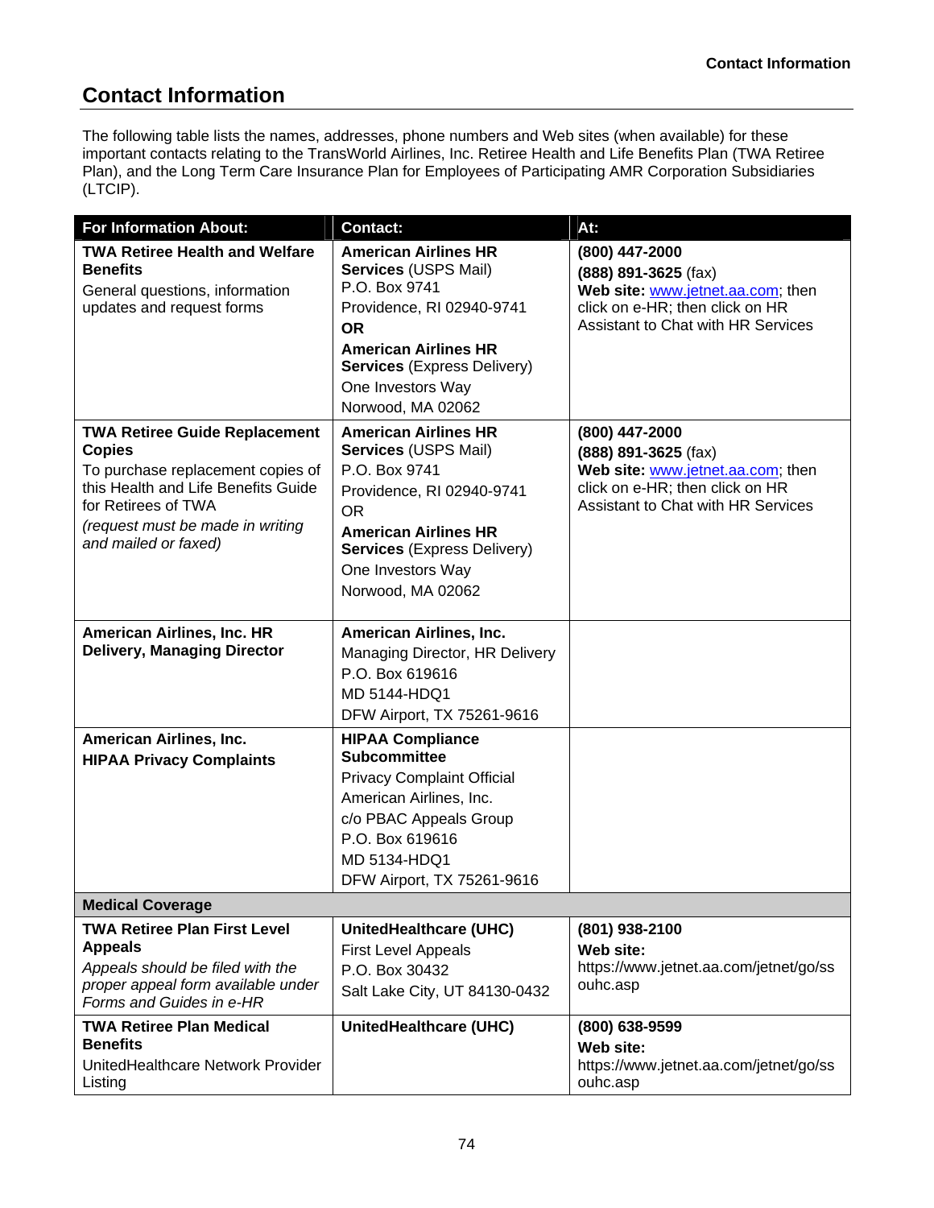## Contact Information

The following table lists the names, addresses, phone numbers and Web sites (when available) for these important contacts relating to the TransWorld Airlines, Inc. Retiree Health and Life Benefits Plan (TWA Retiree Plan), and the Long Term Care Insurance Plan for Employees of Participating AMR Corporation Subsidiaries (LTCIP).

| For Information About: | Contact: | At: |
|---|---|---|
| **TWA Retiree Health and Welfare Benefits**<br>General questions, information updates and request forms | **American Airlines HR Services** (USPS Mail)<br>P.O. Box 9741<br>Providence, RI 02940-9741<br>**OR**<br>**American Airlines HR Services** (Express Delivery)<br>One Investors Way<br>Norwood, MA 02062 | **(800) 447-2000**<br>**(888) 891-3625** (fax)<br>**Web site:** www.jetnet.aa.com; then click on e-HR; then click on HR Assistant to Chat with HR Services |
| **TWA Retiree Guide Replacement Copies**<br>To purchase replacement copies of this Health and Life Benefits Guide for Retirees of TWA<br>*(request must be made in writing and mailed or faxed)* | **American Airlines HR Services** (USPS Mail)<br>P.O. Box 9741<br>Providence, RI 02940-9741<br>OR<br>**American Airlines HR Services** (Express Delivery)<br>One Investors Way<br>Norwood, MA 02062 | **(800) 447-2000**<br>**(888) 891-3625** (fax)<br>**Web site:** www.jetnet.aa.com; then click on e-HR; then click on HR Assistant to Chat with HR Services |
| **American Airlines, Inc. HR Delivery, Managing Director** | **American Airlines, Inc.**<br>Managing Director, HR Delivery<br>P.O. Box 619616<br>MD 5144-HDQ1<br>DFW Airport, TX 75261-9616 | |
| **American Airlines, Inc.**<br>**HIPAA Privacy Complaints** | **HIPAA Compliance Subcommittee**<br>Privacy Complaint Official<br>American Airlines, Inc.<br>c/o PBAC Appeals Group<br>P.O. Box 619616<br>MD 5134-HDQ1<br>DFW Airport, TX 75261-9616 | |
| **Medical Coverage** | | |
| **TWA Retiree Plan First Level Appeals**<br>*Appeals should be filed with the proper appeal form available under Forms and Guides in e-HR* | **UnitedHealthcare (UHC)**<br>First Level Appeals<br>P.O. Box 30432<br>Salt Lake City, UT 84130-0432 | **(801) 938-2100**<br>**Web site:**<br>https://www.jetnet.aa.com/jetnet/go/ssouhc.asp |
| **TWA Retiree Plan Medical Benefits**<br>UnitedHealthcare Network Provider Listing | **UnitedHealthcare (UHC)** | **(800) 638-9599**<br>**Web site:**<br>https://www.jetnet.aa.com/jetnet/go/ssouhc.asp |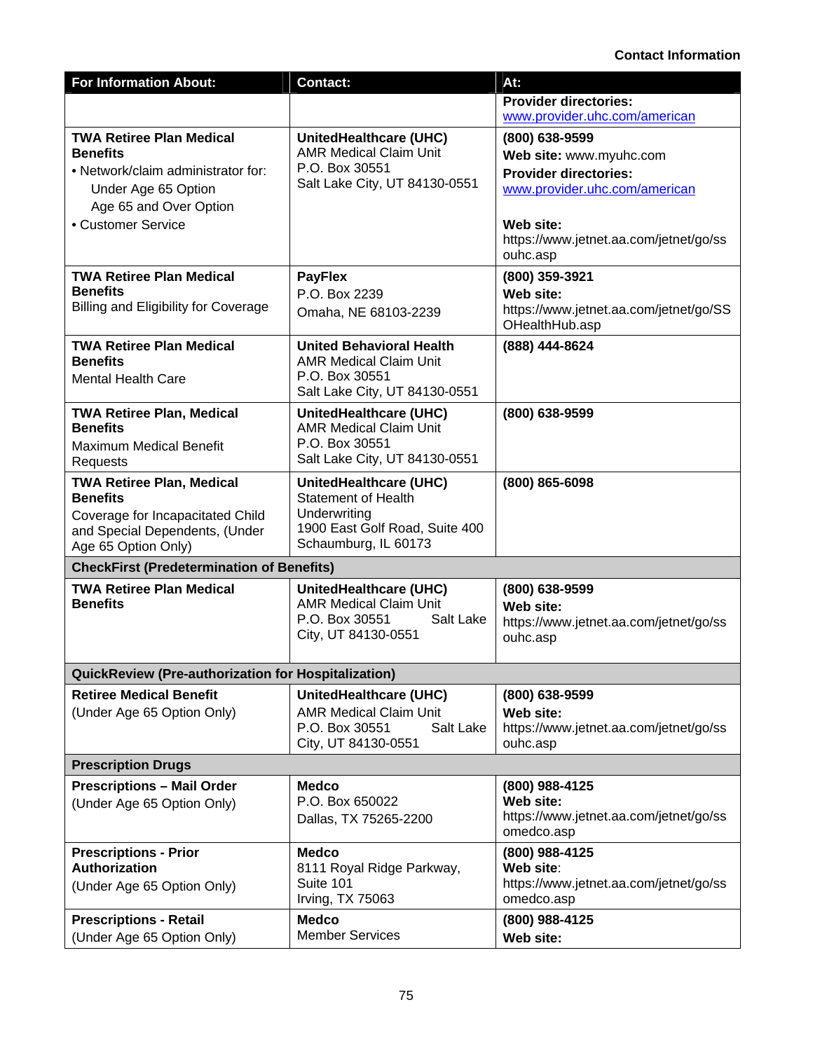**Contact Information**

| For Information About: | Contact: | At: |
|---|---|---|
| | | **Provider directories:** www.provider.uhc.com/american |
| **TWA Retiree Plan Medical Benefits**<br>• Network/claim administrator for:<br>Under Age 65 Option<br>Age 65 and Over Option<br>• Customer Service | **UnitedHealthcare (UHC)**<br>AMR Medical Claim Unit<br>P.O. Box 30551<br>Salt Lake City, UT 84130-0551 | **(800) 638-9599**<br>**Web site:** www.myuhc.com<br>**Provider directories:** www.provider.uhc.com/american<br><br>**Web site:** https://www.jetnet.aa.com/jetnet/go/ssouhc.asp |
| **TWA Retiree Plan Medical Benefits**<br>Billing and Eligibility for Coverage | **PayFlex**<br>P.O. Box 2239<br>Omaha, NE 68103-2239 | **(800) 359-3921**<br>**Web site:** https://www.jetnet.aa.com/jetnet/go/SSOHealthHub.asp |
| **TWA Retiree Plan Medical Benefits**<br>Mental Health Care | **United Behavioral Health**<br>AMR Medical Claim Unit<br>P.O. Box 30551<br>Salt Lake City, UT 84130-0551 | **(888) 444-8624** |
| **TWA Retiree Plan, Medical Benefits**<br>Maximum Medical Benefit Requests | **UnitedHealthcare (UHC)**<br>AMR Medical Claim Unit<br>P.O. Box 30551<br>Salt Lake City, UT 84130-0551 | **(800) 638-9599** |
| **TWA Retiree Plan, Medical Benefits**<br>Coverage for Incapacitated Child and Special Dependents, (Under Age 65 Option Only) | **UnitedHealthcare (UHC)**<br>Statement of Health Underwriting<br>1900 East Golf Road, Suite 400<br>Schaumburg, IL 60173 | **(800) 865-6098** |
| **CheckFirst (Predetermination of Benefits)** | | |
| **TWA Retiree Plan Medical Benefits** | **UnitedHealthcare (UHC)**<br>AMR Medical Claim Unit<br>P.O. Box 30551 Salt Lake City, UT 84130-0551 | **(800) 638-9599**<br>**Web site:** https://www.jetnet.aa.com/jetnet/go/ssouhc.asp |
| **QuickReview (Pre-authorization for Hospitalization)** | | |
| **Retiree Medical Benefit**<br>(Under Age 65 Option Only) | **UnitedHealthcare (UHC)**<br>AMR Medical Claim Unit<br>P.O. Box 30551 Salt Lake City, UT 84130-0551 | **(800) 638-9599**<br>**Web site:** https://www.jetnet.aa.com/jetnet/go/ssouhc.asp |
| **Prescription Drugs** | | |
| **Prescriptions – Mail Order**<br>(Under Age 65 Option Only) | **Medco**<br>P.O. Box 650022<br>Dallas, TX 75265-2200 | **(800) 988-4125**<br>**Web site:** https://www.jetnet.aa.com/jetnet/go/ssomedco.asp |
| **Prescriptions - Prior Authorization**<br>(Under Age 65 Option Only) | **Medco**<br>8111 Royal Ridge Parkway, Suite 101<br>Irving, TX 75063 | **(800) 988-4125**<br>**Web site**: https://www.jetnet.aa.com/jetnet/go/ssomedco.asp |
| **Prescriptions - Retail**<br>(Under Age 65 Option Only) | **Medco**<br>Member Services | **(800) 988-4125**<br>**Web site:** |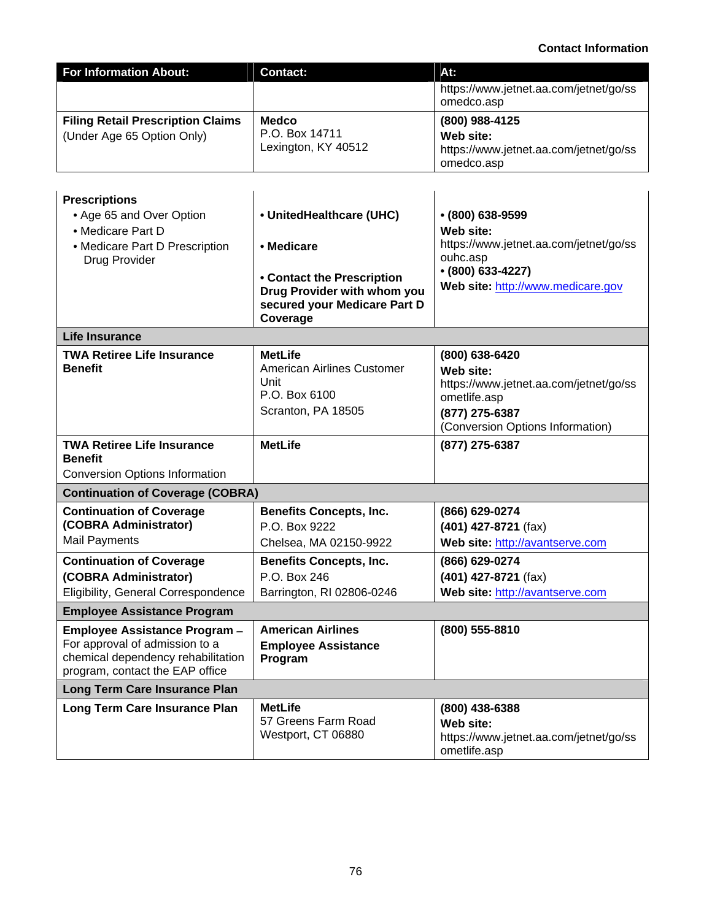**Contact Information**

| For Information About: | Contact: | At: |
|---|---|---|
| | | https://www.jetnet.aa.com/jetnet/go/ssomedco.asp |
| **Filing Retail Prescription Claims** (Under Age 65 Option Only) | **Medco** P.O. Box 14711 Lexington, KY 40512 | **(800) 988-4125** **Web site:** https://www.jetnet.aa.com/jetnet/go/ssomedco.asp |
| **Prescriptions** • Age 65 and Over Option • Medicare Part D • Medicare Part D Prescription Drug Provider | • **UnitedHealthcare (UHC)** • **Medicare** • **Contact the Prescription Drug Provider with whom you secured your Medicare Part D Coverage** | • **(800) 638-9599** **Web site:** https://www.jetnet.aa.com/jetnet/go/ssouhc.asp • **(800) 633-4227)** **Web site:** http://www.medicare.gov |
| **Life Insurance** | | |
| **TWA Retiree Life Insurance Benefit** | **MetLife** American Airlines Customer Unit P.O. Box 6100 Scranton, PA 18505 | **(800) 638-6420** **Web site:** https://www.jetnet.aa.com/jetnet/go/ssometlife.asp **(877) 275-6387** (Conversion Options Information) |
| **TWA Retiree Life Insurance Benefit** Conversion Options Information | **MetLife** | **(877) 275-6387** |
| **Continuation of Coverage (COBRA)** | | |
| **Continuation of Coverage (COBRA Administrator)** Mail Payments | **Benefits Concepts, Inc.** P.O. Box 9222 Chelsea, MA 02150-9922 | **(866) 629-0274** **(401) 427-8721** (fax) **Web site:** http://avantserve.com |
| **Continuation of Coverage (COBRA Administrator)** Eligibility, General Correspondence | **Benefits Concepts, Inc.** P.O. Box 246 Barrington, RI 02806-0246 | **(866) 629-0274** **(401) 427-8721** (fax) **Web site:** http://avantserve.com |
| **Employee Assistance Program** | | |
| **Employee Assistance Program –** For approval of admission to a chemical dependency rehabilitation program, contact the EAP office | **American Airlines Employee Assistance Program** | **(800) 555-8810** |
| **Long Term Care Insurance Plan** | | |
| **Long Term Care Insurance Plan** | **MetLife** 57 Greens Farm Road Westport, CT 06880 | **(800) 438-6388** **Web site:** https://www.jetnet.aa.com/jetnet/go/ssometlife.asp |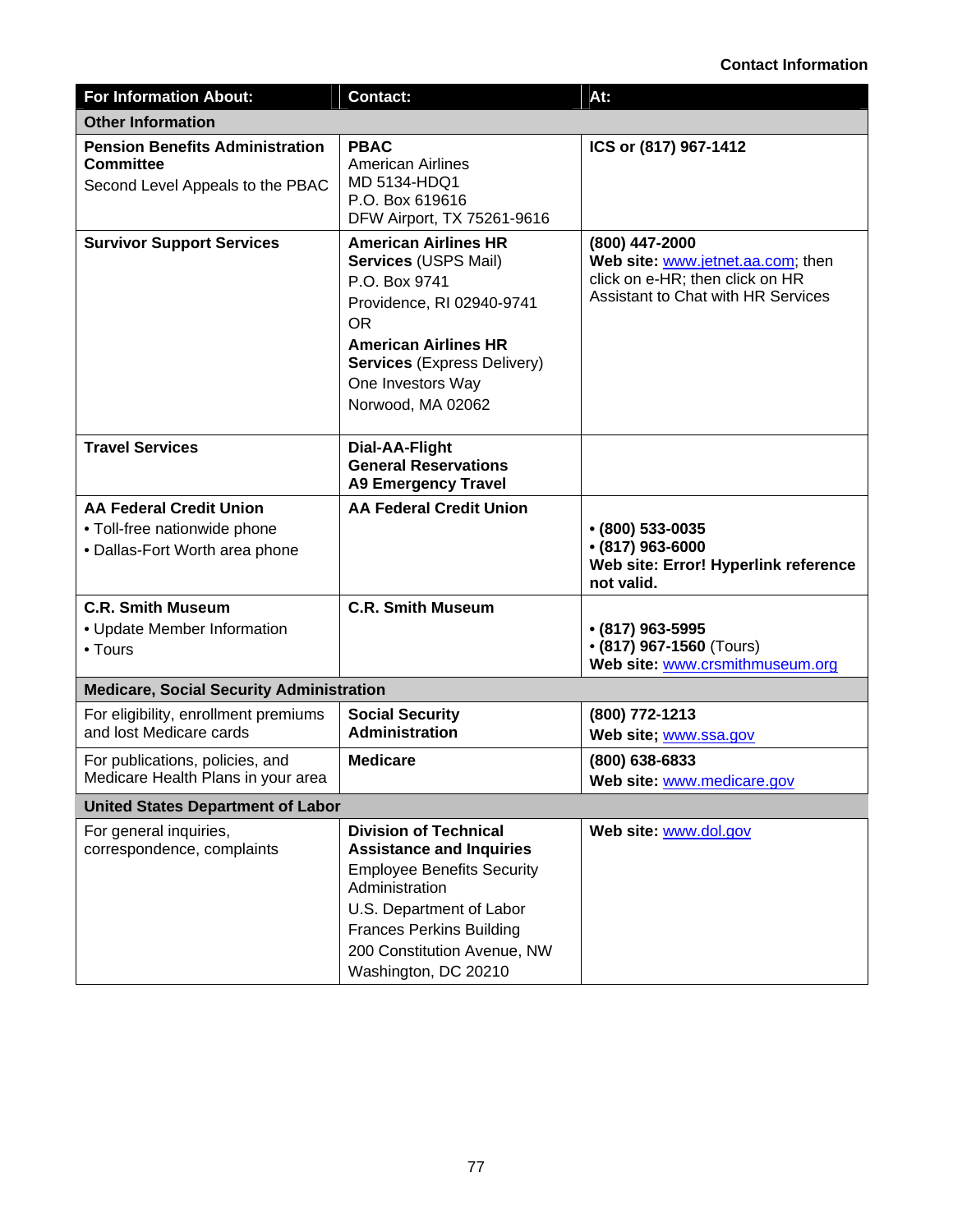## Contact Information

| For Information About: | Contact: | At: |
|---|---|---|
| **Other Information** | | |
| **Pension Benefits Administration Committee**<br>Second Level Appeals to the PBAC | **PBAC**<br>American Airlines<br>MD 5134-HDQ1<br>P.O. Box 619616<br>DFW Airport, TX 75261-9616 | **ICS or (817) 967-1412** |
| **Survivor Support Services** | **American Airlines HR Services** (USPS Mail)<br>P.O. Box 9741<br>Providence, RI 02940-9741<br>OR<br>**American Airlines HR Services** (Express Delivery)<br>One Investors Way<br>Norwood, MA 02062 | **(800) 447-2000**<br>**Web site:** www.jetnet.aa.com; then click on e-HR; then click on HR Assistant to Chat with HR Services |
| **Travel Services** | **Dial-AA-Flight**<br>**General Reservations**<br>**A9 Emergency Travel** | |
| **AA Federal Credit Union**<br>• Toll-free nationwide phone<br>• Dallas-Fort Worth area phone | **AA Federal Credit Union** | **• (800) 533-0035**<br>**• (817) 963-6000**<br>**Web site: Error! Hyperlink reference not valid.** |
| **C.R. Smith Museum**<br>• Update Member Information<br>• Tours | **C.R. Smith Museum** | **• (817) 963-5995**<br>**• (817) 967-1560** (Tours)<br>**Web site:** www.crsmithmuseum.org |
| **Medicare, Social Security Administration** | | |
| For eligibility, enrollment premiums and lost Medicare cards | **Social Security Administration** | **(800) 772-1213**<br>**Web site;** www.ssa.gov |
| For publications, policies, and Medicare Health Plans in your area | **Medicare** | **(800) 638-6833**<br>**Web site:** www.medicare.gov |
| **United States Department of Labor** | | |
| For general inquiries, correspondence, complaints | **Division of Technical Assistance and Inquiries**<br>Employee Benefits Security Administration<br>U.S. Department of Labor<br>Frances Perkins Building<br>200 Constitution Avenue, NW<br>Washington, DC 20210 | **Web site:** www.dol.gov |